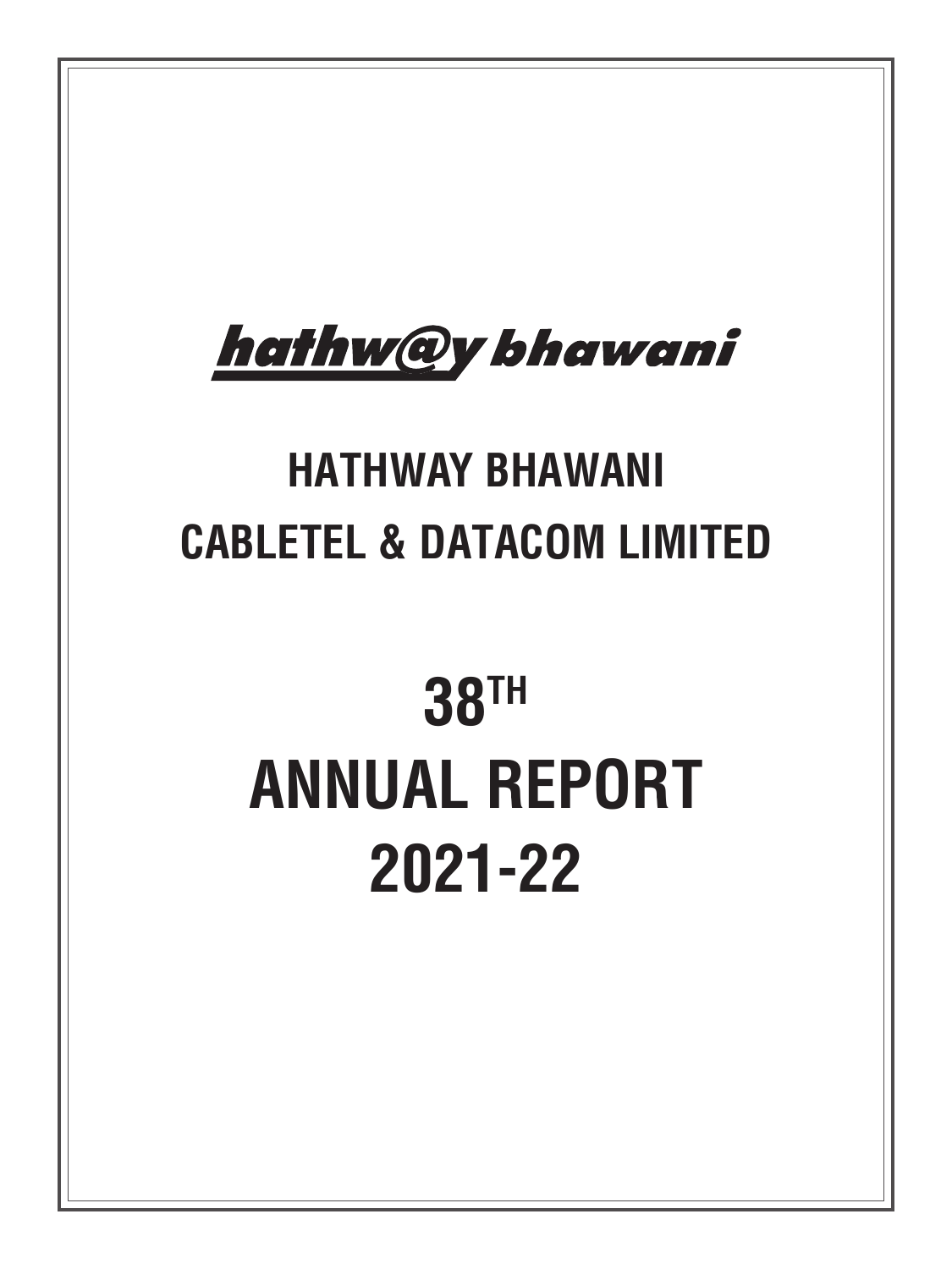hathw@y bhawani

# HATHWAY BHAWANI CABLETEL & DATACOM LIMITED

# 38TH ANNUAL REPORT 2021-22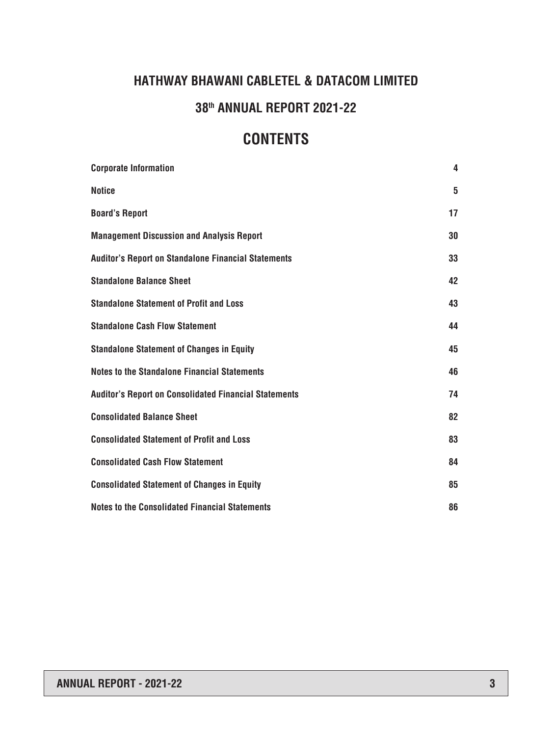# HATHWAY BHAWANI CABLETEL & DATACOM LIMITED

## 38th ANNUAL REPORT 2021-22

## CONTENTS

| | |
|---|---|
| **Corporate Information** | **4** |
| **Notice** | **5** |
| **Board's Report** | **17** |
| **Management Discussion and Analysis Report** | **30** |
| **Auditor's Report on Standalone Financial Statements** | **33** |
| **Standalone Balance Sheet** | **42** |
| **Standalone Statement of Profit and Loss** | **43** |
| **Standalone Cash Flow Statement** | **44** |
| **Standalone Statement of Changes in Equity** | **45** |
| **Notes to the Standalone Financial Statements** | **46** |
| **Auditor's Report on Consolidated Financial Statements** | **74** |
| **Consolidated Balance Sheet** | **82** |
| **Consolidated Statement of Profit and Loss** | **83** |
| **Consolidated Cash Flow Statement** | **84** |
| **Consolidated Statement of Changes in Equity** | **85** |
| **Notes to the Consolidated Financial Statements** | **86** |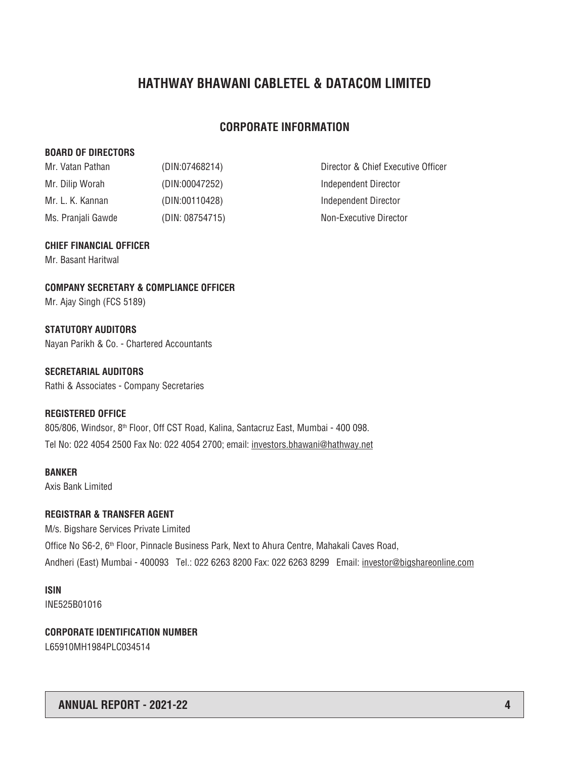# HATHWAY BHAWANI CABLETEL & DATACOM LIMITED

## CORPORATE INFORMATION

### BOARD OF DIRECTORS

| | | |
|---|---|---|
| Mr. Vatan Pathan | (DIN:07468214) | Director & Chief Executive Officer |
| Mr. Dilip Worah | (DIN:00047252) | Independent Director |
| Mr. L. K. Kannan | (DIN:00110428) | Independent Director |
| Ms. Pranjali Gawde | (DIN: 08754715) | Non-Executive Director |

### CHIEF FINANCIAL OFFICER

Mr. Basant Haritwal

### COMPANY SECRETARY & COMPLIANCE OFFICER

Mr. Ajay Singh (FCS 5189)

### STATUTORY AUDITORS

Nayan Parikh & Co. - Chartered Accountants

### SECRETARIAL AUDITORS

Rathi & Associates - Company Secretaries

### REGISTERED OFFICE

805/806, Windsor, 8th Floor, Off CST Road, Kalina, Santacruz East, Mumbai - 400 098.

Tel No: 022 4054 2500 Fax No: 022 4054 2700; email: investors.bhawani@hathway.net

### BANKER

Axis Bank Limited

### REGISTRAR & TRANSFER AGENT

M/s. Bigshare Services Private Limited

Office No S6-2, 6th Floor, Pinnacle Business Park, Next to Ahura Centre, Mahakali Caves Road,

Andheri (East) Mumbai - 400093 Tel.: 022 6263 8200 Fax: 022 6263 8299 Email: investor@bigshareonline.com

### ISIN

INE525B01016

### CORPORATE IDENTIFICATION NUMBER

L65910MH1984PLC034514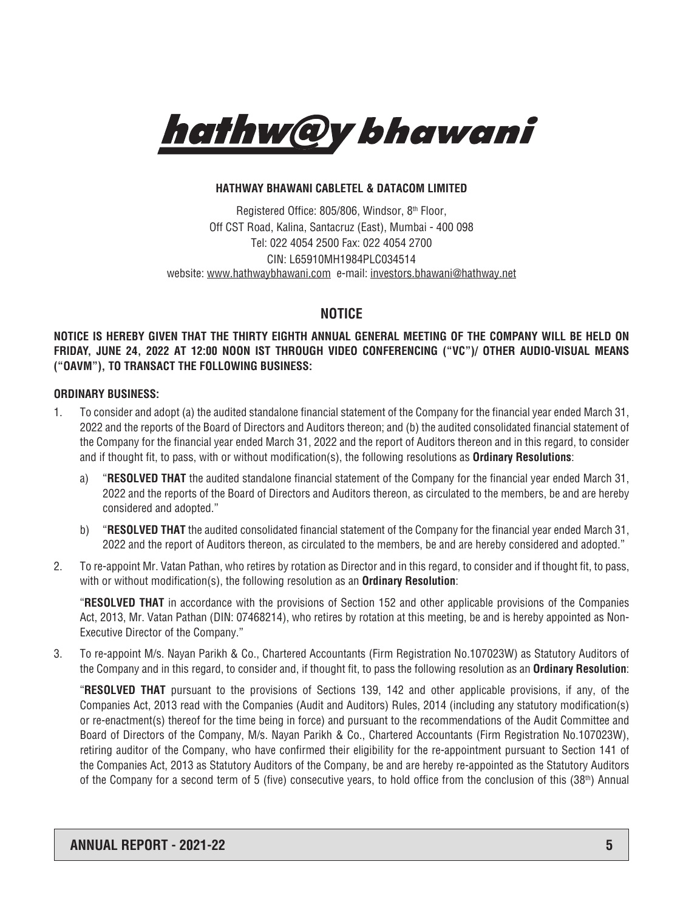hathw@y bhawani

**HATHWAY BHAWANI CABLETEL & DATACOM LIMITED**

Registered Office: 805/806, Windsor, 8th Floor,
Off CST Road, Kalina, Santacruz (East), Mumbai - 400 098
Tel: 022 4054 2500 Fax: 022 4054 2700
CIN: L65910MH1984PLC034514
website: www.hathwaybhawani.com e-mail: investors.bhawani@hathway.net

## NOTICE

**NOTICE IS HEREBY GIVEN THAT THE THIRTY EIGHTH ANNUAL GENERAL MEETING OF THE COMPANY WILL BE HELD ON FRIDAY, JUNE 24, 2022 AT 12:00 NOON IST THROUGH VIDEO CONFERENCING ("VC")/ OTHER AUDIO-VISUAL MEANS ("OAVM"), TO TRANSACT THE FOLLOWING BUSINESS:**

**ORDINARY BUSINESS:**

1. To consider and adopt (a) the audited standalone financial statement of the Company for the financial year ended March 31, 2022 and the reports of the Board of Directors and Auditors thereon; and (b) the audited consolidated financial statement of the Company for the financial year ended March 31, 2022 and the report of Auditors thereon and in this regard, to consider and if thought fit, to pass, with or without modification(s), the following resolutions as **Ordinary Resolutions**:

   a) "**RESOLVED THAT** the audited standalone financial statement of the Company for the financial year ended March 31, 2022 and the reports of the Board of Directors and Auditors thereon, as circulated to the members, be and are hereby considered and adopted."

   b) "**RESOLVED THAT** the audited consolidated financial statement of the Company for the financial year ended March 31, 2022 and the report of Auditors thereon, as circulated to the members, be and are hereby considered and adopted."

2. To re-appoint Mr. Vatan Pathan, who retires by rotation as Director and in this regard, to consider and if thought fit, to pass, with or without modification(s), the following resolution as an **Ordinary Resolution**:

   "**RESOLVED THAT** in accordance with the provisions of Section 152 and other applicable provisions of the Companies Act, 2013, Mr. Vatan Pathan (DIN: 07468214), who retires by rotation at this meeting, be and is hereby appointed as Non-Executive Director of the Company."

3. To re-appoint M/s. Nayan Parikh & Co., Chartered Accountants (Firm Registration No.107023W) as Statutory Auditors of the Company and in this regard, to consider and, if thought fit, to pass the following resolution as an **Ordinary Resolution**:

   "**RESOLVED THAT** pursuant to the provisions of Sections 139, 142 and other applicable provisions, if any, of the Companies Act, 2013 read with the Companies (Audit and Auditors) Rules, 2014 (including any statutory modification(s) or re-enactment(s) thereof for the time being in force) and pursuant to the recommendations of the Audit Committee and Board of Directors of the Company, M/s. Nayan Parikh & Co., Chartered Accountants (Firm Registration No.107023W), retiring auditor of the Company, who have confirmed their eligibility for the re-appointment pursuant to Section 141 of the Companies Act, 2013 as Statutory Auditors of the Company, be and are hereby re-appointed as the Statutory Auditors of the Company for a second term of 5 (five) consecutive years, to hold office from the conclusion of this (38th) Annual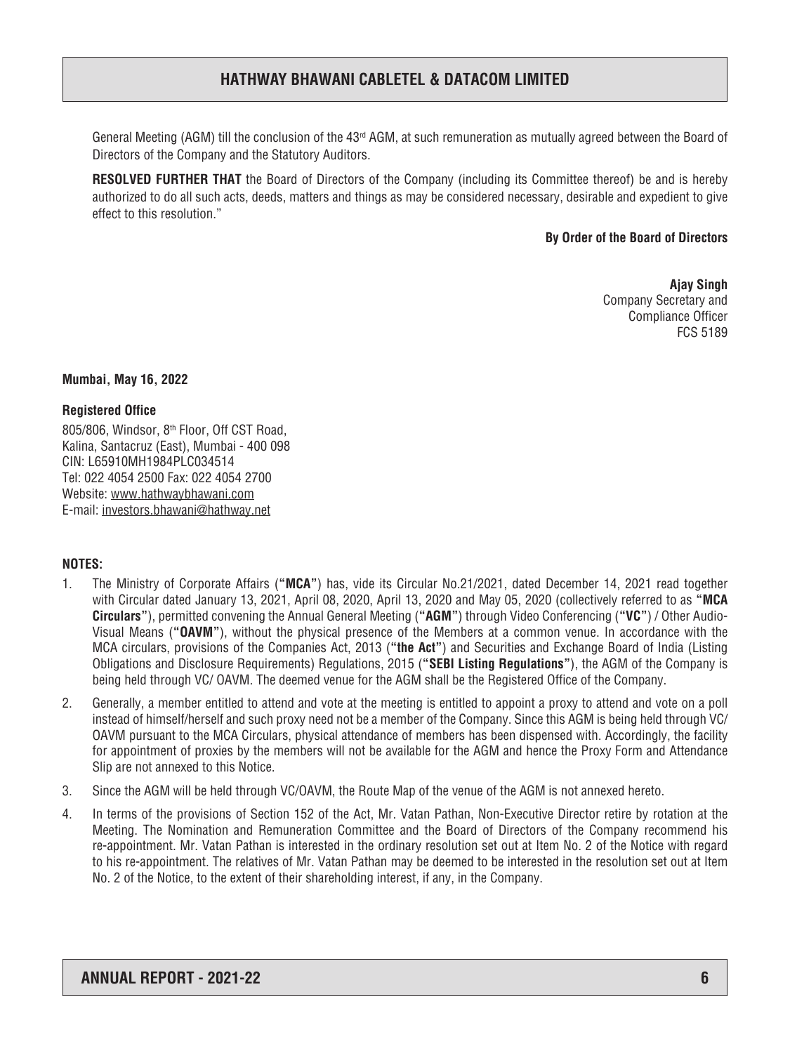General Meeting (AGM) till the conclusion of the 43rd AGM, at such remuneration as mutually agreed between the Board of Directors of the Company and the Statutory Auditors.

**RESOLVED FURTHER THAT** the Board of Directors of the Company (including its Committee thereof) be and is hereby authorized to do all such acts, deeds, matters and things as may be considered necessary, desirable and expedient to give effect to this resolution."

**By Order of the Board of Directors**

**Ajay Singh**
Company Secretary and
Compliance Officer
FCS 5189

**Mumbai, May 16, 2022**

**Registered Office**

805/806, Windsor, 8th Floor, Off CST Road,
Kalina, Santacruz (East), Mumbai - 400 098
CIN: L65910MH1984PLC034514
Tel: 022 4054 2500 Fax: 022 4054 2700
Website: www.hathwaybhawani.com
E-mail: investors.bhawani@hathway.net

**NOTES:**

1. The Ministry of Corporate Affairs (**"MCA"**) has, vide its Circular No.21/2021, dated December 14, 2021 read together with Circular dated January 13, 2021, April 08, 2020, April 13, 2020 and May 05, 2020 (collectively referred to as **"MCA Circulars"**), permitted convening the Annual General Meeting (**"AGM"**) through Video Conferencing (**"VC"**) / Other Audio-Visual Means (**"OAVM"**), without the physical presence of the Members at a common venue. In accordance with the MCA circulars, provisions of the Companies Act, 2013 (**"the Act"**) and Securities and Exchange Board of India (Listing Obligations and Disclosure Requirements) Regulations, 2015 (**"SEBI Listing Regulations"**), the AGM of the Company is being held through VC/ OAVM. The deemed venue for the AGM shall be the Registered Office of the Company.

2. Generally, a member entitled to attend and vote at the meeting is entitled to appoint a proxy to attend and vote on a poll instead of himself/herself and such proxy need not be a member of the Company. Since this AGM is being held through VC/ OAVM pursuant to the MCA Circulars, physical attendance of members has been dispensed with. Accordingly, the facility for appointment of proxies by the members will not be available for the AGM and hence the Proxy Form and Attendance Slip are not annexed to this Notice.

3. Since the AGM will be held through VC/OAVM, the Route Map of the venue of the AGM is not annexed hereto.

4. In terms of the provisions of Section 152 of the Act, Mr. Vatan Pathan, Non-Executive Director retire by rotation at the Meeting. The Nomination and Remuneration Committee and the Board of Directors of the Company recommend his re-appointment. Mr. Vatan Pathan is interested in the ordinary resolution set out at Item No. 2 of the Notice with regard to his re-appointment. The relatives of Mr. Vatan Pathan may be deemed to be interested in the resolution set out at Item No. 2 of the Notice, to the extent of their shareholding interest, if any, in the Company.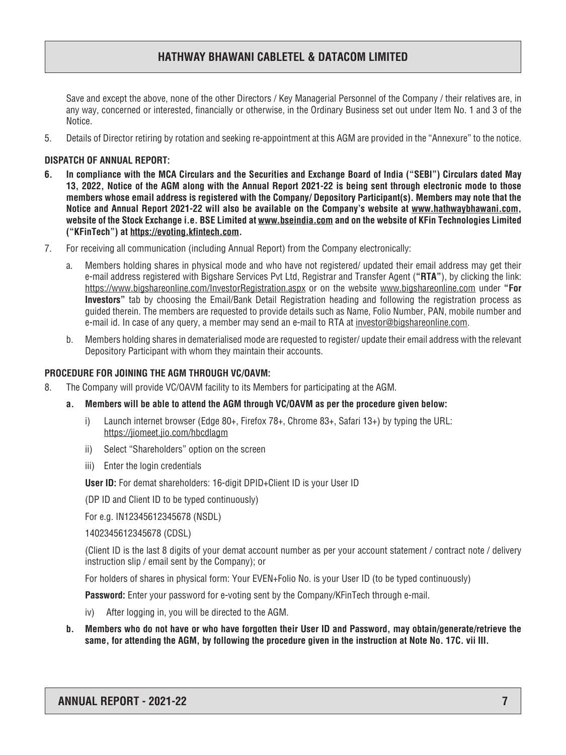Save and except the above, none of the other Directors / Key Managerial Personnel of the Company / their relatives are, in any way, concerned or interested, financially or otherwise, in the Ordinary Business set out under Item No. 1 and 3 of the Notice.

5. Details of Director retiring by rotation and seeking re-appointment at this AGM are provided in the "Annexure" to the notice.

**DISPATCH OF ANNUAL REPORT:**

6. **In compliance with the MCA Circulars and the Securities and Exchange Board of India ("SEBI") Circulars dated May 13, 2022, Notice of the AGM along with the Annual Report 2021-22 is being sent through electronic mode to those members whose email address is registered with the Company/ Depository Participant(s). Members may note that the Notice and Annual Report 2021-22 will also be available on the Company's website at www.hathwaybhawani.com, website of the Stock Exchange i.e. BSE Limited at www.bseindia.com and on the website of KFin Technologies Limited ("KFinTech") at https://evoting.kfintech.com.**

7. For receiving all communication (including Annual Report) from the Company electronically:

   a. Members holding shares in physical mode and who have not registered/ updated their email address may get their e-mail address registered with Bigshare Services Pvt Ltd, Registrar and Transfer Agent (**"RTA"**), by clicking the link: https://www.bigshareonline.com/InvestorRegistration.aspx or on the website www.bigshareonline.com under **"For Investors"** tab by choosing the Email/Bank Detail Registration heading and following the registration process as guided therein. The members are requested to provide details such as Name, Folio Number, PAN, mobile number and e-mail id. In case of any query, a member may send an e-mail to RTA at investor@bigshareonline.com.

   b. Members holding shares in dematerialised mode are requested to register/ update their email address with the relevant Depository Participant with whom they maintain their accounts.

**PROCEDURE FOR JOINING THE AGM THROUGH VC/OAVM:**

8. The Company will provide VC/OAVM facility to its Members for participating at the AGM.

   **a. Members will be able to attend the AGM through VC/OAVM as per the procedure given below:**

      i) Launch internet browser (Edge 80+, Firefox 78+, Chrome 83+, Safari 13+) by typing the URL: https://jiomeet.jio.com/hbcdlagm

      ii) Select "Shareholders" option on the screen

      iii) Enter the login credentials

      **User ID:** For demat shareholders: 16-digit DPID+Client ID is your User ID

      (DP ID and Client ID to be typed continuously)

      For e.g. IN12345612345678 (NSDL)

      1402345612345678 (CDSL)

      (Client ID is the last 8 digits of your demat account number as per your account statement / contract note / delivery instruction slip / email sent by the Company); or

      For holders of shares in physical form: Your EVEN+Folio No. is your User ID (to be typed continuously)

      **Password:** Enter your password for e-voting sent by the Company/KFinTech through e-mail.

      iv) After logging in, you will be directed to the AGM.

   **b. Members who do not have or who have forgotten their User ID and Password, may obtain/generate/retrieve the same, for attending the AGM, by following the procedure given in the instruction at Note No. 17C. vii III.**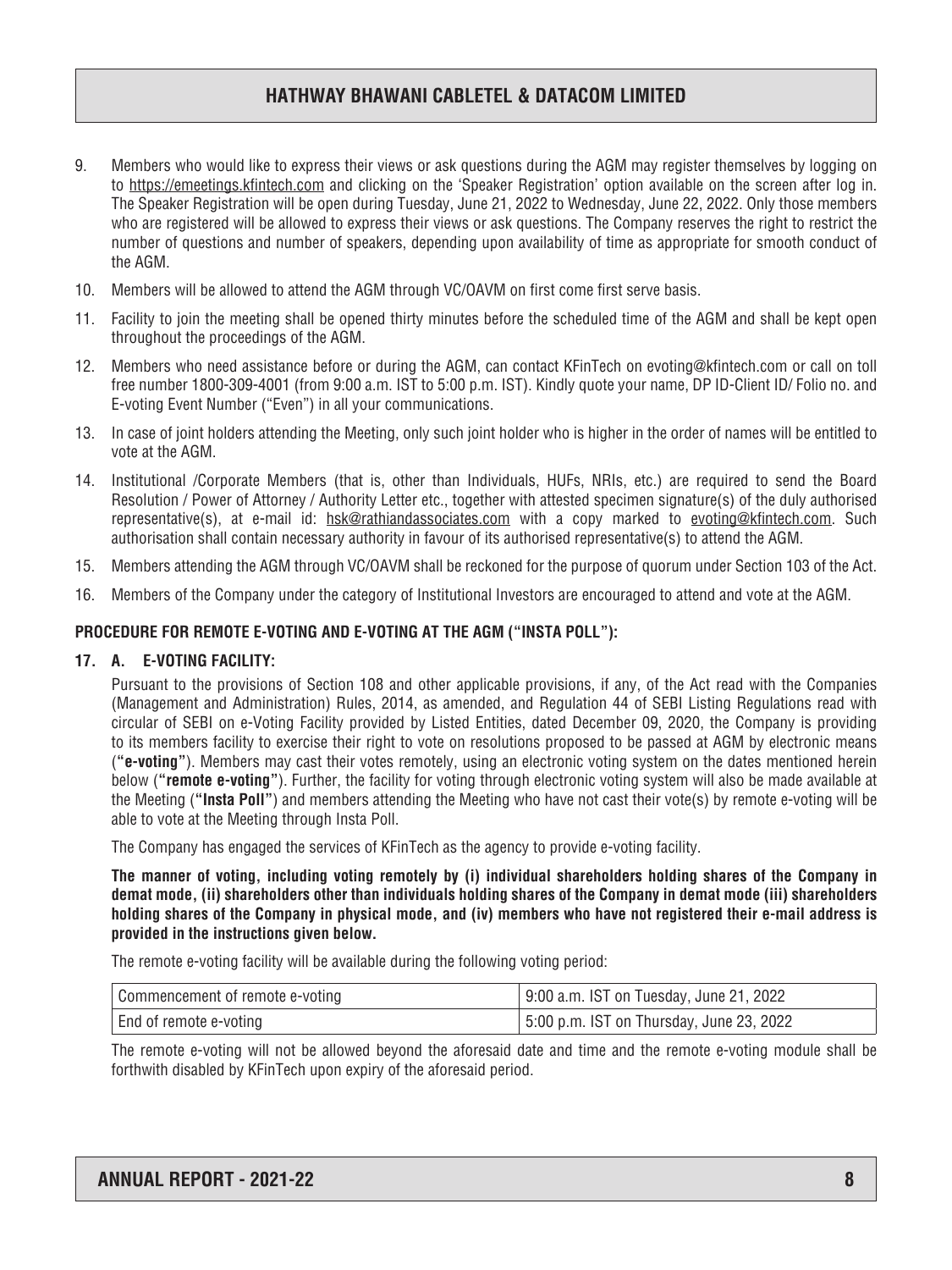9. Members who would like to express their views or ask questions during the AGM may register themselves by logging on to https://emeetings.kfintech.com and clicking on the 'Speaker Registration' option available on the screen after log in. The Speaker Registration will be open during Tuesday, June 21, 2022 to Wednesday, June 22, 2022. Only those members who are registered will be allowed to express their views or ask questions. The Company reserves the right to restrict the number of questions and number of speakers, depending upon availability of time as appropriate for smooth conduct of the AGM.

10. Members will be allowed to attend the AGM through VC/OAVM on first come first serve basis.

11. Facility to join the meeting shall be opened thirty minutes before the scheduled time of the AGM and shall be kept open throughout the proceedings of the AGM.

12. Members who need assistance before or during the AGM, can contact KFinTech on evoting@kfintech.com or call on toll free number 1800-309-4001 (from 9:00 a.m. IST to 5:00 p.m. IST). Kindly quote your name, DP ID-Client ID/ Folio no. and E-voting Event Number ("Even") in all your communications.

13. In case of joint holders attending the Meeting, only such joint holder who is higher in the order of names will be entitled to vote at the AGM.

14. Institutional /Corporate Members (that is, other than Individuals, HUFs, NRIs, etc.) are required to send the Board Resolution / Power of Attorney / Authority Letter etc., together with attested specimen signature(s) of the duly authorised representative(s), at e-mail id: hsk@rathiandassociates.com with a copy marked to evoting@kfintech.com. Such authorisation shall contain necessary authority in favour of its authorised representative(s) to attend the AGM.

15. Members attending the AGM through VC/OAVM shall be reckoned for the purpose of quorum under Section 103 of the Act.

16. Members of the Company under the category of Institutional Investors are encouraged to attend and vote at the AGM.

**PROCEDURE FOR REMOTE E-VOTING AND E-VOTING AT THE AGM ("INSTA POLL"):**

**17. A. E-VOTING FACILITY:**

Pursuant to the provisions of Section 108 and other applicable provisions, if any, of the Act read with the Companies (Management and Administration) Rules, 2014, as amended, and Regulation 44 of SEBI Listing Regulations read with circular of SEBI on e-Voting Facility provided by Listed Entities, dated December 09, 2020, the Company is providing to its members facility to exercise their right to vote on resolutions proposed to be passed at AGM by electronic means (**"e-voting"**). Members may cast their votes remotely, using an electronic voting system on the dates mentioned herein below (**"remote e-voting"**). Further, the facility for voting through electronic voting system will also be made available at the Meeting (**"Insta Poll"**) and members attending the Meeting who have not cast their vote(s) by remote e-voting will be able to vote at the Meeting through Insta Poll.

The Company has engaged the services of KFinTech as the agency to provide e-voting facility.

**The manner of voting, including voting remotely by (i) individual shareholders holding shares of the Company in demat mode, (ii) shareholders other than individuals holding shares of the Company in demat mode (iii) shareholders holding shares of the Company in physical mode, and (iv) members who have not registered their e-mail address is provided in the instructions given below.**

The remote e-voting facility will be available during the following voting period:

| Commencement of remote e-voting | 9:00 a.m. IST on Tuesday, June 21, 2022 |
|---|---|
| End of remote e-voting | 5:00 p.m. IST on Thursday, June 23, 2022 |

The remote e-voting will not be allowed beyond the aforesaid date and time and the remote e-voting module shall be forthwith disabled by KFinTech upon expiry of the aforesaid period.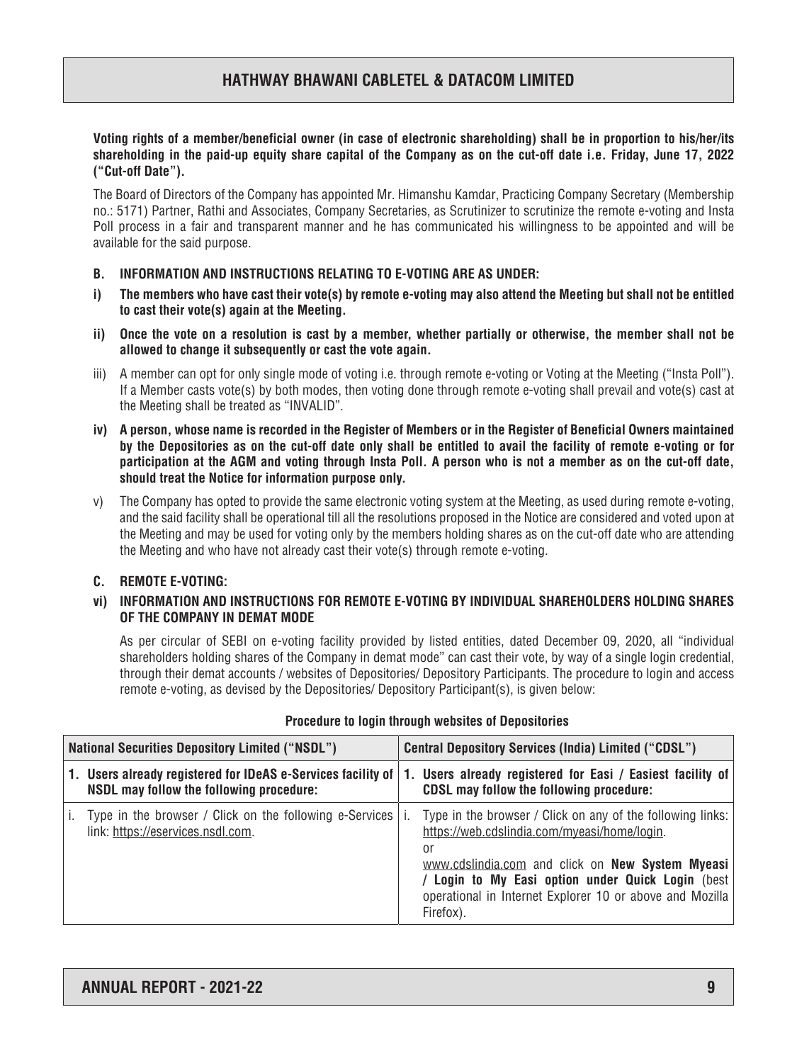**Voting rights of a member/beneficial owner (in case of electronic shareholding) shall be in proportion to his/her/its shareholding in the paid-up equity share capital of the Company as on the cut-off date i.e. Friday, June 17, 2022 ("Cut-off Date").**

The Board of Directors of the Company has appointed Mr. Himanshu Kamdar, Practicing Company Secretary (Membership no.: 5171) Partner, Rathi and Associates, Company Secretaries, as Scrutinizer to scrutinize the remote e-voting and Insta Poll process in a fair and transparent manner and he has communicated his willingness to be appointed and will be available for the said purpose.

**B. INFORMATION AND INSTRUCTIONS RELATING TO E-VOTING ARE AS UNDER:**

**i) The members who have cast their vote(s) by remote e-voting may also attend the Meeting but shall not be entitled to cast their vote(s) again at the Meeting.**

**ii) Once the vote on a resolution is cast by a member, whether partially or otherwise, the member shall not be allowed to change it subsequently or cast the vote again.**

iii) A member can opt for only single mode of voting i.e. through remote e-voting or Voting at the Meeting ("Insta Poll"). If a Member casts vote(s) by both modes, then voting done through remote e-voting shall prevail and vote(s) cast at the Meeting shall be treated as "INVALID".

**iv) A person, whose name is recorded in the Register of Members or in the Register of Beneficial Owners maintained by the Depositories as on the cut-off date only shall be entitled to avail the facility of remote e-voting or for participation at the AGM and voting through Insta Poll. A person who is not a member as on the cut-off date, should treat the Notice for information purpose only.**

v) The Company has opted to provide the same electronic voting system at the Meeting, as used during remote e-voting, and the said facility shall be operational till all the resolutions proposed in the Notice are considered and voted upon at the Meeting and may be used for voting only by the members holding shares as on the cut-off date who are attending the Meeting and who have not already cast their vote(s) through remote e-voting.

**C. REMOTE E-VOTING:**

**vi) INFORMATION AND INSTRUCTIONS FOR REMOTE E-VOTING BY INDIVIDUAL SHAREHOLDERS HOLDING SHARES OF THE COMPANY IN DEMAT MODE**

As per circular of SEBI on e-voting facility provided by listed entities, dated December 09, 2020, all "individual shareholders holding shares of the Company in demat mode" can cast their vote, by way of a single login credential, through their demat accounts / websites of Depositories/ Depository Participants. The procedure to login and access remote e-voting, as devised by the Depositories/ Depository Participant(s), is given below:

**Procedure to login through websites of Depositories**

| National Securities Depository Limited ("NSDL") | Central Depository Services (India) Limited ("CDSL") |
|---|---|
| **1. Users already registered for IDeAS e-Services facility of NSDL may follow the following procedure:** | **1. Users already registered for Easi / Easiest facility of CDSL may follow the following procedure:** |
| i. Type in the browser / Click on the following e-Services link: https://eservices.nsdl.com. | i. Type in the browser / Click on any of the following links: https://web.cdslindia.com/myeasi/home/login. or www.cdslindia.com and click on **New System Myeasi / Login to My Easi option under Quick Login** (best operational in Internet Explorer 10 or above and Mozilla Firefox). |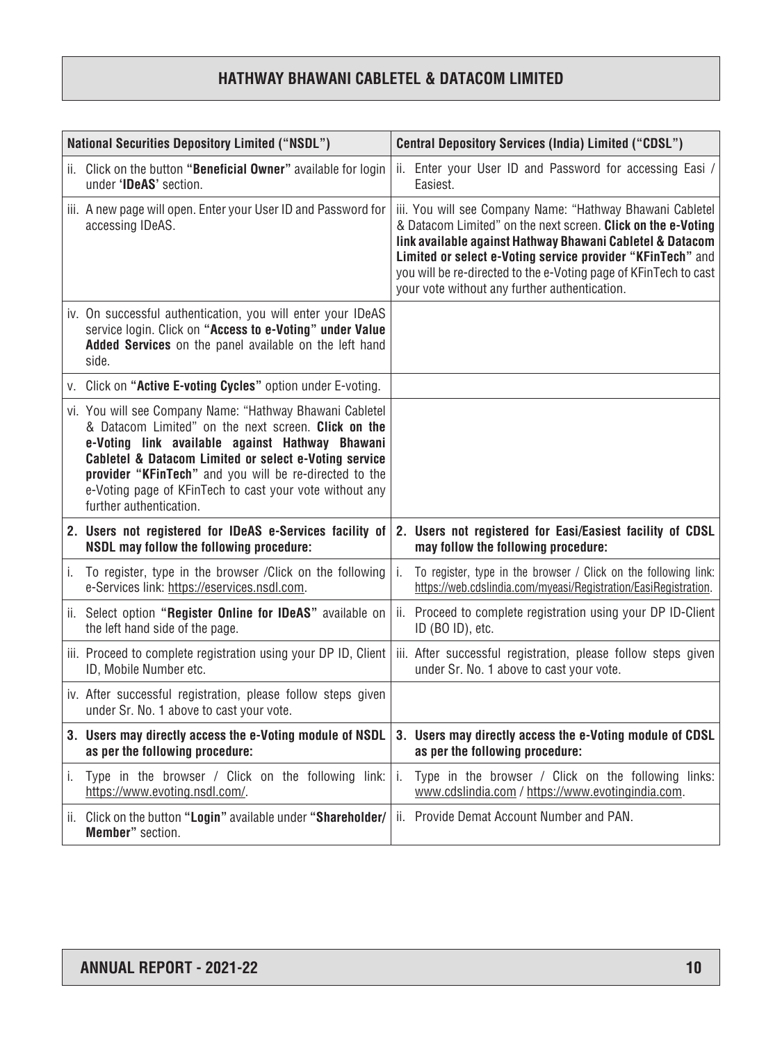| National Securities Depository Limited ("NSDL") | Central Depository Services (India) Limited ("CDSL") |
|---|---|
| ii. Click on the button **"Beneficial Owner"** available for login under **'IDeAS'** section. | ii. Enter your User ID and Password for accessing Easi / Easiest. |
| iii. A new page will open. Enter your User ID and Password for accessing IDeAS. | iii. You will see Company Name: "Hathway Bhawani Cabletel & Datacom Limited" on the next screen. **Click on the e-Voting link available against Hathway Bhawani Cabletel & Datacom Limited or select e-Voting service provider "KFinTech"** and you will be re-directed to the e-Voting page of KFinTech to cast your vote without any further authentication. |
| iv. On successful authentication, you will enter your IDeAS service login. Click on **"Access to e-Voting" under Value Added Services** on the panel available on the left hand side. | |
| v. Click on **"Active E-voting Cycles"** option under E-voting. | |
| vi. You will see Company Name: "Hathway Bhawani Cabletel & Datacom Limited" on the next screen. **Click on the e-Voting link available against Hathway Bhawani Cabletel & Datacom Limited or select e-Voting service provider "KFinTech"** and you will be re-directed to the e-Voting page of KFinTech to cast your vote without any further authentication. | |
| **2. Users not registered for IDeAS e-Services facility of NSDL may follow the following procedure:** | **2. Users not registered for Easi/Easiest facility of CDSL may follow the following procedure:** |
| i. To register, type in the browser /Click on the following e-Services link: https://eservices.nsdl.com. | i. To register, type in the browser / Click on the following link: https://web.cdslindia.com/myeasi/Registration/EasiRegistration. |
| ii. Select option **"Register Online for IDeAS"** available on the left hand side of the page. | ii. Proceed to complete registration using your DP ID-Client ID (BO ID), etc. |
| iii. Proceed to complete registration using your DP ID, Client ID, Mobile Number etc. | iii. After successful registration, please follow steps given under Sr. No. 1 above to cast your vote. |
| iv. After successful registration, please follow steps given under Sr. No. 1 above to cast your vote. | |
| **3. Users may directly access the e-Voting module of NSDL as per the following procedure:** | **3. Users may directly access the e-Voting module of CDSL as per the following procedure:** |
| i. Type in the browser / Click on the following link: https://www.evoting.nsdl.com/. | i. Type in the browser / Click on the following links: www.cdslindia.com / https://www.evotingindia.com. |
| ii. Click on the button **"Login"** available under **"Shareholder/ Member"** section. | ii. Provide Demat Account Number and PAN. |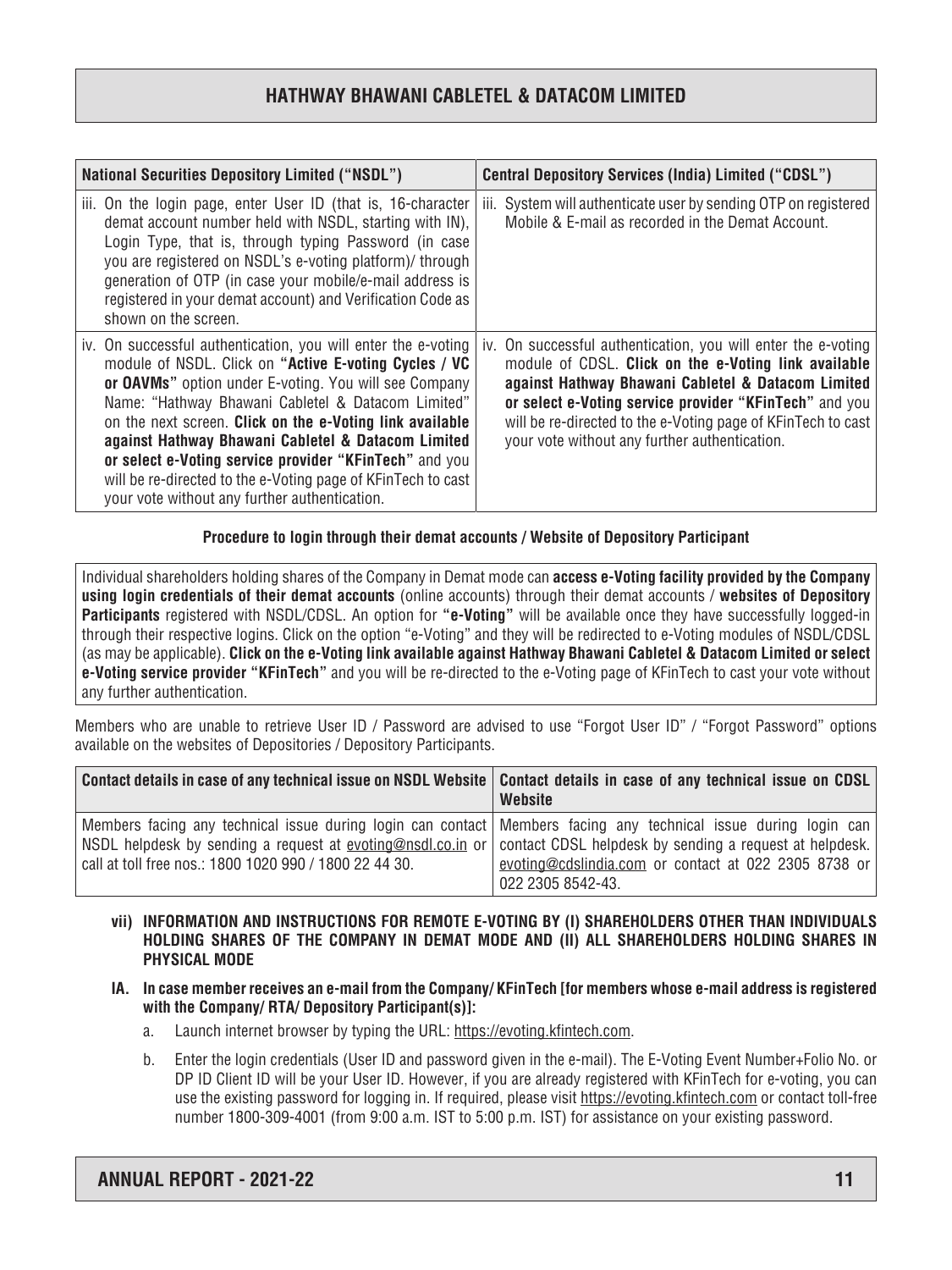| National Securities Depository Limited ("NSDL") | Central Depository Services (India) Limited ("CDSL") |
|---|---|
| iii. On the login page, enter User ID (that is, 16-character demat account number held with NSDL, starting with IN), Login Type, that is, through typing Password (in case you are registered on NSDL's e-voting platform)/ through generation of OTP (in case your mobile/e-mail address is registered in your demat account) and Verification Code as shown on the screen. | iii. System will authenticate user by sending OTP on registered Mobile & E-mail as recorded in the Demat Account. |
| iv. On successful authentication, you will enter the e-voting module of NSDL. Click on **"Active E-voting Cycles / VC or OAVMs"** option under E-voting. You will see Company Name: "Hathway Bhawani Cabletel & Datacom Limited" on the next screen. **Click on the e-Voting link available against Hathway Bhawani Cabletel & Datacom Limited or select e-Voting service provider "KFinTech"** and you will be re-directed to the e-Voting page of KFinTech to cast your vote without any further authentication. | iv. On successful authentication, you will enter the e-voting module of CDSL. **Click on the e-Voting link available against Hathway Bhawani Cabletel & Datacom Limited or select e-Voting service provider "KFinTech"** and you will be re-directed to the e-Voting page of KFinTech to cast your vote without any further authentication. |

**Procedure to login through their demat accounts / Website of Depository Participant**

Individual shareholders holding shares of the Company in Demat mode can **access e-Voting facility provided by the Company using login credentials of their demat accounts** (online accounts) through their demat accounts / **websites of Depository Participants** registered with NSDL/CDSL. An option for **"e-Voting"** will be available once they have successfully logged-in through their respective logins. Click on the option "e-Voting" and they will be redirected to e-Voting modules of NSDL/CDSL (as may be applicable). **Click on the e-Voting link available against Hathway Bhawani Cabletel & Datacom Limited or select e-Voting service provider "KFinTech"** and you will be re-directed to the e-Voting page of KFinTech to cast your vote without any further authentication.

Members who are unable to retrieve User ID / Password are advised to use "Forgot User ID" / "Forgot Password" options available on the websites of Depositories / Depository Participants.

| Contact details in case of any technical issue on NSDL Website | Contact details in case of any technical issue on CDSL Website |
|---|---|
| Members facing any technical issue during login can contact NSDL helpdesk by sending a request at evoting@nsdl.co.in or call at toll free nos.: 1800 1020 990 / 1800 22 44 30. | Members facing any technical issue during login can contact CDSL helpdesk by sending a request at helpdesk.evoting@cdslindia.com or contact at 022 2305 8738 or 022 2305 8542-43. |

**vii) INFORMATION AND INSTRUCTIONS FOR REMOTE E-VOTING BY (I) SHAREHOLDERS OTHER THAN INDIVIDUALS HOLDING SHARES OF THE COMPANY IN DEMAT MODE AND (II) ALL SHAREHOLDERS HOLDING SHARES IN PHYSICAL MODE**

**IA. In case member receives an e-mail from the Company/ KFinTech [for members whose e-mail address is registered with the Company/ RTA/ Depository Participant(s)]:**

a. Launch internet browser by typing the URL: https://evoting.kfintech.com.

b. Enter the login credentials (User ID and password given in the e-mail). The E-Voting Event Number+Folio No. or DP ID Client ID will be your User ID. However, if you are already registered with KFinTech for e-voting, you can use the existing password for logging in. If required, please visit https://evoting.kfintech.com or contact toll-free number 1800-309-4001 (from 9:00 a.m. IST to 5:00 p.m. IST) for assistance on your existing password.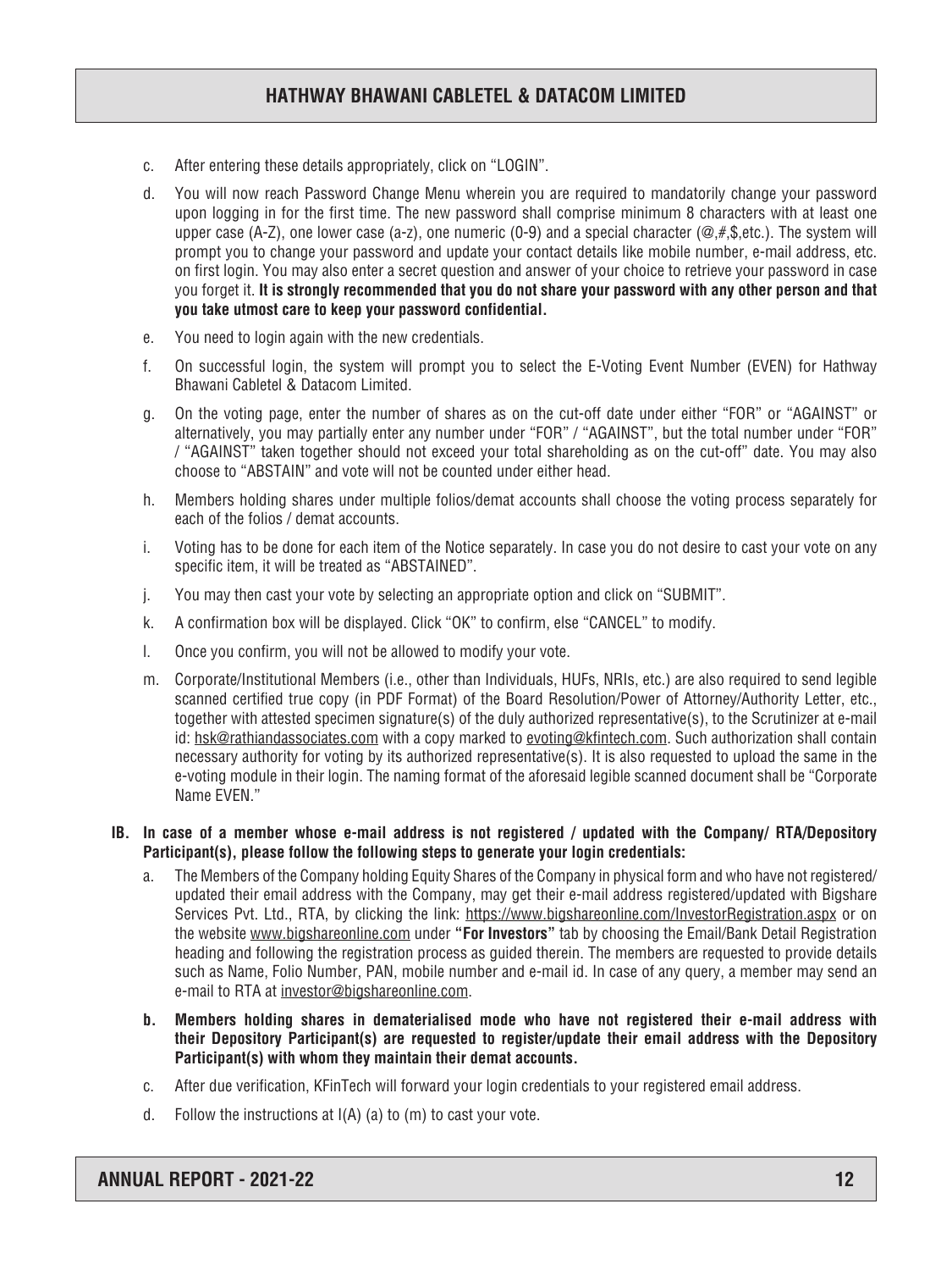c. After entering these details appropriately, click on "LOGIN".

d. You will now reach Password Change Menu wherein you are required to mandatorily change your password upon logging in for the first time. The new password shall comprise minimum 8 characters with at least one upper case (A-Z), one lower case (a-z), one numeric (0-9) and a special character (@,#,$,etc.). The system will prompt you to change your password and update your contact details like mobile number, e-mail address, etc. on first login. You may also enter a secret question and answer of your choice to retrieve your password in case you forget it. **It is strongly recommended that you do not share your password with any other person and that you take utmost care to keep your password confidential.**

e. You need to login again with the new credentials.

f. On successful login, the system will prompt you to select the E-Voting Event Number (EVEN) for Hathway Bhawani Cabletel & Datacom Limited.

g. On the voting page, enter the number of shares as on the cut-off date under either "FOR" or "AGAINST" or alternatively, you may partially enter any number under "FOR" / "AGAINST", but the total number under "FOR" / "AGAINST" taken together should not exceed your total shareholding as on the cut-off" date. You may also choose to "ABSTAIN" and vote will not be counted under either head.

h. Members holding shares under multiple folios/demat accounts shall choose the voting process separately for each of the folios / demat accounts.

i. Voting has to be done for each item of the Notice separately. In case you do not desire to cast your vote on any specific item, it will be treated as "ABSTAINED".

j. You may then cast your vote by selecting an appropriate option and click on "SUBMIT".

k. A confirmation box will be displayed. Click "OK" to confirm, else "CANCEL" to modify.

l. Once you confirm, you will not be allowed to modify your vote.

m. Corporate/Institutional Members (i.e., other than Individuals, HUFs, NRIs, etc.) are also required to send legible scanned certified true copy (in PDF Format) of the Board Resolution/Power of Attorney/Authority Letter, etc., together with attested specimen signature(s) of the duly authorized representative(s), to the Scrutinizer at e-mail id: hsk@rathiandassociates.com with a copy marked to evoting@kfintech.com. Such authorization shall contain necessary authority for voting by its authorized representative(s). It is also requested to upload the same in the e-voting module in their login. The naming format of the aforesaid legible scanned document shall be "Corporate Name EVEN."

**IB. In case of a member whose e-mail address is not registered / updated with the Company/ RTA/Depository Participant(s), please follow the following steps to generate your login credentials:**

a. The Members of the Company holding Equity Shares of the Company in physical form and who have not registered/ updated their email address with the Company, may get their e-mail address registered/updated with Bigshare Services Pvt. Ltd., RTA, by clicking the link: https://www.bigshareonline.com/InvestorRegistration.aspx or on the website www.bigshareonline.com under **"For Investors"** tab by choosing the Email/Bank Detail Registration heading and following the registration process as guided therein. The members are requested to provide details such as Name, Folio Number, PAN, mobile number and e-mail id. In case of any query, a member may send an e-mail to RTA at investor@bigshareonline.com.

**b. Members holding shares in dematerialised mode who have not registered their e-mail address with their Depository Participant(s) are requested to register/update their email address with the Depository Participant(s) with whom they maintain their demat accounts.**

c. After due verification, KFinTech will forward your login credentials to your registered email address.

d. Follow the instructions at I(A) (a) to (m) to cast your vote.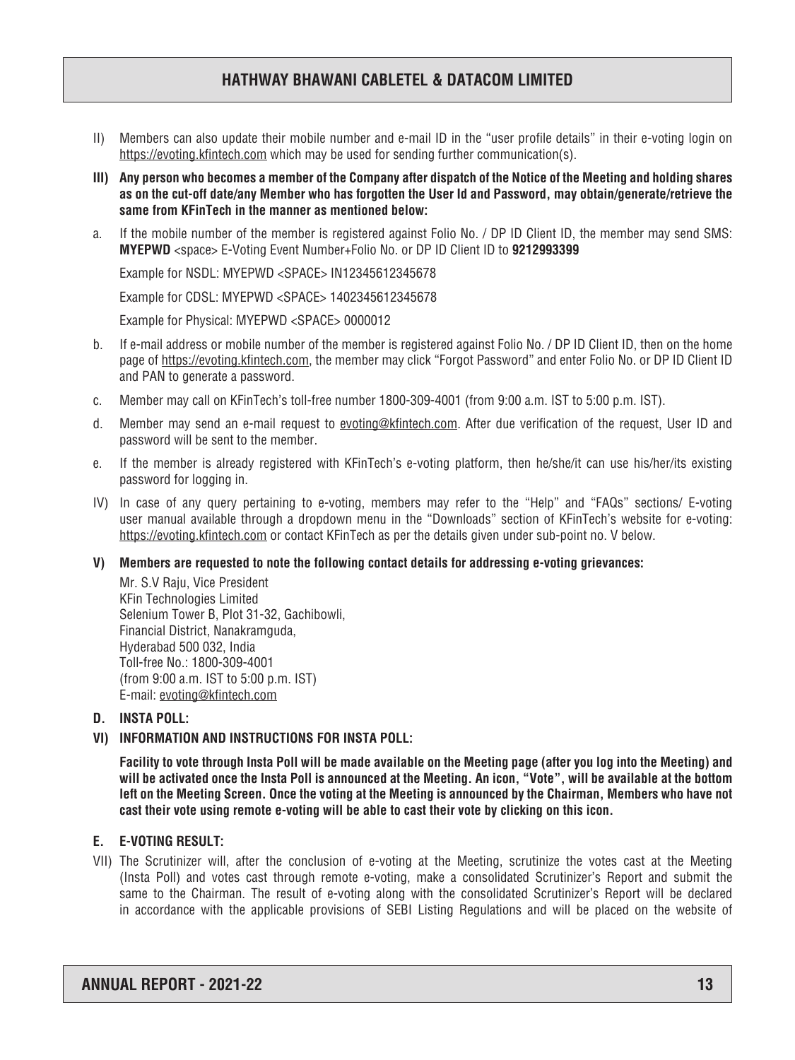II) Members can also update their mobile number and e-mail ID in the "user profile details" in their e-voting login on https://evoting.kfintech.com which may be used for sending further communication(s).

**III) Any person who becomes a member of the Company after dispatch of the Notice of the Meeting and holding shares as on the cut-off date/any Member who has forgotten the User Id and Password, may obtain/generate/retrieve the same from KFinTech in the manner as mentioned below:**

a. If the mobile number of the member is registered against Folio No. / DP ID Client ID, the member may send SMS: **MYEPWD** <space> E-Voting Event Number+Folio No. or DP ID Client ID to **9212993399**

   Example for NSDL: MYEPWD <SPACE> IN12345612345678

   Example for CDSL: MYEPWD <SPACE> 1402345612345678

   Example for Physical: MYEPWD <SPACE> 0000012

b. If e-mail address or mobile number of the member is registered against Folio No. / DP ID Client ID, then on the home page of https://evoting.kfintech.com, the member may click "Forgot Password" and enter Folio No. or DP ID Client ID and PAN to generate a password.

c. Member may call on KFinTech's toll-free number 1800-309-4001 (from 9:00 a.m. IST to 5:00 p.m. IST).

d. Member may send an e-mail request to evoting@kfintech.com. After due verification of the request, User ID and password will be sent to the member.

e. If the member is already registered with KFinTech's e-voting platform, then he/she/it can use his/her/its existing password for logging in.

IV) In case of any query pertaining to e-voting, members may refer to the "Help" and "FAQs" sections/ E-voting user manual available through a dropdown menu in the "Downloads" section of KFinTech's website for e-voting: https://evoting.kfintech.com or contact KFinTech as per the details given under sub-point no. V below.

**V) Members are requested to note the following contact details for addressing e-voting grievances:**

Mr. S.V Raju, Vice President
KFin Technologies Limited
Selenium Tower B, Plot 31-32, Gachibowli,
Financial District, Nanakramguda,
Hyderabad 500 032, India
Toll-free No.: 1800-309-4001
(from 9:00 a.m. IST to 5:00 p.m. IST)
E-mail: evoting@kfintech.com

**D. INSTA POLL:**

**VI) INFORMATION AND INSTRUCTIONS FOR INSTA POLL:**

**Facility to vote through Insta Poll will be made available on the Meeting page (after you log into the Meeting) and will be activated once the Insta Poll is announced at the Meeting. An icon, "Vote", will be available at the bottom left on the Meeting Screen. Once the voting at the Meeting is announced by the Chairman, Members who have not cast their vote using remote e-voting will be able to cast their vote by clicking on this icon.**

**E. E-VOTING RESULT:**

VII) The Scrutinizer will, after the conclusion of e-voting at the Meeting, scrutinize the votes cast at the Meeting (Insta Poll) and votes cast through remote e-voting, make a consolidated Scrutinizer's Report and submit the same to the Chairman. The result of e-voting along with the consolidated Scrutinizer's Report will be declared in accordance with the applicable provisions of SEBI Listing Regulations and will be placed on the website of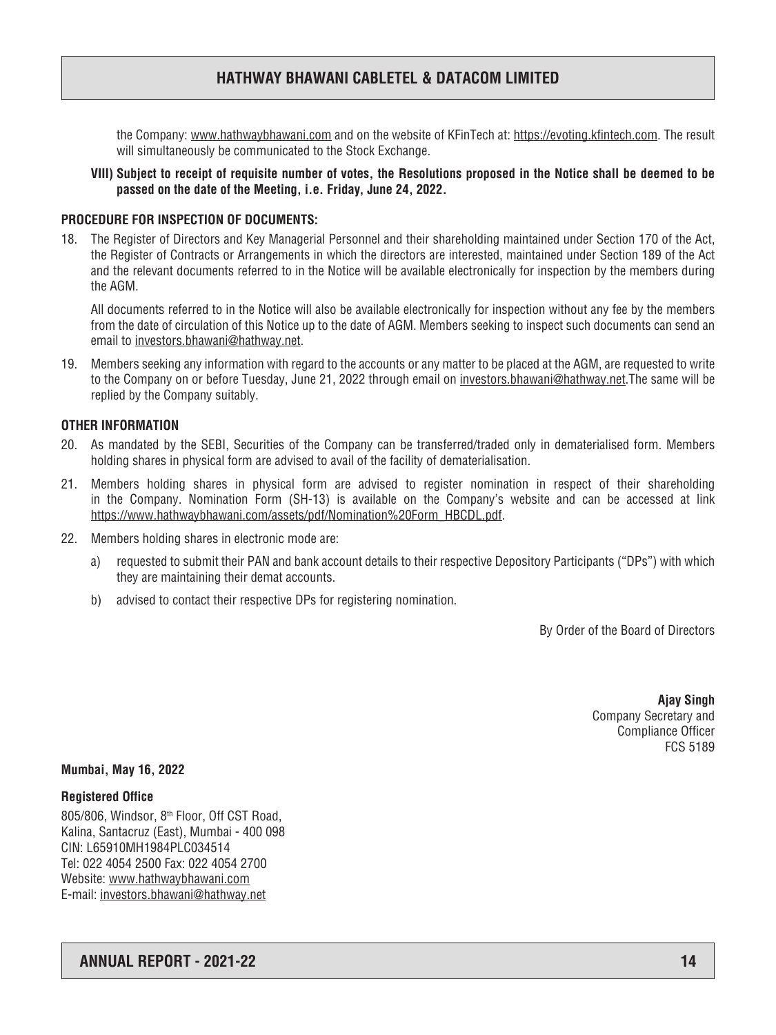the Company: www.hathwaybhawani.com and on the website of KFinTech at: https://evoting.kfintech.com. The result will simultaneously be communicated to the Stock Exchange.

**VIII) Subject to receipt of requisite number of votes, the Resolutions proposed in the Notice shall be deemed to be passed on the date of the Meeting, i.e. Friday, June 24, 2022.**

**PROCEDURE FOR INSPECTION OF DOCUMENTS:**

18. The Register of Directors and Key Managerial Personnel and their shareholding maintained under Section 170 of the Act, the Register of Contracts or Arrangements in which the directors are interested, maintained under Section 189 of the Act and the relevant documents referred to in the Notice will be available electronically for inspection by the members during the AGM.

    All documents referred to in the Notice will also be available electronically for inspection without any fee by the members from the date of circulation of this Notice up to the date of AGM. Members seeking to inspect such documents can send an email to investors.bhawani@hathway.net.

19. Members seeking any information with regard to the accounts or any matter to be placed at the AGM, are requested to write to the Company on or before Tuesday, June 21, 2022 through email on investors.bhawani@hathway.net.The same will be replied by the Company suitably.

**OTHER INFORMATION**

20. As mandated by the SEBI, Securities of the Company can be transferred/traded only in dematerialised form. Members holding shares in physical form are advised to avail of the facility of dematerialisation.

21. Members holding shares in physical form are advised to register nomination in respect of their shareholding in the Company. Nomination Form (SH-13) is available on the Company's website and can be accessed at link https://www.hathwaybhawani.com/assets/pdf/Nomination%20Form_HBCDL.pdf.

22. Members holding shares in electronic mode are:

    a) requested to submit their PAN and bank account details to their respective Depository Participants ("DPs") with which they are maintaining their demat accounts.

    b) advised to contact their respective DPs for registering nomination.

By Order of the Board of Directors

**Ajay Singh**
Company Secretary and
Compliance Officer
FCS 5189

**Mumbai, May 16, 2022**

**Registered Office**

805/806, Windsor, 8th Floor, Off CST Road,
Kalina, Santacruz (East), Mumbai - 400 098
CIN: L65910MH1984PLC034514
Tel: 022 4054 2500 Fax: 022 4054 2700
Website: www.hathwaybhawani.com
E-mail: investors.bhawani@hathway.net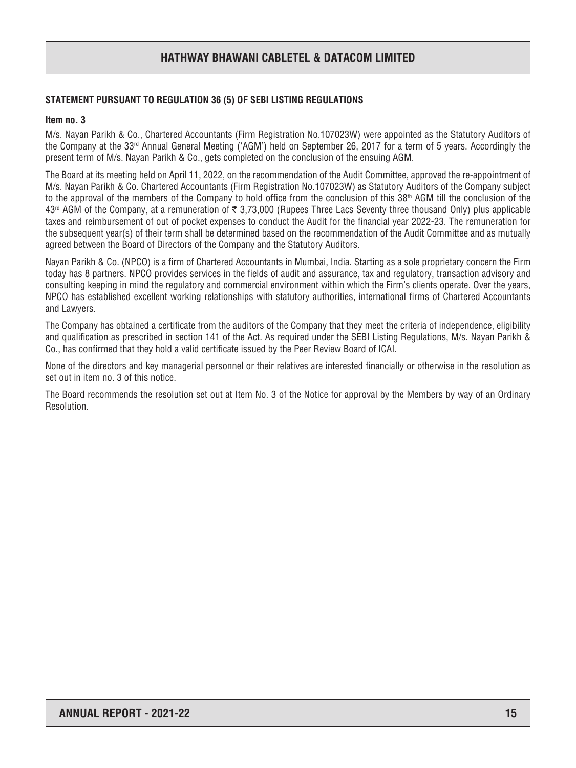## STATEMENT PURSUANT TO REGULATION 36 (5) OF SEBI LISTING REGULATIONS

### Item no. 3

M/s. Nayan Parikh & Co., Chartered Accountants (Firm Registration No.107023W) were appointed as the Statutory Auditors of the Company at the 33rd Annual General Meeting ('AGM') held on September 26, 2017 for a term of 5 years. Accordingly the present term of M/s. Nayan Parikh & Co., gets completed on the conclusion of the ensuing AGM.

The Board at its meeting held on April 11, 2022, on the recommendation of the Audit Committee, approved the re-appointment of M/s. Nayan Parikh & Co. Chartered Accountants (Firm Registration No.107023W) as Statutory Auditors of the Company subject to the approval of the members of the Company to hold office from the conclusion of this 38th AGM till the conclusion of the 43rd AGM of the Company, at a remuneration of ₹ 3,73,000 (Rupees Three Lacs Seventy three thousand Only) plus applicable taxes and reimbursement of out of pocket expenses to conduct the Audit for the financial year 2022-23. The remuneration for the subsequent year(s) of their term shall be determined based on the recommendation of the Audit Committee and as mutually agreed between the Board of Directors of the Company and the Statutory Auditors.

Nayan Parikh & Co. (NPCO) is a firm of Chartered Accountants in Mumbai, India. Starting as a sole proprietary concern the Firm today has 8 partners. NPCO provides services in the fields of audit and assurance, tax and regulatory, transaction advisory and consulting keeping in mind the regulatory and commercial environment within which the Firm's clients operate. Over the years, NPCO has established excellent working relationships with statutory authorities, international firms of Chartered Accountants and Lawyers.

The Company has obtained a certificate from the auditors of the Company that they meet the criteria of independence, eligibility and qualification as prescribed in section 141 of the Act. As required under the SEBI Listing Regulations, M/s. Nayan Parikh & Co., has confirmed that they hold a valid certificate issued by the Peer Review Board of ICAI.

None of the directors and key managerial personnel or their relatives are interested financially or otherwise in the resolution as set out in item no. 3 of this notice.

The Board recommends the resolution set out at Item No. 3 of the Notice for approval by the Members by way of an Ordinary Resolution.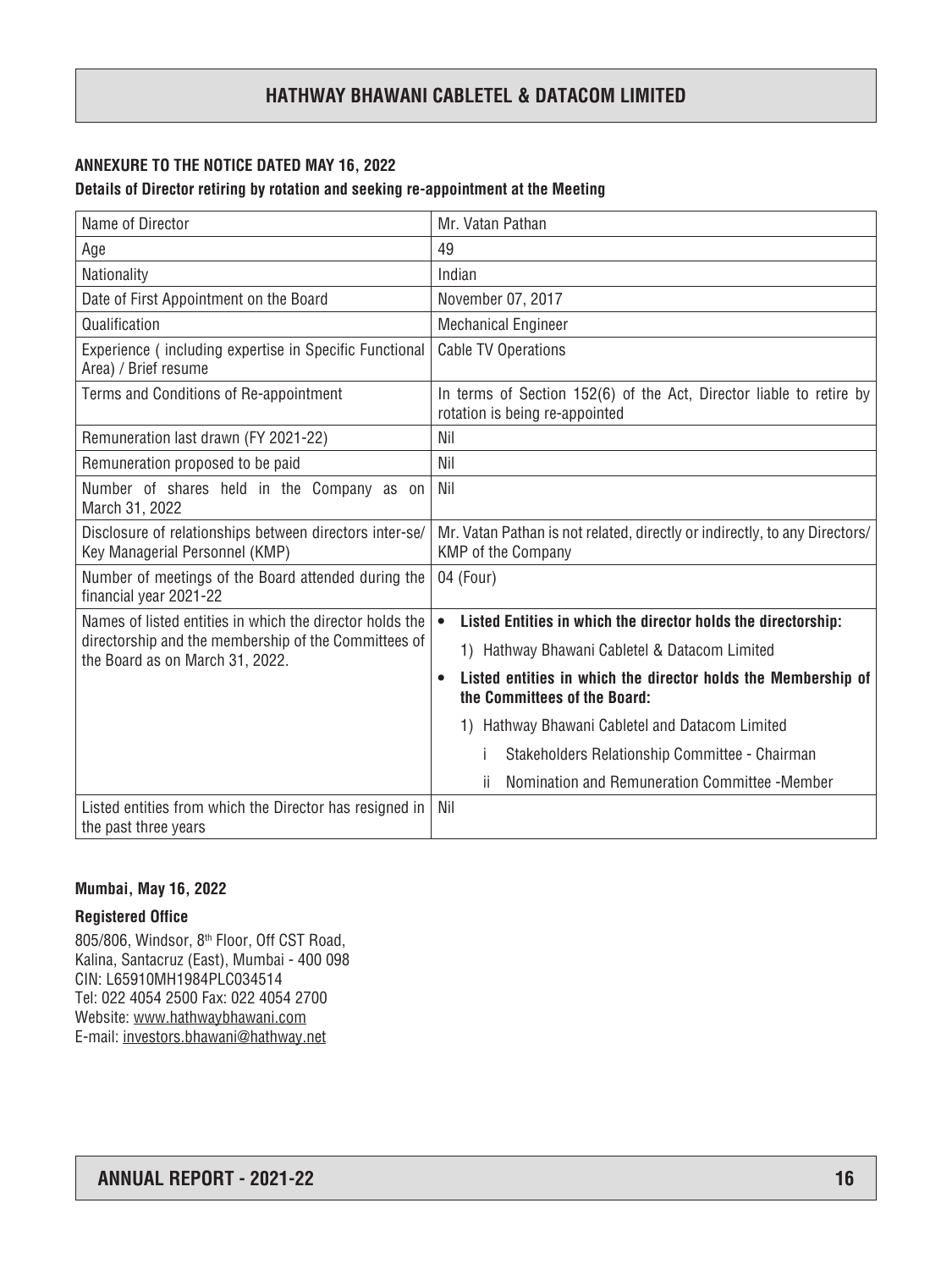**ANNEXURE TO THE NOTICE DATED MAY 16, 2022**

**Details of Director retiring by rotation and seeking re-appointment at the Meeting**

| Name of Director | Mr. Vatan Pathan |
|---|---|
| Age | 49 |
| Nationality | Indian |
| Date of First Appointment on the Board | November 07, 2017 |
| Qualification | Mechanical Engineer |
| Experience ( including expertise in Specific Functional Area) / Brief resume | Cable TV Operations |
| Terms and Conditions of Re-appointment | In terms of Section 152(6) of the Act, Director liable to retire by rotation is being re-appointed |
| Remuneration last drawn (FY 2021-22) | Nil |
| Remuneration proposed to be paid | Nil |
| Number of shares held in the Company as on March 31, 2022 | Nil |
| Disclosure of relationships between directors inter-se/ Key Managerial Personnel (KMP) | Mr. Vatan Pathan is not related, directly or indirectly, to any Directors/ KMP of the Company |
| Number of meetings of the Board attended during the financial year 2021-22 | 04 (Four) |
| Names of listed entities in which the director holds the directorship and the membership of the Committees of the Board as on March 31, 2022. | • **Listed Entities in which the director holds the directorship:**<br>1) Hathway Bhawani Cabletel & Datacom Limited<br>• **Listed entities in which the director holds the Membership of the Committees of the Board:**<br>1) Hathway Bhawani Cabletel and Datacom Limited<br>i Stakeholders Relationship Committee - Chairman<br>ii Nomination and Remuneration Committee -Member |
| Listed entities from which the Director has resigned in the past three years | Nil |

**Mumbai, May 16, 2022**

**Registered Office**

805/806, Windsor, 8th Floor, Off CST Road,
Kalina, Santacruz (East), Mumbai - 400 098
CIN: L65910MH1984PLC034514
Tel: 022 4054 2500 Fax: 022 4054 2700
Website: www.hathwaybhawani.com
E-mail: investors.bhawani@hathway.net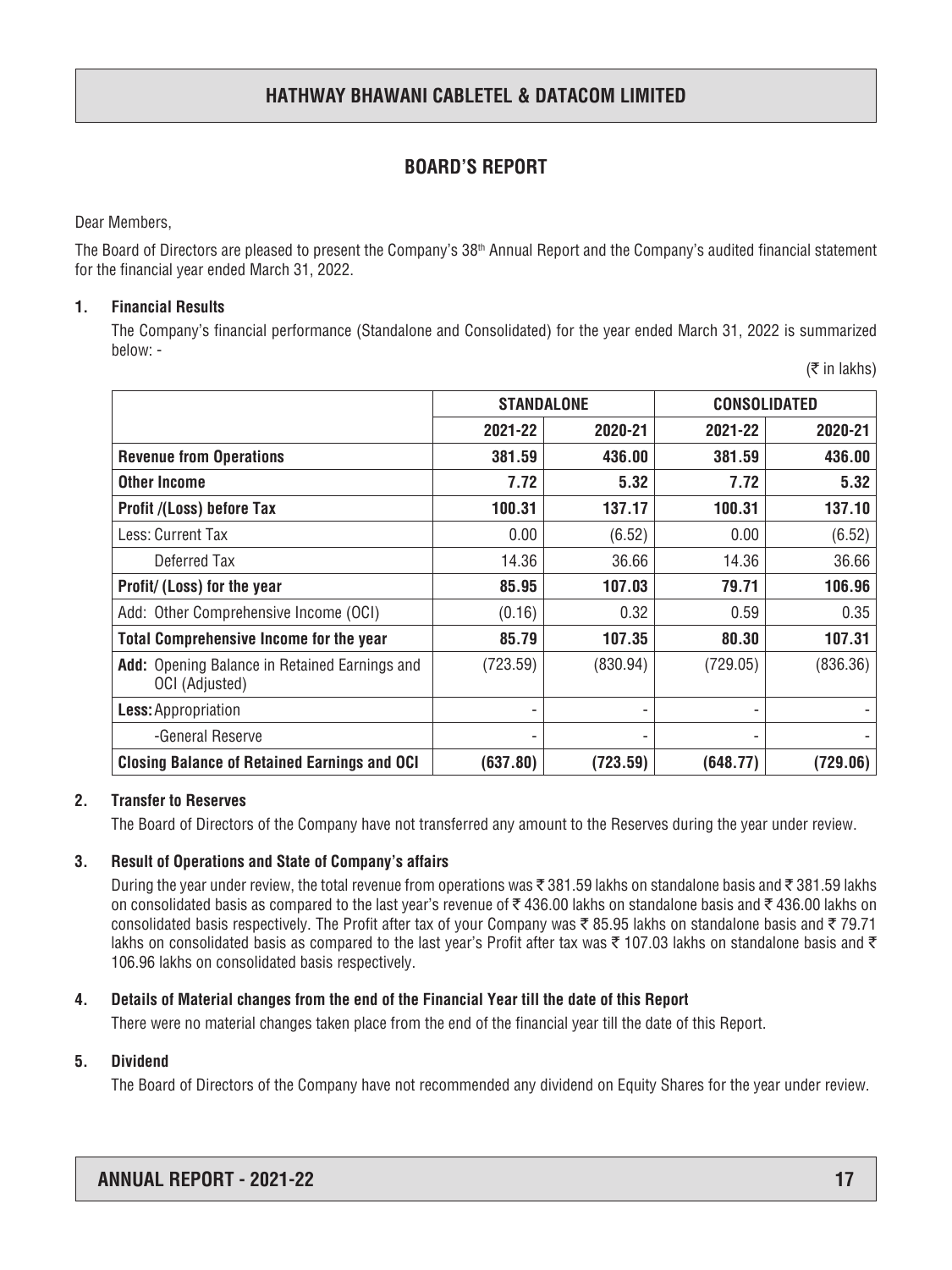# HATHWAY BHAWANI CABLETEL & DATACOM LIMITED

## BOARD'S REPORT

Dear Members,

The Board of Directors are pleased to present the Company's 38th Annual Report and the Company's audited financial statement for the financial year ended March 31, 2022.

### 1. Financial Results

The Company's financial performance (Standalone and Consolidated) for the year ended March 31, 2022 is summarized below: -

(₹ in lakhs)

| | STANDALONE | | CONSOLIDATED | |
|---|---|---|---|---|
| | 2021-22 | 2020-21 | 2021-22 | 2020-21 |
| **Revenue from Operations** | **381.59** | **436.00** | **381.59** | **436.00** |
| **Other Income** | **7.72** | **5.32** | **7.72** | **5.32** |
| **Profit /(Loss) before Tax** | **100.31** | **137.17** | **100.31** | **137.10** |
| Less: Current Tax | 0.00 | (6.52) | 0.00 | (6.52) |
| Deferred Tax | 14.36 | 36.66 | 14.36 | 36.66 |
| **Profit/ (Loss) for the year** | **85.95** | **107.03** | **79.71** | **106.96** |
| Add: Other Comprehensive Income (OCI) | (0.16) | 0.32 | 0.59 | 0.35 |
| **Total Comprehensive Income for the year** | **85.79** | **107.35** | **80.30** | **107.31** |
| **Add:** Opening Balance in Retained Earnings and OCI (Adjusted) | (723.59) | (830.94) | (729.05) | (836.36) |
| **Less:** Appropriation | - | - | - | - |
| -General Reserve | - | - | - | - |
| **Closing Balance of Retained Earnings and OCI** | **(637.80)** | **(723.59)** | **(648.77)** | **(729.06)** |

### 2. Transfer to Reserves

The Board of Directors of the Company have not transferred any amount to the Reserves during the year under review.

### 3. Result of Operations and State of Company's affairs

During the year under review, the total revenue from operations was ₹ 381.59 lakhs on standalone basis and ₹ 381.59 lakhs on consolidated basis as compared to the last year's revenue of ₹ 436.00 lakhs on standalone basis and ₹ 436.00 lakhs on consolidated basis respectively. The Profit after tax of your Company was ₹ 85.95 lakhs on standalone basis and ₹ 79.71 lakhs on consolidated basis as compared to the last year's Profit after tax was ₹ 107.03 lakhs on standalone basis and ₹ 106.96 lakhs on consolidated basis respectively.

### 4. Details of Material changes from the end of the Financial Year till the date of this Report

There were no material changes taken place from the end of the financial year till the date of this Report.

### 5. Dividend

The Board of Directors of the Company have not recommended any dividend on Equity Shares for the year under review.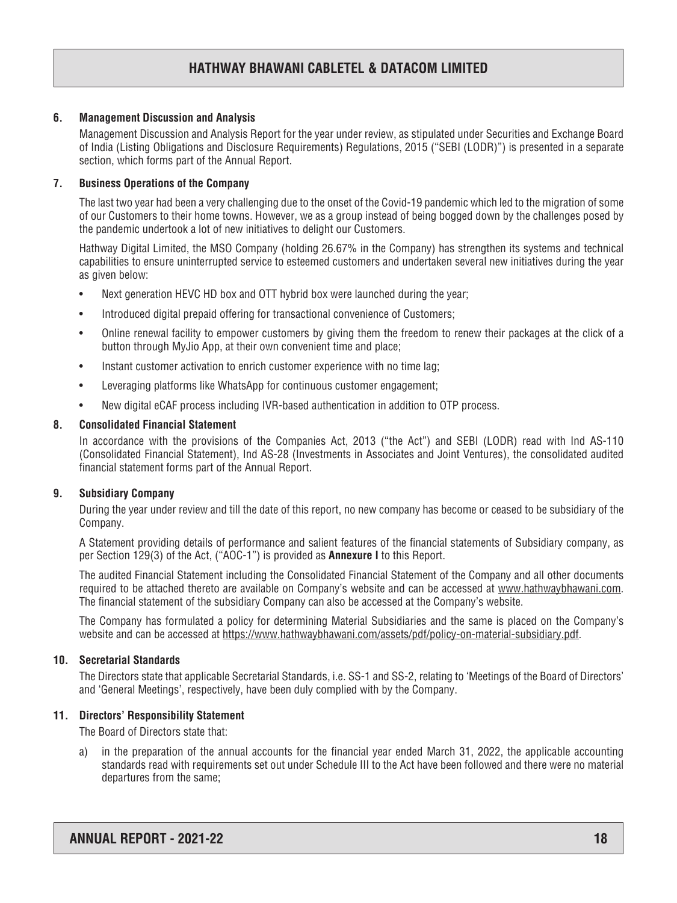## 6. Management Discussion and Analysis

Management Discussion and Analysis Report for the year under review, as stipulated under Securities and Exchange Board of India (Listing Obligations and Disclosure Requirements) Regulations, 2015 ("SEBI (LODR)") is presented in a separate section, which forms part of the Annual Report.

## 7. Business Operations of the Company

The last two year had been a very challenging due to the onset of the Covid-19 pandemic which led to the migration of some of our Customers to their home towns. However, we as a group instead of being bogged down by the challenges posed by the pandemic undertook a lot of new initiatives to delight our Customers.

Hathway Digital Limited, the MSO Company (holding 26.67% in the Company) has strengthen its systems and technical capabilities to ensure uninterrupted service to esteemed customers and undertaken several new initiatives during the year as given below:

- Next generation HEVC HD box and OTT hybrid box were launched during the year;
- Introduced digital prepaid offering for transactional convenience of Customers;
- Online renewal facility to empower customers by giving them the freedom to renew their packages at the click of a button through MyJio App, at their own convenient time and place;
- Instant customer activation to enrich customer experience with no time lag;
- Leveraging platforms like WhatsApp for continuous customer engagement;
- New digital eCAF process including IVR-based authentication in addition to OTP process.

## 8. Consolidated Financial Statement

In accordance with the provisions of the Companies Act, 2013 ("the Act") and SEBI (LODR) read with Ind AS-110 (Consolidated Financial Statement), Ind AS-28 (Investments in Associates and Joint Ventures), the consolidated audited financial statement forms part of the Annual Report.

## 9. Subsidiary Company

During the year under review and till the date of this report, no new company has become or ceased to be subsidiary of the Company.

A Statement providing details of performance and salient features of the financial statements of Subsidiary company, as per Section 129(3) of the Act, ("AOC-1") is provided as **Annexure I** to this Report.

The audited Financial Statement including the Consolidated Financial Statement of the Company and all other documents required to be attached thereto are available on Company's website and can be accessed at www.hathwaybhawani.com. The financial statement of the subsidiary Company can also be accessed at the Company's website.

The Company has formulated a policy for determining Material Subsidiaries and the same is placed on the Company's website and can be accessed at https://www.hathwaybhawani.com/assets/pdf/policy-on-material-subsidiary.pdf.

## 10. Secretarial Standards

The Directors state that applicable Secretarial Standards, i.e. SS-1 and SS-2, relating to 'Meetings of the Board of Directors' and 'General Meetings', respectively, have been duly complied with by the Company.

## 11. Directors' Responsibility Statement

The Board of Directors state that:

a) in the preparation of the annual accounts for the financial year ended March 31, 2022, the applicable accounting standards read with requirements set out under Schedule III to the Act have been followed and there were no material departures from the same;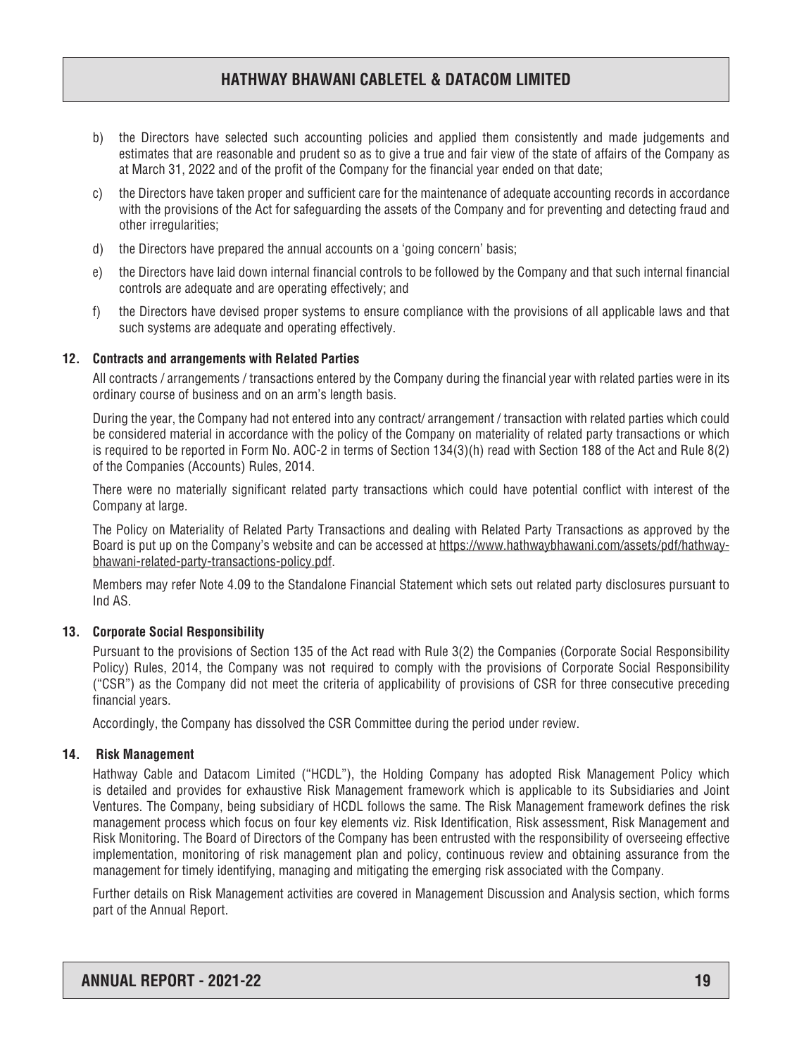b) the Directors have selected such accounting policies and applied them consistently and made judgements and estimates that are reasonable and prudent so as to give a true and fair view of the state of affairs of the Company as at March 31, 2022 and of the profit of the Company for the financial year ended on that date;

c) the Directors have taken proper and sufficient care for the maintenance of adequate accounting records in accordance with the provisions of the Act for safeguarding the assets of the Company and for preventing and detecting fraud and other irregularities;

d) the Directors have prepared the annual accounts on a 'going concern' basis;

e) the Directors have laid down internal financial controls to be followed by the Company and that such internal financial controls are adequate and are operating effectively; and

f) the Directors have devised proper systems to ensure compliance with the provisions of all applicable laws and that such systems are adequate and operating effectively.

### 12. Contracts and arrangements with Related Parties

All contracts / arrangements / transactions entered by the Company during the financial year with related parties were in its ordinary course of business and on an arm's length basis.

During the year, the Company had not entered into any contract/ arrangement / transaction with related parties which could be considered material in accordance with the policy of the Company on materiality of related party transactions or which is required to be reported in Form No. AOC-2 in terms of Section 134(3)(h) read with Section 188 of the Act and Rule 8(2) of the Companies (Accounts) Rules, 2014.

There were no materially significant related party transactions which could have potential conflict with interest of the Company at large.

The Policy on Materiality of Related Party Transactions and dealing with Related Party Transactions as approved by the Board is put up on the Company's website and can be accessed at https://www.hathwaybhawani.com/assets/pdf/hathway-bhawani-related-party-transactions-policy.pdf.

Members may refer Note 4.09 to the Standalone Financial Statement which sets out related party disclosures pursuant to Ind AS.

### 13. Corporate Social Responsibility

Pursuant to the provisions of Section 135 of the Act read with Rule 3(2) the Companies (Corporate Social Responsibility Policy) Rules, 2014, the Company was not required to comply with the provisions of Corporate Social Responsibility ("CSR") as the Company did not meet the criteria of applicability of provisions of CSR for three consecutive preceding financial years.

Accordingly, the Company has dissolved the CSR Committee during the period under review.

### 14. Risk Management

Hathway Cable and Datacom Limited ("HCDL"), the Holding Company has adopted Risk Management Policy which is detailed and provides for exhaustive Risk Management framework which is applicable to its Subsidiaries and Joint Ventures. The Company, being subsidiary of HCDL follows the same. The Risk Management framework defines the risk management process which focus on four key elements viz. Risk Identification, Risk assessment, Risk Management and Risk Monitoring. The Board of Directors of the Company has been entrusted with the responsibility of overseeing effective implementation, monitoring of risk management plan and policy, continuous review and obtaining assurance from the management for timely identifying, managing and mitigating the emerging risk associated with the Company.

Further details on Risk Management activities are covered in Management Discussion and Analysis section, which forms part of the Annual Report.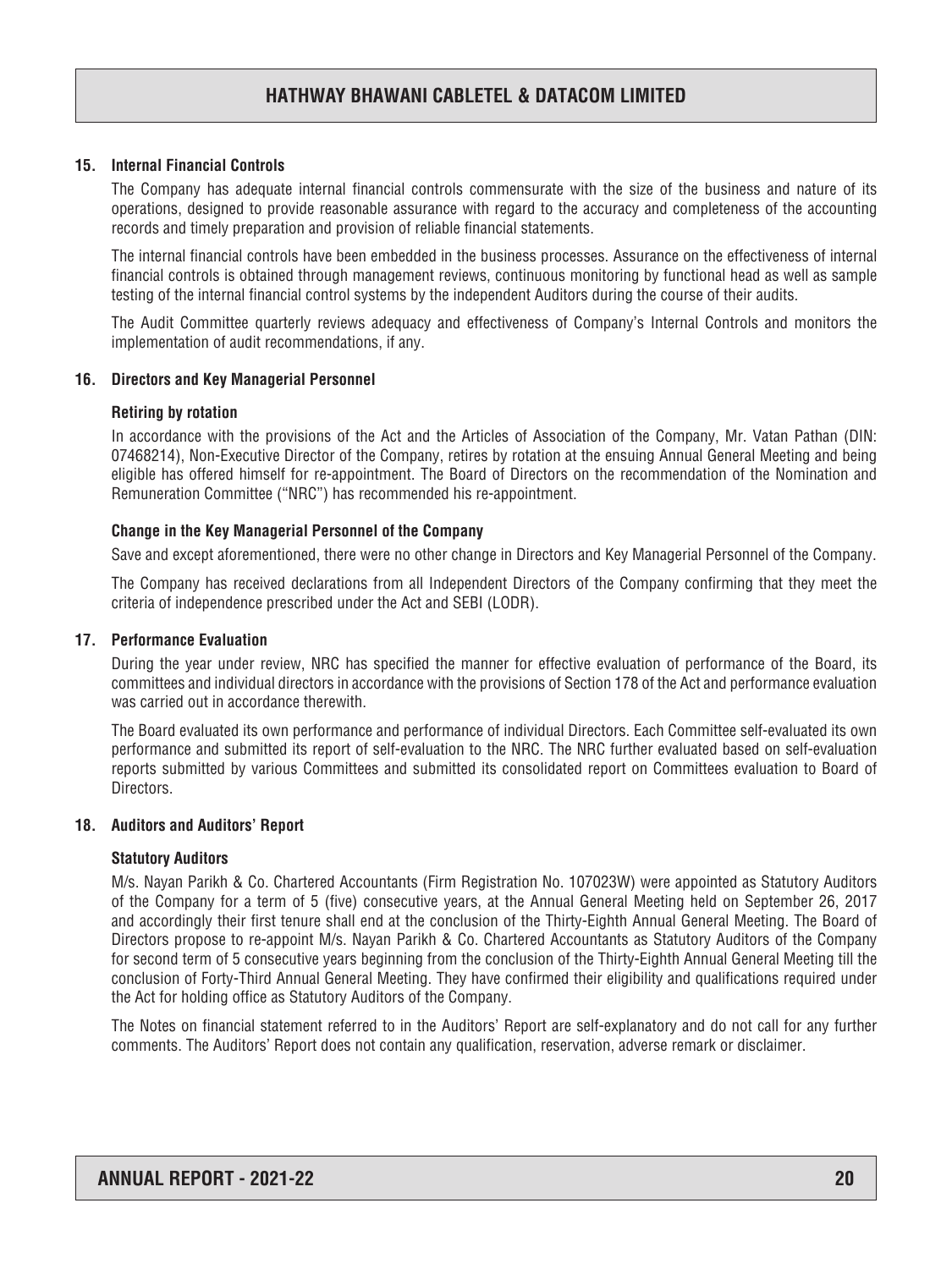## 15. Internal Financial Controls

The Company has adequate internal financial controls commensurate with the size of the business and nature of its operations, designed to provide reasonable assurance with regard to the accuracy and completeness of the accounting records and timely preparation and provision of reliable financial statements.

The internal financial controls have been embedded in the business processes. Assurance on the effectiveness of internal financial controls is obtained through management reviews, continuous monitoring by functional head as well as sample testing of the internal financial control systems by the independent Auditors during the course of their audits.

The Audit Committee quarterly reviews adequacy and effectiveness of Company's Internal Controls and monitors the implementation of audit recommendations, if any.

## 16. Directors and Key Managerial Personnel

### Retiring by rotation

In accordance with the provisions of the Act and the Articles of Association of the Company, Mr. Vatan Pathan (DIN: 07468214), Non-Executive Director of the Company, retires by rotation at the ensuing Annual General Meeting and being eligible has offered himself for re-appointment. The Board of Directors on the recommendation of the Nomination and Remuneration Committee ("NRC") has recommended his re-appointment.

### Change in the Key Managerial Personnel of the Company

Save and except aforementioned, there were no other change in Directors and Key Managerial Personnel of the Company.

The Company has received declarations from all Independent Directors of the Company confirming that they meet the criteria of independence prescribed under the Act and SEBI (LODR).

## 17. Performance Evaluation

During the year under review, NRC has specified the manner for effective evaluation of performance of the Board, its committees and individual directors in accordance with the provisions of Section 178 of the Act and performance evaluation was carried out in accordance therewith.

The Board evaluated its own performance and performance of individual Directors. Each Committee self-evaluated its own performance and submitted its report of self-evaluation to the NRC. The NRC further evaluated based on self-evaluation reports submitted by various Committees and submitted its consolidated report on Committees evaluation to Board of Directors.

## 18. Auditors and Auditors' Report

### Statutory Auditors

M/s. Nayan Parikh & Co. Chartered Accountants (Firm Registration No. 107023W) were appointed as Statutory Auditors of the Company for a term of 5 (five) consecutive years, at the Annual General Meeting held on September 26, 2017 and accordingly their first tenure shall end at the conclusion of the Thirty-Eighth Annual General Meeting. The Board of Directors propose to re-appoint M/s. Nayan Parikh & Co. Chartered Accountants as Statutory Auditors of the Company for second term of 5 consecutive years beginning from the conclusion of the Thirty-Eighth Annual General Meeting till the conclusion of Forty-Third Annual General Meeting. They have confirmed their eligibility and qualifications required under the Act for holding office as Statutory Auditors of the Company.

The Notes on financial statement referred to in the Auditors' Report are self-explanatory and do not call for any further comments. The Auditors' Report does not contain any qualification, reservation, adverse remark or disclaimer.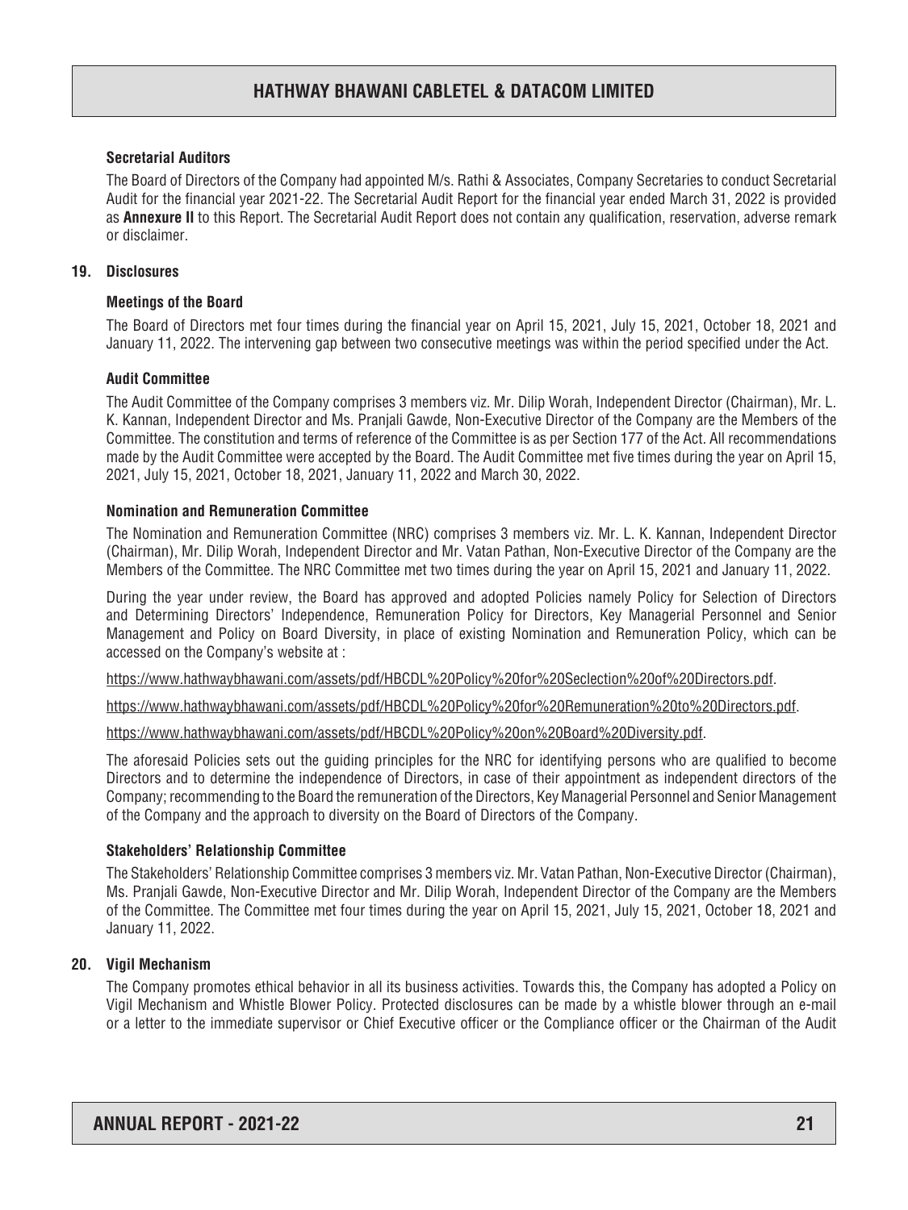### Secretarial Auditors

The Board of Directors of the Company had appointed M/s. Rathi & Associates, Company Secretaries to conduct Secretarial Audit for the financial year 2021-22. The Secretarial Audit Report for the financial year ended March 31, 2022 is provided as **Annexure II** to this Report. The Secretarial Audit Report does not contain any qualification, reservation, adverse remark or disclaimer.

## 19. Disclosures

### Meetings of the Board

The Board of Directors met four times during the financial year on April 15, 2021, July 15, 2021, October 18, 2021 and January 11, 2022. The intervening gap between two consecutive meetings was within the period specified under the Act.

### Audit Committee

The Audit Committee of the Company comprises 3 members viz. Mr. Dilip Worah, Independent Director (Chairman), Mr. L. K. Kannan, Independent Director and Ms. Pranjali Gawde, Non-Executive Director of the Company are the Members of the Committee. The constitution and terms of reference of the Committee is as per Section 177 of the Act. All recommendations made by the Audit Committee were accepted by the Board. The Audit Committee met five times during the year on April 15, 2021, July 15, 2021, October 18, 2021, January 11, 2022 and March 30, 2022.

### Nomination and Remuneration Committee

The Nomination and Remuneration Committee (NRC) comprises 3 members viz. Mr. L. K. Kannan, Independent Director (Chairman), Mr. Dilip Worah, Independent Director and Mr. Vatan Pathan, Non-Executive Director of the Company are the Members of the Committee. The NRC Committee met two times during the year on April 15, 2021 and January 11, 2022.

During the year under review, the Board has approved and adopted Policies namely Policy for Selection of Directors and Determining Directors' Independence, Remuneration Policy for Directors, Key Managerial Personnel and Senior Management and Policy on Board Diversity, in place of existing Nomination and Remuneration Policy, which can be accessed on the Company's website at :

https://www.hathwaybhawani.com/assets/pdf/HBCDL%20Policy%20for%20Seclection%20of%20Directors.pdf.

https://www.hathwaybhawani.com/assets/pdf/HBCDL%20Policy%20for%20Remuneration%20to%20Directors.pdf.

https://www.hathwaybhawani.com/assets/pdf/HBCDL%20Policy%20on%20Board%20Diversity.pdf.

The aforesaid Policies sets out the guiding principles for the NRC for identifying persons who are qualified to become Directors and to determine the independence of Directors, in case of their appointment as independent directors of the Company; recommending to the Board the remuneration of the Directors, Key Managerial Personnel and Senior Management of the Company and the approach to diversity on the Board of Directors of the Company.

### Stakeholders' Relationship Committee

The Stakeholders' Relationship Committee comprises 3 members viz. Mr. Vatan Pathan, Non-Executive Director (Chairman), Ms. Pranjali Gawde, Non-Executive Director and Mr. Dilip Worah, Independent Director of the Company are the Members of the Committee. The Committee met four times during the year on April 15, 2021, July 15, 2021, October 18, 2021 and January 11, 2022.

## 20. Vigil Mechanism

The Company promotes ethical behavior in all its business activities. Towards this, the Company has adopted a Policy on Vigil Mechanism and Whistle Blower Policy. Protected disclosures can be made by a whistle blower through an e-mail or a letter to the immediate supervisor or Chief Executive officer or the Compliance officer or the Chairman of the Audit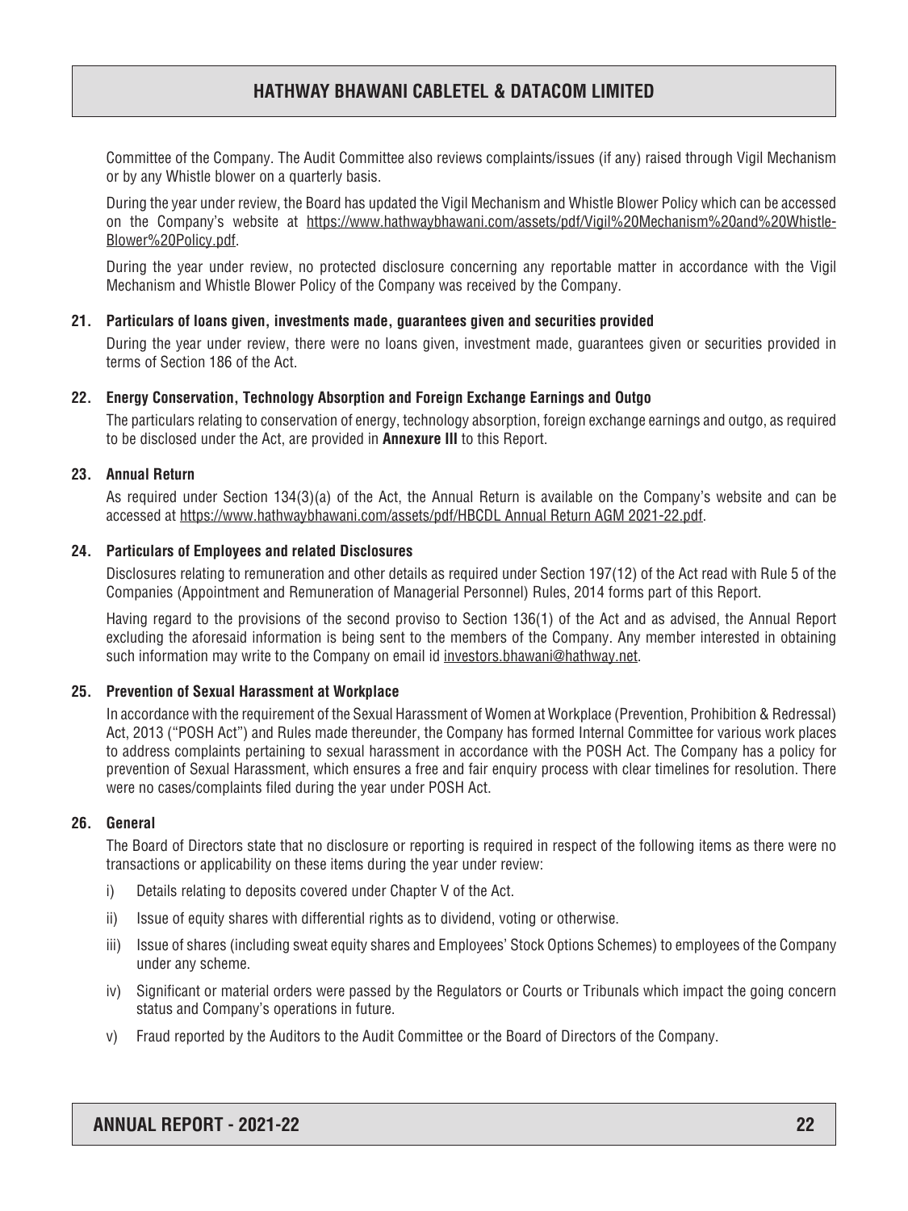Committee of the Company. The Audit Committee also reviews complaints/issues (if any) raised through Vigil Mechanism or by any Whistle blower on a quarterly basis.

During the year under review, the Board has updated the Vigil Mechanism and Whistle Blower Policy which can be accessed on the Company's website at https://www.hathwaybhawani.com/assets/pdf/Vigil%20Mechanism%20and%20Whistle-Blower%20Policy.pdf.

During the year under review, no protected disclosure concerning any reportable matter in accordance with the Vigil Mechanism and Whistle Blower Policy of the Company was received by the Company.

### 21. Particulars of loans given, investments made, guarantees given and securities provided

During the year under review, there were no loans given, investment made, guarantees given or securities provided in terms of Section 186 of the Act.

### 22. Energy Conservation, Technology Absorption and Foreign Exchange Earnings and Outgo

The particulars relating to conservation of energy, technology absorption, foreign exchange earnings and outgo, as required to be disclosed under the Act, are provided in **Annexure III** to this Report.

### 23. Annual Return

As required under Section 134(3)(a) of the Act, the Annual Return is available on the Company's website and can be accessed at https://www.hathwaybhawani.com/assets/pdf/HBCDL Annual Return AGM 2021-22.pdf.

### 24. Particulars of Employees and related Disclosures

Disclosures relating to remuneration and other details as required under Section 197(12) of the Act read with Rule 5 of the Companies (Appointment and Remuneration of Managerial Personnel) Rules, 2014 forms part of this Report.

Having regard to the provisions of the second proviso to Section 136(1) of the Act and as advised, the Annual Report excluding the aforesaid information is being sent to the members of the Company. Any member interested in obtaining such information may write to the Company on email id investors.bhawani@hathway.net.

### 25. Prevention of Sexual Harassment at Workplace

In accordance with the requirement of the Sexual Harassment of Women at Workplace (Prevention, Prohibition & Redressal) Act, 2013 ("POSH Act") and Rules made thereunder, the Company has formed Internal Committee for various work places to address complaints pertaining to sexual harassment in accordance with the POSH Act. The Company has a policy for prevention of Sexual Harassment, which ensures a free and fair enquiry process with clear timelines for resolution. There were no cases/complaints filed during the year under POSH Act.

### 26. General

The Board of Directors state that no disclosure or reporting is required in respect of the following items as there were no transactions or applicability on these items during the year under review:

i) Details relating to deposits covered under Chapter V of the Act.

ii) Issue of equity shares with differential rights as to dividend, voting or otherwise.

iii) Issue of shares (including sweat equity shares and Employees' Stock Options Schemes) to employees of the Company under any scheme.

iv) Significant or material orders were passed by the Regulators or Courts or Tribunals which impact the going concern status and Company's operations in future.

v) Fraud reported by the Auditors to the Audit Committee or the Board of Directors of the Company.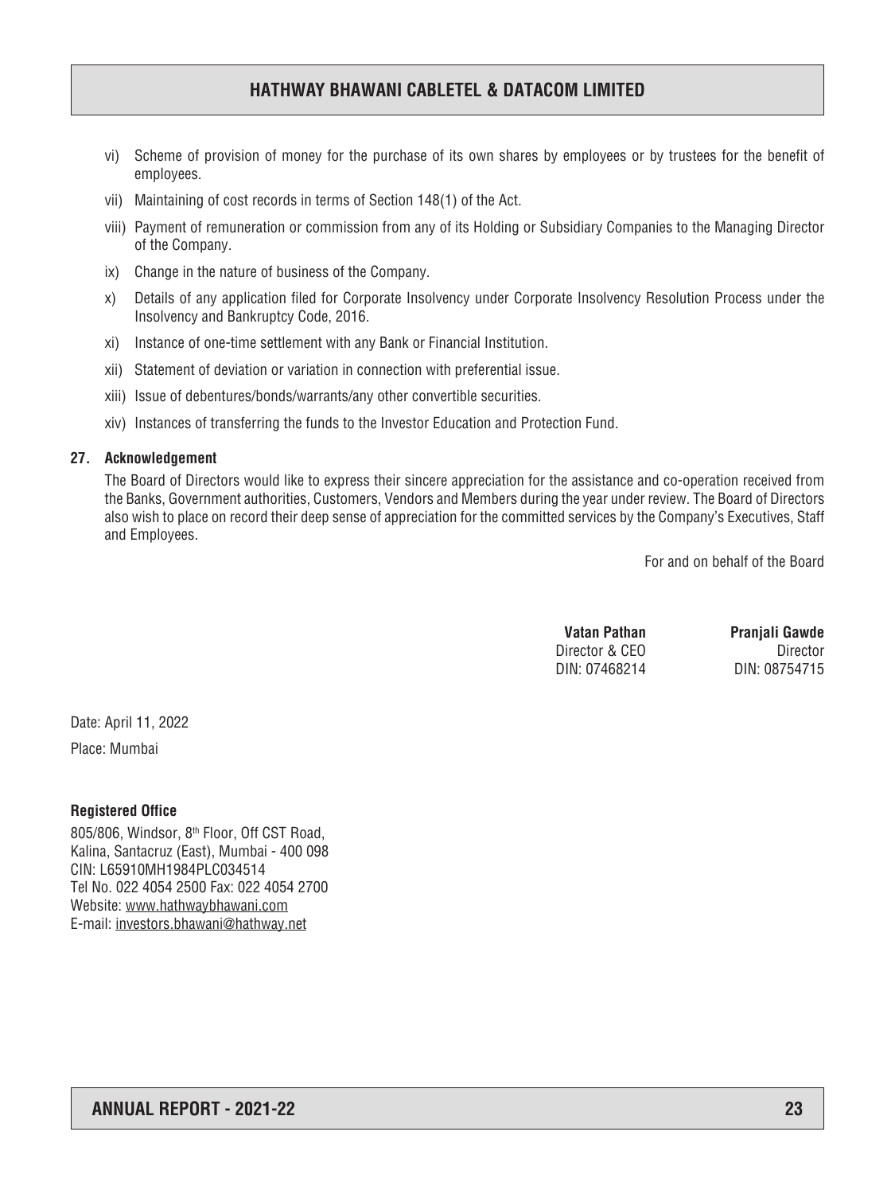vi) Scheme of provision of money for the purchase of its own shares by employees or by trustees for the benefit of employees.

vii) Maintaining of cost records in terms of Section 148(1) of the Act.

viii) Payment of remuneration or commission from any of its Holding or Subsidiary Companies to the Managing Director of the Company.

ix) Change in the nature of business of the Company.

x) Details of any application filed for Corporate Insolvency under Corporate Insolvency Resolution Process under the Insolvency and Bankruptcy Code, 2016.

xi) Instance of one-time settlement with any Bank or Financial Institution.

xii) Statement of deviation or variation in connection with preferential issue.

xiii) Issue of debentures/bonds/warrants/any other convertible securities.

xiv) Instances of transferring the funds to the Investor Education and Protection Fund.

**27. Acknowledgement**

The Board of Directors would like to express their sincere appreciation for the assistance and co-operation received from the Banks, Government authorities, Customers, Vendors and Members during the year under review. The Board of Directors also wish to place on record their deep sense of appreciation for the committed services by the Company's Executives, Staff and Employees.

For and on behalf of the Board

| **Vatan Pathan** | **Pranjali Gawde** |
|---|---|
| Director & CEO | Director |
| DIN: 07468214 | DIN: 08754715 |

Date: April 11, 2022

Place: Mumbai

**Registered Office**

805/806, Windsor, 8th Floor, Off CST Road,
Kalina, Santacruz (East), Mumbai - 400 098
CIN: L65910MH1984PLC034514
Tel No. 022 4054 2500 Fax: 022 4054 2700
Website: www.hathwaybhawani.com
E-mail: investors.bhawani@hathway.net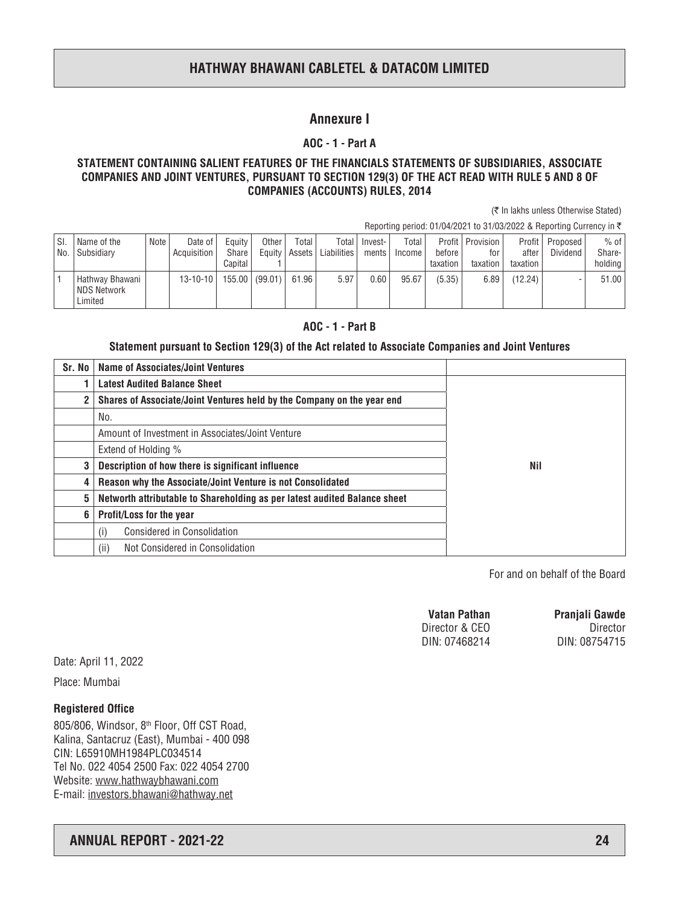## Annexure I

### AOC - 1 - Part A

**STATEMENT CONTAINING SALIENT FEATURES OF THE FINANCIALS STATEMENTS OF SUBSIDIARIES, ASSOCIATE COMPANIES AND JOINT VENTURES, PURSUANT TO SECTION 129(3) OF THE ACT READ WITH RULE 5 AND 8 OF COMPANIES (ACCOUNTS) RULES, 2014**

(₹ In lakhs unless Otherwise Stated)

Reporting period: 01/04/2021 to 31/03/2022 & Reporting Currency in ₹

| Sl. No. | Name of the Subsidiary | Note | Date of Acquisition | Equity Share Capital | Other Equity 1 | Total Assets | Total Liabilities | Investments | Total Income | Profit before taxation | Provision for taxation | Profit after taxation | Proposed Dividend | % of Shareholding |
|---|---|---|---|---|---|---|---|---|---|---|---|---|---|---|
| 1 | Hathway Bhawani NDS Network Limited | | 13-10-10 | 155.00 | (99.01) | 61.96 | 5.97 | 0.60 | 95.67 | (5.35) | 6.89 | (12.24) | - | 51.00 |

### AOC - 1 - Part B

**Statement pursuant to Section 129(3) of the Act related to Associate Companies and Joint Ventures**

| Sr. No | Name of Associates/Joint Ventures | |
|---|---|---|
| 1 | **Latest Audited Balance Sheet** | |
| 2 | **Shares of Associate/Joint Ventures held by the Company on the year end** | |
| | No. | |
| | Amount of Investment in Associates/Joint Venture | |
| | Extend of Holding % | |
| 3 | **Description of how there is significant influence** | **Nil** |
| 4 | **Reason why the Associate/Joint Venture is not Consolidated** | |
| 5 | **Networth attributable to Shareholding as per latest audited Balance sheet** | |
| 6 | **Profit/Loss for the year** | |
| | (i) Considered in Consolidation | |
| | (ii) Not Considered in Consolidation | |

For and on behalf of the Board

**Vatan Pathan**
Director & CEO
DIN: 07468214

**Pranjali Gawde**
Director
DIN: 08754715

Date: April 11, 2022

Place: Mumbai

**Registered Office**

805/806, Windsor, 8th Floor, Off CST Road,
Kalina, Santacruz (East), Mumbai - 400 098
CIN: L65910MH1984PLC034514
Tel No. 022 4054 2500 Fax: 022 4054 2700
Website: www.hathwaybhawani.com
E-mail: investors.bhawani@hathway.net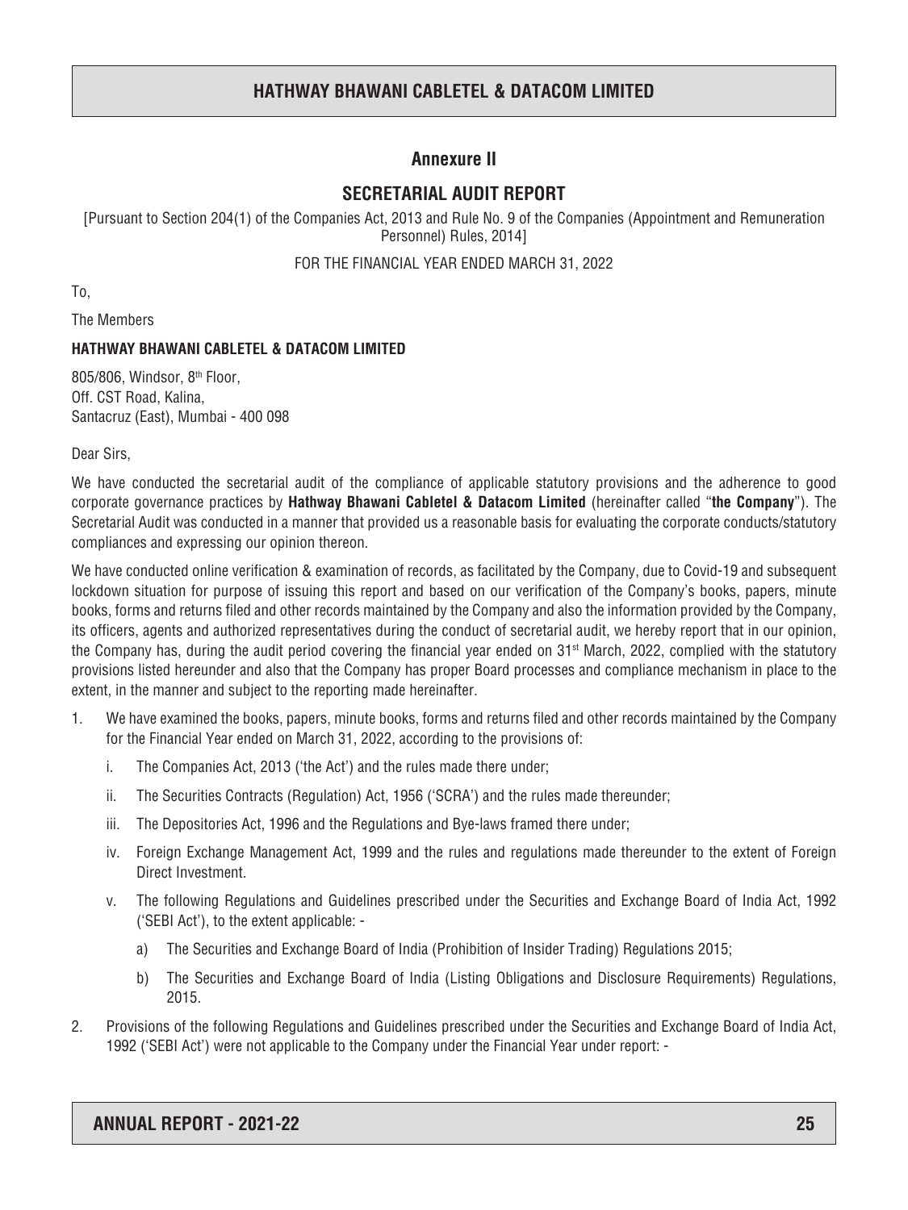## Annexure II

## SECRETARIAL AUDIT REPORT

[Pursuant to Section 204(1) of the Companies Act, 2013 and Rule No. 9 of the Companies (Appointment and Remuneration Personnel) Rules, 2014]

FOR THE FINANCIAL YEAR ENDED MARCH 31, 2022

To,

The Members

**HATHWAY BHAWANI CABLETEL & DATACOM LIMITED**

805/806, Windsor, 8th Floor,
Off. CST Road, Kalina,
Santacruz (East), Mumbai - 400 098

Dear Sirs,

We have conducted the secretarial audit of the compliance of applicable statutory provisions and the adherence to good corporate governance practices by **Hathway Bhawani Cabletel & Datacom Limited** (hereinafter called "**the Company**"). The Secretarial Audit was conducted in a manner that provided us a reasonable basis for evaluating the corporate conducts/statutory compliances and expressing our opinion thereon.

We have conducted online verification & examination of records, as facilitated by the Company, due to Covid-19 and subsequent lockdown situation for purpose of issuing this report and based on our verification of the Company's books, papers, minute books, forms and returns filed and other records maintained by the Company and also the information provided by the Company, its officers, agents and authorized representatives during the conduct of secretarial audit, we hereby report that in our opinion, the Company has, during the audit period covering the financial year ended on 31st March, 2022, complied with the statutory provisions listed hereunder and also that the Company has proper Board processes and compliance mechanism in place to the extent, in the manner and subject to the reporting made hereinafter.

1. We have examined the books, papers, minute books, forms and returns filed and other records maintained by the Company for the Financial Year ended on March 31, 2022, according to the provisions of:

   i. The Companies Act, 2013 ('the Act') and the rules made there under;

   ii. The Securities Contracts (Regulation) Act, 1956 ('SCRA') and the rules made thereunder;

   iii. The Depositories Act, 1996 and the Regulations and Bye-laws framed there under;

   iv. Foreign Exchange Management Act, 1999 and the rules and regulations made thereunder to the extent of Foreign Direct Investment.

   v. The following Regulations and Guidelines prescribed under the Securities and Exchange Board of India Act, 1992 ('SEBI Act'), to the extent applicable: -

      a) The Securities and Exchange Board of India (Prohibition of Insider Trading) Regulations 2015;

      b) The Securities and Exchange Board of India (Listing Obligations and Disclosure Requirements) Regulations, 2015.

2. Provisions of the following Regulations and Guidelines prescribed under the Securities and Exchange Board of India Act, 1992 ('SEBI Act') were not applicable to the Company under the Financial Year under report: -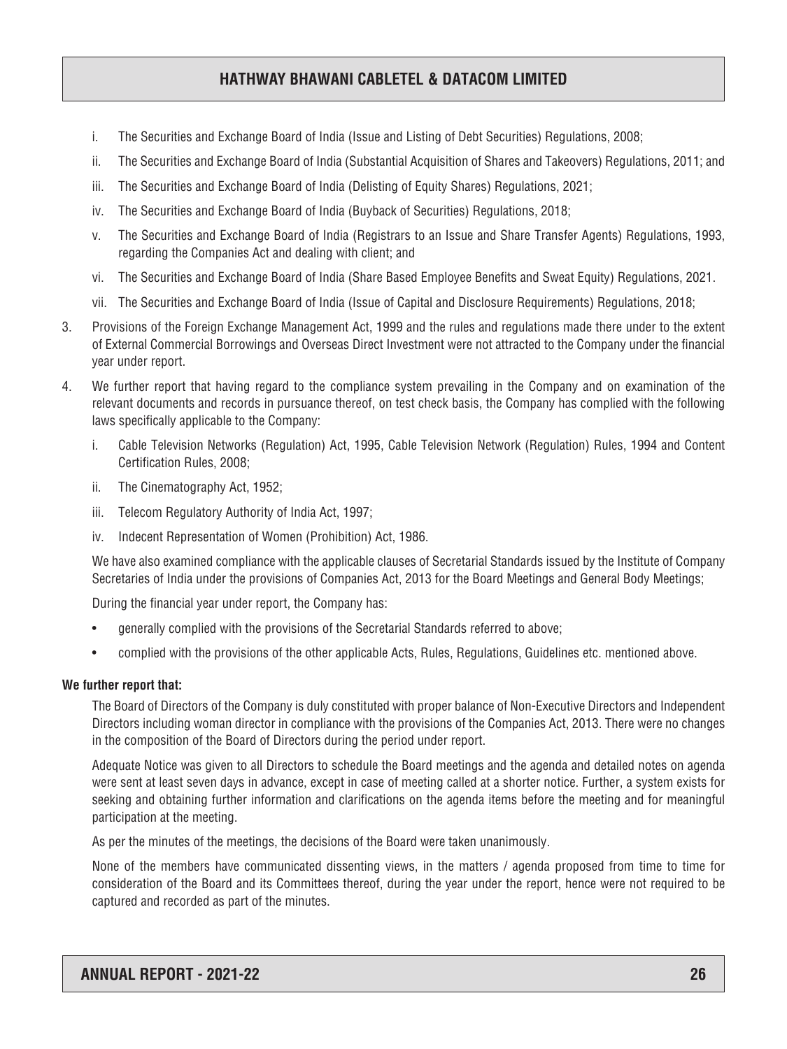i. The Securities and Exchange Board of India (Issue and Listing of Debt Securities) Regulations, 2008;

ii. The Securities and Exchange Board of India (Substantial Acquisition of Shares and Takeovers) Regulations, 2011; and

iii. The Securities and Exchange Board of India (Delisting of Equity Shares) Regulations, 2021;

iv. The Securities and Exchange Board of India (Buyback of Securities) Regulations, 2018;

v. The Securities and Exchange Board of India (Registrars to an Issue and Share Transfer Agents) Regulations, 1993, regarding the Companies Act and dealing with client; and

vi. The Securities and Exchange Board of India (Share Based Employee Benefits and Sweat Equity) Regulations, 2021.

vii. The Securities and Exchange Board of India (Issue of Capital and Disclosure Requirements) Regulations, 2018;

3. Provisions of the Foreign Exchange Management Act, 1999 and the rules and regulations made there under to the extent of External Commercial Borrowings and Overseas Direct Investment were not attracted to the Company under the financial year under report.

4. We further report that having regard to the compliance system prevailing in the Company and on examination of the relevant documents and records in pursuance thereof, on test check basis, the Company has complied with the following laws specifically applicable to the Company:

   i. Cable Television Networks (Regulation) Act, 1995, Cable Television Network (Regulation) Rules, 1994 and Content Certification Rules, 2008;

   ii. The Cinematography Act, 1952;

   iii. Telecom Regulatory Authority of India Act, 1997;

   iv. Indecent Representation of Women (Prohibition) Act, 1986.

   We have also examined compliance with the applicable clauses of Secretarial Standards issued by the Institute of Company Secretaries of India under the provisions of Companies Act, 2013 for the Board Meetings and General Body Meetings;

   During the financial year under report, the Company has:

   - generally complied with the provisions of the Secretarial Standards referred to above;
   - complied with the provisions of the other applicable Acts, Rules, Regulations, Guidelines etc. mentioned above.

**We further report that:**

The Board of Directors of the Company is duly constituted with proper balance of Non-Executive Directors and Independent Directors including woman director in compliance with the provisions of the Companies Act, 2013. There were no changes in the composition of the Board of Directors during the period under report.

Adequate Notice was given to all Directors to schedule the Board meetings and the agenda and detailed notes on agenda were sent at least seven days in advance, except in case of meeting called at a shorter notice. Further, a system exists for seeking and obtaining further information and clarifications on the agenda items before the meeting and for meaningful participation at the meeting.

As per the minutes of the meetings, the decisions of the Board were taken unanimously.

None of the members have communicated dissenting views, in the matters / agenda proposed from time to time for consideration of the Board and its Committees thereof, during the year under the report, hence were not required to be captured and recorded as part of the minutes.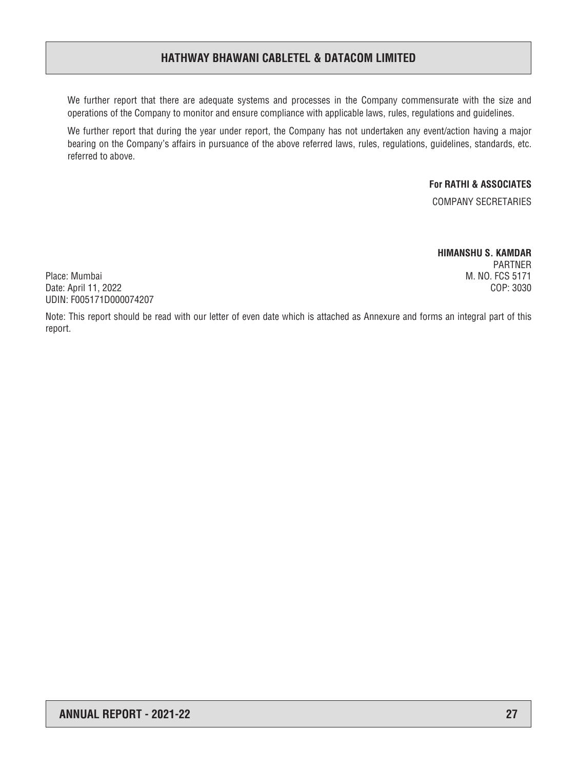We further report that there are adequate systems and processes in the Company commensurate with the size and operations of the Company to monitor and ensure compliance with applicable laws, rules, regulations and guidelines.

We further report that during the year under report, the Company has not undertaken any event/action having a major bearing on the Company's affairs in pursuance of the above referred laws, rules, regulations, guidelines, standards, etc. referred to above.

**For RATHI & ASSOCIATES**
COMPANY SECRETARIES

**HIMANSHU S. KAMDAR**
PARTNER
M. NO. FCS 5171
COP: 3030

Place: Mumbai
Date: April 11, 2022
UDIN: F005171D000074207

Note: This report should be read with our letter of even date which is attached as Annexure and forms an integral part of this report.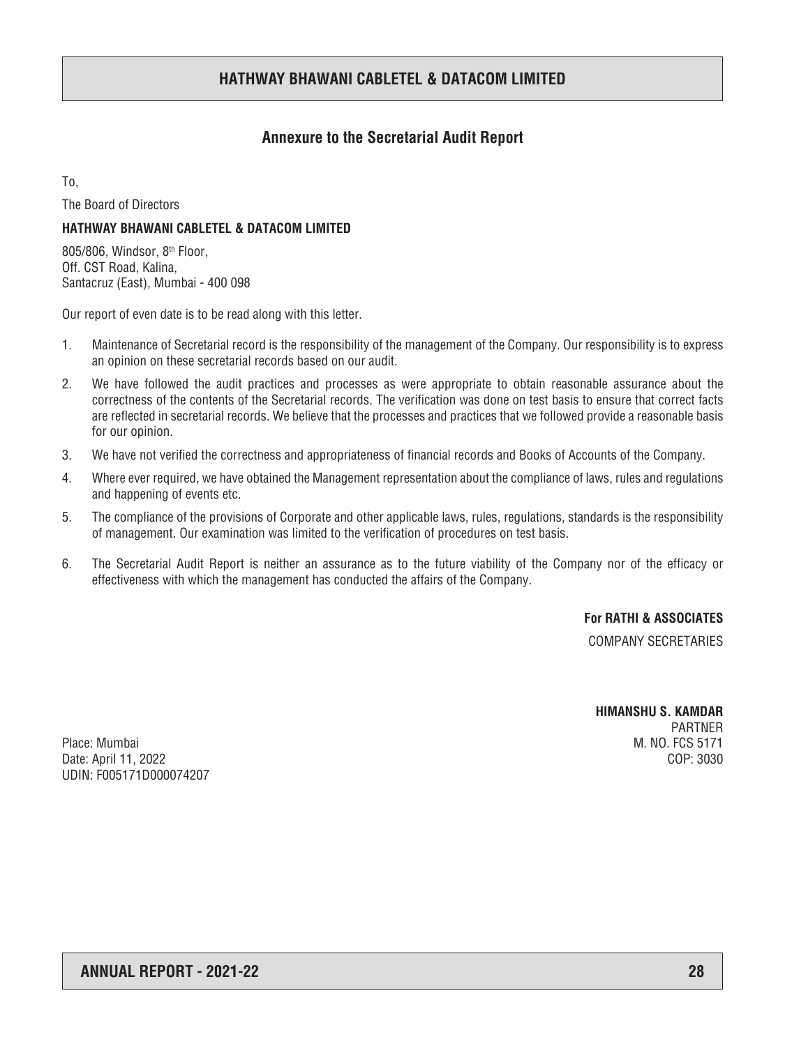## Annexure to the Secretarial Audit Report

To,

The Board of Directors

**HATHWAY BHAWANI CABLETEL & DATACOM LIMITED**

805/806, Windsor, 8th Floor,
Off. CST Road, Kalina,
Santacruz (East), Mumbai - 400 098

Our report of even date is to be read along with this letter.

1. Maintenance of Secretarial record is the responsibility of the management of the Company. Our responsibility is to express an opinion on these secretarial records based on our audit.
2. We have followed the audit practices and processes as were appropriate to obtain reasonable assurance about the correctness of the contents of the Secretarial records. The verification was done on test basis to ensure that correct facts are reflected in secretarial records. We believe that the processes and practices that we followed provide a reasonable basis for our opinion.
3. We have not verified the correctness and appropriateness of financial records and Books of Accounts of the Company.
4. Where ever required, we have obtained the Management representation about the compliance of laws, rules and regulations and happening of events etc.
5. The compliance of the provisions of Corporate and other applicable laws, rules, regulations, standards is the responsibility of management. Our examination was limited to the verification of procedures on test basis.
6. The Secretarial Audit Report is neither an assurance as to the future viability of the Company nor of the efficacy or effectiveness with which the management has conducted the affairs of the Company.

**For RATHI & ASSOCIATES**
COMPANY SECRETARIES

**HIMANSHU S. KAMDAR**
PARTNER
M. NO. FCS 5171
COP: 3030

Place: Mumbai
Date: April 11, 2022
UDIN: F005171D000074207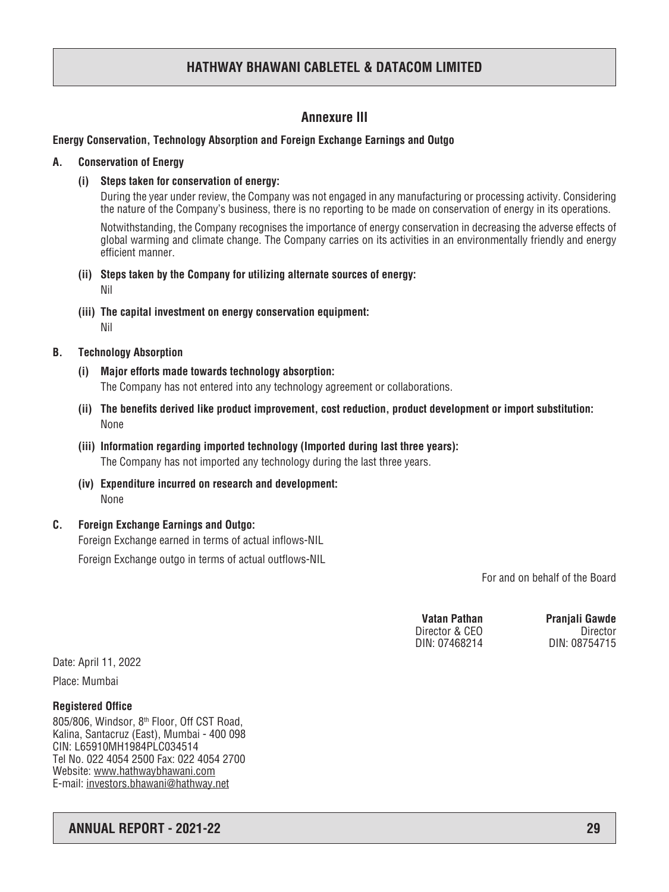## Annexure III

**Energy Conservation, Technology Absorption and Foreign Exchange Earnings and Outgo**

**A. Conservation of Energy**

**(i) Steps taken for conservation of energy:**

During the year under review, the Company was not engaged in any manufacturing or processing activity. Considering the nature of the Company's business, there is no reporting to be made on conservation of energy in its operations.

Notwithstanding, the Company recognises the importance of energy conservation in decreasing the adverse effects of global warming and climate change. The Company carries on its activities in an environmentally friendly and energy efficient manner.

**(ii) Steps taken by the Company for utilizing alternate sources of energy:**

Nil

**(iii) The capital investment on energy conservation equipment:**

Nil

**B. Technology Absorption**

**(i) Major efforts made towards technology absorption:**

The Company has not entered into any technology agreement or collaborations.

**(ii) The benefits derived like product improvement, cost reduction, product development or import substitution:**

None

**(iii) Information regarding imported technology (Imported during last three years):**

The Company has not imported any technology during the last three years.

**(iv) Expenditure incurred on research and development:**

None

**C. Foreign Exchange Earnings and Outgo:**

Foreign Exchange earned in terms of actual inflows-NIL

Foreign Exchange outgo in terms of actual outflows-NIL

For and on behalf of the Board

| **Vatan Pathan** | **Pranjali Gawde** |
|---|---|
| Director & CEO | Director |
| DIN: 07468214 | DIN: 08754715 |

Date: April 11, 2022

Place: Mumbai

**Registered Office**

805/806, Windsor, 8th Floor, Off CST Road,
Kalina, Santacruz (East), Mumbai - 400 098
CIN: L65910MH1984PLC034514
Tel No. 022 4054 2500 Fax: 022 4054 2700
Website: www.hathwaybhawani.com
E-mail: investors.bhawani@hathway.net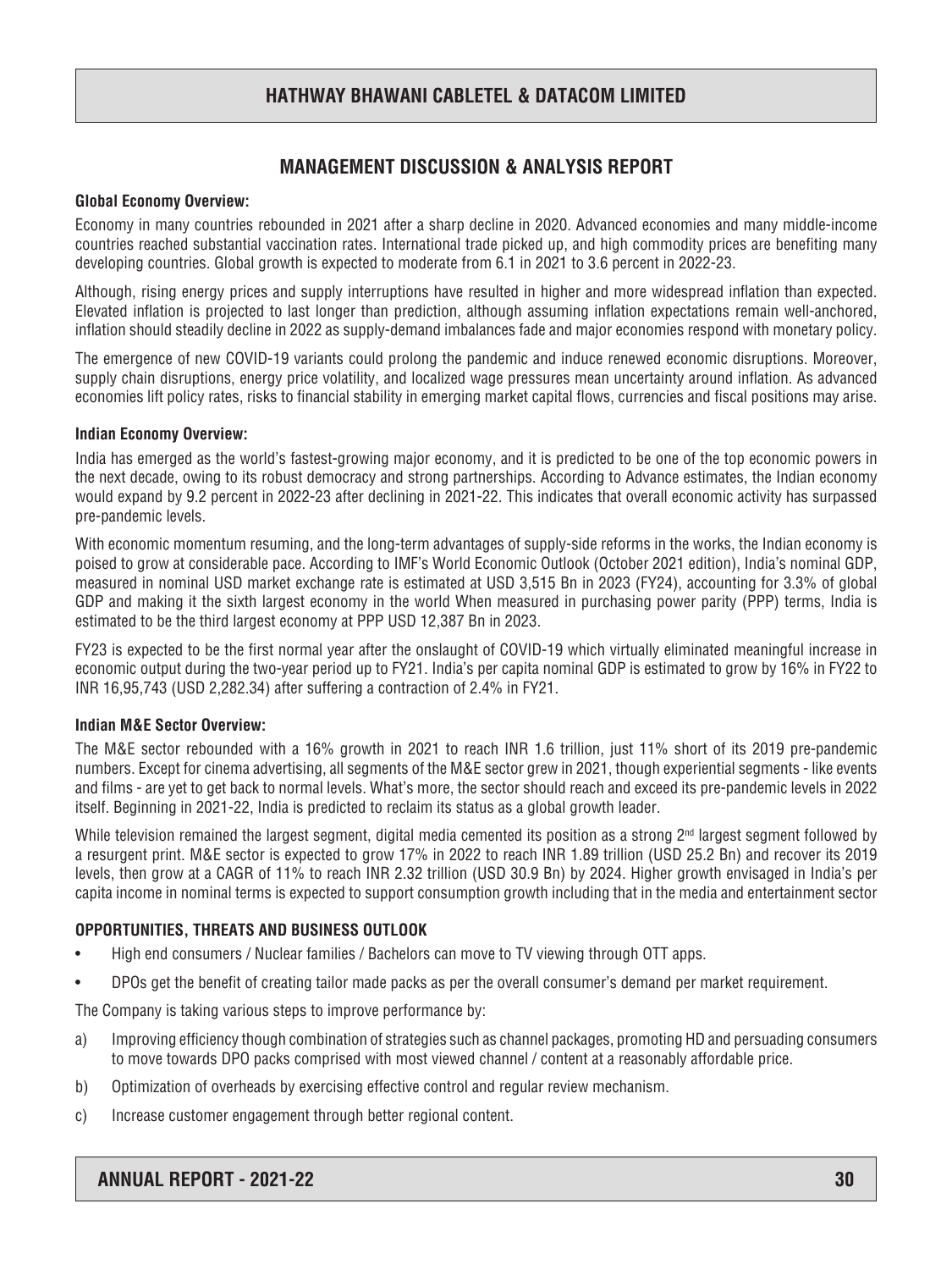# MANAGEMENT DISCUSSION & ANALYSIS REPORT

**Global Economy Overview:**

Economy in many countries rebounded in 2021 after a sharp decline in 2020. Advanced economies and many middle-income countries reached substantial vaccination rates. International trade picked up, and high commodity prices are benefiting many developing countries. Global growth is expected to moderate from 6.1 in 2021 to 3.6 percent in 2022-23.

Although, rising energy prices and supply interruptions have resulted in higher and more widespread inflation than expected. Elevated inflation is projected to last longer than prediction, although assuming inflation expectations remain well-anchored, inflation should steadily decline in 2022 as supply-demand imbalances fade and major economies respond with monetary policy.

The emergence of new COVID-19 variants could prolong the pandemic and induce renewed economic disruptions. Moreover, supply chain disruptions, energy price volatility, and localized wage pressures mean uncertainty around inflation. As advanced economies lift policy rates, risks to financial stability in emerging market capital flows, currencies and fiscal positions may arise.

**Indian Economy Overview:**

India has emerged as the world's fastest-growing major economy, and it is predicted to be one of the top economic powers in the next decade, owing to its robust democracy and strong partnerships. According to Advance estimates, the Indian economy would expand by 9.2 percent in 2022-23 after declining in 2021-22. This indicates that overall economic activity has surpassed pre-pandemic levels.

With economic momentum resuming, and the long-term advantages of supply-side reforms in the works, the Indian economy is poised to grow at considerable pace. According to IMF's World Economic Outlook (October 2021 edition), India's nominal GDP, measured in nominal USD market exchange rate is estimated at USD 3,515 Bn in 2023 (FY24), accounting for 3.3% of global GDP and making it the sixth largest economy in the world When measured in purchasing power parity (PPP) terms, India is estimated to be the third largest economy at PPP USD 12,387 Bn in 2023.

FY23 is expected to be the first normal year after the onslaught of COVID-19 which virtually eliminated meaningful increase in economic output during the two-year period up to FY21. India's per capita nominal GDP is estimated to grow by 16% in FY22 to INR 16,95,743 (USD 2,282.34) after suffering a contraction of 2.4% in FY21.

**Indian M&E Sector Overview:**

The M&E sector rebounded with a 16% growth in 2021 to reach INR 1.6 trillion, just 11% short of its 2019 pre-pandemic numbers. Except for cinema advertising, all segments of the M&E sector grew in 2021, though experiential segments - like events and films - are yet to get back to normal levels. What's more, the sector should reach and exceed its pre-pandemic levels in 2022 itself. Beginning in 2021-22, India is predicted to reclaim its status as a global growth leader.

While television remained the largest segment, digital media cemented its position as a strong 2nd largest segment followed by a resurgent print. M&E sector is expected to grow 17% in 2022 to reach INR 1.89 trillion (USD 25.2 Bn) and recover its 2019 levels, then grow at a CAGR of 11% to reach INR 2.32 trillion (USD 30.9 Bn) by 2024. Higher growth envisaged in India's per capita income in nominal terms is expected to support consumption growth including that in the media and entertainment sector

**OPPORTUNITIES, THREATS AND BUSINESS OUTLOOK**

- High end consumers / Nuclear families / Bachelors can move to TV viewing through OTT apps.
- DPOs get the benefit of creating tailor made packs as per the overall consumer's demand per market requirement.

The Company is taking various steps to improve performance by:

a) Improving efficiency though combination of strategies such as channel packages, promoting HD and persuading consumers to move towards DPO packs comprised with most viewed channel / content at a reasonably affordable price.

b) Optimization of overheads by exercising effective control and regular review mechanism.

c) Increase customer engagement through better regional content.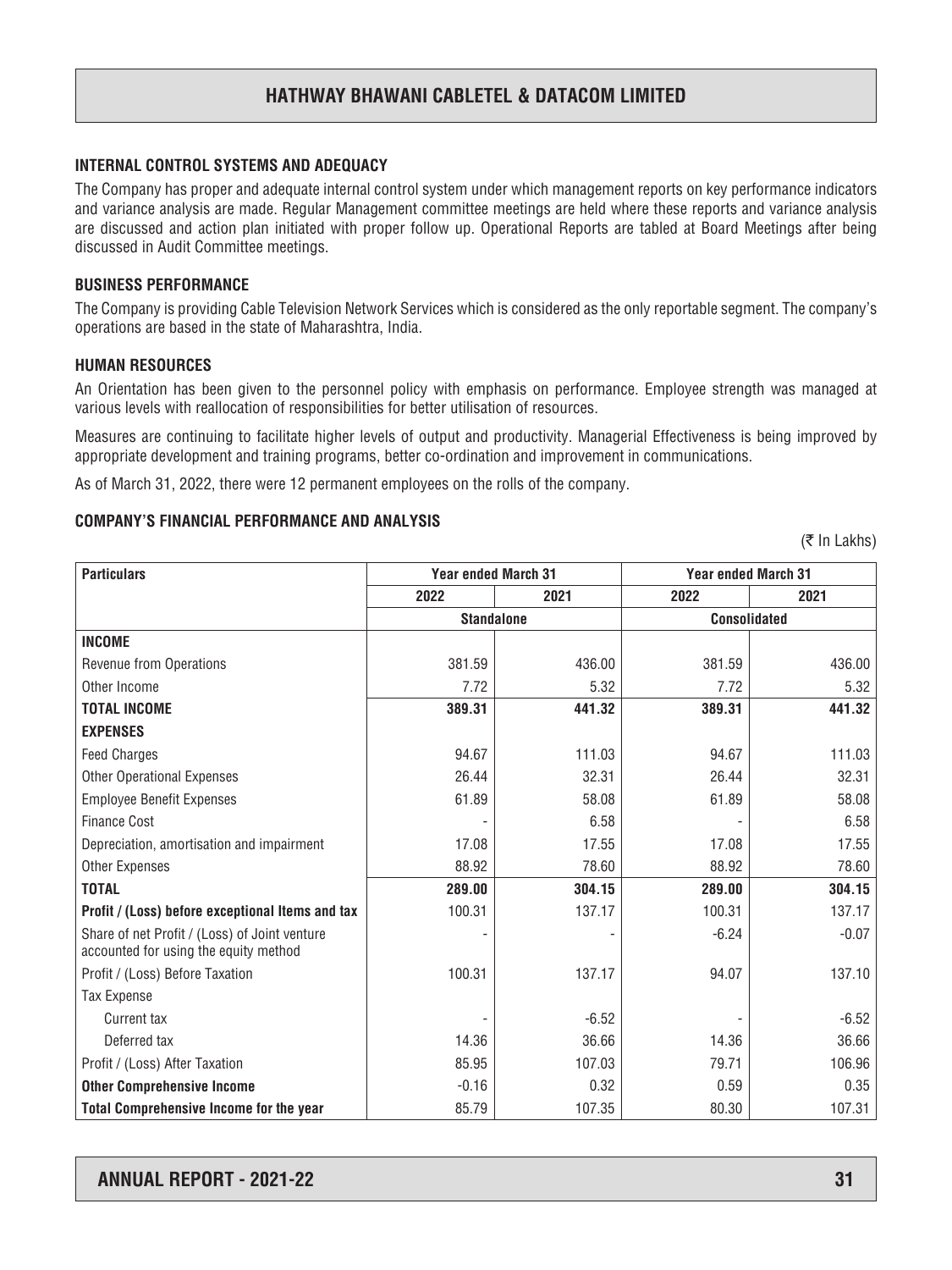## INTERNAL CONTROL SYSTEMS AND ADEQUACY

The Company has proper and adequate internal control system under which management reports on key performance indicators and variance analysis are made. Regular Management committee meetings are held where these reports and variance analysis are discussed and action plan initiated with proper follow up. Operational Reports are tabled at Board Meetings after being discussed in Audit Committee meetings.

## BUSINESS PERFORMANCE

The Company is providing Cable Television Network Services which is considered as the only reportable segment. The company's operations are based in the state of Maharashtra, India.

## HUMAN RESOURCES

An Orientation has been given to the personnel policy with emphasis on performance. Employee strength was managed at various levels with reallocation of responsibilities for better utilisation of resources.

Measures are continuing to facilitate higher levels of output and productivity. Managerial Effectiveness is being improved by appropriate development and training programs, better co-ordination and improvement in communications.

As of March 31, 2022, there were 12 permanent employees on the rolls of the company.

## COMPANY'S FINANCIAL PERFORMANCE AND ANALYSIS

(₹ In Lakhs)

| Particulars | Year ended March 31 | | Year ended March 31 | |
|---|---|---|---|---|
| | 2022 | 2021 | 2022 | 2021 |
| | Standalone | | Consolidated | |
| **INCOME** | | | | |
| Revenue from Operations | 381.59 | 436.00 | 381.59 | 436.00 |
| Other Income | 7.72 | 5.32 | 7.72 | 5.32 |
| **TOTAL INCOME** | **389.31** | **441.32** | **389.31** | **441.32** |
| **EXPENSES** | | | | |
| Feed Charges | 94.67 | 111.03 | 94.67 | 111.03 |
| Other Operational Expenses | 26.44 | 32.31 | 26.44 | 32.31 |
| Employee Benefit Expenses | 61.89 | 58.08 | 61.89 | 58.08 |
| Finance Cost | - | 6.58 | - | 6.58 |
| Depreciation, amortisation and impairment | 17.08 | 17.55 | 17.08 | 17.55 |
| Other Expenses | 88.92 | 78.60 | 88.92 | 78.60 |
| **TOTAL** | **289.00** | **304.15** | **289.00** | **304.15** |
| **Profit / (Loss) before exceptional Items and tax** | 100.31 | 137.17 | 100.31 | 137.17 |
| Share of net Profit / (Loss) of Joint venture accounted for using the equity method | - | - | -6.24 | -0.07 |
| Profit / (Loss) Before Taxation | 100.31 | 137.17 | 94.07 | 137.10 |
| Tax Expense | | | | |
| Current tax | - | -6.52 | - | -6.52 |
| Deferred tax | 14.36 | 36.66 | 14.36 | 36.66 |
| Profit / (Loss) After Taxation | 85.95 | 107.03 | 79.71 | 106.96 |
| **Other Comprehensive Income** | -0.16 | 0.32 | 0.59 | 0.35 |
| **Total Comprehensive Income for the year** | 85.79 | 107.35 | 80.30 | 107.31 |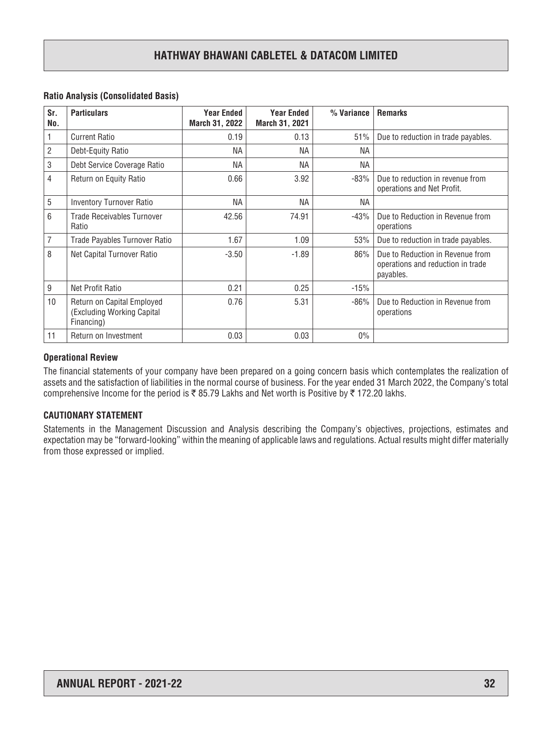#### Ratio Analysis (Consolidated Basis)

| Sr. No. | Particulars | Year Ended March 31, 2022 | Year Ended March 31, 2021 | % Variance | Remarks |
|---|---|---|---|---|---|
| 1 | Current Ratio | 0.19 | 0.13 | 51% | Due to reduction in trade payables. |
| 2 | Debt-Equity Ratio | NA | NA | NA | |
| 3 | Debt Service Coverage Ratio | NA | NA | NA | |
| 4 | Return on Equity Ratio | 0.66 | 3.92 | -83% | Due to reduction in revenue from operations and Net Profit. |
| 5 | Inventory Turnover Ratio | NA | NA | NA | |
| 6 | Trade Receivables Turnover Ratio | 42.56 | 74.91 | -43% | Due to Reduction in Revenue from operations |
| 7 | Trade Payables Turnover Ratio | 1.67 | 1.09 | 53% | Due to reduction in trade payables. |
| 8 | Net Capital Turnover Ratio | -3.50 | -1.89 | 86% | Due to Reduction in Revenue from operations and reduction in trade payables. |
| 9 | Net Profit Ratio | 0.21 | 0.25 | -15% | |
| 10 | Return on Capital Employed (Excluding Working Capital Financing) | 0.76 | 5.31 | -86% | Due to Reduction in Revenue from operations |
| 11 | Return on Investment | 0.03 | 0.03 | 0% | |

#### Operational Review

The financial statements of your company have been prepared on a going concern basis which contemplates the realization of assets and the satisfaction of liabilities in the normal course of business. For the year ended 31 March 2022, the Company's total comprehensive Income for the period is ₹ 85.79 Lakhs and Net worth is Positive by ₹ 172.20 lakhs.

#### CAUTIONARY STATEMENT

Statements in the Management Discussion and Analysis describing the Company's objectives, projections, estimates and expectation may be "forward-looking" within the meaning of applicable laws and regulations. Actual results might differ materially from those expressed or implied.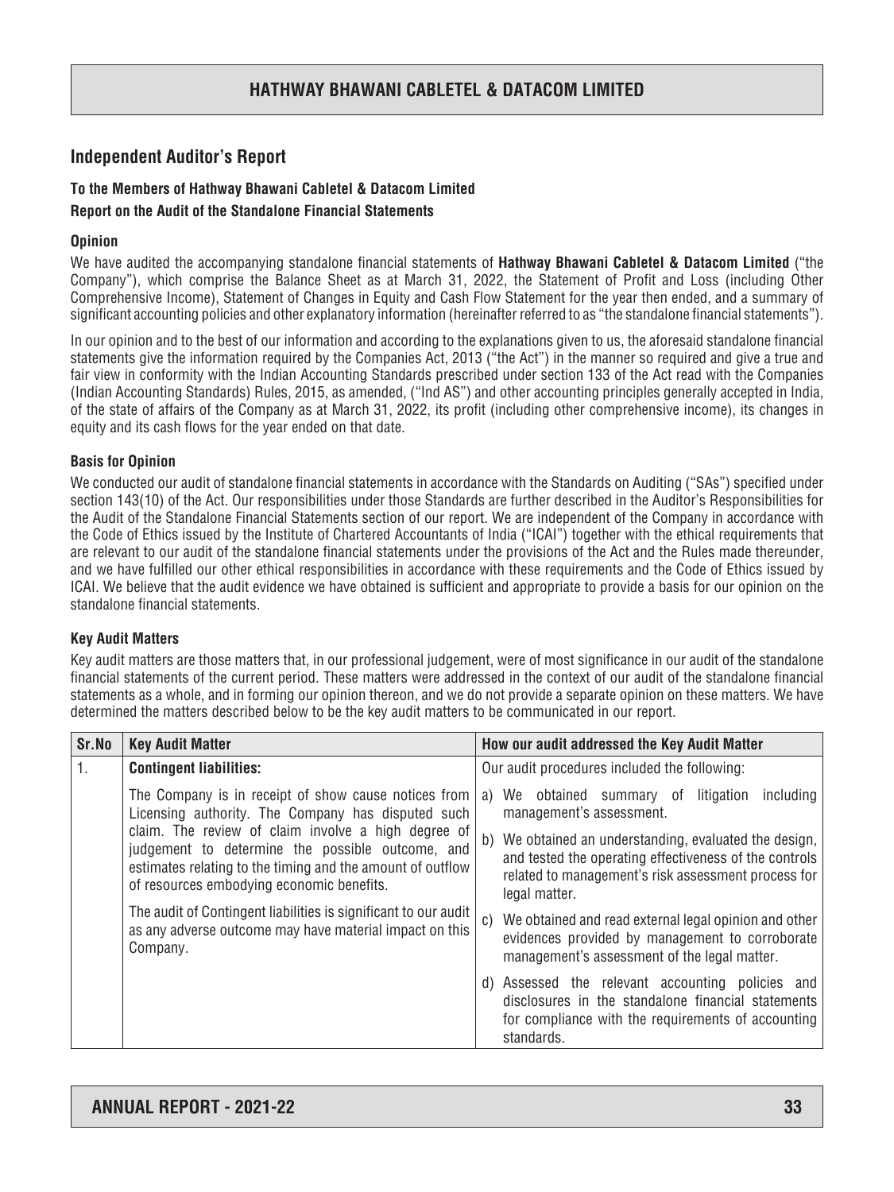## Independent Auditor's Report

**To the Members of Hathway Bhawani Cabletel & Datacom Limited**

**Report on the Audit of the Standalone Financial Statements**

### Opinion

We have audited the accompanying standalone financial statements of **Hathway Bhawani Cabletel & Datacom Limited** ("the Company"), which comprise the Balance Sheet as at March 31, 2022, the Statement of Profit and Loss (including Other Comprehensive Income), Statement of Changes in Equity and Cash Flow Statement for the year then ended, and a summary of significant accounting policies and other explanatory information (hereinafter referred to as "the standalone financial statements").

In our opinion and to the best of our information and according to the explanations given to us, the aforesaid standalone financial statements give the information required by the Companies Act, 2013 ("the Act") in the manner so required and give a true and fair view in conformity with the Indian Accounting Standards prescribed under section 133 of the Act read with the Companies (Indian Accounting Standards) Rules, 2015, as amended, ("Ind AS") and other accounting principles generally accepted in India, of the state of affairs of the Company as at March 31, 2022, its profit (including other comprehensive income), its changes in equity and its cash flows for the year ended on that date.

### Basis for Opinion

We conducted our audit of standalone financial statements in accordance with the Standards on Auditing ("SAs") specified under section 143(10) of the Act. Our responsibilities under those Standards are further described in the Auditor's Responsibilities for the Audit of the Standalone Financial Statements section of our report. We are independent of the Company in accordance with the Code of Ethics issued by the Institute of Chartered Accountants of India ("ICAI") together with the ethical requirements that are relevant to our audit of the standalone financial statements under the provisions of the Act and the Rules made thereunder, and we have fulfilled our other ethical responsibilities in accordance with these requirements and the Code of Ethics issued by ICAI. We believe that the audit evidence we have obtained is sufficient and appropriate to provide a basis for our opinion on the standalone financial statements.

### Key Audit Matters

Key audit matters are those matters that, in our professional judgement, were of most significance in our audit of the standalone financial statements of the current period. These matters were addressed in the context of our audit of the standalone financial statements as a whole, and in forming our opinion thereon, and we do not provide a separate opinion on these matters. We have determined the matters described below to be the key audit matters to be communicated in our report.

| Sr.No | Key Audit Matter | How our audit addressed the Key Audit Matter |
|---|---|---|
| 1. | **Contingent liabilities:**<br><br>The Company is in receipt of show cause notices from Licensing authority. The Company has disputed such claim. The review of claim involve a high degree of judgement to determine the possible outcome, and estimates relating to the timing and the amount of outflow of resources embodying economic benefits.<br><br>The audit of Contingent liabilities is significant to our audit as any adverse outcome may have material impact on this Company. | Our audit procedures included the following:<br><br>a) We obtained summary of litigation including management's assessment.<br><br>b) We obtained an understanding, evaluated the design, and tested the operating effectiveness of the controls related to management's risk assessment process for legal matter.<br><br>c) We obtained and read external legal opinion and other evidences provided by management to corroborate management's assessment of the legal matter.<br><br>d) Assessed the relevant accounting policies and disclosures in the standalone financial statements for compliance with the requirements of accounting standards. |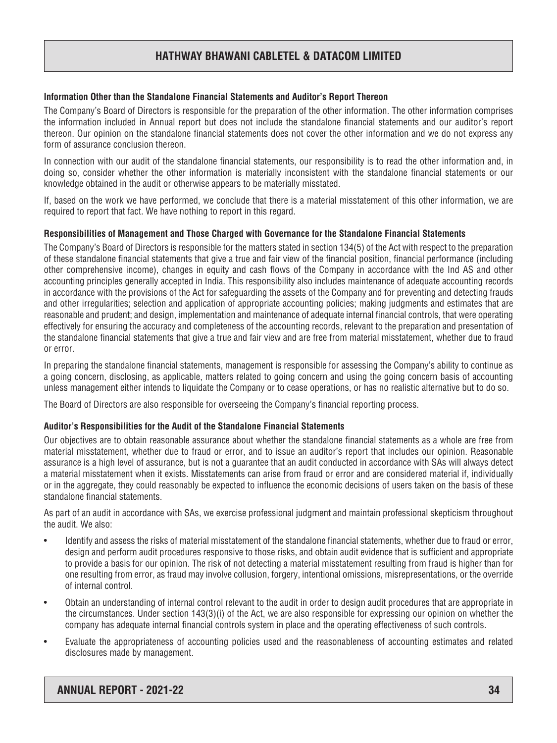#### Information Other than the Standalone Financial Statements and Auditor's Report Thereon

The Company's Board of Directors is responsible for the preparation of the other information. The other information comprises the information included in Annual report but does not include the standalone financial statements and our auditor's report thereon. Our opinion on the standalone financial statements does not cover the other information and we do not express any form of assurance conclusion thereon.

In connection with our audit of the standalone financial statements, our responsibility is to read the other information and, in doing so, consider whether the other information is materially inconsistent with the standalone financial statements or our knowledge obtained in the audit or otherwise appears to be materially misstated.

If, based on the work we have performed, we conclude that there is a material misstatement of this other information, we are required to report that fact. We have nothing to report in this regard.

#### Responsibilities of Management and Those Charged with Governance for the Standalone Financial Statements

The Company's Board of Directors is responsible for the matters stated in section 134(5) of the Act with respect to the preparation of these standalone financial statements that give a true and fair view of the financial position, financial performance (including other comprehensive income), changes in equity and cash flows of the Company in accordance with the Ind AS and other accounting principles generally accepted in India. This responsibility also includes maintenance of adequate accounting records in accordance with the provisions of the Act for safeguarding the assets of the Company and for preventing and detecting frauds and other irregularities; selection and application of appropriate accounting policies; making judgments and estimates that are reasonable and prudent; and design, implementation and maintenance of adequate internal financial controls, that were operating effectively for ensuring the accuracy and completeness of the accounting records, relevant to the preparation and presentation of the standalone financial statements that give a true and fair view and are free from material misstatement, whether due to fraud or error.

In preparing the standalone financial statements, management is responsible for assessing the Company's ability to continue as a going concern, disclosing, as applicable, matters related to going concern and using the going concern basis of accounting unless management either intends to liquidate the Company or to cease operations, or has no realistic alternative but to do so.

The Board of Directors are also responsible for overseeing the Company's financial reporting process.

#### Auditor's Responsibilities for the Audit of the Standalone Financial Statements

Our objectives are to obtain reasonable assurance about whether the standalone financial statements as a whole are free from material misstatement, whether due to fraud or error, and to issue an auditor's report that includes our opinion. Reasonable assurance is a high level of assurance, but is not a guarantee that an audit conducted in accordance with SAs will always detect a material misstatement when it exists. Misstatements can arise from fraud or error and are considered material if, individually or in the aggregate, they could reasonably be expected to influence the economic decisions of users taken on the basis of these standalone financial statements.

As part of an audit in accordance with SAs, we exercise professional judgment and maintain professional skepticism throughout the audit. We also:

- Identify and assess the risks of material misstatement of the standalone financial statements, whether due to fraud or error, design and perform audit procedures responsive to those risks, and obtain audit evidence that is sufficient and appropriate to provide a basis for our opinion. The risk of not detecting a material misstatement resulting from fraud is higher than for one resulting from error, as fraud may involve collusion, forgery, intentional omissions, misrepresentations, or the override of internal control.
- Obtain an understanding of internal control relevant to the audit in order to design audit procedures that are appropriate in the circumstances. Under section 143(3)(i) of the Act, we are also responsible for expressing our opinion on whether the company has adequate internal financial controls system in place and the operating effectiveness of such controls.
- Evaluate the appropriateness of accounting policies used and the reasonableness of accounting estimates and related disclosures made by management.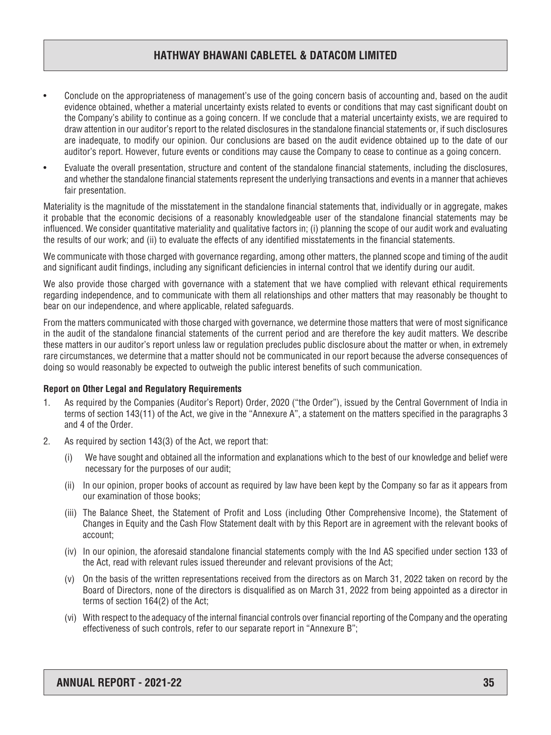- Conclude on the appropriateness of management's use of the going concern basis of accounting and, based on the audit evidence obtained, whether a material uncertainty exists related to events or conditions that may cast significant doubt on the Company's ability to continue as a going concern. If we conclude that a material uncertainty exists, we are required to draw attention in our auditor's report to the related disclosures in the standalone financial statements or, if such disclosures are inadequate, to modify our opinion. Our conclusions are based on the audit evidence obtained up to the date of our auditor's report. However, future events or conditions may cause the Company to cease to continue as a going concern.
- Evaluate the overall presentation, structure and content of the standalone financial statements, including the disclosures, and whether the standalone financial statements represent the underlying transactions and events in a manner that achieves fair presentation.

Materiality is the magnitude of the misstatement in the standalone financial statements that, individually or in aggregate, makes it probable that the economic decisions of a reasonably knowledgeable user of the standalone financial statements may be influenced. We consider quantitative materiality and qualitative factors in; (i) planning the scope of our audit work and evaluating the results of our work; and (ii) to evaluate the effects of any identified misstatements in the financial statements.

We communicate with those charged with governance regarding, among other matters, the planned scope and timing of the audit and significant audit findings, including any significant deficiencies in internal control that we identify during our audit.

We also provide those charged with governance with a statement that we have complied with relevant ethical requirements regarding independence, and to communicate with them all relationships and other matters that may reasonably be thought to bear on our independence, and where applicable, related safeguards.

From the matters communicated with those charged with governance, we determine those matters that were of most significance in the audit of the standalone financial statements of the current period and are therefore the key audit matters. We describe these matters in our auditor's report unless law or regulation precludes public disclosure about the matter or when, in extremely rare circumstances, we determine that a matter should not be communicated in our report because the adverse consequences of doing so would reasonably be expected to outweigh the public interest benefits of such communication.

**Report on Other Legal and Regulatory Requirements**

1. As required by the Companies (Auditor's Report) Order, 2020 ("the Order"), issued by the Central Government of India in terms of section 143(11) of the Act, we give in the "Annexure A", a statement on the matters specified in the paragraphs 3 and 4 of the Order.
2. As required by section 143(3) of the Act, we report that:
   - (i) We have sought and obtained all the information and explanations which to the best of our knowledge and belief were necessary for the purposes of our audit;
   - (ii) In our opinion, proper books of account as required by law have been kept by the Company so far as it appears from our examination of those books;
   - (iii) The Balance Sheet, the Statement of Profit and Loss (including Other Comprehensive Income), the Statement of Changes in Equity and the Cash Flow Statement dealt with by this Report are in agreement with the relevant books of account;
   - (iv) In our opinion, the aforesaid standalone financial statements comply with the Ind AS specified under section 133 of the Act, read with relevant rules issued thereunder and relevant provisions of the Act;
   - (v) On the basis of the written representations received from the directors as on March 31, 2022 taken on record by the Board of Directors, none of the directors is disqualified as on March 31, 2022 from being appointed as a director in terms of section 164(2) of the Act;
   - (vi) With respect to the adequacy of the internal financial controls over financial reporting of the Company and the operating effectiveness of such controls, refer to our separate report in "Annexure B";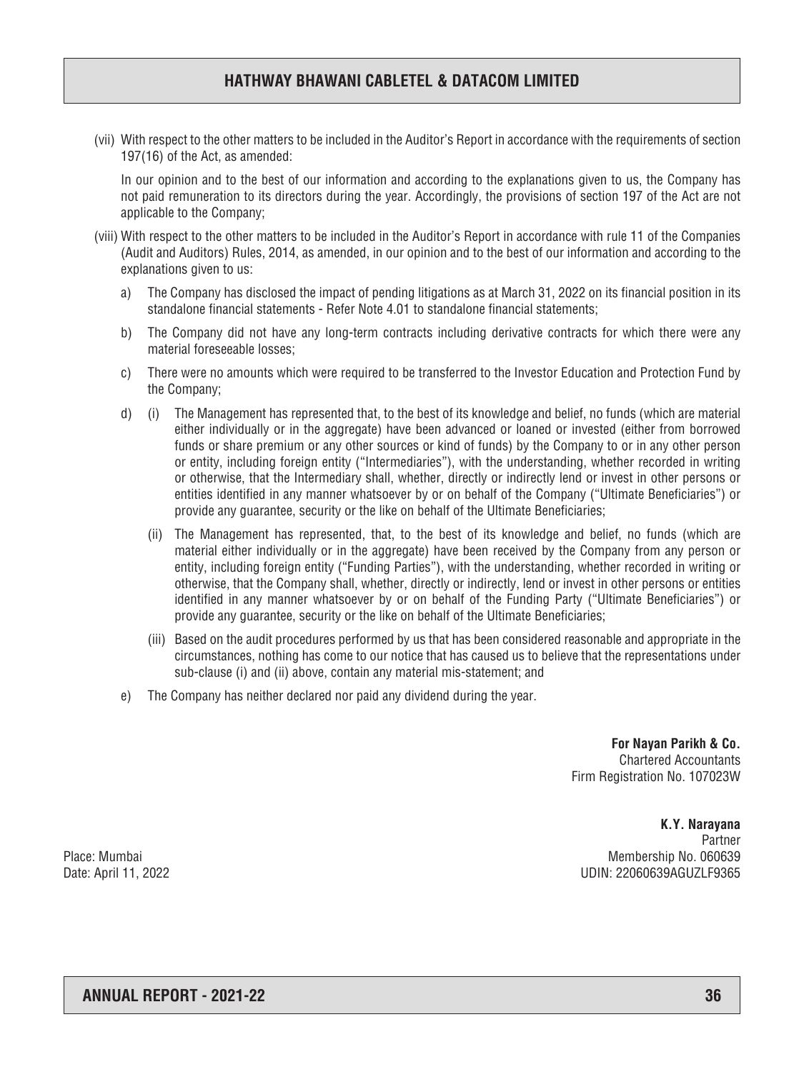(vii) With respect to the other matters to be included in the Auditor's Report in accordance with the requirements of section 197(16) of the Act, as amended:

In our opinion and to the best of our information and according to the explanations given to us, the Company has not paid remuneration to its directors during the year. Accordingly, the provisions of section 197 of the Act are not applicable to the Company;

(viii) With respect to the other matters to be included in the Auditor's Report in accordance with rule 11 of the Companies (Audit and Auditors) Rules, 2014, as amended, in our opinion and to the best of our information and according to the explanations given to us:

a) The Company has disclosed the impact of pending litigations as at March 31, 2022 on its financial position in its standalone financial statements - Refer Note 4.01 to standalone financial statements;

b) The Company did not have any long-term contracts including derivative contracts for which there were any material foreseeable losses;

c) There were no amounts which were required to be transferred to the Investor Education and Protection Fund by the Company;

d) (i) The Management has represented that, to the best of its knowledge and belief, no funds (which are material either individually or in the aggregate) have been advanced or loaned or invested (either from borrowed funds or share premium or any other sources or kind of funds) by the Company to or in any other person or entity, including foreign entity ("Intermediaries"), with the understanding, whether recorded in writing or otherwise, that the Intermediary shall, whether, directly or indirectly lend or invest in other persons or entities identified in any manner whatsoever by or on behalf of the Company ("Ultimate Beneficiaries") or provide any guarantee, security or the like on behalf of the Ultimate Beneficiaries;

(ii) The Management has represented, that, to the best of its knowledge and belief, no funds (which are material either individually or in the aggregate) have been received by the Company from any person or entity, including foreign entity ("Funding Parties"), with the understanding, whether recorded in writing or otherwise, that the Company shall, whether, directly or indirectly, lend or invest in other persons or entities identified in any manner whatsoever by or on behalf of the Funding Party ("Ultimate Beneficiaries") or provide any guarantee, security or the like on behalf of the Ultimate Beneficiaries;

(iii) Based on the audit procedures performed by us that has been considered reasonable and appropriate in the circumstances, nothing has come to our notice that has caused us to believe that the representations under sub-clause (i) and (ii) above, contain any material mis-statement; and

e) The Company has neither declared nor paid any dividend during the year.

**For Nayan Parikh & Co.**
Chartered Accountants
Firm Registration No. 107023W

**K.Y. Narayana**
Partner
Membership No. 060639
UDIN: 22060639AGUZLF9365

Place: Mumbai
Date: April 11, 2022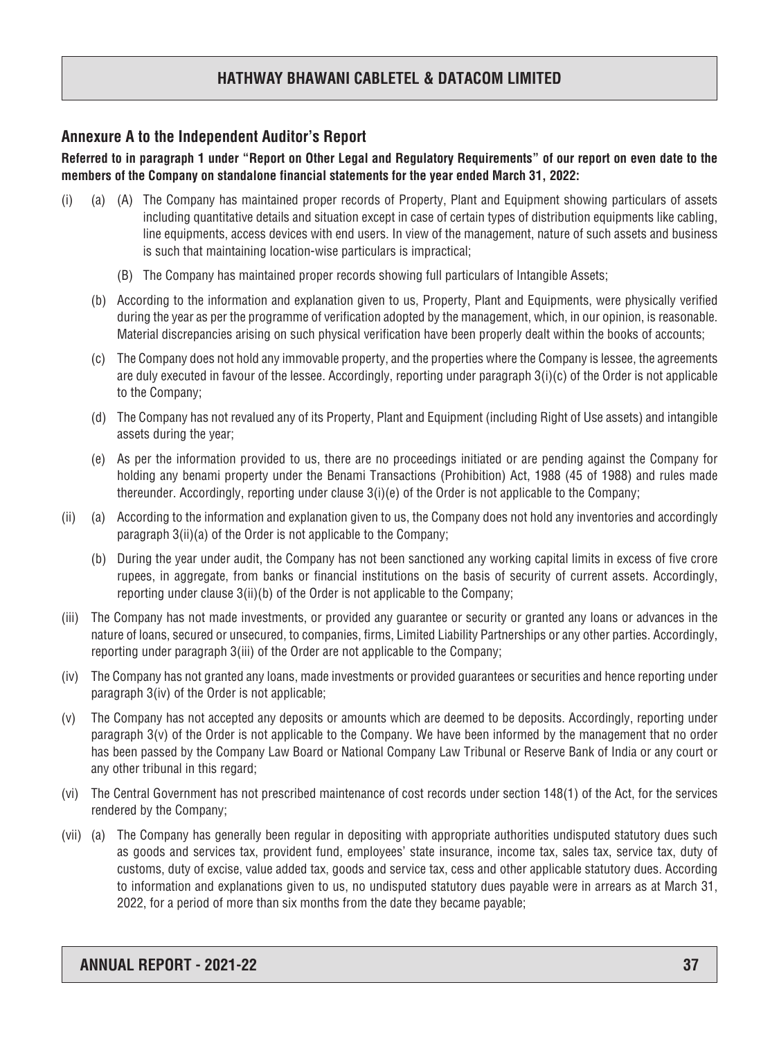## Annexure A to the Independent Auditor's Report

**Referred to in paragraph 1 under "Report on Other Legal and Regulatory Requirements" of our report on even date to the members of the Company on standalone financial statements for the year ended March 31, 2022:**

(i) (a) (A) The Company has maintained proper records of Property, Plant and Equipment showing particulars of assets including quantitative details and situation except in case of certain types of distribution equipments like cabling, line equipments, access devices with end users. In view of the management, nature of such assets and business is such that maintaining location-wise particulars is impractical;

(B) The Company has maintained proper records showing full particulars of Intangible Assets;

(b) According to the information and explanation given to us, Property, Plant and Equipments, were physically verified during the year as per the programme of verification adopted by the management, which, in our opinion, is reasonable. Material discrepancies arising on such physical verification have been properly dealt within the books of accounts;

(c) The Company does not hold any immovable property, and the properties where the Company is lessee, the agreements are duly executed in favour of the lessee. Accordingly, reporting under paragraph 3(i)(c) of the Order is not applicable to the Company;

(d) The Company has not revalued any of its Property, Plant and Equipment (including Right of Use assets) and intangible assets during the year;

(e) As per the information provided to us, there are no proceedings initiated or are pending against the Company for holding any benami property under the Benami Transactions (Prohibition) Act, 1988 (45 of 1988) and rules made thereunder. Accordingly, reporting under clause 3(i)(e) of the Order is not applicable to the Company;

(ii) (a) According to the information and explanation given to us, the Company does not hold any inventories and accordingly paragraph 3(ii)(a) of the Order is not applicable to the Company;

(b) During the year under audit, the Company has not been sanctioned any working capital limits in excess of five crore rupees, in aggregate, from banks or financial institutions on the basis of security of current assets. Accordingly, reporting under clause 3(ii)(b) of the Order is not applicable to the Company;

(iii) The Company has not made investments, or provided any guarantee or security or granted any loans or advances in the nature of loans, secured or unsecured, to companies, firms, Limited Liability Partnerships or any other parties. Accordingly, reporting under paragraph 3(iii) of the Order are not applicable to the Company;

(iv) The Company has not granted any loans, made investments or provided guarantees or securities and hence reporting under paragraph 3(iv) of the Order is not applicable;

(v) The Company has not accepted any deposits or amounts which are deemed to be deposits. Accordingly, reporting under paragraph 3(v) of the Order is not applicable to the Company. We have been informed by the management that no order has been passed by the Company Law Board or National Company Law Tribunal or Reserve Bank of India or any court or any other tribunal in this regard;

(vi) The Central Government has not prescribed maintenance of cost records under section 148(1) of the Act, for the services rendered by the Company;

(vii) (a) The Company has generally been regular in depositing with appropriate authorities undisputed statutory dues such as goods and services tax, provident fund, employees' state insurance, income tax, sales tax, service tax, duty of customs, duty of excise, value added tax, goods and service tax, cess and other applicable statutory dues. According to information and explanations given to us, no undisputed statutory dues payable were in arrears as at March 31, 2022, for a period of more than six months from the date they became payable;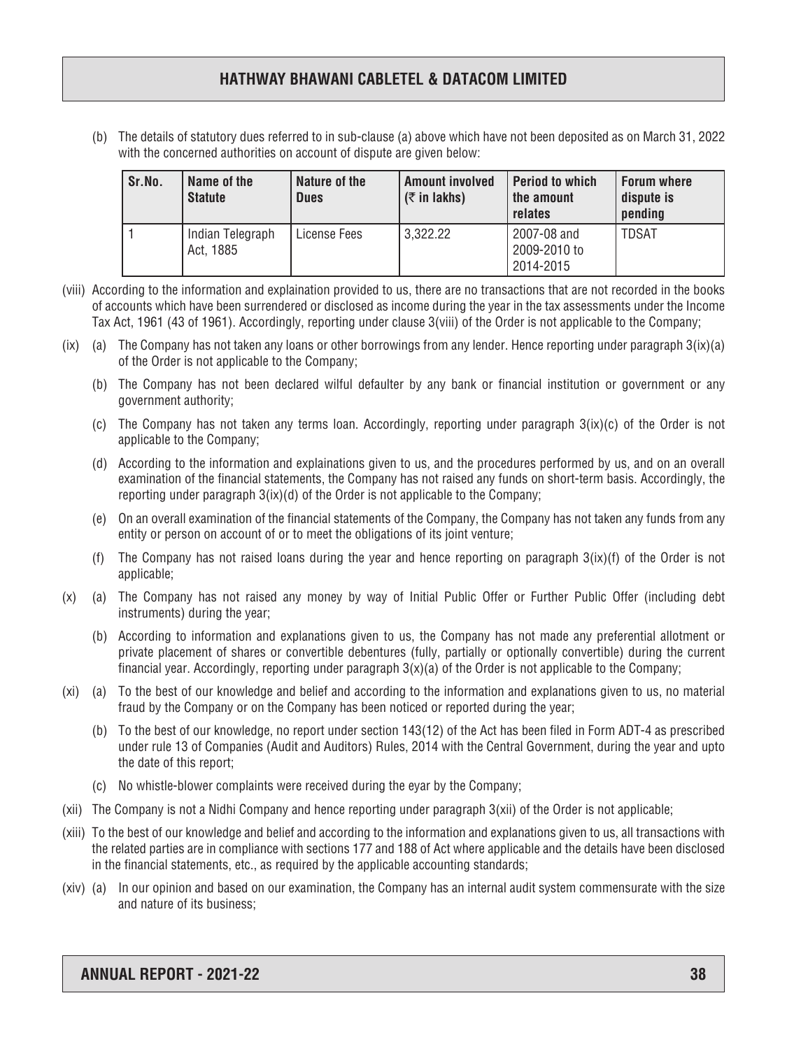(b) The details of statutory dues referred to in sub-clause (a) above which have not been deposited as on March 31, 2022 with the concerned authorities on account of dispute are given below:

| Sr.No. | Name of the Statute | Nature of the Dues | Amount involved (₹ in lakhs) | Period to which the amount relates | Forum where dispute is pending |
|---|---|---|---|---|---|
| 1 | Indian Telegraph Act, 1885 | License Fees | 3,322.22 | 2007-08 and 2009-2010 to 2014-2015 | TDSAT |

(viii) According to the information and explaination provided to us, there are no transactions that are not recorded in the books of accounts which have been surrendered or disclosed as income during the year in the tax assessments under the Income Tax Act, 1961 (43 of 1961). Accordingly, reporting under clause 3(viii) of the Order is not applicable to the Company;

(ix) (a) The Company has not taken any loans or other borrowings from any lender. Hence reporting under paragraph 3(ix)(a) of the Order is not applicable to the Company;

(b) The Company has not been declared wilful defaulter by any bank or financial institution or government or any government authority;

(c) The Company has not taken any terms loan. Accordingly, reporting under paragraph 3(ix)(c) of the Order is not applicable to the Company;

(d) According to the information and explainations given to us, and the procedures performed by us, and on an overall examination of the financial statements, the Company has not raised any funds on short-term basis. Accordingly, the reporting under paragraph 3(ix)(d) of the Order is not applicable to the Company;

(e) On an overall examination of the financial statements of the Company, the Company has not taken any funds from any entity or person on account of or to meet the obligations of its joint venture;

(f) The Company has not raised loans during the year and hence reporting on paragraph 3(ix)(f) of the Order is not applicable;

(x) (a) The Company has not raised any money by way of Initial Public Offer or Further Public Offer (including debt instruments) during the year;

(b) According to information and explanations given to us, the Company has not made any preferential allotment or private placement of shares or convertible debentures (fully, partially or optionally convertible) during the current financial year. Accordingly, reporting under paragraph 3(x)(a) of the Order is not applicable to the Company;

(xi) (a) To the best of our knowledge and belief and according to the information and explanations given to us, no material fraud by the Company or on the Company has been noticed or reported during the year;

(b) To the best of our knowledge, no report under section 143(12) of the Act has been filed in Form ADT-4 as prescribed under rule 13 of Companies (Audit and Auditors) Rules, 2014 with the Central Government, during the year and upto the date of this report;

(c) No whistle-blower complaints were received during the eyar by the Company;

(xii) The Company is not a Nidhi Company and hence reporting under paragraph 3(xii) of the Order is not applicable;

(xiii) To the best of our knowledge and belief and according to the information and explanations given to us, all transactions with the related parties are in compliance with sections 177 and 188 of Act where applicable and the details have been disclosed in the financial statements, etc., as required by the applicable accounting standards;

(xiv) (a) In our opinion and based on our examination, the Company has an internal audit system commensurate with the size and nature of its business;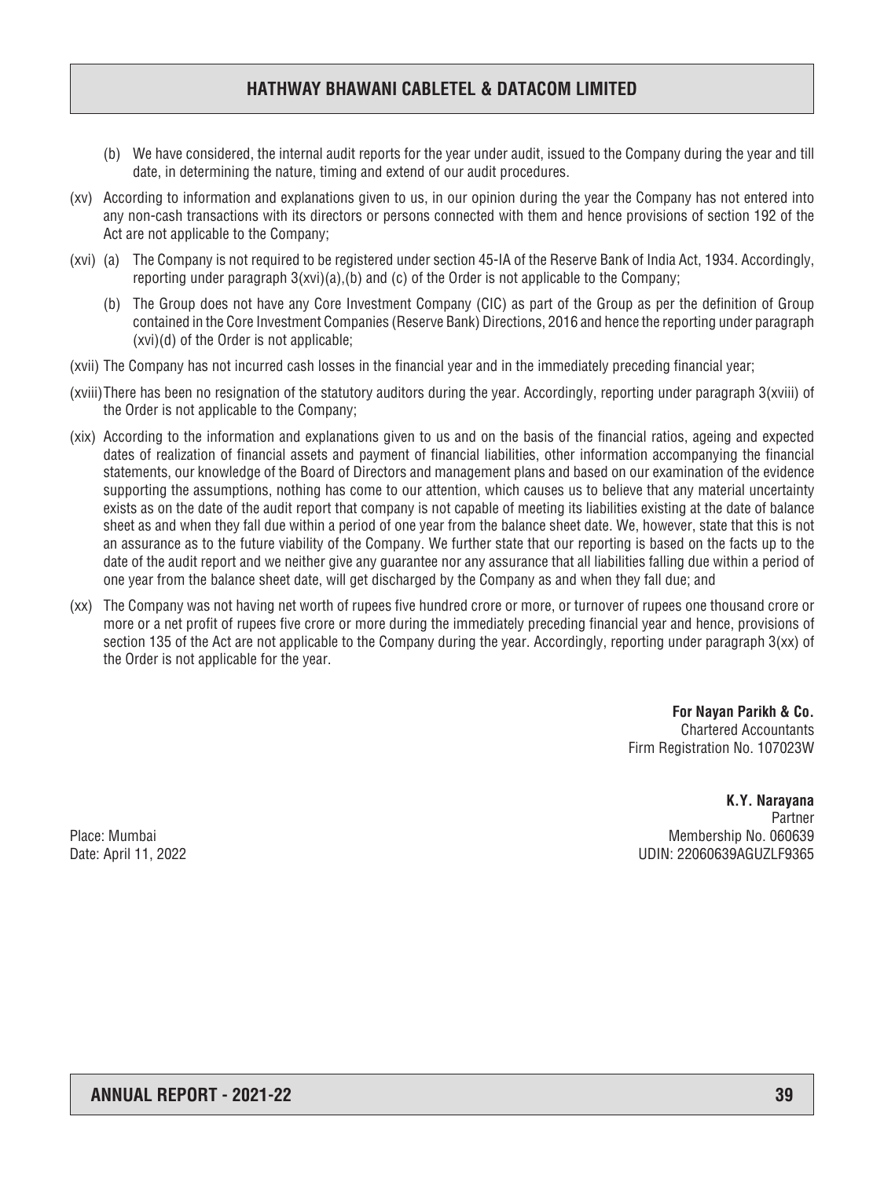(b) We have considered, the internal audit reports for the year under audit, issued to the Company during the year and till date, in determining the nature, timing and extend of our audit procedures.

(xv) According to information and explanations given to us, in our opinion during the year the Company has not entered into any non-cash transactions with its directors or persons connected with them and hence provisions of section 192 of the Act are not applicable to the Company;

(xvi) (a) The Company is not required to be registered under section 45-IA of the Reserve Bank of India Act, 1934. Accordingly, reporting under paragraph 3(xvi)(a),(b) and (c) of the Order is not applicable to the Company;

(b) The Group does not have any Core Investment Company (CIC) as part of the Group as per the definition of Group contained in the Core Investment Companies (Reserve Bank) Directions, 2016 and hence the reporting under paragraph (xvi)(d) of the Order is not applicable;

(xvii) The Company has not incurred cash losses in the financial year and in the immediately preceding financial year;

(xviii) There has been no resignation of the statutory auditors during the year. Accordingly, reporting under paragraph 3(xviii) of the Order is not applicable to the Company;

(xix) According to the information and explanations given to us and on the basis of the financial ratios, ageing and expected dates of realization of financial assets and payment of financial liabilities, other information accompanying the financial statements, our knowledge of the Board of Directors and management plans and based on our examination of the evidence supporting the assumptions, nothing has come to our attention, which causes us to believe that any material uncertainty exists as on the date of the audit report that company is not capable of meeting its liabilities existing at the date of balance sheet as and when they fall due within a period of one year from the balance sheet date. We, however, state that this is not an assurance as to the future viability of the Company. We further state that our reporting is based on the facts up to the date of the audit report and we neither give any guarantee nor any assurance that all liabilities falling due within a period of one year from the balance sheet date, will get discharged by the Company as and when they fall due; and

(xx) The Company was not having net worth of rupees five hundred crore or more, or turnover of rupees one thousand crore or more or a net profit of rupees five crore or more during the immediately preceding financial year and hence, provisions of section 135 of the Act are not applicable to the Company during the year. Accordingly, reporting under paragraph 3(xx) of the Order is not applicable for the year.

**For Nayan Parikh & Co.**
Chartered Accountants
Firm Registration No. 107023W

**K.Y. Narayana**
Partner
Membership No. 060639
UDIN: 22060639AGUZLF9365

Place: Mumbai
Date: April 11, 2022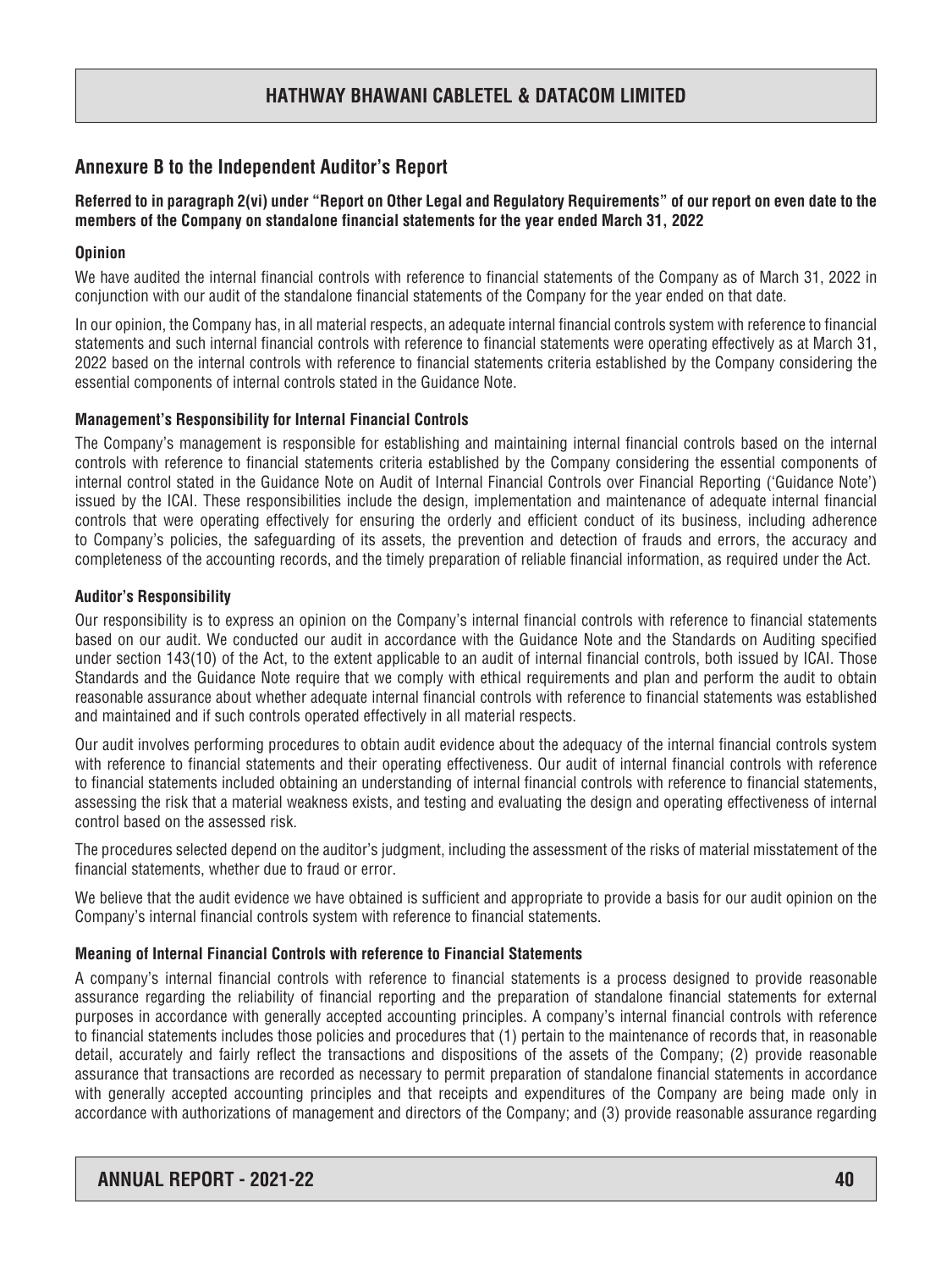## Annexure B to the Independent Auditor's Report

**Referred to in paragraph 2(vi) under "Report on Other Legal and Regulatory Requirements" of our report on even date to the members of the Company on standalone financial statements for the year ended March 31, 2022**

**Opinion**

We have audited the internal financial controls with reference to financial statements of the Company as of March 31, 2022 in conjunction with our audit of the standalone financial statements of the Company for the year ended on that date.

In our opinion, the Company has, in all material respects, an adequate internal financial controls system with reference to financial statements and such internal financial controls with reference to financial statements were operating effectively as at March 31, 2022 based on the internal controls with reference to financial statements criteria established by the Company considering the essential components of internal controls stated in the Guidance Note.

**Management's Responsibility for Internal Financial Controls**

The Company's management is responsible for establishing and maintaining internal financial controls based on the internal controls with reference to financial statements criteria established by the Company considering the essential components of internal control stated in the Guidance Note on Audit of Internal Financial Controls over Financial Reporting ('Guidance Note') issued by the ICAI. These responsibilities include the design, implementation and maintenance of adequate internal financial controls that were operating effectively for ensuring the orderly and efficient conduct of its business, including adherence to Company's policies, the safeguarding of its assets, the prevention and detection of frauds and errors, the accuracy and completeness of the accounting records, and the timely preparation of reliable financial information, as required under the Act.

**Auditor's Responsibility**

Our responsibility is to express an opinion on the Company's internal financial controls with reference to financial statements based on our audit. We conducted our audit in accordance with the Guidance Note and the Standards on Auditing specified under section 143(10) of the Act, to the extent applicable to an audit of internal financial controls, both issued by ICAI. Those Standards and the Guidance Note require that we comply with ethical requirements and plan and perform the audit to obtain reasonable assurance about whether adequate internal financial controls with reference to financial statements was established and maintained and if such controls operated effectively in all material respects.

Our audit involves performing procedures to obtain audit evidence about the adequacy of the internal financial controls system with reference to financial statements and their operating effectiveness. Our audit of internal financial controls with reference to financial statements included obtaining an understanding of internal financial controls with reference to financial statements, assessing the risk that a material weakness exists, and testing and evaluating the design and operating effectiveness of internal control based on the assessed risk.

The procedures selected depend on the auditor's judgment, including the assessment of the risks of material misstatement of the financial statements, whether due to fraud or error.

We believe that the audit evidence we have obtained is sufficient and appropriate to provide a basis for our audit opinion on the Company's internal financial controls system with reference to financial statements.

**Meaning of Internal Financial Controls with reference to Financial Statements**

A company's internal financial controls with reference to financial statements is a process designed to provide reasonable assurance regarding the reliability of financial reporting and the preparation of standalone financial statements for external purposes in accordance with generally accepted accounting principles. A company's internal financial controls with reference to financial statements includes those policies and procedures that (1) pertain to the maintenance of records that, in reasonable detail, accurately and fairly reflect the transactions and dispositions of the assets of the Company; (2) provide reasonable assurance that transactions are recorded as necessary to permit preparation of standalone financial statements in accordance with generally accepted accounting principles and that receipts and expenditures of the Company are being made only in accordance with authorizations of management and directors of the Company; and (3) provide reasonable assurance regarding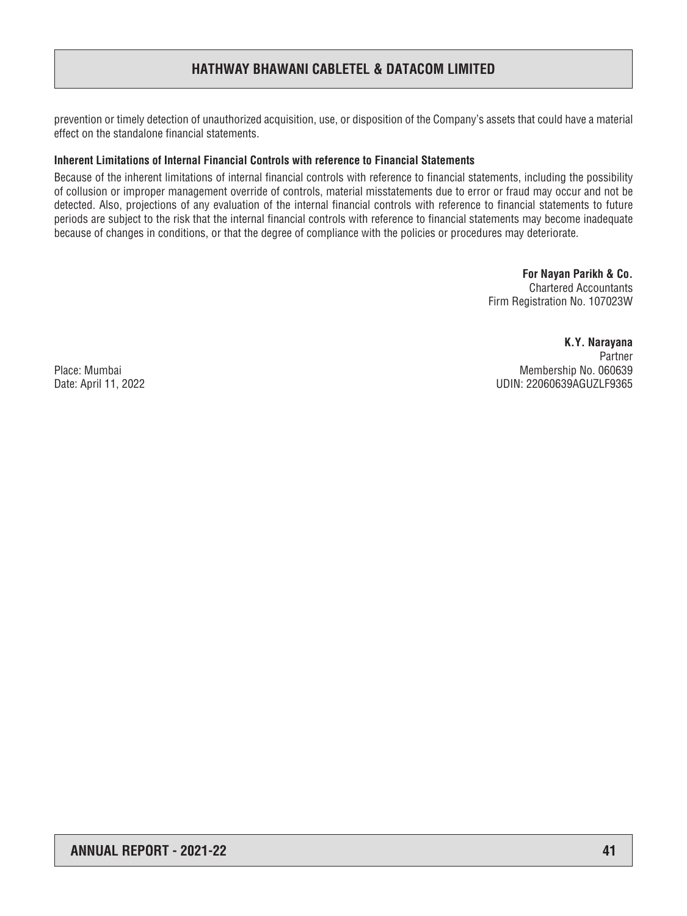prevention or timely detection of unauthorized acquisition, use, or disposition of the Company's assets that could have a material effect on the standalone financial statements.

**Inherent Limitations of Internal Financial Controls with reference to Financial Statements**

Because of the inherent limitations of internal financial controls with reference to financial statements, including the possibility of collusion or improper management override of controls, material misstatements due to error or fraud may occur and not be detected. Also, projections of any evaluation of the internal financial controls with reference to financial statements to future periods are subject to the risk that the internal financial controls with reference to financial statements may become inadequate because of changes in conditions, or that the degree of compliance with the policies or procedures may deteriorate.

**For Nayan Parikh & Co.**
Chartered Accountants
Firm Registration No. 107023W

**K.Y. Narayana**
Partner
Membership No. 060639
UDIN: 22060639AGUZLF9365

Place: Mumbai
Date: April 11, 2022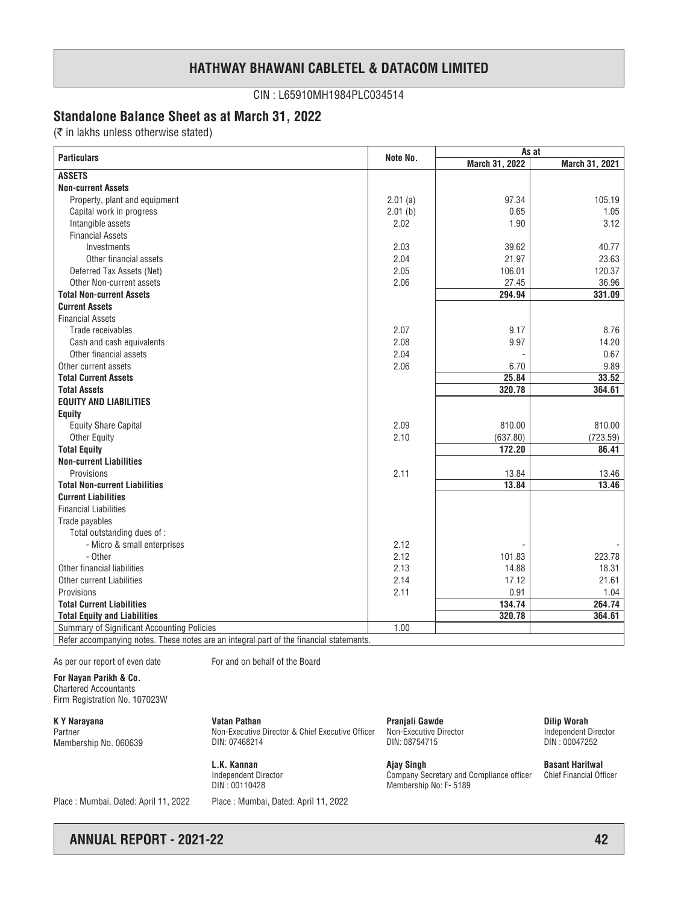# HATHWAY BHAWANI CABLETEL & DATACOM LIMITED

CIN : L65910MH1984PLC034514

## Standalone Balance Sheet as at March 31, 2022

(₹ in lakhs unless otherwise stated)

| Particulars | Note No. | As at | |
|---|---|---|---|
| | | March 31, 2022 | March 31, 2021 |
| **ASSETS** | | | |
| **Non-current Assets** | | | |
| Property, plant and equipment | 2.01 (a) | 97.34 | 105.19 |
| Capital work in progress | 2.01 (b) | 0.65 | 1.05 |
| Intangible assets | 2.02 | 1.90 | 3.12 |
| Financial Assets | | | |
| Investments | 2.03 | 39.62 | 40.77 |
| Other financial assets | 2.04 | 21.97 | 23.63 |
| Deferred Tax Assets (Net) | 2.05 | 106.01 | 120.37 |
| Other Non-current assets | 2.06 | 27.45 | 36.96 |
| **Total Non-current Assets** | | **294.94** | **331.09** |
| **Current Assets** | | | |
| Financial Assets | | | |
| Trade receivables | 2.07 | 9.17 | 8.76 |
| Cash and cash equivalents | 2.08 | 9.97 | 14.20 |
| Other financial assets | 2.04 | - | 0.67 |
| Other current assets | 2.06 | 6.70 | 9.89 |
| **Total Current Assets** | | **25.84** | **33.52** |
| **Total Assets** | | **320.78** | **364.61** |
| **EQUITY AND LIABILITIES** | | | |
| **Equity** | | | |
| Equity Share Capital | 2.09 | 810.00 | 810.00 |
| Other Equity | 2.10 | (637.80) | (723.59) |
| **Total Equity** | | **172.20** | **86.41** |
| **Non-current Liabilities** | | | |
| Provisions | 2.11 | 13.84 | 13.46 |
| **Total Non-current Liabilities** | | **13.84** | **13.46** |
| **Current Liabilities** | | | |
| Financial Liabilities | | | |
| Trade payables | | | |
| Total outstanding dues of : | | | |
| - Micro & small enterprises | 2.12 | - | - |
| - Other | 2.12 | 101.83 | 223.78 |
| Other financial liabilities | 2.13 | 14.88 | 18.31 |
| Other current Liabilities | 2.14 | 17.12 | 21.61 |
| Provisions | 2.11 | 0.91 | 1.04 |
| **Total Current Liabilities** | | **134.74** | **264.74** |
| **Total Equity and Liabilities** | | **320.78** | **364.61** |
| Summary of Significant Accounting Policies | 1.00 | | |

Refer accompanying notes. These notes are an integral part of the financial statements.

As per our report of even date

**For Nayan Parikh & Co.**
Chartered Accountants
Firm Registration No. 107023W

**K Y Narayana**
Partner
Membership No. 060639

Place : Mumbai, Dated: April 11, 2022

For and on behalf of the Board

**Vatan Pathan**
Non-Executive Director & Chief Executive Officer
DIN: 07468214

**Pranjali Gawde**
Non-Executive Director
DIN: 08754715

**Dilip Worah**
Independent Director
DIN : 00047252

**L.K. Kannan**
Independent Director
DIN : 00110428

**Ajay Singh**
Company Secretary and Compliance officer
Membership No: F- 5189

**Basant Haritwal**
Chief Financial Officer

Place : Mumbai, Dated: April 11, 2022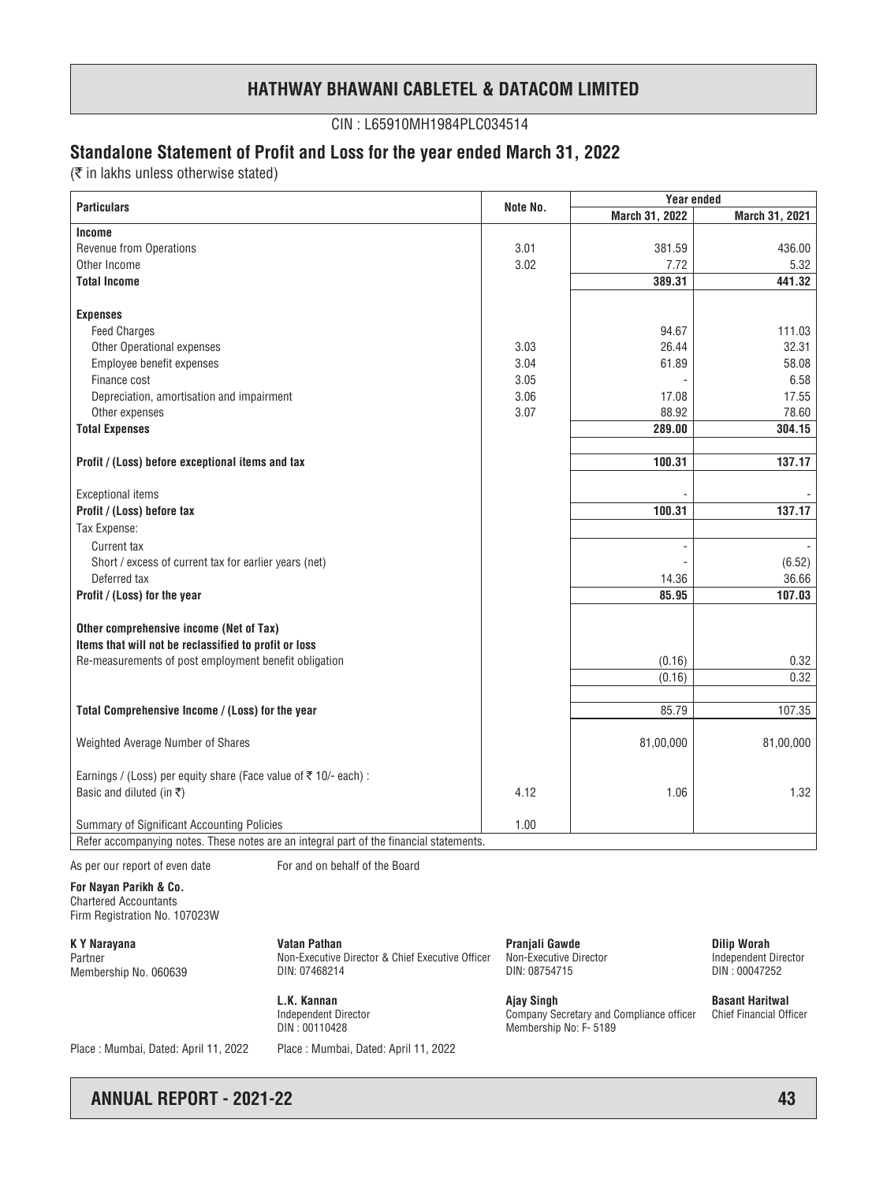# HATHWAY BHAWANI CABLETEL & DATACOM LIMITED

CIN : L65910MH1984PLC034514

## Standalone Statement of Profit and Loss for the year ended March 31, 2022

(₹ in lakhs unless otherwise stated)

| Particulars | Note No. | Year ended | |
|---|---|---|---|
| | | March 31, 2022 | March 31, 2021 |
| **Income** | | | |
| Revenue from Operations | 3.01 | 381.59 | 436.00 |
| Other Income | 3.02 | 7.72 | 5.32 |
| **Total Income** | | **389.31** | **441.32** |
| **Expenses** | | | |
| Feed Charges | | 94.67 | 111.03 |
| Other Operational expenses | 3.03 | 26.44 | 32.31 |
| Employee benefit expenses | 3.04 | 61.89 | 58.08 |
| Finance cost | 3.05 | - | 6.58 |
| Depreciation, amortisation and impairment | 3.06 | 17.08 | 17.55 |
| Other expenses | 3.07 | 88.92 | 78.60 |
| **Total Expenses** | | **289.00** | **304.15** |
| **Profit / (Loss) before exceptional items and tax** | | **100.31** | **137.17** |
| Exceptional items | | - | - |
| **Profit / (Loss) before tax** | | **100.31** | **137.17** |
| Tax Expense: | | | |
| Current tax | | - | - |
| Short / excess of current tax for earlier years (net) | | - | (6.52) |
| Deferred tax | | 14.36 | 36.66 |
| **Profit / (Loss) for the year** | | **85.95** | **107.03** |
| **Other comprehensive income (Net of Tax)** | | | |
| **Items that will not be reclassified to profit or loss** | | | |
| Re-measurements of post employment benefit obligation | | (0.16) | 0.32 |
| | | (0.16) | 0.32 |
| **Total Comprehensive Income / (Loss) for the year** | | 85.79 | 107.35 |
| Weighted Average Number of Shares | | 81,00,000 | 81,00,000 |
| Earnings / (Loss) per equity share (Face value of ₹ 10/- each) : | | | |
| Basic and diluted (in ₹) | 4.12 | 1.06 | 1.32 |
| Summary of Significant Accounting Policies | 1.00 | | |

Refer accompanying notes. These notes are an integral part of the financial statements.

As per our report of even date

For and on behalf of the Board

**For Nayan Parikh & Co.**
Chartered Accountants
Firm Registration No. 107023W

**K Y Narayana**
Partner
Membership No. 060639

**Vatan Pathan**
Non-Executive Director & Chief Executive Officer
DIN: 07468214

**Pranjali Gawde**
Non-Executive Director
DIN: 08754715

**Dilip Worah**
Independent Director
DIN : 00047252

**L.K. Kannan**
Independent Director
DIN : 00110428

**Ajay Singh**
Company Secretary and Compliance officer
Membership No: F- 5189

**Basant Haritwal**
Chief Financial Officer

Place : Mumbai, Dated: April 11, 2022

Place : Mumbai, Dated: April 11, 2022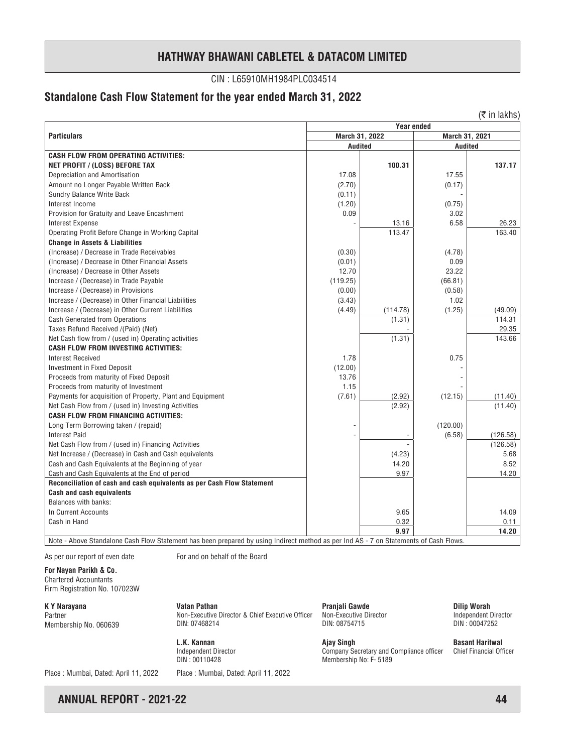# HATHWAY BHAWANI CABLETEL & DATACOM LIMITED

CIN : L65910MH1984PLC034514

## Standalone Cash Flow Statement for the year ended March 31, 2022

(₹ in lakhs)

| Particulars | Year ended | | | |
|---|---|---|---|---|
| | March 31, 2022 | | March 31, 2021 | |
| | Audited | | Audited | |
| **CASH FLOW FROM OPERATING ACTIVITIES:** | | | | |
| **NET PROFIT / (LOSS) BEFORE TAX** | | **100.31** | | **137.17** |
| Depreciation and Amortisation | 17.08 | | 17.55 | |
| Amount no Longer Payable Written Back | (2.70) | | (0.17) | |
| Sundry Balance Write Back | (0.11) | | - | |
| Interest Income | (1.20) | | (0.75) | |
| Provision for Gratuity and Leave Encashment | 0.09 | | 3.02 | |
| Interest Expense | - | 13.16 | 6.58 | 26.23 |
| Operating Profit Before Change in Working Capital | | 113.47 | | 163.40 |
| **Change in Assets & Liabilities** | | | | |
| (Increase) / Decrease in Trade Receivables | (0.30) | | (4.78) | |
| (Increase) / Decrease in Other Financial Assets | (0.01) | | 0.09 | |
| (Increase) / Decrease in Other Assets | 12.70 | | 23.22 | |
| Increase / (Decrease) in Trade Payable | (119.25) | | (66.81) | |
| Increase / (Decrease) in Provisions | (0.00) | | (0.58) | |
| Increase / (Decrease) in Other Financial Liabilities | (3.43) | | 1.02 | |
| Increase / (Decrease) in Other Current Liabilities | (4.49) | (114.78) | (1.25) | (49.09) |
| Cash Generated from Operations | | (1.31) | | 114.31 |
| Taxes Refund Received /(Paid) (Net) | | - | | 29.35 |
| Net Cash flow from / (used in) Operating activities | | (1.31) | | 143.66 |
| **CASH FLOW FROM INVESTING ACTIVITIES:** | | | | |
| Interest Received | 1.78 | | 0.75 | |
| Investment in Fixed Deposit | (12.00) | | - | |
| Proceeds from maturity of Fixed Deposit | 13.76 | | - | |
| Proceeds from maturity of Investment | 1.15 | | - | |
| Payments for acquisition of Property, Plant and Equipment | (7.61) | (2.92) | (12.15) | (11.40) |
| Net Cash Flow from / (used in) Investing Activities | | (2.92) | | (11.40) |
| **CASH FLOW FROM FINANCING ACTIVITIES:** | | | | |
| Long Term Borrowing taken / (repaid) | - | | (120.00) | |
| Interest Paid | - | - | (6.58) | (126.58) |
| Net Cash Flow from / (used in) Financing Activities | | - | | (126.58) |
| Net Increase / (Decrease) in Cash and Cash equivalents | | (4.23) | | 5.68 |
| Cash and Cash Equivalents at the Beginning of year | | 14.20 | | 8.52 |
| Cash and Cash Equivalents at the End of period | | 9.97 | | 14.20 |
| **Reconciliation of cash and cash equivalents as per Cash Flow Statement** | | | | |
| **Cash and cash equivalents** | | | | |
| Balances with banks: | | | | |
| In Current Accounts | | 9.65 | | 14.09 |
| Cash in Hand | | 0.32 | | 0.11 |
| | | **9.97** | | **14.20** |

Note - Above Standalone Cash Flow Statement has been prepared by using Indirect method as per Ind AS - 7 on Statements of Cash Flows.

As per our report of even date

For and on behalf of the Board

**For Nayan Parikh & Co.**
Chartered Accountants
Firm Registration No. 107023W

**K Y Narayana**
Partner
Membership No. 060639

**Vatan Pathan**
Non-Executive Director & Chief Executive Officer
DIN: 07468214

**Pranjali Gawde**
Non-Executive Director
DIN: 08754715

**Dilip Worah**
Independent Director
DIN : 00047252

**L.K. Kannan**
Independent Director
DIN : 00110428

**Ajay Singh**
Company Secretary and Compliance officer
Membership No: F- 5189

**Basant Haritwal**
Chief Financial Officer

Place : Mumbai, Dated: April 11, 2022

Place : Mumbai, Dated: April 11, 2022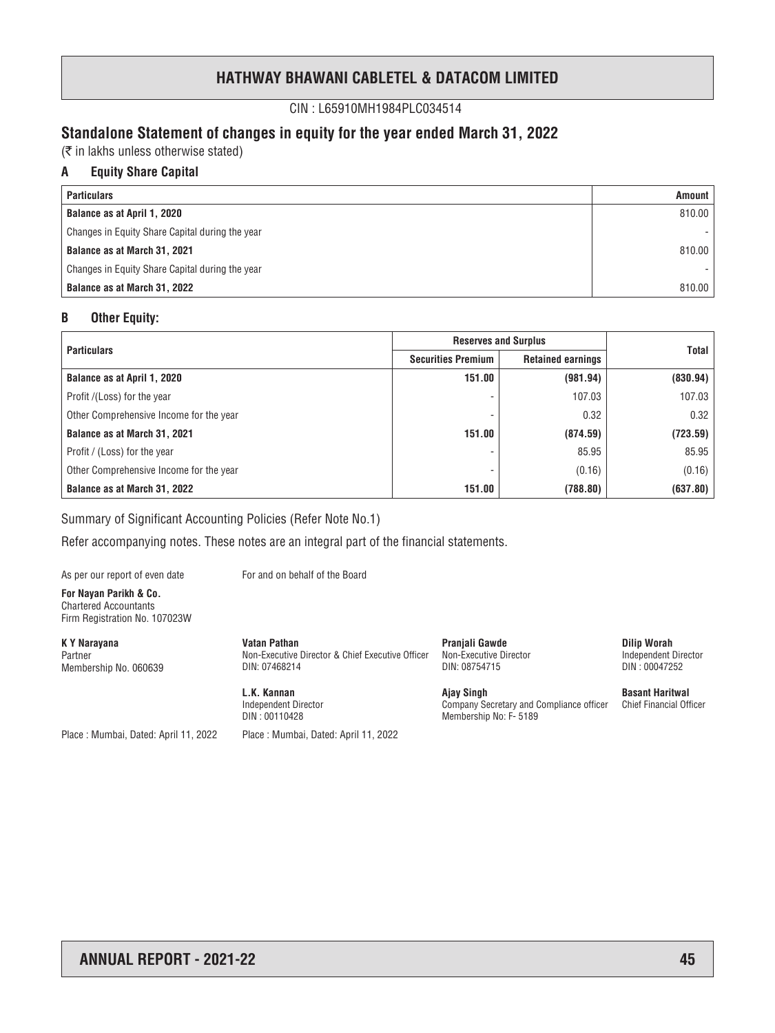# HATHWAY BHAWANI CABLETEL & DATACOM LIMITED

CIN : L65910MH1984PLC034514

## Standalone Statement of changes in equity for the year ended March 31, 2022

(₹ in lakhs unless otherwise stated)

### A Equity Share Capital

| Particulars | Amount |
|---|---|
| **Balance as at April 1, 2020** | 810.00 |
| Changes in Equity Share Capital during the year | - |
| **Balance as at March 31, 2021** | 810.00 |
| Changes in Equity Share Capital during the year | - |
| **Balance as at March 31, 2022** | 810.00 |

### B Other Equity:

| Particulars | Reserves and Surplus | | Total |
|---|---|---|---|
| | Securities Premium | Retained earnings | |
| **Balance as at April 1, 2020** | **151.00** | **(981.94)** | **(830.94)** |
| Profit /(Loss) for the year | - | 107.03 | 107.03 |
| Other Comprehensive Income for the year | - | 0.32 | 0.32 |
| **Balance as at March 31, 2021** | **151.00** | **(874.59)** | **(723.59)** |
| Profit / (Loss) for the year | - | 85.95 | 85.95 |
| Other Comprehensive Income for the year | - | (0.16) | (0.16) |
| **Balance as at March 31, 2022** | **151.00** | **(788.80)** | **(637.80)** |

Summary of Significant Accounting Policies (Refer Note No.1)

Refer accompanying notes. These notes are an integral part of the financial statements.

As per our report of even date

**For Nayan Parikh & Co.**
Chartered Accountants
Firm Registration No. 107023W

**K Y Narayana**
Partner
Membership No. 060639

Place : Mumbai, Dated: April 11, 2022

For and on behalf of the Board

**Vatan Pathan**
Non-Executive Director & Chief Executive Officer
DIN: 07468214

**Pranjali Gawde**
Non-Executive Director
DIN: 08754715

**Dilip Worah**
Independent Director
DIN : 00047252

**L.K. Kannan**
Independent Director
DIN : 00110428

**Ajay Singh**
Company Secretary and Compliance officer
Membership No: F- 5189

**Basant Haritwal**
Chief Financial Officer

Place : Mumbai, Dated: April 11, 2022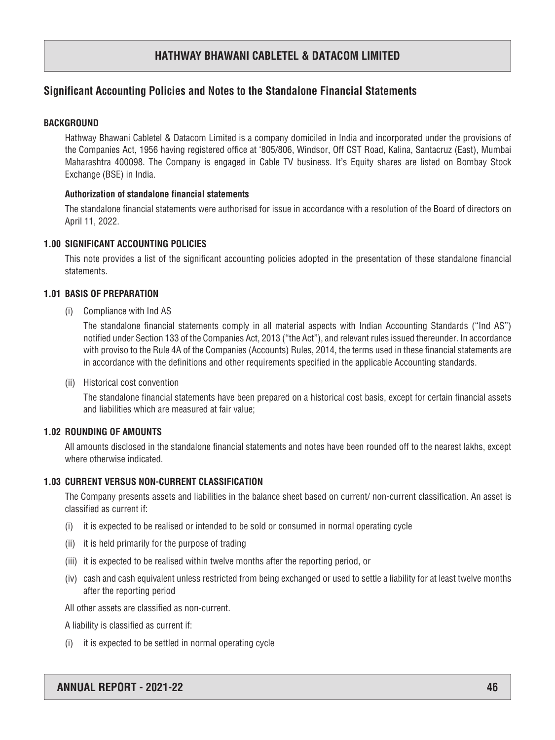## Significant Accounting Policies and Notes to the Standalone Financial Statements

### BACKGROUND

Hathway Bhawani Cabletel & Datacom Limited is a company domiciled in India and incorporated under the provisions of the Companies Act, 1956 having registered office at '805/806, Windsor, Off CST Road, Kalina, Santacruz (East), Mumbai Maharashtra 400098. The Company is engaged in Cable TV business. It's Equity shares are listed on Bombay Stock Exchange (BSE) in India.

**Authorization of standalone financial statements**

The standalone financial statements were authorised for issue in accordance with a resolution of the Board of directors on April 11, 2022.

### 1.00 SIGNIFICANT ACCOUNTING POLICIES

This note provides a list of the significant accounting policies adopted in the presentation of these standalone financial statements.

### 1.01 BASIS OF PREPARATION

(i) Compliance with Ind AS

The standalone financial statements comply in all material aspects with Indian Accounting Standards ("Ind AS") notified under Section 133 of the Companies Act, 2013 ("the Act"), and relevant rules issued thereunder. In accordance with proviso to the Rule 4A of the Companies (Accounts) Rules, 2014, the terms used in these financial statements are in accordance with the definitions and other requirements specified in the applicable Accounting standards.

(ii) Historical cost convention

The standalone financial statements have been prepared on a historical cost basis, except for certain financial assets and liabilities which are measured at fair value;

### 1.02 ROUNDING OF AMOUNTS

All amounts disclosed in the standalone financial statements and notes have been rounded off to the nearest lakhs, except where otherwise indicated.

### 1.03 CURRENT VERSUS NON-CURRENT CLASSIFICATION

The Company presents assets and liabilities in the balance sheet based on current/ non-current classification. An asset is classified as current if:

(i) it is expected to be realised or intended to be sold or consumed in normal operating cycle

(ii) it is held primarily for the purpose of trading

(iii) it is expected to be realised within twelve months after the reporting period, or

(iv) cash and cash equivalent unless restricted from being exchanged or used to settle a liability for at least twelve months after the reporting period

All other assets are classified as non-current.

A liability is classified as current if:

(i) it is expected to be settled in normal operating cycle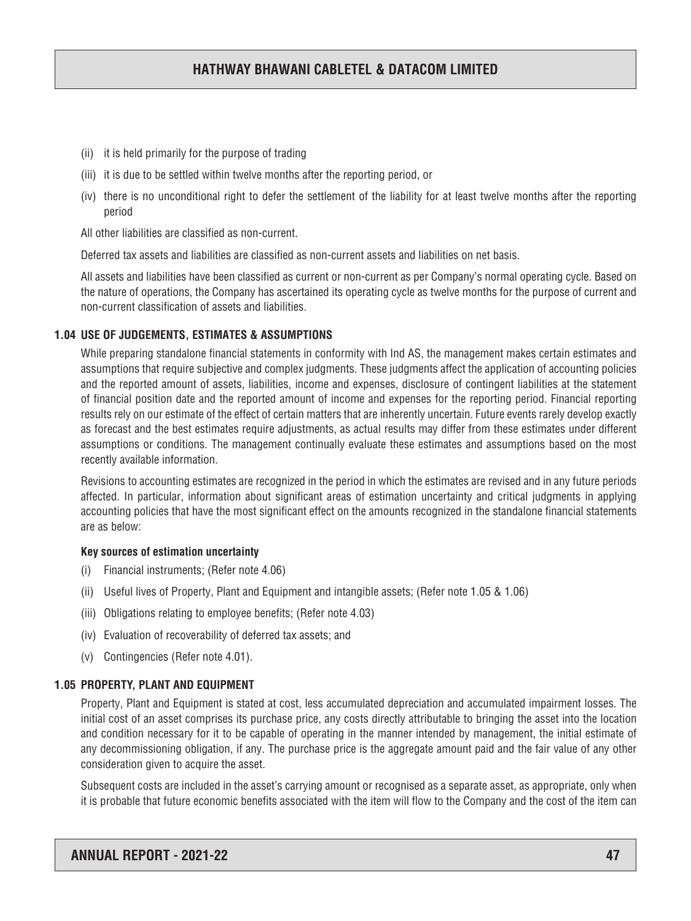(ii) it is held primarily for the purpose of trading

(iii) it is due to be settled within twelve months after the reporting period, or

(iv) there is no unconditional right to defer the settlement of the liability for at least twelve months after the reporting period

All other liabilities are classified as non-current.

Deferred tax assets and liabilities are classified as non-current assets and liabilities on net basis.

All assets and liabilities have been classified as current or non-current as per Company's normal operating cycle. Based on the nature of operations, the Company has ascertained its operating cycle as twelve months for the purpose of current and non-current classification of assets and liabilities.

### 1.04 USE OF JUDGEMENTS, ESTIMATES & ASSUMPTIONS

While preparing standalone financial statements in conformity with Ind AS, the management makes certain estimates and assumptions that require subjective and complex judgments. These judgments affect the application of accounting policies and the reported amount of assets, liabilities, income and expenses, disclosure of contingent liabilities at the statement of financial position date and the reported amount of income and expenses for the reporting period. Financial reporting results rely on our estimate of the effect of certain matters that are inherently uncertain. Future events rarely develop exactly as forecast and the best estimates require adjustments, as actual results may differ from these estimates under different assumptions or conditions. The management continually evaluate these estimates and assumptions based on the most recently available information.

Revisions to accounting estimates are recognized in the period in which the estimates are revised and in any future periods affected. In particular, information about significant areas of estimation uncertainty and critical judgments in applying accounting policies that have the most significant effect on the amounts recognized in the standalone financial statements are as below:

**Key sources of estimation uncertainty**

(i) Financial instruments; (Refer note 4.06)

(ii) Useful lives of Property, Plant and Equipment and intangible assets; (Refer note 1.05 & 1.06)

(iii) Obligations relating to employee benefits; (Refer note 4.03)

(iv) Evaluation of recoverability of deferred tax assets; and

(v) Contingencies (Refer note 4.01).

### 1.05 PROPERTY, PLANT AND EQUIPMENT

Property, Plant and Equipment is stated at cost, less accumulated depreciation and accumulated impairment losses. The initial cost of an asset comprises its purchase price, any costs directly attributable to bringing the asset into the location and condition necessary for it to be capable of operating in the manner intended by management, the initial estimate of any decommissioning obligation, if any. The purchase price is the aggregate amount paid and the fair value of any other consideration given to acquire the asset.

Subsequent costs are included in the asset's carrying amount or recognised as a separate asset, as appropriate, only when it is probable that future economic benefits associated with the item will flow to the Company and the cost of the item can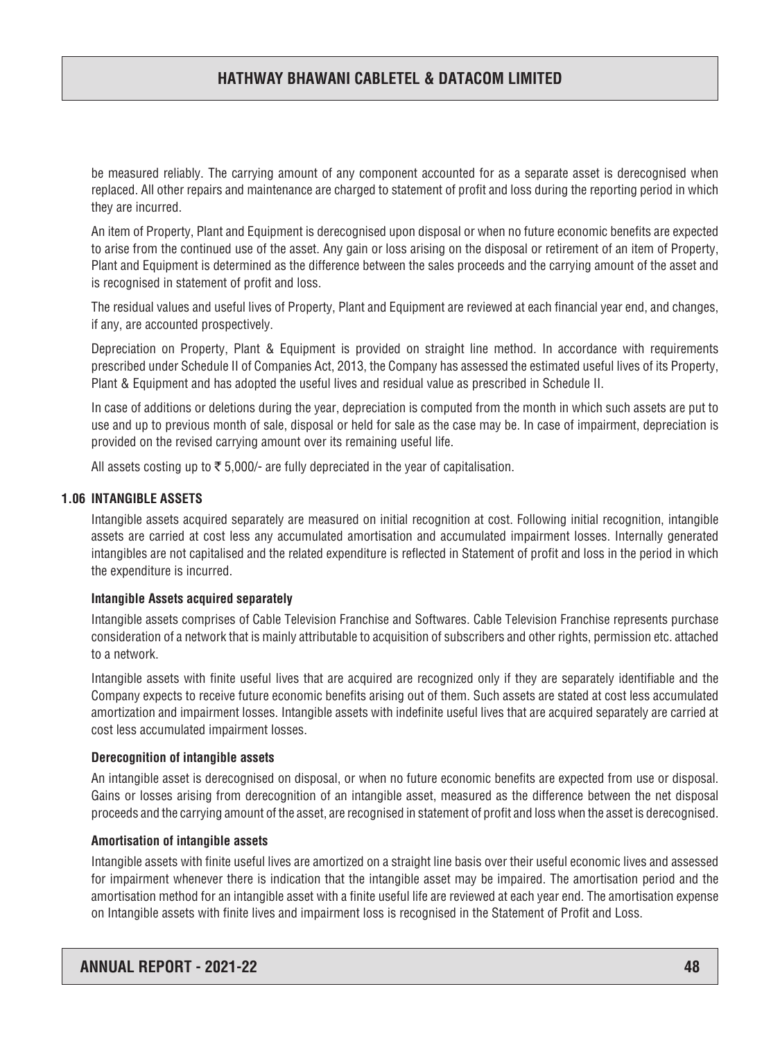be measured reliably. The carrying amount of any component accounted for as a separate asset is derecognised when replaced. All other repairs and maintenance are charged to statement of profit and loss during the reporting period in which they are incurred.

An item of Property, Plant and Equipment is derecognised upon disposal or when no future economic benefits are expected to arise from the continued use of the asset. Any gain or loss arising on the disposal or retirement of an item of Property, Plant and Equipment is determined as the difference between the sales proceeds and the carrying amount of the asset and is recognised in statement of profit and loss.

The residual values and useful lives of Property, Plant and Equipment are reviewed at each financial year end, and changes, if any, are accounted prospectively.

Depreciation on Property, Plant & Equipment is provided on straight line method. In accordance with requirements prescribed under Schedule II of Companies Act, 2013, the Company has assessed the estimated useful lives of its Property, Plant & Equipment and has adopted the useful lives and residual value as prescribed in Schedule II.

In case of additions or deletions during the year, depreciation is computed from the month in which such assets are put to use and up to previous month of sale, disposal or held for sale as the case may be. In case of impairment, depreciation is provided on the revised carrying amount over its remaining useful life.

All assets costing up to ₹ 5,000/- are fully depreciated in the year of capitalisation.

## 1.06 INTANGIBLE ASSETS

Intangible assets acquired separately are measured on initial recognition at cost. Following initial recognition, intangible assets are carried at cost less any accumulated amortisation and accumulated impairment losses. Internally generated intangibles are not capitalised and the related expenditure is reflected in Statement of profit and loss in the period in which the expenditure is incurred.

**Intangible Assets acquired separately**

Intangible assets comprises of Cable Television Franchise and Softwares. Cable Television Franchise represents purchase consideration of a network that is mainly attributable to acquisition of subscribers and other rights, permission etc. attached to a network.

Intangible assets with finite useful lives that are acquired are recognized only if they are separately identifiable and the Company expects to receive future economic benefits arising out of them. Such assets are stated at cost less accumulated amortization and impairment losses. Intangible assets with indefinite useful lives that are acquired separately are carried at cost less accumulated impairment losses.

**Derecognition of intangible assets**

An intangible asset is derecognised on disposal, or when no future economic benefits are expected from use or disposal. Gains or losses arising from derecognition of an intangible asset, measured as the difference between the net disposal proceeds and the carrying amount of the asset, are recognised in statement of profit and loss when the asset is derecognised.

**Amortisation of intangible assets**

Intangible assets with finite useful lives are amortized on a straight line basis over their useful economic lives and assessed for impairment whenever there is indication that the intangible asset may be impaired. The amortisation period and the amortisation method for an intangible asset with a finite useful life are reviewed at each year end. The amortisation expense on Intangible assets with finite lives and impairment loss is recognised in the Statement of Profit and Loss.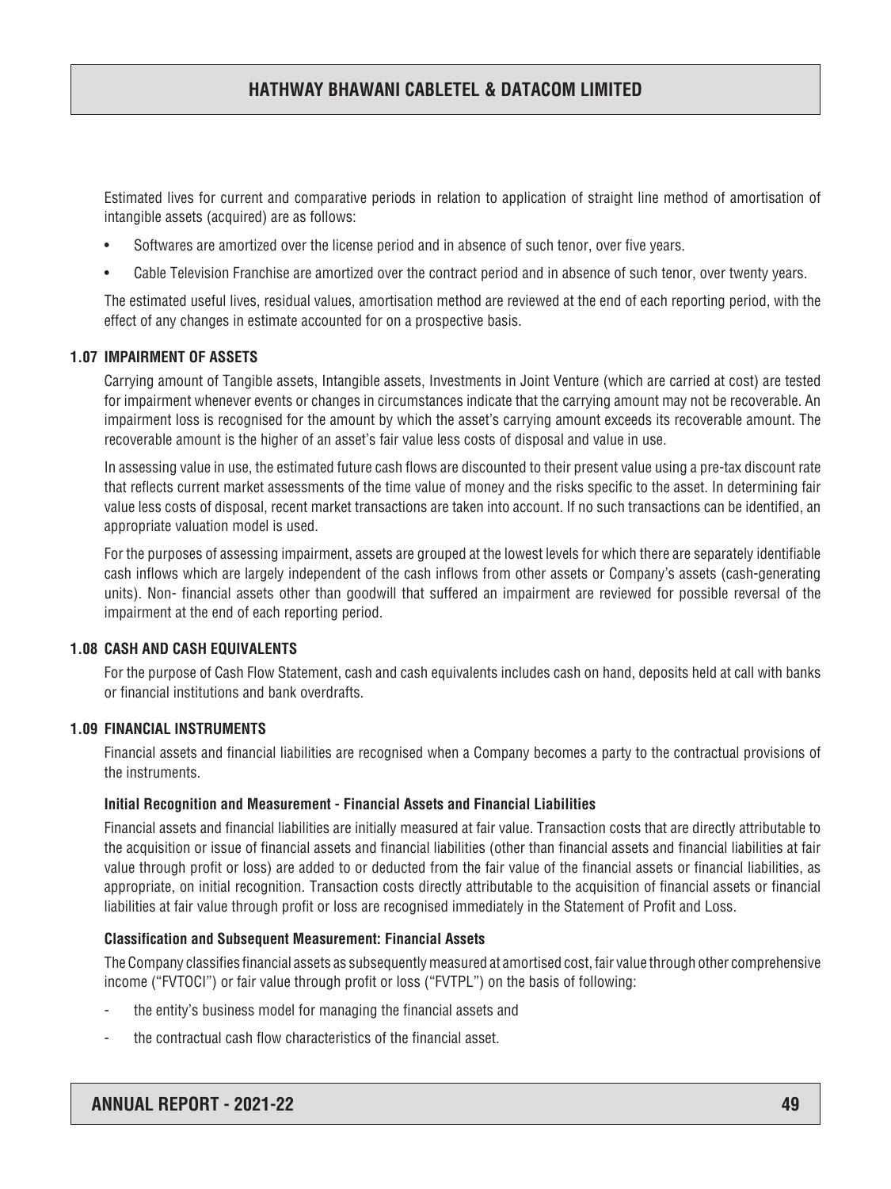Estimated lives for current and comparative periods in relation to application of straight line method of amortisation of intangible assets (acquired) are as follows:

- Softwares are amortized over the license period and in absence of such tenor, over five years.
- Cable Television Franchise are amortized over the contract period and in absence of such tenor, over twenty years.

The estimated useful lives, residual values, amortisation method are reviewed at the end of each reporting period, with the effect of any changes in estimate accounted for on a prospective basis.

### 1.07 IMPAIRMENT OF ASSETS

Carrying amount of Tangible assets, Intangible assets, Investments in Joint Venture (which are carried at cost) are tested for impairment whenever events or changes in circumstances indicate that the carrying amount may not be recoverable. An impairment loss is recognised for the amount by which the asset's carrying amount exceeds its recoverable amount. The recoverable amount is the higher of an asset's fair value less costs of disposal and value in use.

In assessing value in use, the estimated future cash flows are discounted to their present value using a pre-tax discount rate that reflects current market assessments of the time value of money and the risks specific to the asset. In determining fair value less costs of disposal, recent market transactions are taken into account. If no such transactions can be identified, an appropriate valuation model is used.

For the purposes of assessing impairment, assets are grouped at the lowest levels for which there are separately identifiable cash inflows which are largely independent of the cash inflows from other assets or Company's assets (cash-generating units). Non- financial assets other than goodwill that suffered an impairment are reviewed for possible reversal of the impairment at the end of each reporting period.

### 1.08 CASH AND CASH EQUIVALENTS

For the purpose of Cash Flow Statement, cash and cash equivalents includes cash on hand, deposits held at call with banks or financial institutions and bank overdrafts.

### 1.09 FINANCIAL INSTRUMENTS

Financial assets and financial liabilities are recognised when a Company becomes a party to the contractual provisions of the instruments.

**Initial Recognition and Measurement - Financial Assets and Financial Liabilities**

Financial assets and financial liabilities are initially measured at fair value. Transaction costs that are directly attributable to the acquisition or issue of financial assets and financial liabilities (other than financial assets and financial liabilities at fair value through profit or loss) are added to or deducted from the fair value of the financial assets or financial liabilities, as appropriate, on initial recognition. Transaction costs directly attributable to the acquisition of financial assets or financial liabilities at fair value through profit or loss are recognised immediately in the Statement of Profit and Loss.

**Classification and Subsequent Measurement: Financial Assets**

The Company classifies financial assets as subsequently measured at amortised cost, fair value through other comprehensive income ("FVTOCI") or fair value through profit or loss ("FVTPL") on the basis of following:

- the entity's business model for managing the financial assets and
- the contractual cash flow characteristics of the financial asset.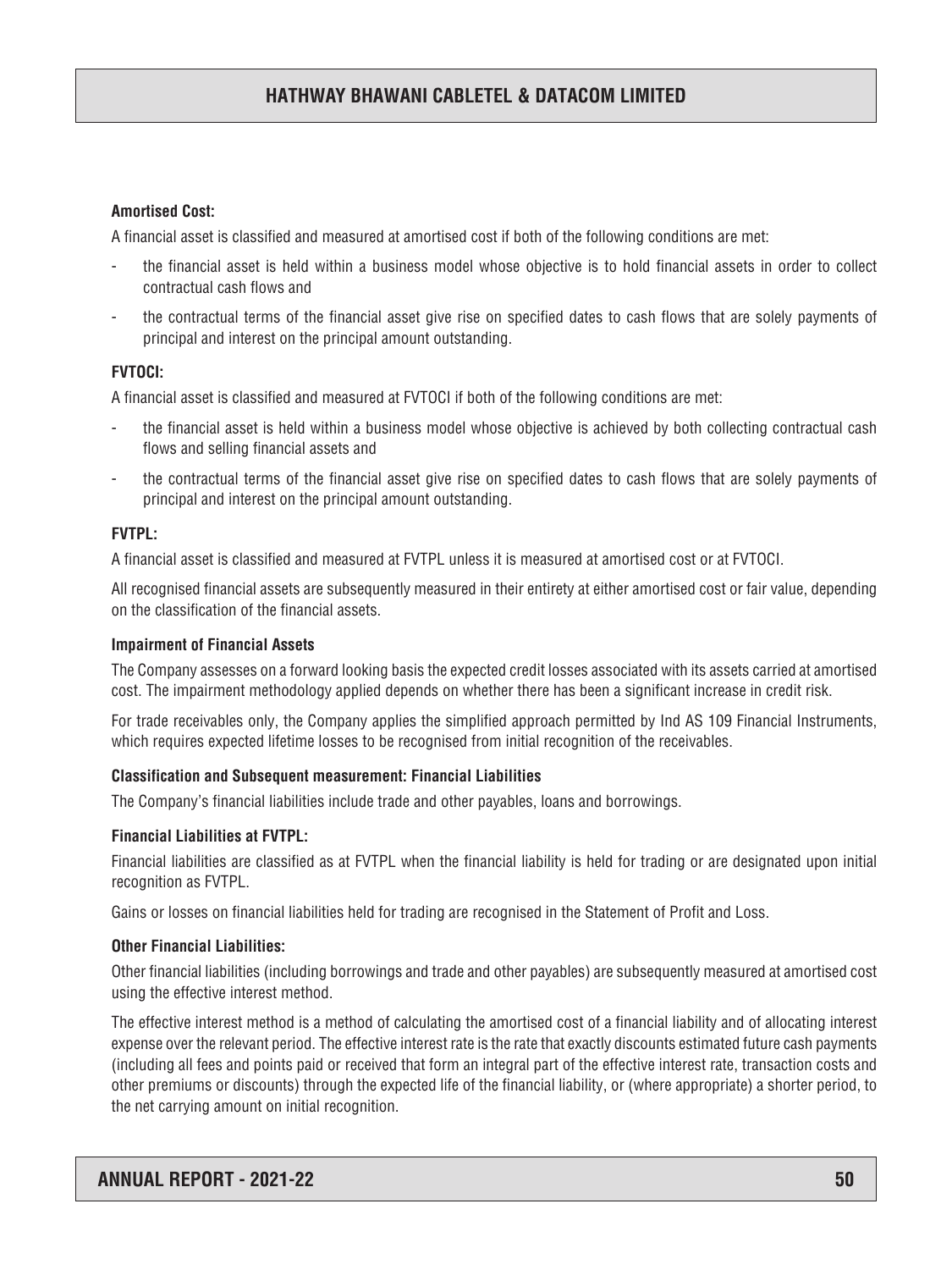**Amortised Cost:**

A financial asset is classified and measured at amortised cost if both of the following conditions are met:

- the financial asset is held within a business model whose objective is to hold financial assets in order to collect contractual cash flows and
- the contractual terms of the financial asset give rise on specified dates to cash flows that are solely payments of principal and interest on the principal amount outstanding.

**FVTOCI:**

A financial asset is classified and measured at FVTOCI if both of the following conditions are met:

- the financial asset is held within a business model whose objective is achieved by both collecting contractual cash flows and selling financial assets and
- the contractual terms of the financial asset give rise on specified dates to cash flows that are solely payments of principal and interest on the principal amount outstanding.

**FVTPL:**

A financial asset is classified and measured at FVTPL unless it is measured at amortised cost or at FVTOCI.

All recognised financial assets are subsequently measured in their entirety at either amortised cost or fair value, depending on the classification of the financial assets.

**Impairment of Financial Assets**

The Company assesses on a forward looking basis the expected credit losses associated with its assets carried at amortised cost. The impairment methodology applied depends on whether there has been a significant increase in credit risk.

For trade receivables only, the Company applies the simplified approach permitted by Ind AS 109 Financial Instruments, which requires expected lifetime losses to be recognised from initial recognition of the receivables.

**Classification and Subsequent measurement: Financial Liabilities**

The Company's financial liabilities include trade and other payables, loans and borrowings.

**Financial Liabilities at FVTPL:**

Financial liabilities are classified as at FVTPL when the financial liability is held for trading or are designated upon initial recognition as FVTPL.

Gains or losses on financial liabilities held for trading are recognised in the Statement of Profit and Loss.

**Other Financial Liabilities:**

Other financial liabilities (including borrowings and trade and other payables) are subsequently measured at amortised cost using the effective interest method.

The effective interest method is a method of calculating the amortised cost of a financial liability and of allocating interest expense over the relevant period. The effective interest rate is the rate that exactly discounts estimated future cash payments (including all fees and points paid or received that form an integral part of the effective interest rate, transaction costs and other premiums or discounts) through the expected life of the financial liability, or (where appropriate) a shorter period, to the net carrying amount on initial recognition.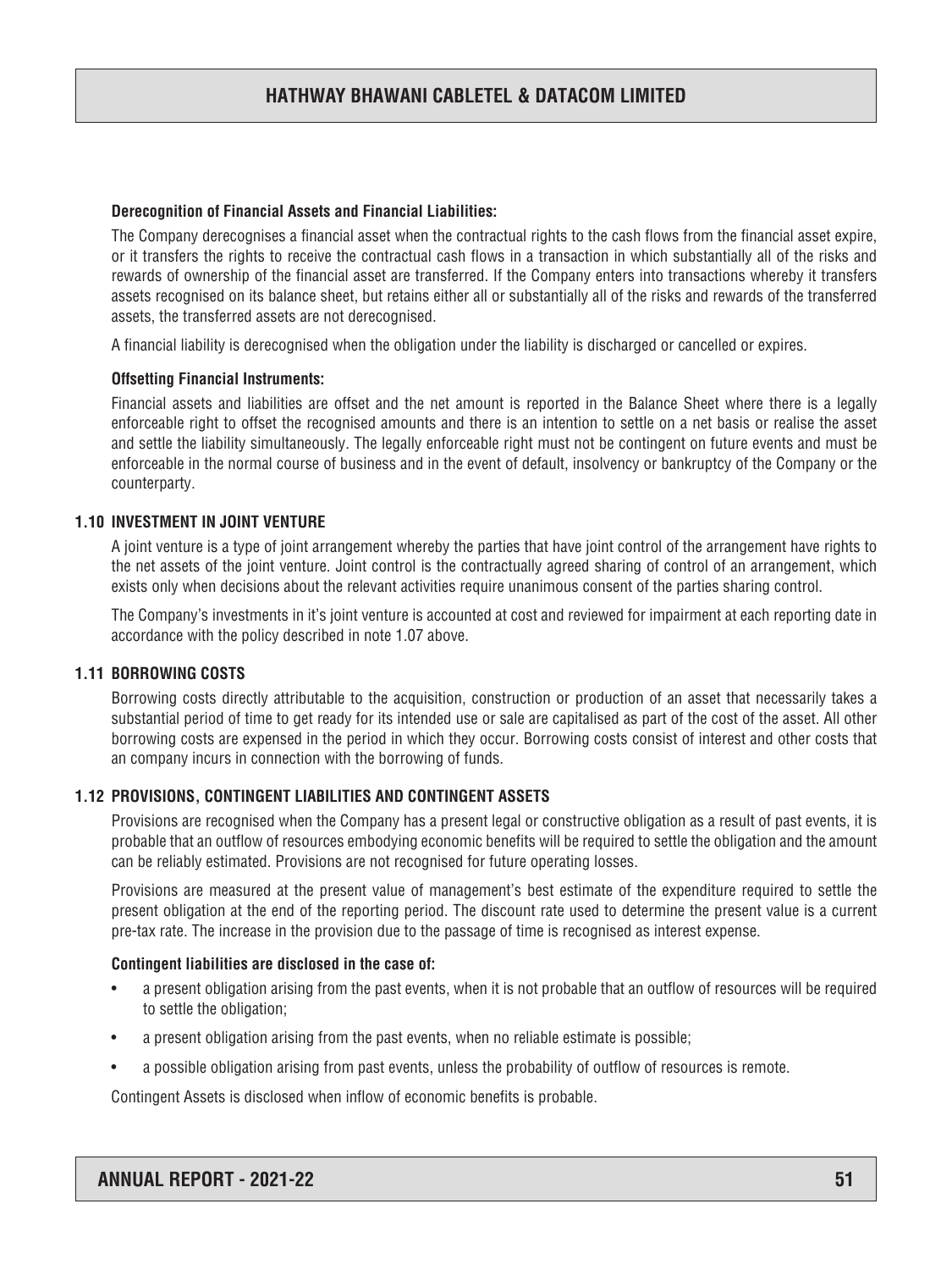**Derecognition of Financial Assets and Financial Liabilities:**

The Company derecognises a financial asset when the contractual rights to the cash flows from the financial asset expire, or it transfers the rights to receive the contractual cash flows in a transaction in which substantially all of the risks and rewards of ownership of the financial asset are transferred. If the Company enters into transactions whereby it transfers assets recognised on its balance sheet, but retains either all or substantially all of the risks and rewards of the transferred assets, the transferred assets are not derecognised.

A financial liability is derecognised when the obligation under the liability is discharged or cancelled or expires.

**Offsetting Financial Instruments:**

Financial assets and liabilities are offset and the net amount is reported in the Balance Sheet where there is a legally enforceable right to offset the recognised amounts and there is an intention to settle on a net basis or realise the asset and settle the liability simultaneously. The legally enforceable right must not be contingent on future events and must be enforceable in the normal course of business and in the event of default, insolvency or bankruptcy of the Company or the counterparty.

## 1.10 INVESTMENT IN JOINT VENTURE

A joint venture is a type of joint arrangement whereby the parties that have joint control of the arrangement have rights to the net assets of the joint venture. Joint control is the contractually agreed sharing of control of an arrangement, which exists only when decisions about the relevant activities require unanimous consent of the parties sharing control.

The Company's investments in it's joint venture is accounted at cost and reviewed for impairment at each reporting date in accordance with the policy described in note 1.07 above.

## 1.11 BORROWING COSTS

Borrowing costs directly attributable to the acquisition, construction or production of an asset that necessarily takes a substantial period of time to get ready for its intended use or sale are capitalised as part of the cost of the asset. All other borrowing costs are expensed in the period in which they occur. Borrowing costs consist of interest and other costs that an company incurs in connection with the borrowing of funds.

## 1.12 PROVISIONS, CONTINGENT LIABILITIES AND CONTINGENT ASSETS

Provisions are recognised when the Company has a present legal or constructive obligation as a result of past events, it is probable that an outflow of resources embodying economic benefits will be required to settle the obligation and the amount can be reliably estimated. Provisions are not recognised for future operating losses.

Provisions are measured at the present value of management's best estimate of the expenditure required to settle the present obligation at the end of the reporting period. The discount rate used to determine the present value is a current pre-tax rate. The increase in the provision due to the passage of time is recognised as interest expense.

**Contingent liabilities are disclosed in the case of:**

- a present obligation arising from the past events, when it is not probable that an outflow of resources will be required to settle the obligation;
- a present obligation arising from the past events, when no reliable estimate is possible;
- a possible obligation arising from past events, unless the probability of outflow of resources is remote.

Contingent Assets is disclosed when inflow of economic benefits is probable.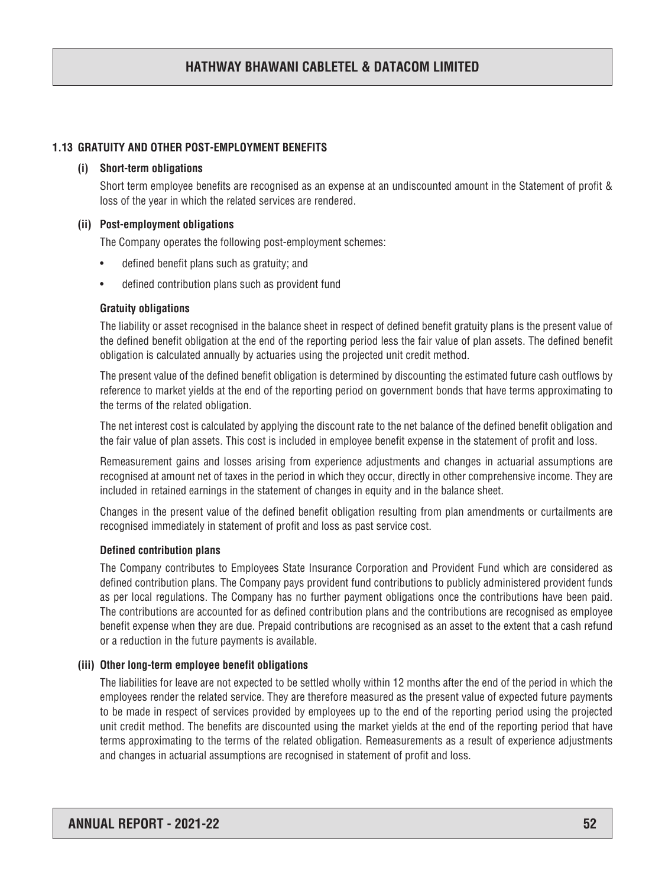### 1.13 GRATUITY AND OTHER POST-EMPLOYMENT BENEFITS

**(i) Short-term obligations**

Short term employee benefits are recognised as an expense at an undiscounted amount in the Statement of profit & loss of the year in which the related services are rendered.

**(ii) Post-employment obligations**

The Company operates the following post-employment schemes:

- defined benefit plans such as gratuity; and
- defined contribution plans such as provident fund

**Gratuity obligations**

The liability or asset recognised in the balance sheet in respect of defined benefit gratuity plans is the present value of the defined benefit obligation at the end of the reporting period less the fair value of plan assets. The defined benefit obligation is calculated annually by actuaries using the projected unit credit method.

The present value of the defined benefit obligation is determined by discounting the estimated future cash outflows by reference to market yields at the end of the reporting period on government bonds that have terms approximating to the terms of the related obligation.

The net interest cost is calculated by applying the discount rate to the net balance of the defined benefit obligation and the fair value of plan assets. This cost is included in employee benefit expense in the statement of profit and loss.

Remeasurement gains and losses arising from experience adjustments and changes in actuarial assumptions are recognised at amount net of taxes in the period in which they occur, directly in other comprehensive income. They are included in retained earnings in the statement of changes in equity and in the balance sheet.

Changes in the present value of the defined benefit obligation resulting from plan amendments or curtailments are recognised immediately in statement of profit and loss as past service cost.

**Defined contribution plans**

The Company contributes to Employees State Insurance Corporation and Provident Fund which are considered as defined contribution plans. The Company pays provident fund contributions to publicly administered provident funds as per local regulations. The Company has no further payment obligations once the contributions have been paid. The contributions are accounted for as defined contribution plans and the contributions are recognised as employee benefit expense when they are due. Prepaid contributions are recognised as an asset to the extent that a cash refund or a reduction in the future payments is available.

**(iii) Other long-term employee benefit obligations**

The liabilities for leave are not expected to be settled wholly within 12 months after the end of the period in which the employees render the related service. They are therefore measured as the present value of expected future payments to be made in respect of services provided by employees up to the end of the reporting period using the projected unit credit method. The benefits are discounted using the market yields at the end of the reporting period that have terms approximating to the terms of the related obligation. Remeasurements as a result of experience adjustments and changes in actuarial assumptions are recognised in statement of profit and loss.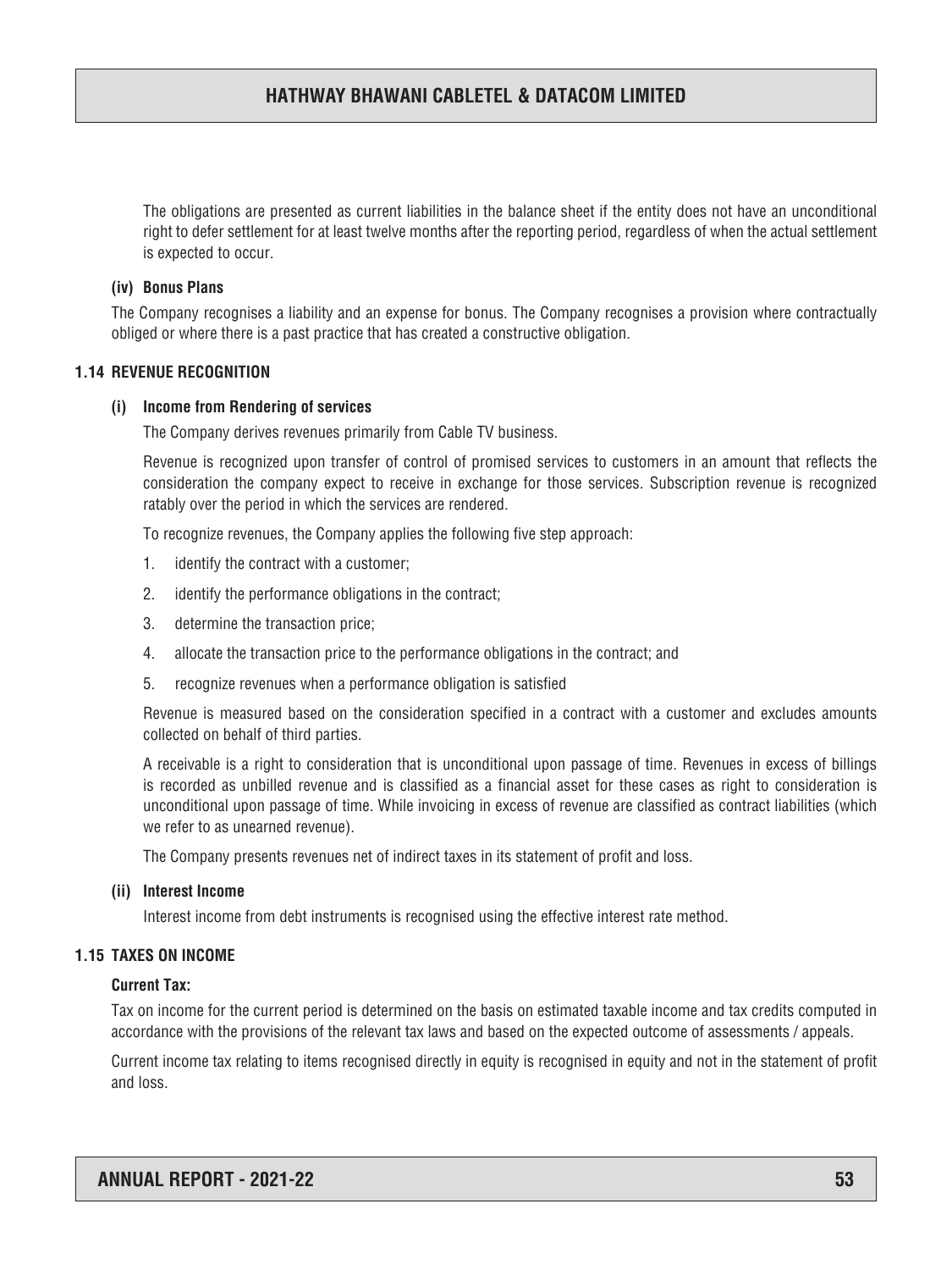The obligations are presented as current liabilities in the balance sheet if the entity does not have an unconditional right to defer settlement for at least twelve months after the reporting period, regardless of when the actual settlement is expected to occur.

**(iv) Bonus Plans**

The Company recognises a liability and an expense for bonus. The Company recognises a provision where contractually obliged or where there is a past practice that has created a constructive obligation.

### 1.14 REVENUE RECOGNITION

**(i) Income from Rendering of services**

The Company derives revenues primarily from Cable TV business.

Revenue is recognized upon transfer of control of promised services to customers in an amount that reflects the consideration the company expect to receive in exchange for those services. Subscription revenue is recognized ratably over the period in which the services are rendered.

To recognize revenues, the Company applies the following five step approach:

1. identify the contract with a customer;
2. identify the performance obligations in the contract;
3. determine the transaction price;
4. allocate the transaction price to the performance obligations in the contract; and
5. recognize revenues when a performance obligation is satisfied

Revenue is measured based on the consideration specified in a contract with a customer and excludes amounts collected on behalf of third parties.

A receivable is a right to consideration that is unconditional upon passage of time. Revenues in excess of billings is recorded as unbilled revenue and is classified as a financial asset for these cases as right to consideration is unconditional upon passage of time. While invoicing in excess of revenue are classified as contract liabilities (which we refer to as unearned revenue).

The Company presents revenues net of indirect taxes in its statement of profit and loss.

**(ii) Interest Income**

Interest income from debt instruments is recognised using the effective interest rate method.

### 1.15 TAXES ON INCOME

**Current Tax:**

Tax on income for the current period is determined on the basis on estimated taxable income and tax credits computed in accordance with the provisions of the relevant tax laws and based on the expected outcome of assessments / appeals.

Current income tax relating to items recognised directly in equity is recognised in equity and not in the statement of profit and loss.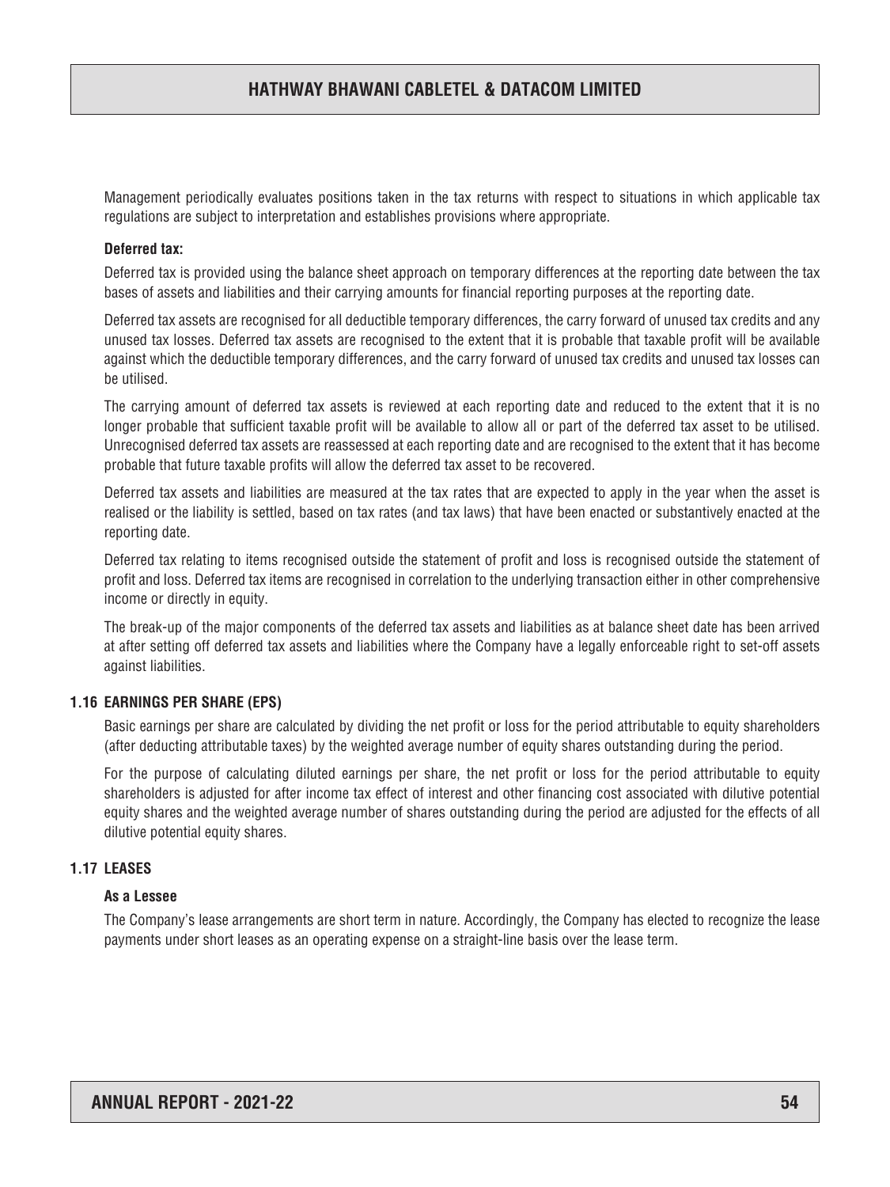Management periodically evaluates positions taken in the tax returns with respect to situations in which applicable tax regulations are subject to interpretation and establishes provisions where appropriate.

**Deferred tax:**

Deferred tax is provided using the balance sheet approach on temporary differences at the reporting date between the tax bases of assets and liabilities and their carrying amounts for financial reporting purposes at the reporting date.

Deferred tax assets are recognised for all deductible temporary differences, the carry forward of unused tax credits and any unused tax losses. Deferred tax assets are recognised to the extent that it is probable that taxable profit will be available against which the deductible temporary differences, and the carry forward of unused tax credits and unused tax losses can be utilised.

The carrying amount of deferred tax assets is reviewed at each reporting date and reduced to the extent that it is no longer probable that sufficient taxable profit will be available to allow all or part of the deferred tax asset to be utilised. Unrecognised deferred tax assets are reassessed at each reporting date and are recognised to the extent that it has become probable that future taxable profits will allow the deferred tax asset to be recovered.

Deferred tax assets and liabilities are measured at the tax rates that are expected to apply in the year when the asset is realised or the liability is settled, based on tax rates (and tax laws) that have been enacted or substantively enacted at the reporting date.

Deferred tax relating to items recognised outside the statement of profit and loss is recognised outside the statement of profit and loss. Deferred tax items are recognised in correlation to the underlying transaction either in other comprehensive income or directly in equity.

The break-up of the major components of the deferred tax assets and liabilities as at balance sheet date has been arrived at after setting off deferred tax assets and liabilities where the Company have a legally enforceable right to set-off assets against liabilities.

### 1.16 EARNINGS PER SHARE (EPS)

Basic earnings per share are calculated by dividing the net profit or loss for the period attributable to equity shareholders (after deducting attributable taxes) by the weighted average number of equity shares outstanding during the period.

For the purpose of calculating diluted earnings per share, the net profit or loss for the period attributable to equity shareholders is adjusted for after income tax effect of interest and other financing cost associated with dilutive potential equity shares and the weighted average number of shares outstanding during the period are adjusted for the effects of all dilutive potential equity shares.

### 1.17 LEASES

**As a Lessee**

The Company's lease arrangements are short term in nature. Accordingly, the Company has elected to recognize the lease payments under short leases as an operating expense on a straight-line basis over the lease term.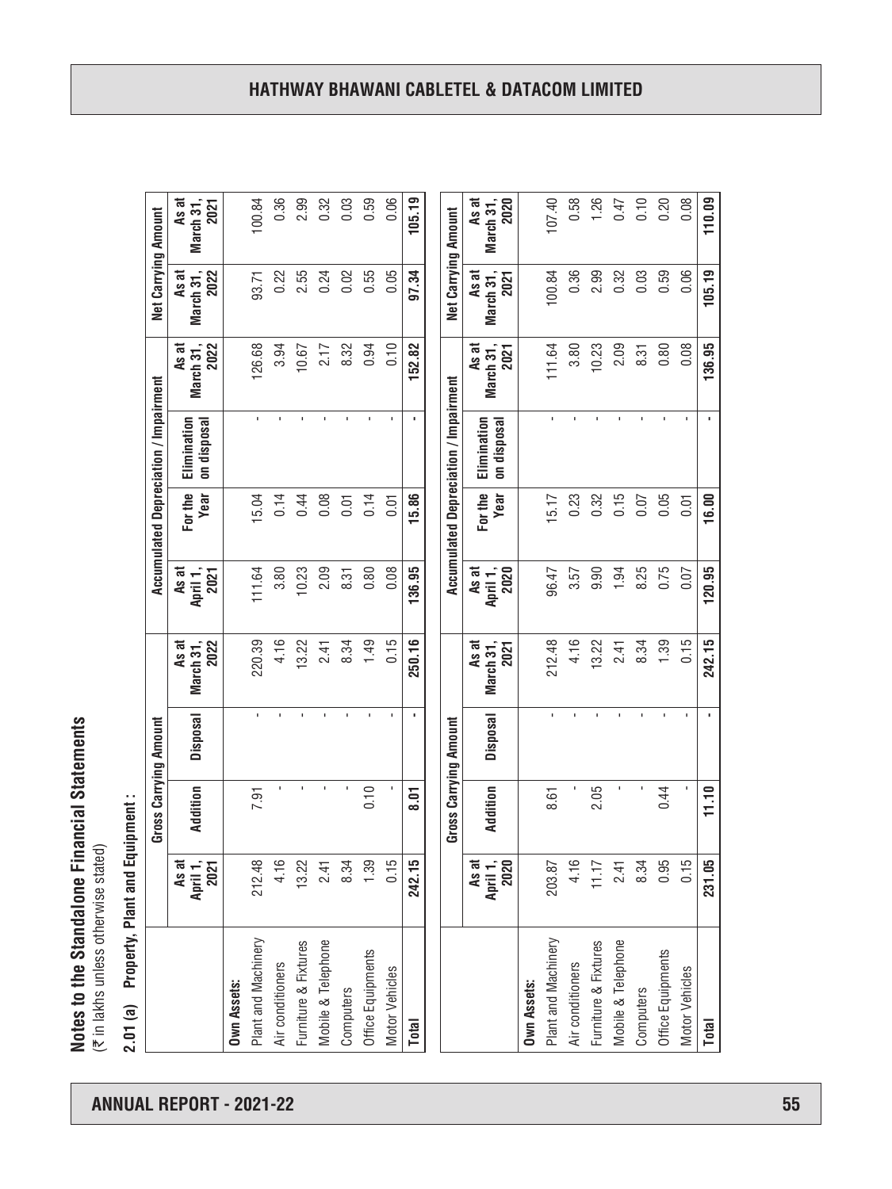# Notes to the Standalone Financial Statements

(₹ in lakhs unless otherwise stated)

## 2.01 (a) Property, Plant and Equipment :

| | Gross Carrying Amount | | | | Accumulated Depreciation / Impairment | | | | Net Carrying Amount | |
|---|---|---|---|---|---|---|---|---|---|---|
| | As at April 1, 2021 | Addition | Disposal | As at March 31, 2022 | As at April 1, 2021 | For the Year | Elimination on disposal | As at March 31, 2022 | As at March 31, 2022 | As at March 31, 2021 |
| **Own Assets:** | | | | | | | | | | |
| Plant and Machinery | 212.48 | 7.91 | - | 220.39 | 111.64 | 15.04 | - | 126.68 | 93.71 | 100.84 |
| Air conditioners | 4.16 | - | - | 4.16 | 3.80 | 0.14 | - | 3.94 | 0.22 | 0.36 |
| Furniture & Fixtures | 13.22 | - | - | 13.22 | 10.23 | 0.44 | - | 10.67 | 2.55 | 2.99 |
| Mobile & Telephone | 2.41 | - | - | 2.41 | 2.09 | 0.08 | - | 2.17 | 0.24 | 0.32 |
| Computers | 8.34 | - | - | 8.34 | 8.31 | 0.01 | - | 8.32 | 0.02 | 0.03 |
| Office Equipments | 1.39 | 0.10 | - | 1.49 | 0.80 | 0.14 | - | 0.94 | 0.55 | 0.59 |
| Motor Vehicles | 0.15 | - | - | 0.15 | 0.08 | 0.01 | - | 0.10 | 0.05 | 0.06 |
| **Total** | **242.15** | **8.01** | **-** | **250.16** | **136.95** | **15.86** | **-** | **152.82** | **97.34** | **105.19** |

| | Gross Carrying Amount | | | | Accumulated Depreciation / Impairment | | | | Net Carrying Amount | |
|---|---|---|---|---|---|---|---|---|---|---|
| | As at April 1, 2020 | Addition | Disposal | As at March 31, 2021 | As at April 1, 2020 | For the Year | Elimination on disposal | As at March 31, 2021 | As at March 31, 2021 | As at March 31, 2020 |
| **Own Assets:** | | | | | | | | | | |
| Plant and Machinery | 203.87 | 8.61 | - | 212.48 | 96.47 | 15.17 | - | 111.64 | 100.84 | 107.40 |
| Air conditioners | 4.16 | - | - | 4.16 | 3.57 | 0.23 | - | 3.80 | 0.36 | 0.58 |
| Furniture & Fixtures | 11.17 | 2.05 | - | 13.22 | 9.90 | 0.32 | - | 10.23 | 2.99 | 1.26 |
| Mobile & Telephone | 2.41 | - | - | 2.41 | 1.94 | 0.15 | - | 2.09 | 0.32 | 0.47 |
| Computers | 8.34 | - | - | 8.34 | 8.25 | 0.07 | - | 8.31 | 0.03 | 0.10 |
| Office Equipments | 0.95 | 0.44 | - | 1.39 | 0.75 | 0.05 | - | 0.80 | 0.59 | 0.20 |
| Motor Vehicles | 0.15 | - | - | 0.15 | 0.07 | 0.01 | - | 0.08 | 0.06 | 0.08 |
| **Total** | **231.05** | **11.10** | **-** | **242.15** | **120.95** | **16.00** | **-** | **136.95** | **105.19** | **110.09** |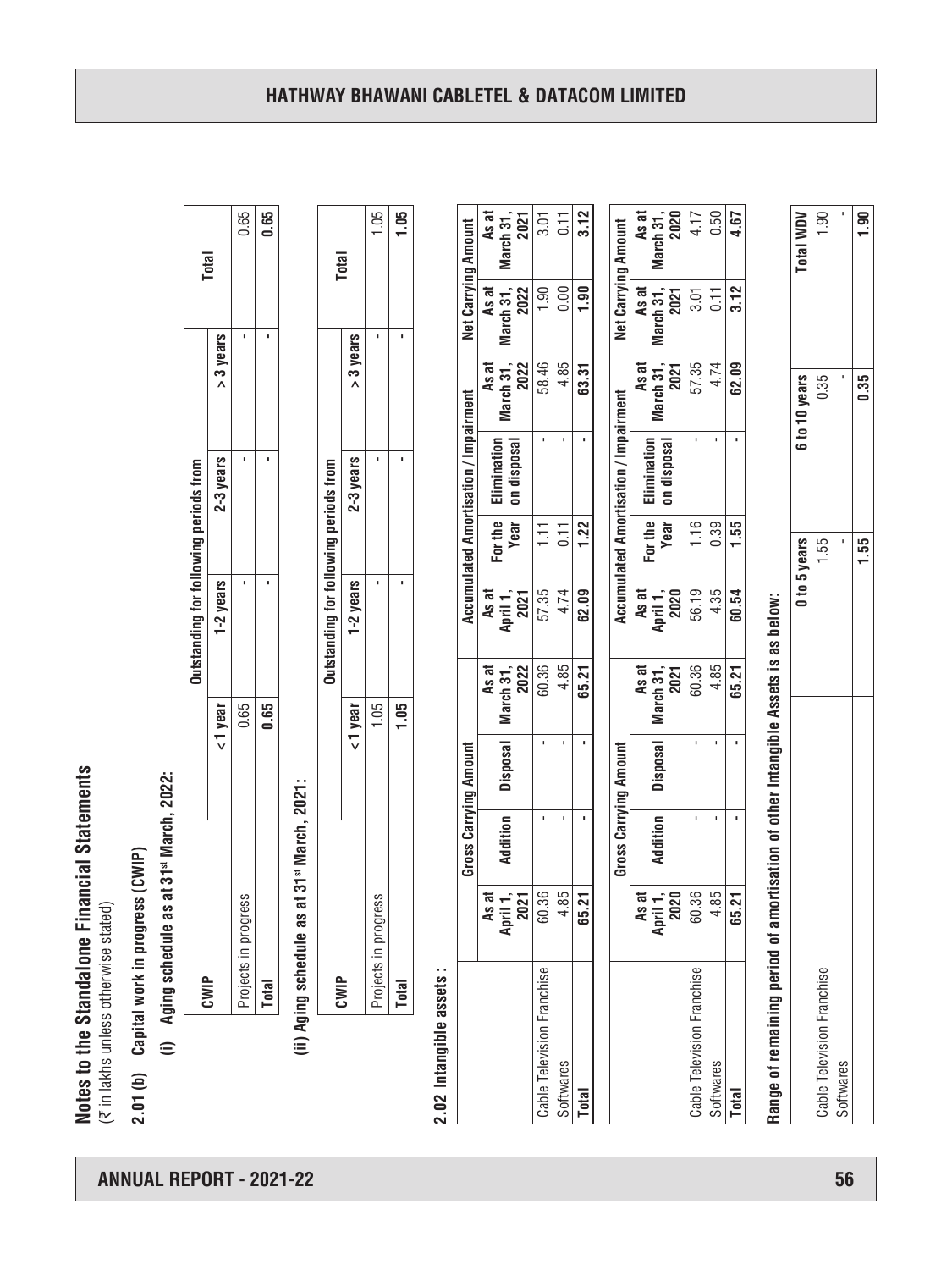# Notes to the Standalone Financial Statements

(₹ in lakhs unless otherwise stated)

## 2.01 (b) Capital work in progress (CWIP)

### (i) Aging schedule as at 31st March, 2022:

| CWIP | Outstanding for following periods from | | | | Total |
|---|---|---|---|---|---|
| | < 1 year | 1-2 years | 2-3 years | > 3 years | |
| Projects in progress | 0.65 | - | - | - | 0.65 |
| **Total** | **0.65** | **-** | **-** | **-** | **0.65** |

### (ii) Aging schedule as at 31st March, 2021:

| CWIP | Outstanding for following periods from | | | | Total |
|---|---|---|---|---|---|
| | < 1 year | 1-2 years | 2-3 years | > 3 years | |
| Projects in progress | 1.05 | - | - | - | 1.05 |
| **Total** | **1.05** | **-** | **-** | **-** | **1.05** |

## 2.02 Intangible assets :

| | Gross Carrying Amount | | | | Accumulated Amortisation / Impairment | | | | Net Carrying Amount | |
|---|---|---|---|---|---|---|---|---|---|---|
| | As at April 1, 2021 | Addition | Disposal | As at March 31, 2022 | As at April 1, 2021 | For the Year | Elimination on disposal | As at March 31, 2022 | As at March 31, 2022 | As at March 31, 2021 |
| Cable Television Franchise | 60.36 | - | - | 60.36 | 57.35 | 1.11 | - | 58.46 | 1.90 | 3.01 |
| Softwares | 4.85 | - | - | 4.85 | 4.74 | 0.11 | - | 4.85 | 0.00 | 0.11 |
| **Total** | **65.21** | **-** | **-** | **65.21** | **62.09** | **1.22** | **-** | **63.31** | **1.90** | **3.12** |

| | Gross Carrying Amount | | | | Accumulated Amortisation / Impairment | | | | Net Carrying Amount | |
|---|---|---|---|---|---|---|---|---|---|---|
| | As at April 1, 2020 | Addition | Disposal | As at March 31, 2021 | As at April 1, 2020 | For the Year | Elimination on disposal | As at March 31, 2021 | As at March 31, 2021 | As at March 31, 2020 |
| Cable Television Franchise | 60.36 | - | - | 60.36 | 56.19 | 1.16 | - | 57.35 | 3.01 | 4.17 |
| Softwares | 4.85 | - | - | 4.85 | 4.35 | 0.39 | - | 4.74 | 0.11 | 0.50 |
| **Total** | **65.21** | **-** | **-** | **65.21** | **60.54** | **1.55** | **-** | **62.09** | **3.12** | **4.67** |

**Range of remaining period of amortisation of other Intangible Assets is as below:**

| | 0 to 5 years | 6 to 10 years | Total WDV |
|---|---|---|---|
| Cable Television Franchise | 1.55 | 0.35 | 1.90 |
| Softwares | - | - | - |
| | **1.55** | **0.35** | **1.90** |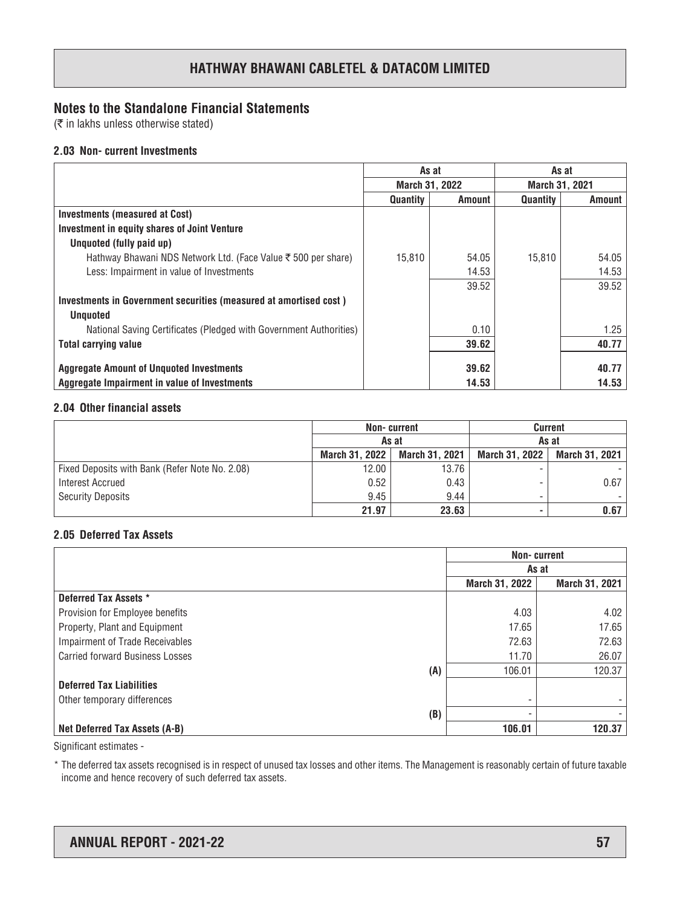## Notes to the Standalone Financial Statements

(₹ in lakhs unless otherwise stated)

### 2.03 Non- current Investments

| | As at March 31, 2022 | | As at March 31, 2021 | |
|---|---|---|---|---|
| | Quantity | Amount | Quantity | Amount |
| **Investments (measured at Cost)** | | | | |
| **Investment in equity shares of Joint Venture** | | | | |
| **Unquoted (fully paid up)** | | | | |
| Hathway Bhawani NDS Network Ltd. (Face Value ₹ 500 per share) | 15,810 | 54.05 | 15,810 | 54.05 |
| Less: Impairment in value of Investments | | 14.53 | | 14.53 |
| | | 39.52 | | 39.52 |
| **Investments in Government securities (measured at amortised cost )** | | | | |
| **Unquoted** | | | | |
| National Saving Certificates (Pledged with Government Authorities) | | 0.10 | | 1.25 |
| **Total carrying value** | | **39.62** | | **40.77** |
| **Aggregate Amount of Unquoted Investments** | | **39.62** | | **40.77** |
| **Aggregate Impairment in value of Investments** | | **14.53** | | **14.53** |

### 2.04 Other financial assets

| | Non- current As at | | Current As at | |
|---|---|---|---|---|
| | March 31, 2022 | March 31, 2021 | March 31, 2022 | March 31, 2021 |
| Fixed Deposits with Bank (Refer Note No. 2.08) | 12.00 | 13.76 | - | - |
| Interest Accrued | 0.52 | 0.43 | - | 0.67 |
| Security Deposits | 9.45 | 9.44 | - | - |
| | **21.97** | **23.63** | **-** | **0.67** |

### 2.05 Deferred Tax Assets

| | Non- current As at | |
|---|---|---|
| | March 31, 2022 | March 31, 2021 |
| **Deferred Tax Assets *** | | |
| Provision for Employee benefits | 4.03 | 4.02 |
| Property, Plant and Equipment | 17.65 | 17.65 |
| Impairment of Trade Receivables | 72.63 | 72.63 |
| Carried forward Business Losses | 11.70 | 26.07 |
| (A) | 106.01 | 120.37 |
| **Deferred Tax Liabilities** | | |
| Other temporary differences | - | - |
| (B) | - | - |
| **Net Deferred Tax Assets (A-B)** | **106.01** | **120.37** |

Significant estimates -

* The deferred tax assets recognised is in respect of unused tax losses and other items. The Management is reasonably certain of future taxable income and hence recovery of such deferred tax assets.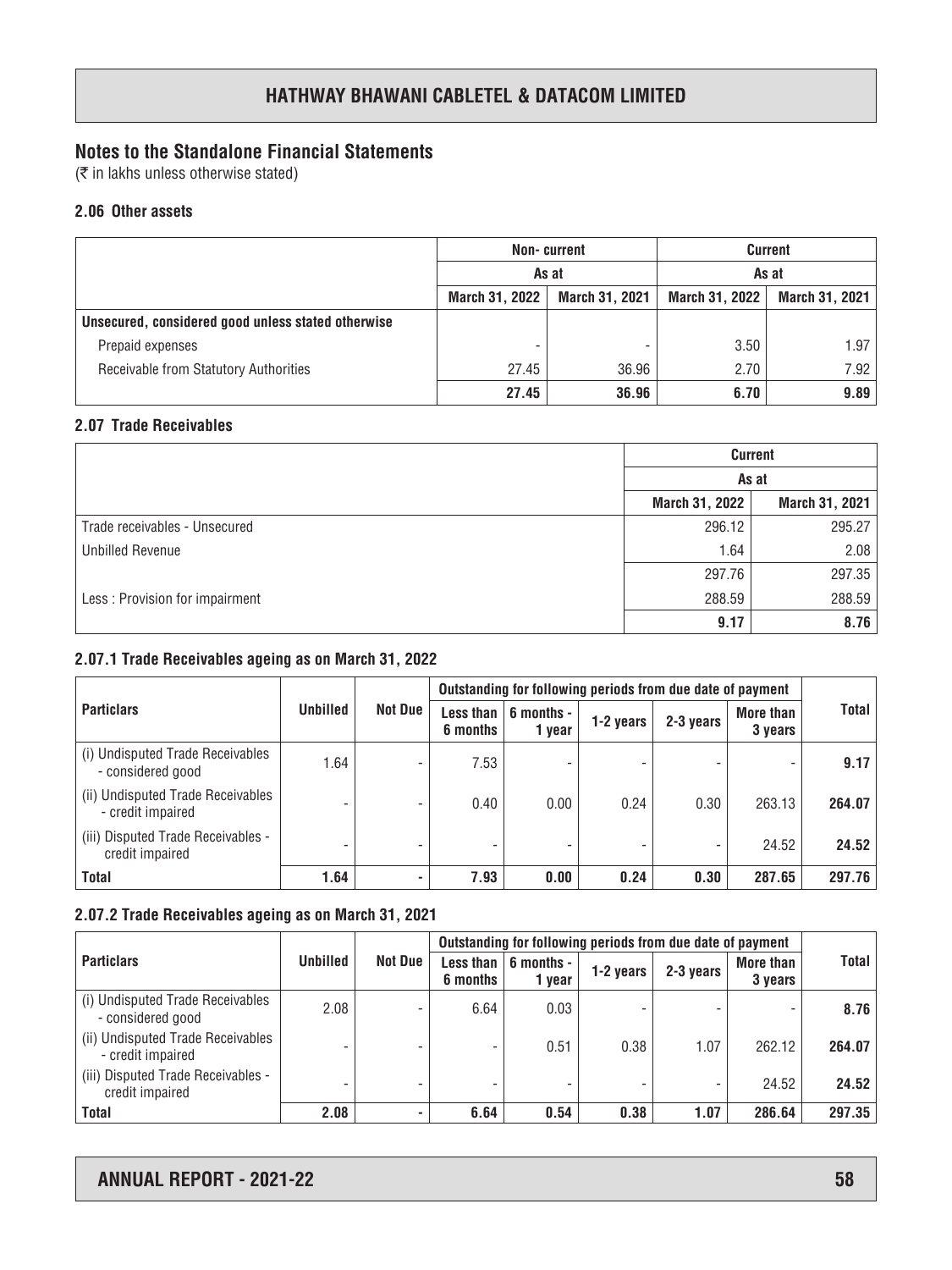## Notes to the Standalone Financial Statements

(₹ in lakhs unless otherwise stated)

### 2.06 Other assets

| | Non- current | | Current | |
|---|---|---|---|---|
| | As at | | As at | |
| | March 31, 2022 | March 31, 2021 | March 31, 2022 | March 31, 2021 |
| **Unsecured, considered good unless stated otherwise** | | | | |
| Prepaid expenses | - | - | 3.50 | 1.97 |
| Receivable from Statutory Authorities | 27.45 | 36.96 | 2.70 | 7.92 |
| | **27.45** | **36.96** | **6.70** | **9.89** |

### 2.07 Trade Receivables

| | Current | |
|---|---|---|
| | As at | |
| | March 31, 2022 | March 31, 2021 |
| Trade receivables - Unsecured | 296.12 | 295.27 |
| Unbilled Revenue | 1.64 | 2.08 |
| | 297.76 | 297.35 |
| Less : Provision for impairment | 288.59 | 288.59 |
| | **9.17** | **8.76** |

### 2.07.1 Trade Receivables ageing as on March 31, 2022

| Particlars | Unbilled | Not Due | Outstanding for following periods from due date of payment | | | | | Total |
|---|---|---|---|---|---|---|---|---|
| | | | Less than 6 months | 6 months - 1 year | 1-2 years | 2-3 years | More than 3 years | |
| (i) Undisputed Trade Receivables - considered good | 1.64 | - | 7.53 | - | - | - | - | **9.17** |
| (ii) Undisputed Trade Receivables - credit impaired | - | - | 0.40 | 0.00 | 0.24 | 0.30 | 263.13 | **264.07** |
| (iii) Disputed Trade Receivables - credit impaired | - | - | - | - | - | - | 24.52 | **24.52** |
| **Total** | **1.64** | **-** | **7.93** | **0.00** | **0.24** | **0.30** | **287.65** | **297.76** |

### 2.07.2 Trade Receivables ageing as on March 31, 2021

| Particlars | Unbilled | Not Due | Outstanding for following periods from due date of payment | | | | | Total |
|---|---|---|---|---|---|---|---|---|
| | | | Less than 6 months | 6 months - 1 year | 1-2 years | 2-3 years | More than 3 years | |
| (i) Undisputed Trade Receivables - considered good | 2.08 | - | 6.64 | 0.03 | - | - | - | **8.76** |
| (ii) Undisputed Trade Receivables - credit impaired | - | - | - | 0.51 | 0.38 | 1.07 | 262.12 | **264.07** |
| (iii) Disputed Trade Receivables - credit impaired | - | - | - | - | - | - | 24.52 | **24.52** |
| **Total** | **2.08** | **-** | **6.64** | **0.54** | **0.38** | **1.07** | **286.64** | **297.35** |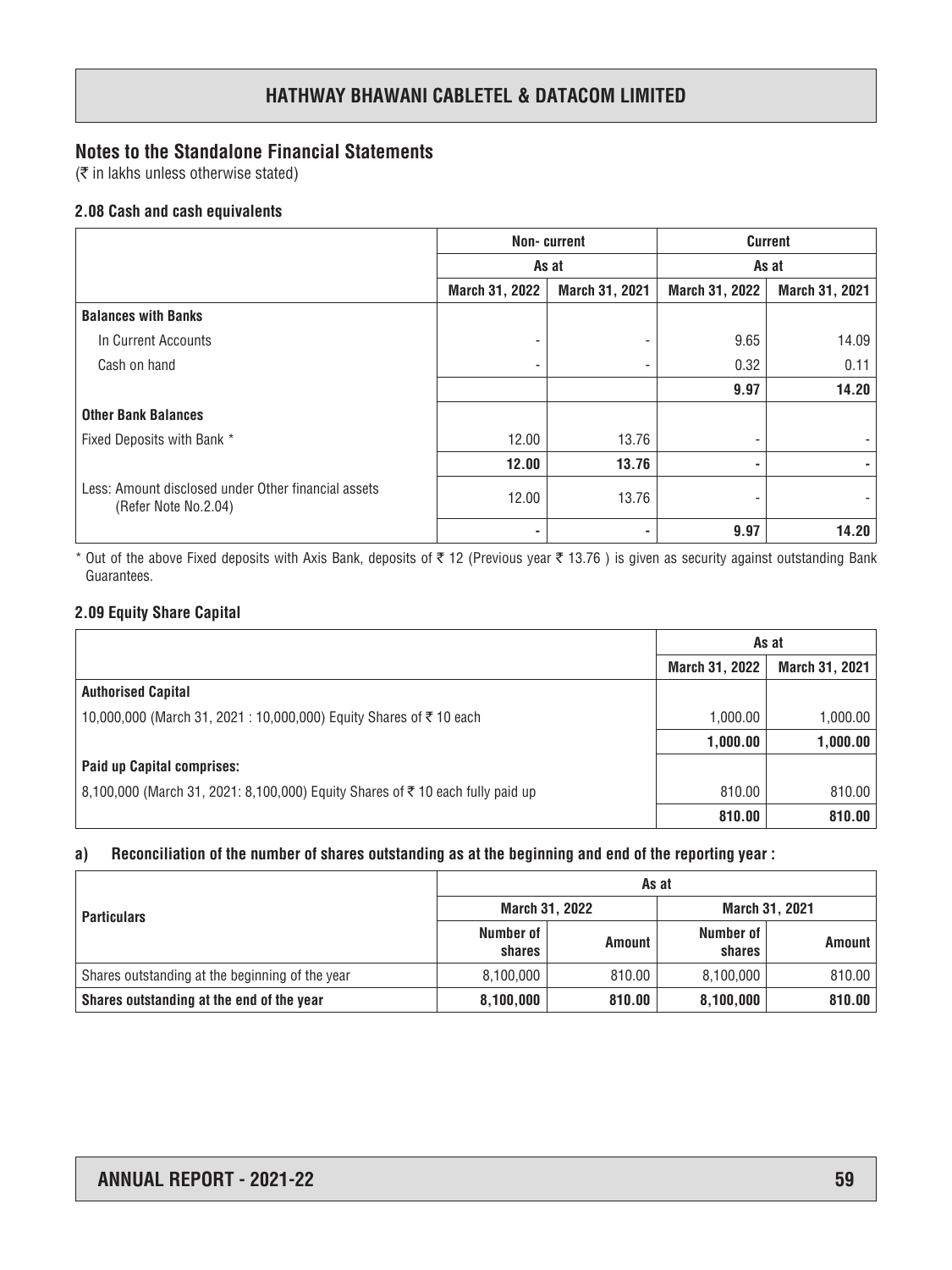## Notes to the Standalone Financial Statements

(₹ in lakhs unless otherwise stated)

### 2.08 Cash and cash equivalents

| | Non- current | | Current | |
|---|---|---|---|---|
| | As at | | As at | |
| | March 31, 2022 | March 31, 2021 | March 31, 2022 | March 31, 2021 |
| **Balances with Banks** | | | | |
| In Current Accounts | - | - | 9.65 | 14.09 |
| Cash on hand | - | - | 0.32 | 0.11 |
| | | | **9.97** | **14.20** |
| **Other Bank Balances** | | | | |
| Fixed Deposits with Bank * | 12.00 | 13.76 | - | - |
| | **12.00** | **13.76** | **-** | **-** |
| Less: Amount disclosed under Other financial assets (Refer Note No.2.04) | 12.00 | 13.76 | - | - |
| | **-** | **-** | **9.97** | **14.20** |

\* Out of the above Fixed deposits with Axis Bank, deposits of ₹ 12 (Previous year ₹ 13.76 ) is given as security against outstanding Bank Guarantees.

### 2.09 Equity Share Capital

| | As at | |
|---|---|---|
| | March 31, 2022 | March 31, 2021 |
| **Authorised Capital** | | |
| 10,000,000 (March 31, 2021 : 10,000,000) Equity Shares of ₹ 10 each | 1,000.00 | 1,000.00 |
| | **1,000.00** | **1,000.00** |
| **Paid up Capital comprises:** | | |
| 8,100,000 (March 31, 2021: 8,100,000) Equity Shares of ₹ 10 each fully paid up | 810.00 | 810.00 |
| | **810.00** | **810.00** |

#### a) Reconciliation of the number of shares outstanding as at the beginning and end of the reporting year :

| Particulars | As at | | | |
|---|---|---|---|---|
| | March 31, 2022 | | March 31, 2021 | |
| | Number of shares | Amount | Number of shares | Amount |
| Shares outstanding at the beginning of the year | 8,100,000 | 810.00 | 8,100,000 | 810.00 |
| **Shares outstanding at the end of the year** | **8,100,000** | **810.00** | **8,100,000** | **810.00** |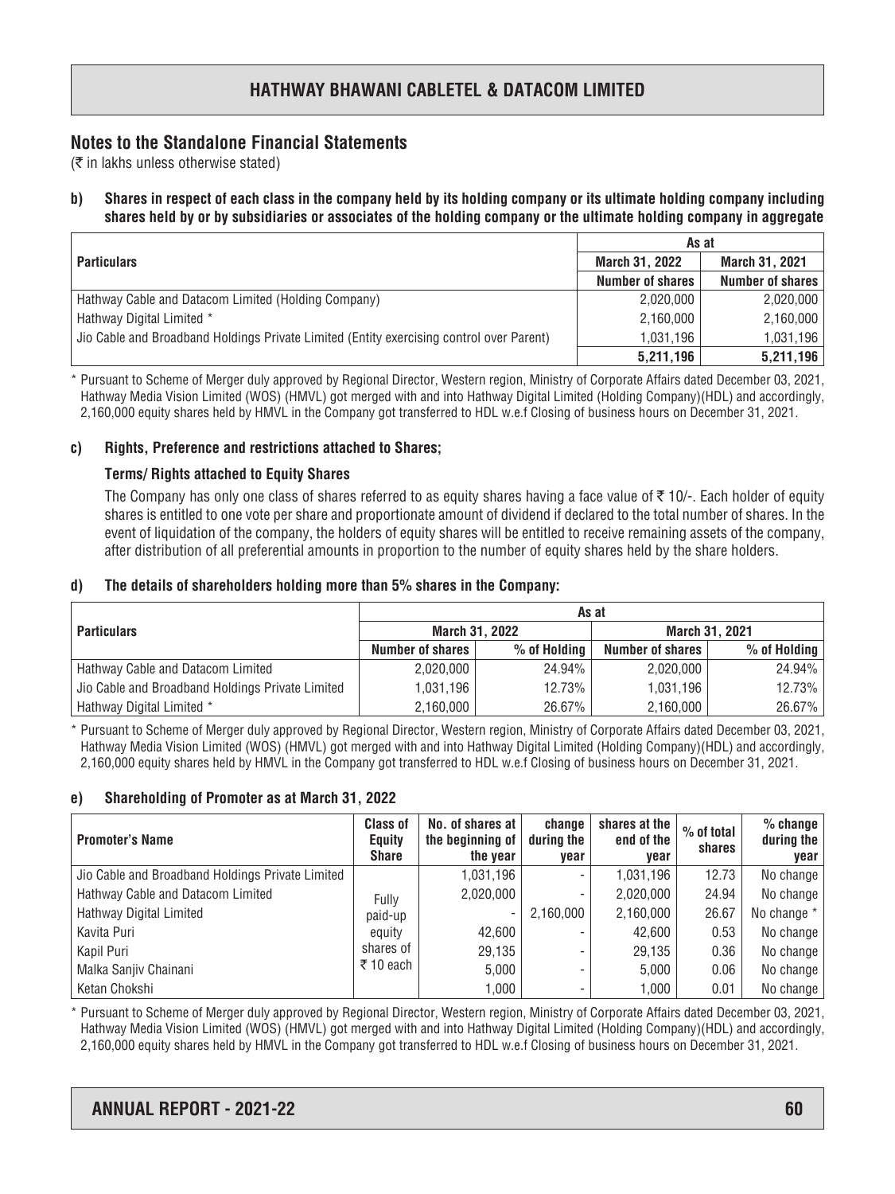## Notes to the Standalone Financial Statements

(₹ in lakhs unless otherwise stated)

**b) Shares in respect of each class in the company held by its holding company or its ultimate holding company including shares held by or by subsidiaries or associates of the holding company or the ultimate holding company in aggregate**

| Particulars | As at | |
|---|---|---|
| | March 31, 2022 | March 31, 2021 |
| | Number of shares | Number of shares |
| Hathway Cable and Datacom Limited (Holding Company) | 2,020,000 | 2,020,000 |
| Hathway Digital Limited * | 2,160,000 | 2,160,000 |
| Jio Cable and Broadband Holdings Private Limited (Entity exercising control over Parent) | 1,031,196 | 1,031,196 |
| | **5,211,196** | **5,211,196** |

* Pursuant to Scheme of Merger duly approved by Regional Director, Western region, Ministry of Corporate Affairs dated December 03, 2021, Hathway Media Vision Limited (WOS) (HMVL) got merged with and into Hathway Digital Limited (Holding Company)(HDL) and accordingly, 2,160,000 equity shares held by HMVL in the Company got transferred to HDL w.e.f Closing of business hours on December 31, 2021.

**c) Rights, Preference and restrictions attached to Shares;**

**Terms/ Rights attached to Equity Shares**

The Company has only one class of shares referred to as equity shares having a face value of ₹ 10/-. Each holder of equity shares is entitled to one vote per share and proportionate amount of dividend if declared to the total number of shares. In the event of liquidation of the company, the holders of equity shares will be entitled to receive remaining assets of the company, after distribution of all preferential amounts in proportion to the number of equity shares held by the share holders.

**d) The details of shareholders holding more than 5% shares in the Company:**

| Particulars | As at | | | |
|---|---|---|---|---|
| | March 31, 2022 | | March 31, 2021 | |
| | Number of shares | % of Holding | Number of shares | % of Holding |
| Hathway Cable and Datacom Limited | 2,020,000 | 24.94% | 2,020,000 | 24.94% |
| Jio Cable and Broadband Holdings Private Limited | 1,031,196 | 12.73% | 1,031,196 | 12.73% |
| Hathway Digital Limited * | 2,160,000 | 26.67% | 2,160,000 | 26.67% |

* Pursuant to Scheme of Merger duly approved by Regional Director, Western region, Ministry of Corporate Affairs dated December 03, 2021, Hathway Media Vision Limited (WOS) (HMVL) got merged with and into Hathway Digital Limited (Holding Company)(HDL) and accordingly, 2,160,000 equity shares held by HMVL in the Company got transferred to HDL w.e.f Closing of business hours on December 31, 2021.

**e) Shareholding of Promoter as at March 31, 2022**

| Promoter's Name | Class of Equity Share | No. of shares at the beginning of the year | change during the year | shares at the end of the year | % of total shares | % change during the year |
|---|---|---|---|---|---|---|
| Jio Cable and Broadband Holdings Private Limited | Fully paid-up equity shares of ₹ 10 each | 1,031,196 | - | 1,031,196 | 12.73 | No change |
| Hathway Cable and Datacom Limited | | 2,020,000 | - | 2,020,000 | 24.94 | No change |
| Hathway Digital Limited | | - | 2,160,000 | 2,160,000 | 26.67 | No change * |
| Kavita Puri | | 42,600 | - | 42,600 | 0.53 | No change |
| Kapil Puri | | 29,135 | - | 29,135 | 0.36 | No change |
| Malka Sanjiv Chainani | | 5,000 | - | 5,000 | 0.06 | No change |
| Ketan Chokshi | | 1,000 | - | 1,000 | 0.01 | No change |

* Pursuant to Scheme of Merger duly approved by Regional Director, Western region, Ministry of Corporate Affairs dated December 03, 2021, Hathway Media Vision Limited (WOS) (HMVL) got merged with and into Hathway Digital Limited (Holding Company)(HDL) and accordingly, 2,160,000 equity shares held by HMVL in the Company got transferred to HDL w.e.f Closing of business hours on December 31, 2021.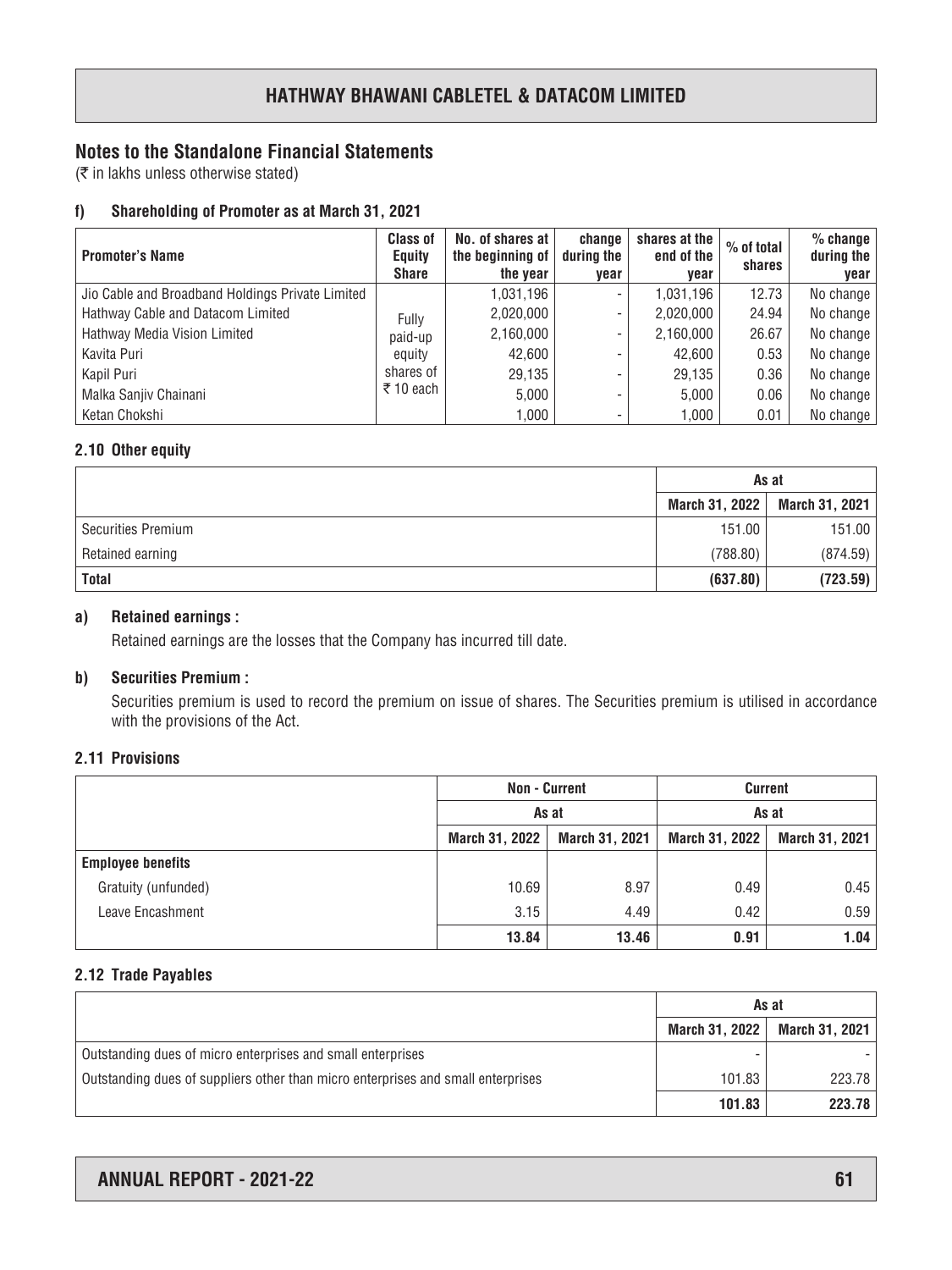## Notes to the Standalone Financial Statements

(₹ in lakhs unless otherwise stated)

### f) Shareholding of Promoter as at March 31, 2021

| Promoter's Name | Class of Equity Share | No. of shares at the beginning of the year | change during the year | shares at the end of the year | % of total shares | % change during the year |
|---|---|---|---|---|---|---|
| Jio Cable and Broadband Holdings Private Limited | Fully paid-up equity shares of ₹ 10 each | 1,031,196 | - | 1,031,196 | 12.73 | No change |
| Hathway Cable and Datacom Limited | | 2,020,000 | - | 2,020,000 | 24.94 | No change |
| Hathway Media Vision Limited | | 2,160,000 | - | 2,160,000 | 26.67 | No change |
| Kavita Puri | | 42,600 | - | 42,600 | 0.53 | No change |
| Kapil Puri | | 29,135 | - | 29,135 | 0.36 | No change |
| Malka Sanjiv Chainani | | 5,000 | - | 5,000 | 0.06 | No change |
| Ketan Chokshi | | 1,000 | - | 1,000 | 0.01 | No change |

### 2.10 Other equity

| | As at | |
|---|---|---|
| | March 31, 2022 | March 31, 2021 |
| Securities Premium | 151.00 | 151.00 |
| Retained earning | (788.80) | (874.59) |
| **Total** | **(637.80)** | **(723.59)** |

**a) Retained earnings :**

Retained earnings are the losses that the Company has incurred till date.

**b) Securities Premium :**

Securities premium is used to record the premium on issue of shares. The Securities premium is utilised in accordance with the provisions of the Act.

### 2.11 Provisions

| | Non - Current | | Current | |
|---|---|---|---|---|
| | As at | | As at | |
| | March 31, 2022 | March 31, 2021 | March 31, 2022 | March 31, 2021 |
| **Employee benefits** | | | | |
| Gratuity (unfunded) | 10.69 | 8.97 | 0.49 | 0.45 |
| Leave Encashment | 3.15 | 4.49 | 0.42 | 0.59 |
| | **13.84** | **13.46** | **0.91** | **1.04** |

### 2.12 Trade Payables

| | As at | |
|---|---|---|
| | March 31, 2022 | March 31, 2021 |
| Outstanding dues of micro enterprises and small enterprises | - | - |
| Outstanding dues of suppliers other than micro enterprises and small enterprises | 101.83 | 223.78 |
| | **101.83** | **223.78** |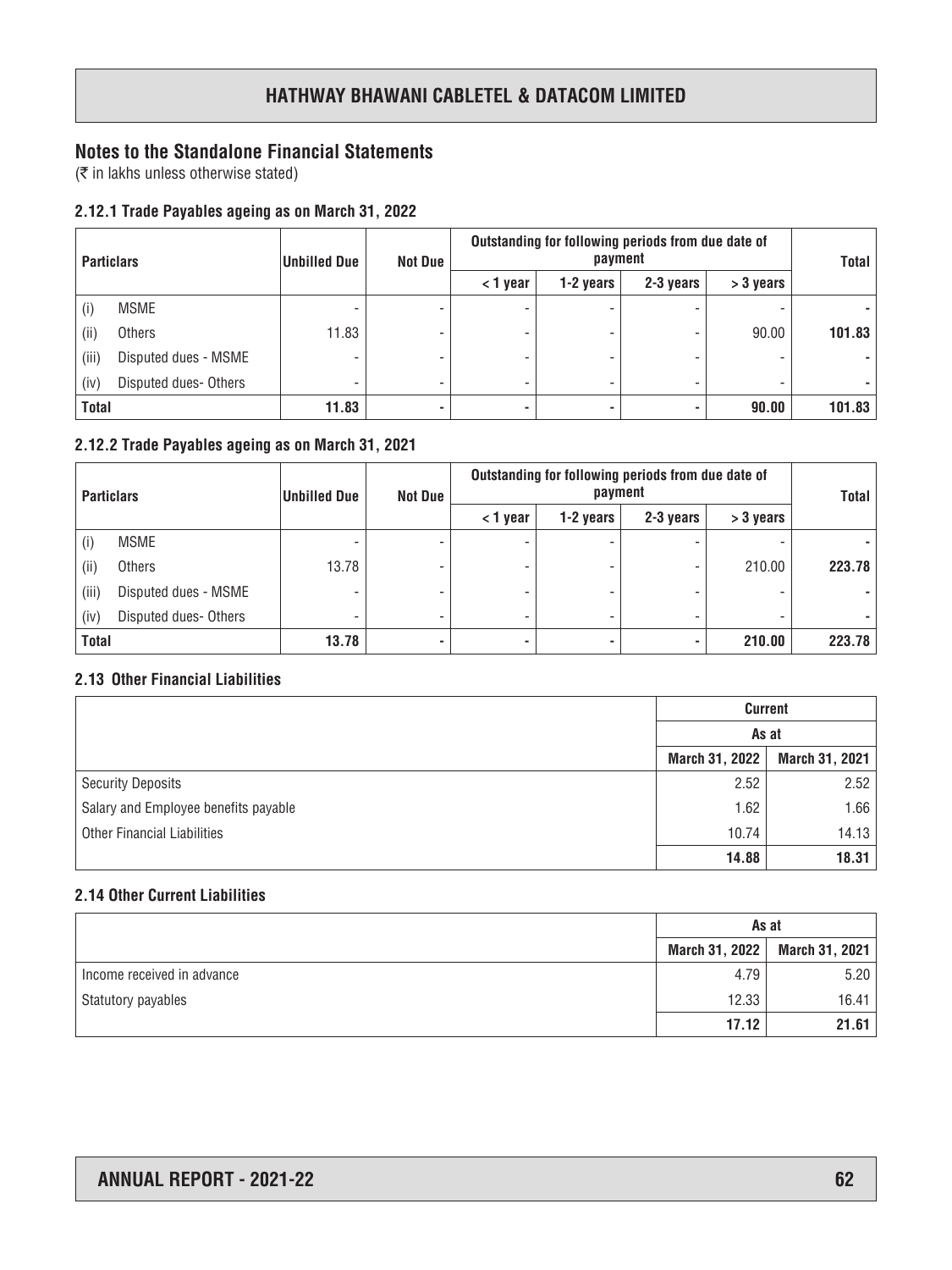## Notes to the Standalone Financial Statements

(₹ in lakhs unless otherwise stated)

### 2.12.1 Trade Payables ageing as on March 31, 2022

| Particulars | | Unbilled Due | Not Due | Outstanding for following periods from due date of payment | | | | Total |
|---|---|---|---|---|---|---|---|---|
| | | | | < 1 year | 1-2 years | 2-3 years | > 3 years | |
| (i) | MSME | - | - | - | - | - | - | - |
| (ii) | Others | 11.83 | - | - | - | - | 90.00 | **101.83** |
| (iii) | Disputed dues - MSME | - | - | - | - | - | - | - |
| (iv) | Disputed dues- Others | - | - | - | - | - | - | - |
| **Total** | | **11.83** | **-** | **-** | **-** | **-** | **90.00** | **101.83** |

### 2.12.2 Trade Payables ageing as on March 31, 2021

| Particulars | | Unbilled Due | Not Due | Outstanding for following periods from due date of payment | | | | Total |
|---|---|---|---|---|---|---|---|---|
| | | | | < 1 year | 1-2 years | 2-3 years | > 3 years | |
| (i) | MSME | - | - | - | - | - | - | - |
| (ii) | Others | 13.78 | - | - | - | - | 210.00 | **223.78** |
| (iii) | Disputed dues - MSME | - | - | - | - | - | - | - |
| (iv) | Disputed dues- Others | - | - | - | - | - | - | - |
| **Total** | | **13.78** | **-** | **-** | **-** | **-** | **210.00** | **223.78** |

### 2.13 Other Financial Liabilities

| | Current | |
|---|---|---|
| | As at | |
| | March 31, 2022 | March 31, 2021 |
| Security Deposits | 2.52 | 2.52 |
| Salary and Employee benefits payable | 1.62 | 1.66 |
| Other Financial Liabilities | 10.74 | 14.13 |
| | **14.88** | **18.31** |

### 2.14 Other Current Liabilities

| | As at | |
|---|---|---|
| | March 31, 2022 | March 31, 2021 |
| Income received in advance | 4.79 | 5.20 |
| Statutory payables | 12.33 | 16.41 |
| | **17.12** | **21.61** |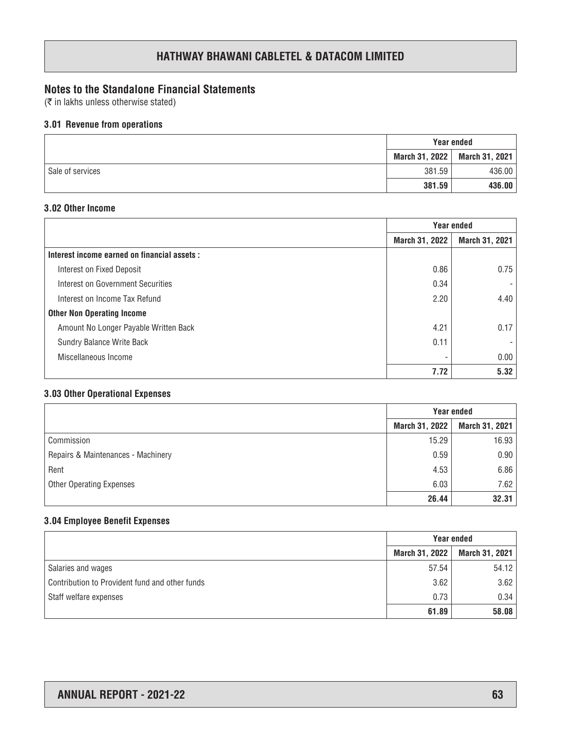# HATHWAY BHAWANI CABLETEL & DATACOM LIMITED

## Notes to the Standalone Financial Statements

(₹ in lakhs unless otherwise stated)

### 3.01 Revenue from operations

| | Year ended | |
|---|---|---|
| | March 31, 2022 | March 31, 2021 |
| Sale of services | 381.59 | 436.00 |
| | **381.59** | **436.00** |

### 3.02 Other Income

| | Year ended | |
|---|---|---|
| | March 31, 2022 | March 31, 2021 |
| **Interest income earned on financial assets :** | | |
| Interest on Fixed Deposit | 0.86 | 0.75 |
| Interest on Government Securities | 0.34 | - |
| Interest on Income Tax Refund | 2.20 | 4.40 |
| **Other Non Operating Income** | | |
| Amount No Longer Payable Written Back | 4.21 | 0.17 |
| Sundry Balance Write Back | 0.11 | - |
| Miscellaneous Income | - | 0.00 |
| | **7.72** | **5.32** |

### 3.03 Other Operational Expenses

| | Year ended | |
|---|---|---|
| | March 31, 2022 | March 31, 2021 |
| Commission | 15.29 | 16.93 |
| Repairs & Maintenances - Machinery | 0.59 | 0.90 |
| Rent | 4.53 | 6.86 |
| Other Operating Expenses | 6.03 | 7.62 |
| | **26.44** | **32.31** |

### 3.04 Employee Benefit Expenses

| | Year ended | |
|---|---|---|
| | March 31, 2022 | March 31, 2021 |
| Salaries and wages | 57.54 | 54.12 |
| Contribution to Provident fund and other funds | 3.62 | 3.62 |
| Staff welfare expenses | 0.73 | 0.34 |
| | **61.89** | **58.08** |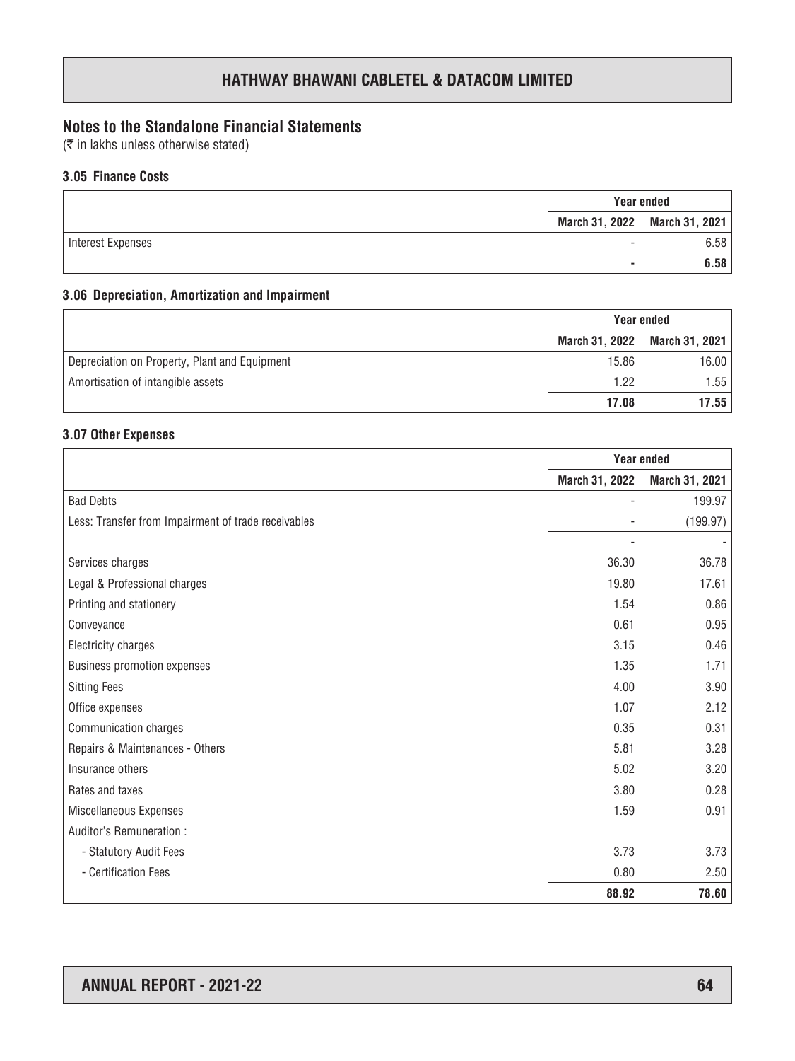## Notes to the Standalone Financial Statements

(₹ in lakhs unless otherwise stated)

### 3.05 Finance Costs

| | Year ended | |
|---|---|---|
| | March 31, 2022 | March 31, 2021 |
| Interest Expenses | - | 6.58 |
| | **-** | **6.58** |

### 3.06 Depreciation, Amortization and Impairment

| | Year ended | |
|---|---|---|
| | March 31, 2022 | March 31, 2021 |
| Depreciation on Property, Plant and Equipment | 15.86 | 16.00 |
| Amortisation of intangible assets | 1.22 | 1.55 |
| | **17.08** | **17.55** |

### 3.07 Other Expenses

| | Year ended | |
|---|---|---|
| | March 31, 2022 | March 31, 2021 |
| Bad Debts | - | 199.97 |
| Less: Transfer from Impairment of trade receivables | - | (199.97) |
| | - | - |
| Services charges | 36.30 | 36.78 |
| Legal & Professional charges | 19.80 | 17.61 |
| Printing and stationery | 1.54 | 0.86 |
| Conveyance | 0.61 | 0.95 |
| Electricity charges | 3.15 | 0.46 |
| Business promotion expenses | 1.35 | 1.71 |
| Sitting Fees | 4.00 | 3.90 |
| Office expenses | 1.07 | 2.12 |
| Communication charges | 0.35 | 0.31 |
| Repairs & Maintenances - Others | 5.81 | 3.28 |
| Insurance others | 5.02 | 3.20 |
| Rates and taxes | 3.80 | 0.28 |
| Miscellaneous Expenses | 1.59 | 0.91 |
| Auditor's Remuneration : | | |
| - Statutory Audit Fees | 3.73 | 3.73 |
| - Certification Fees | 0.80 | 2.50 |
| | **88.92** | **78.60** |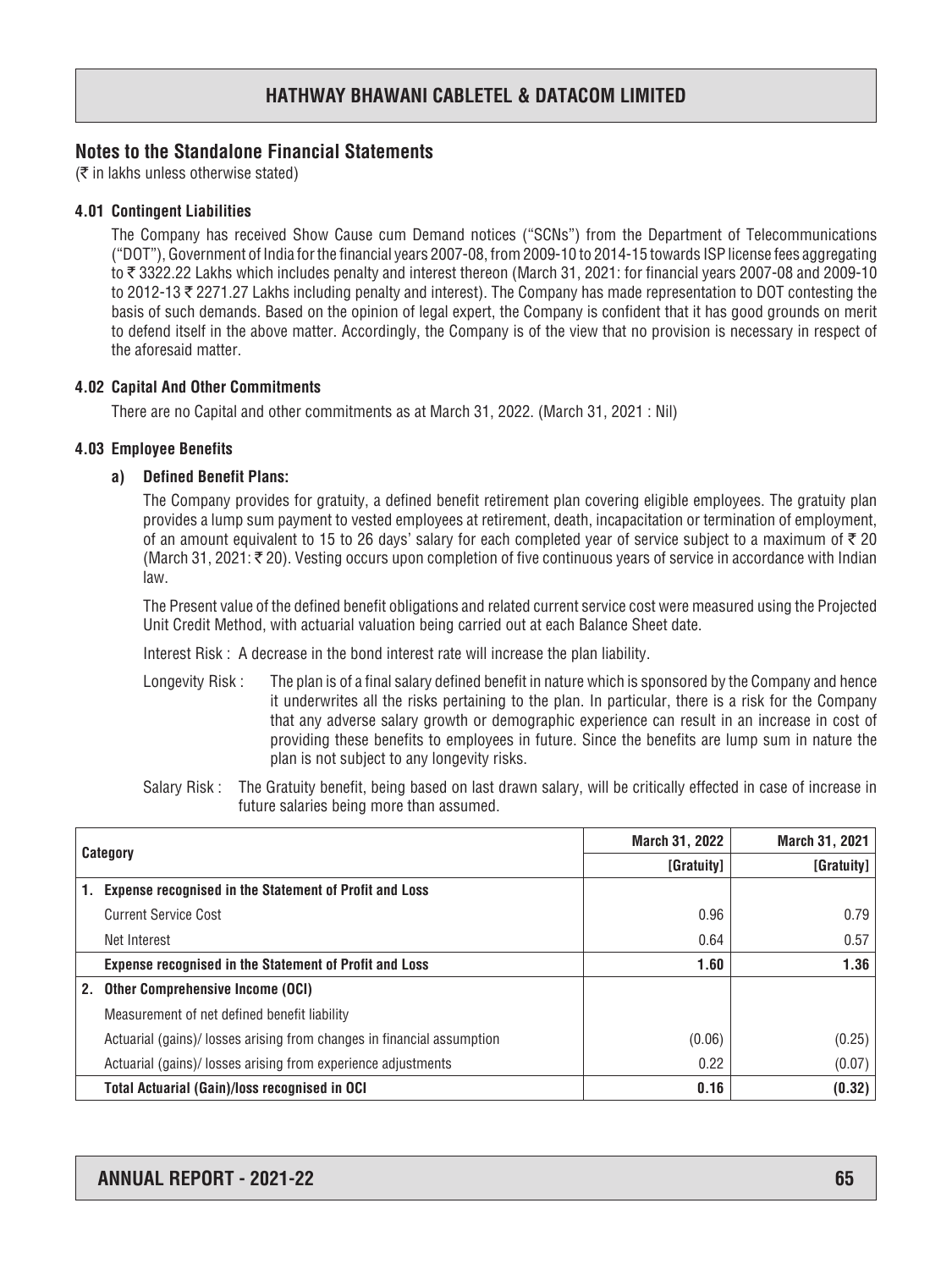## Notes to the Standalone Financial Statements

(₹ in lakhs unless otherwise stated)

### 4.01 Contingent Liabilities

The Company has received Show Cause cum Demand notices ("SCNs") from the Department of Telecommunications ("DOT"), Government of India for the financial years 2007-08, from 2009-10 to 2014-15 towards ISP license fees aggregating to ₹ 3322.22 Lakhs which includes penalty and interest thereon (March 31, 2021: for financial years 2007-08 and 2009-10 to 2012-13 ₹ 2271.27 Lakhs including penalty and interest). The Company has made representation to DOT contesting the basis of such demands. Based on the opinion of legal expert, the Company is confident that it has good grounds on merit to defend itself in the above matter. Accordingly, the Company is of the view that no provision is necessary in respect of the aforesaid matter.

### 4.02 Capital And Other Commitments

There are no Capital and other commitments as at March 31, 2022. (March 31, 2021 : Nil)

### 4.03 Employee Benefits

**a) Defined Benefit Plans:**

The Company provides for gratuity, a defined benefit retirement plan covering eligible employees. The gratuity plan provides a lump sum payment to vested employees at retirement, death, incapacitation or termination of employment, of an amount equivalent to 15 to 26 days' salary for each completed year of service subject to a maximum of ₹ 20 (March 31, 2021: ₹ 20). Vesting occurs upon completion of five continuous years of service in accordance with Indian law.

The Present value of the defined benefit obligations and related current service cost were measured using the Projected Unit Credit Method, with actuarial valuation being carried out at each Balance Sheet date.

Interest Risk : A decrease in the bond interest rate will increase the plan liability.

Longevity Risk : The plan is of a final salary defined benefit in nature which is sponsored by the Company and hence it underwrites all the risks pertaining to the plan. In particular, there is a risk for the Company that any adverse salary growth or demographic experience can result in an increase in cost of providing these benefits to employees in future. Since the benefits are lump sum in nature the plan is not subject to any longevity risks.

Salary Risk : The Gratuity benefit, being based on last drawn salary, will be critically effected in case of increase in future salaries being more than assumed.

| Category | March 31, 2022 | March 31, 2021 |
|---|---|---|
| | [Gratuity] | [Gratuity] |
| **1. Expense recognised in the Statement of Profit and Loss** | | |
| Current Service Cost | 0.96 | 0.79 |
| Net Interest | 0.64 | 0.57 |
| **Expense recognised in the Statement of Profit and Loss** | **1.60** | **1.36** |
| **2. Other Comprehensive Income (OCI)** | | |
| Measurement of net defined benefit liability | | |
| Actuarial (gains)/ losses arising from changes in financial assumption | (0.06) | (0.25) |
| Actuarial (gains)/ losses arising from experience adjustments | 0.22 | (0.07) |
| **Total Actuarial (Gain)/loss recognised in OCI** | **0.16** | **(0.32)** |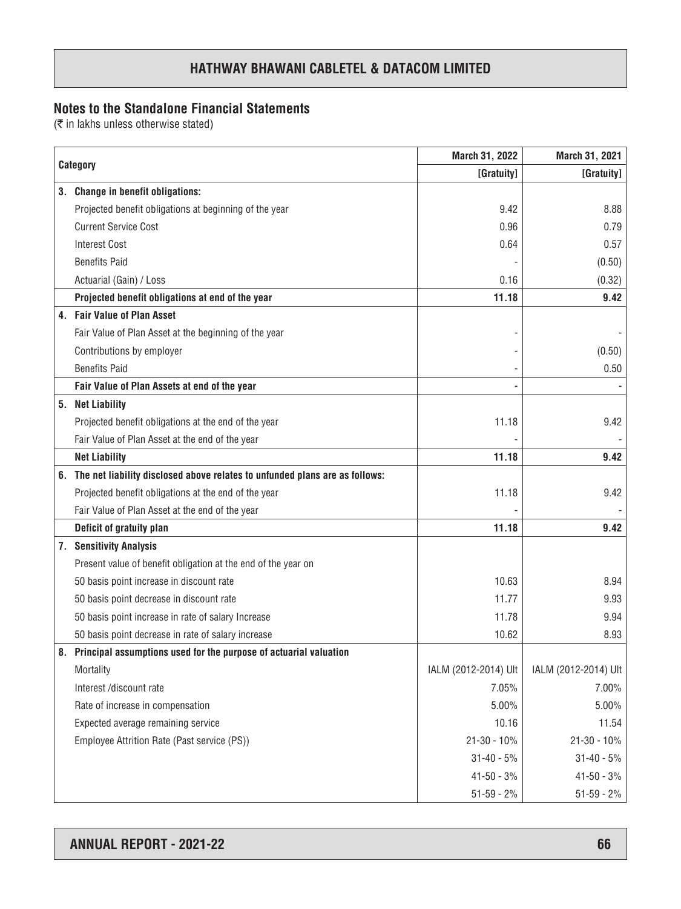## Notes to the Standalone Financial Statements

(₹ in lakhs unless otherwise stated)

| Category | March 31, 2022 | March 31, 2021 |
|---|---|---|
| | [Gratuity] | [Gratuity] |
| **3. Change in benefit obligations:** | | |
| Projected benefit obligations at beginning of the year | 9.42 | 8.88 |
| Current Service Cost | 0.96 | 0.79 |
| Interest Cost | 0.64 | 0.57 |
| Benefits Paid | - | (0.50) |
| Actuarial (Gain) / Loss | 0.16 | (0.32) |
| **Projected benefit obligations at end of the year** | **11.18** | **9.42** |
| **4. Fair Value of Plan Asset** | | |
| Fair Value of Plan Asset at the beginning of the year | - | - |
| Contributions by employer | - | (0.50) |
| Benefits Paid | - | 0.50 |
| **Fair Value of Plan Assets at end of the year** | **-** | **-** |
| **5. Net Liability** | | |
| Projected benefit obligations at the end of the year | 11.18 | 9.42 |
| Fair Value of Plan Asset at the end of the year | - | - |
| **Net Liability** | **11.18** | **9.42** |
| **6. The net liability disclosed above relates to unfunded plans are as follows:** | | |
| Projected benefit obligations at the end of the year | 11.18 | 9.42 |
| Fair Value of Plan Asset at the end of the year | - | - |
| **Deficit of gratuity plan** | **11.18** | **9.42** |
| **7. Sensitivity Analysis** | | |
| Present value of benefit obligation at the end of the year on | | |
| 50 basis point increase in discount rate | 10.63 | 8.94 |
| 50 basis point decrease in discount rate | 11.77 | 9.93 |
| 50 basis point increase in rate of salary Increase | 11.78 | 9.94 |
| 50 basis point decrease in rate of salary increase | 10.62 | 8.93 |
| **8. Principal assumptions used for the purpose of actuarial valuation** | | |
| Mortality | IALM (2012-2014) Ult | IALM (2012-2014) Ult |
| Interest /discount rate | 7.05% | 7.00% |
| Rate of increase in compensation | 5.00% | 5.00% |
| Expected average remaining service | 10.16 | 11.54 |
| Employee Attrition Rate (Past service (PS)) | 21-30 - 10% | 21-30 - 10% |
| | 31-40 - 5% | 31-40 - 5% |
| | 41-50 - 3% | 41-50 - 3% |
| | 51-59 - 2% | 51-59 - 2% |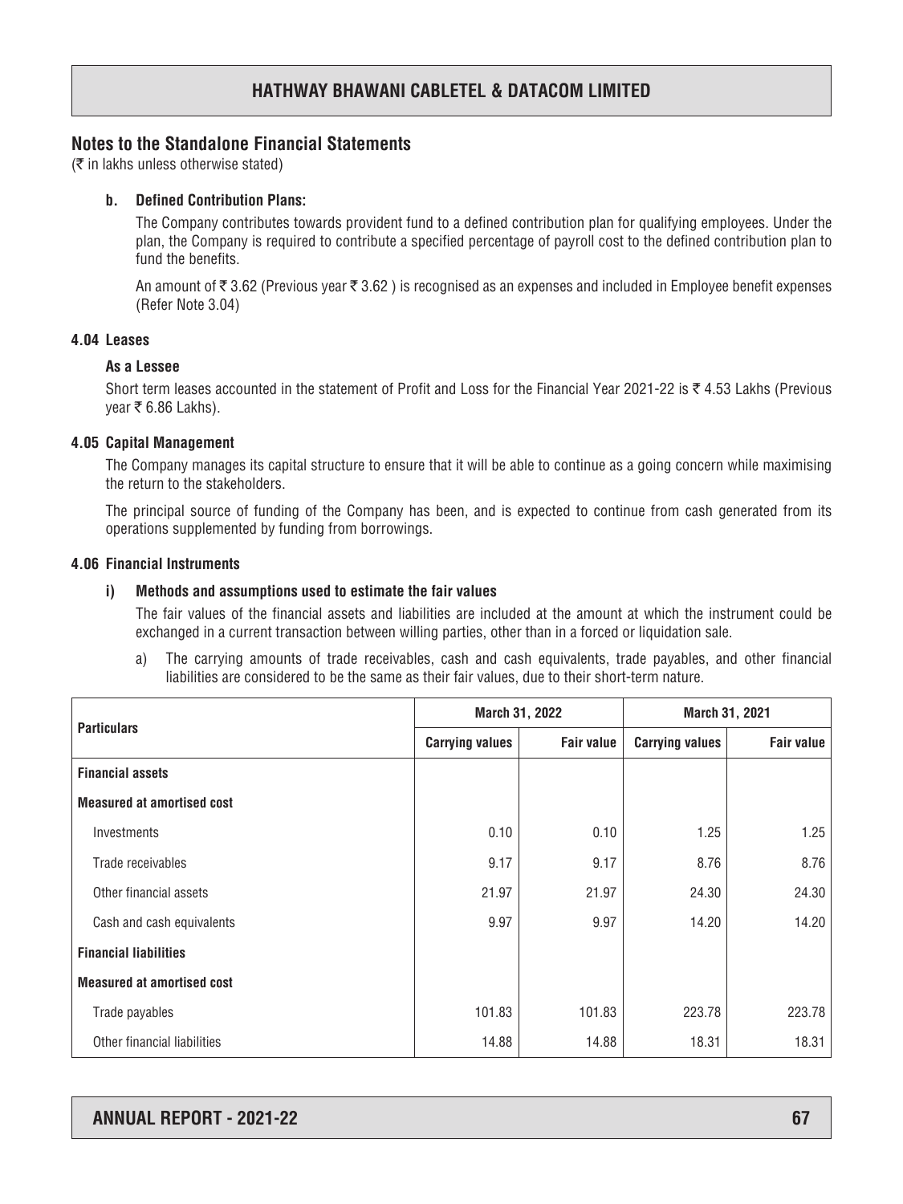## Notes to the Standalone Financial Statements

(₹ in lakhs unless otherwise stated)

**b. Defined Contribution Plans:**

The Company contributes towards provident fund to a defined contribution plan for qualifying employees. Under the plan, the Company is required to contribute a specified percentage of payroll cost to the defined contribution plan to fund the benefits.

An amount of ₹ 3.62 (Previous year ₹ 3.62 ) is recognised as an expenses and included in Employee benefit expenses (Refer Note 3.04)

### 4.04 Leases

**As a Lessee**

Short term leases accounted in the statement of Profit and Loss for the Financial Year 2021-22 is ₹ 4.53 Lakhs (Previous year ₹ 6.86 Lakhs).

### 4.05 Capital Management

The Company manages its capital structure to ensure that it will be able to continue as a going concern while maximising the return to the stakeholders.

The principal source of funding of the Company has been, and is expected to continue from cash generated from its operations supplemented by funding from borrowings.

### 4.06 Financial Instruments

**i) Methods and assumptions used to estimate the fair values**

The fair values of the financial assets and liabilities are included at the amount at which the instrument could be exchanged in a current transaction between willing parties, other than in a forced or liquidation sale.

a) The carrying amounts of trade receivables, cash and cash equivalents, trade payables, and other financial liabilities are considered to be the same as their fair values, due to their short-term nature.

| Particulars | March 31, 2022 | | March 31, 2021 | |
|---|---|---|---|---|
| | Carrying values | Fair value | Carrying values | Fair value |
| **Financial assets** | | | | |
| **Measured at amortised cost** | | | | |
| Investments | 0.10 | 0.10 | 1.25 | 1.25 |
| Trade receivables | 9.17 | 9.17 | 8.76 | 8.76 |
| Other financial assets | 21.97 | 21.97 | 24.30 | 24.30 |
| Cash and cash equivalents | 9.97 | 9.97 | 14.20 | 14.20 |
| **Financial liabilities** | | | | |
| **Measured at amortised cost** | | | | |
| Trade payables | 101.83 | 101.83 | 223.78 | 223.78 |
| Other financial liabilities | 14.88 | 14.88 | 18.31 | 18.31 |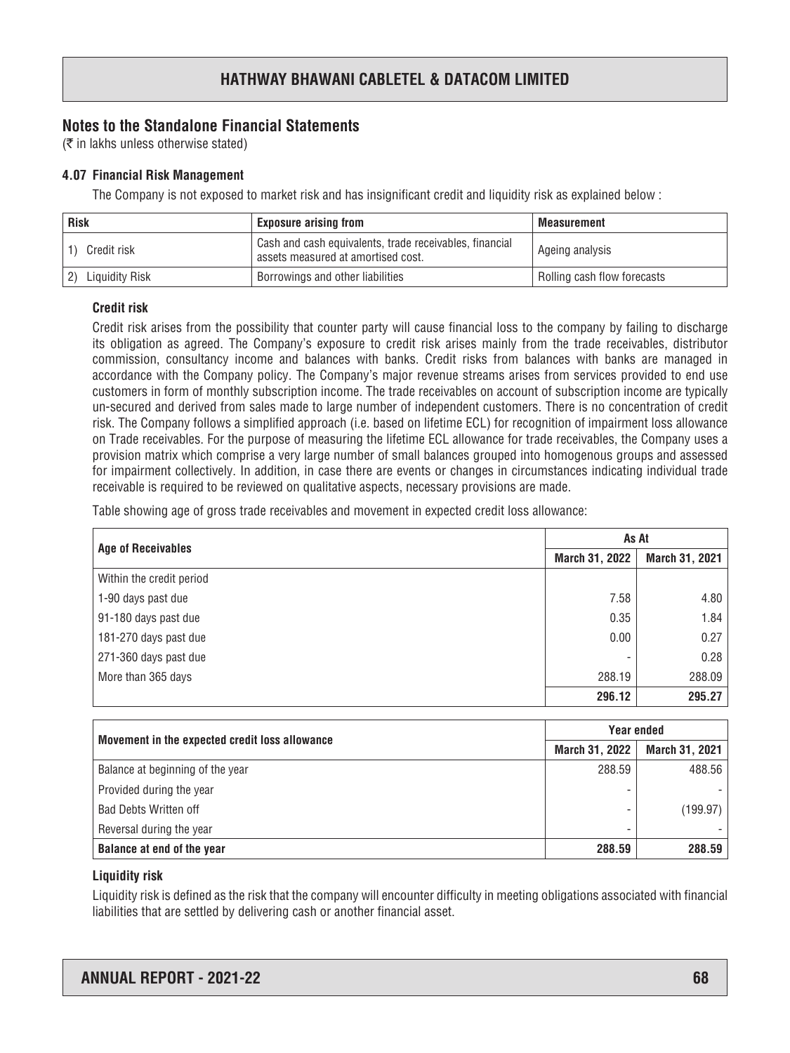## Notes to the Standalone Financial Statements

(₹ in lakhs unless otherwise stated)

### 4.07 Financial Risk Management

The Company is not exposed to market risk and has insignificant credit and liquidity risk as explained below :

| Risk | Exposure arising from | Measurement |
|---|---|---|
| 1) Credit risk | Cash and cash equivalents, trade receivables, financial assets measured at amortised cost. | Ageing analysis |
| 2) Liquidity Risk | Borrowings and other liabilities | Rolling cash flow forecasts |

**Credit risk**

Credit risk arises from the possibility that counter party will cause financial loss to the company by failing to discharge its obligation as agreed. The Company's exposure to credit risk arises mainly from the trade receivables, distributor commission, consultancy income and balances with banks. Credit risks from balances with banks are managed in accordance with the Company policy. The Company's major revenue streams arises from services provided to end use customers in form of monthly subscription income. The trade receivables on account of subscription income are typically un-secured and derived from sales made to large number of independent customers. There is no concentration of credit risk. The Company follows a simplified approach (i.e. based on lifetime ECL) for recognition of impairment loss allowance on Trade receivables. For the purpose of measuring the lifetime ECL allowance for trade receivables, the Company uses a provision matrix which comprise a very large number of small balances grouped into homogenous groups and assessed for impairment collectively. In addition, in case there are events or changes in circumstances indicating individual trade receivable is required to be reviewed on qualitative aspects, necessary provisions are made.

Table showing age of gross trade receivables and movement in expected credit loss allowance:

| Age of Receivables | As At | |
|---|---|---|
| | March 31, 2022 | March 31, 2021 |
| Within the credit period | | |
| 1-90 days past due | 7.58 | 4.80 |
| 91-180 days past due | 0.35 | 1.84 |
| 181-270 days past due | 0.00 | 0.27 |
| 271-360 days past due | - | 0.28 |
| More than 365 days | 288.19 | 288.09 |
| | **296.12** | **295.27** |

| Movement in the expected credit loss allowance | Year ended | |
|---|---|---|
| | March 31, 2022 | March 31, 2021 |
| Balance at beginning of the year | 288.59 | 488.56 |
| Provided during the year | - | - |
| Bad Debts Written off | - | (199.97) |
| Reversal during the year | - | - |
| **Balance at end of the year** | **288.59** | **288.59** |

**Liquidity risk**

Liquidity risk is defined as the risk that the company will encounter difficulty in meeting obligations associated with financial liabilities that are settled by delivering cash or another financial asset.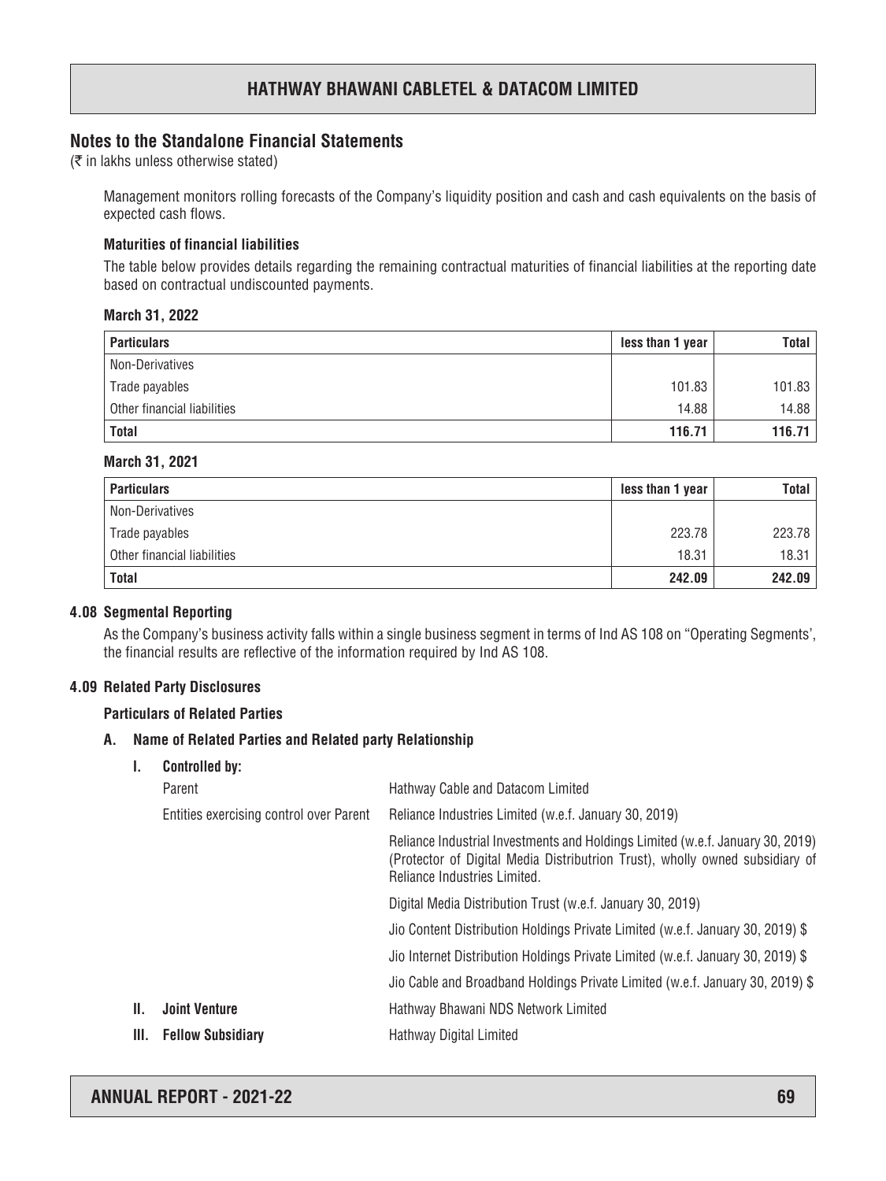## Notes to the Standalone Financial Statements

(₹ in lakhs unless otherwise stated)

Management monitors rolling forecasts of the Company's liquidity position and cash and cash equivalents on the basis of expected cash flows.

**Maturities of financial liabilities**

The table below provides details regarding the remaining contractual maturities of financial liabilities at the reporting date based on contractual undiscounted payments.

**March 31, 2022**

| Particulars | less than 1 year | Total |
|---|---|---|
| Non-Derivatives | | |
| Trade payables | 101.83 | 101.83 |
| Other financial liabilities | 14.88 | 14.88 |
| **Total** | **116.71** | **116.71** |

**March 31, 2021**

| Particulars | less than 1 year | Total |
|---|---|---|
| Non-Derivatives | | |
| Trade payables | 223.78 | 223.78 |
| Other financial liabilities | 18.31 | 18.31 |
| **Total** | **242.09** | **242.09** |

### 4.08 Segmental Reporting

As the Company's business activity falls within a single business segment in terms of Ind AS 108 on "Operating Segments', the financial results are reflective of the information required by Ind AS 108.

### 4.09 Related Party Disclosures

**Particulars of Related Parties**

**A. Name of Related Parties and Related party Relationship**

**I. Controlled by:**

| | |
|---|---|
| Parent | Hathway Cable and Datacom Limited |
| Entities exercising control over Parent | Reliance Industries Limited (w.e.f. January 30, 2019) |
| | Reliance Industrial Investments and Holdings Limited (w.e.f. January 30, 2019) (Protector of Digital Media Distributrion Trust), wholly owned subsidiary of Reliance Industries Limited. |
| | Digital Media Distribution Trust (w.e.f. January 30, 2019) |
| | Jio Content Distribution Holdings Private Limited (w.e.f. January 30, 2019) $ |
| | Jio Internet Distribution Holdings Private Limited (w.e.f. January 30, 2019) $ |
| | Jio Cable and Broadband Holdings Private Limited (w.e.f. January 30, 2019) $ |

**II. Joint Venture** — Hathway Bhawani NDS Network Limited

**III. Fellow Subsidiary** — Hathway Digital Limited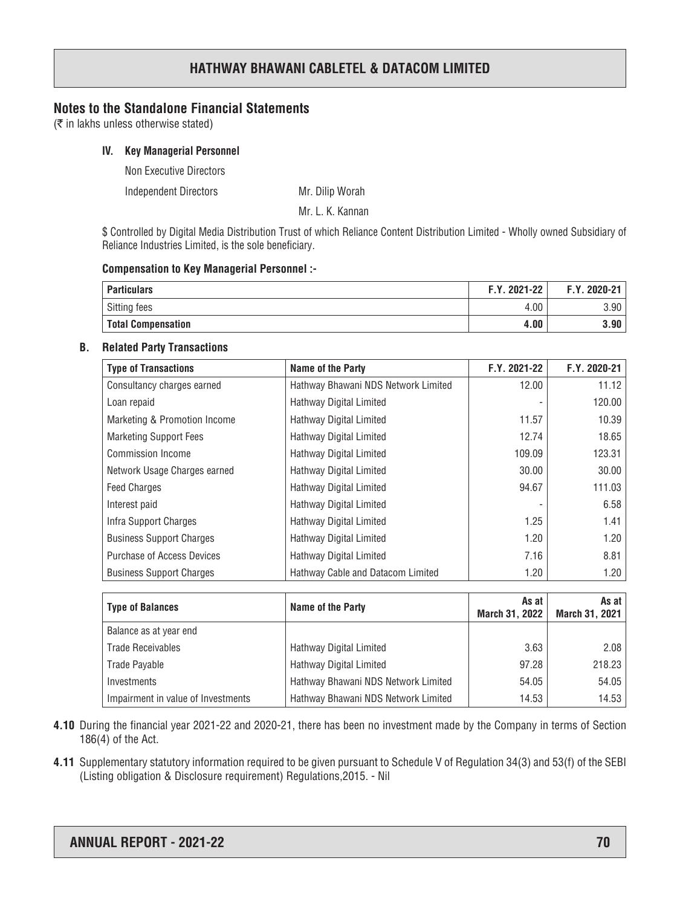## Notes to the Standalone Financial Statements

(₹ in lakhs unless otherwise stated)

**IV. Key Managerial Personnel**

Non Executive Directors

Independent Directors — Mr. Dilip Worah

Mr. L. K. Kannan

$ Controlled by Digital Media Distribution Trust of which Reliance Content Distribution Limited - Wholly owned Subsidiary of Reliance Industries Limited, is the sole beneficiary.

**Compensation to Key Managerial Personnel :-**

| Particulars | F.Y. 2021-22 | F.Y. 2020-21 |
|---|---|---|
| Sitting fees | 4.00 | 3.90 |
| **Total Compensation** | **4.00** | **3.90** |

**B. Related Party Transactions**

| Type of Transactions | Name of the Party | F.Y. 2021-22 | F.Y. 2020-21 |
|---|---|---|---|
| Consultancy charges earned | Hathway Bhawani NDS Network Limited | 12.00 | 11.12 |
| Loan repaid | Hathway Digital Limited | - | 120.00 |
| Marketing & Promotion Income | Hathway Digital Limited | 11.57 | 10.39 |
| Marketing Support Fees | Hathway Digital Limited | 12.74 | 18.65 |
| Commission Income | Hathway Digital Limited | 109.09 | 123.31 |
| Network Usage Charges earned | Hathway Digital Limited | 30.00 | 30.00 |
| Feed Charges | Hathway Digital Limited | 94.67 | 111.03 |
| Interest paid | Hathway Digital Limited | - | 6.58 |
| Infra Support Charges | Hathway Digital Limited | 1.25 | 1.41 |
| Business Support Charges | Hathway Digital Limited | 1.20 | 1.20 |
| Purchase of Access Devices | Hathway Digital Limited | 7.16 | 8.81 |
| Business Support Charges | Hathway Cable and Datacom Limited | 1.20 | 1.20 |

| Type of Balances | Name of the Party | As at March 31, 2022 | As at March 31, 2021 |
|---|---|---|---|
| Balance as at year end | | | |
| Trade Receivables | Hathway Digital Limited | 3.63 | 2.08 |
| Trade Payable | Hathway Digital Limited | 97.28 | 218.23 |
| Investments | Hathway Bhawani NDS Network Limited | 54.05 | 54.05 |
| Impairment in value of Investments | Hathway Bhawani NDS Network Limited | 14.53 | 14.53 |

**4.10** During the financial year 2021-22 and 2020-21, there has been no investment made by the Company in terms of Section 186(4) of the Act.

**4.11** Supplementary statutory information required to be given pursuant to Schedule V of Regulation 34(3) and 53(f) of the SEBI (Listing obligation & Disclosure requirement) Regulations,2015. - Nil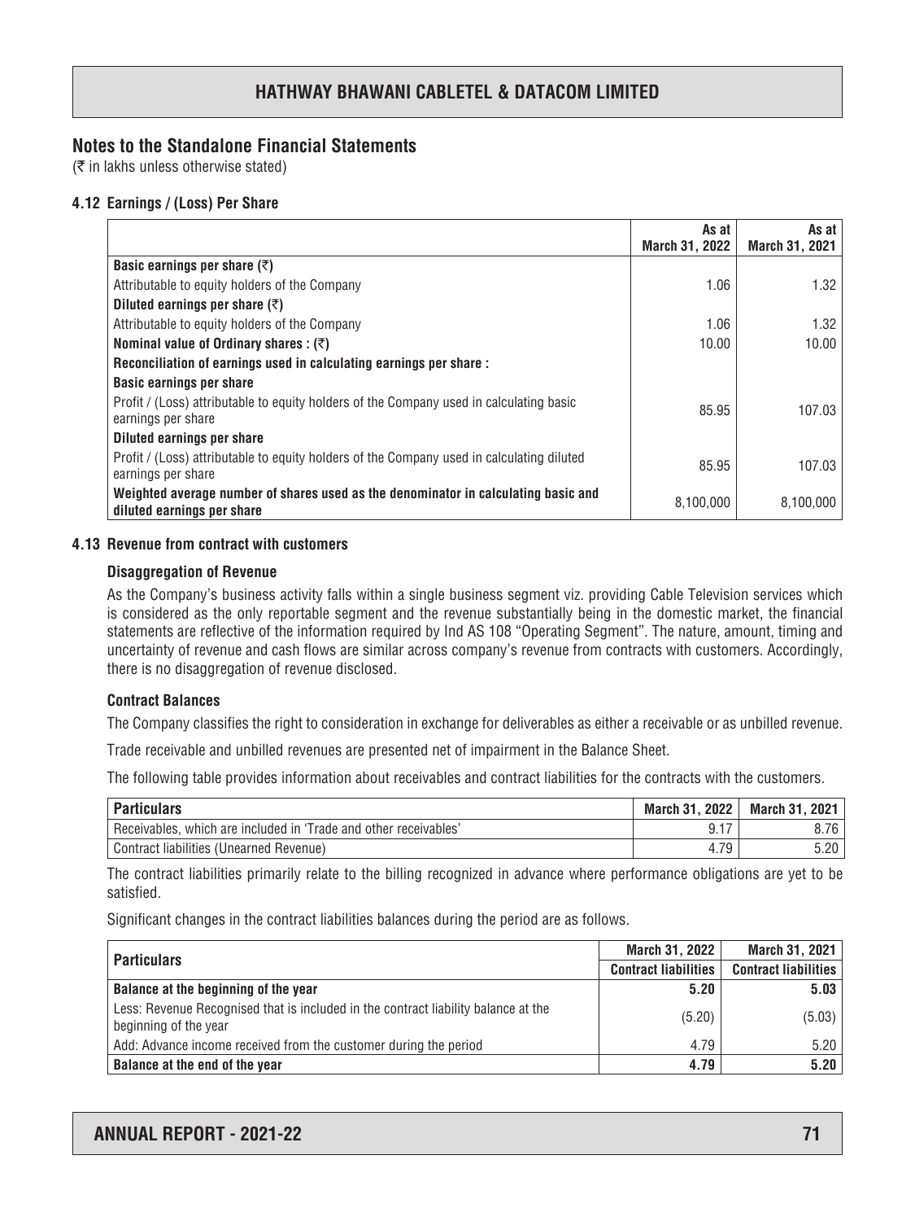## Notes to the Standalone Financial Statements

(₹ in lakhs unless otherwise stated)

### 4.12 Earnings / (Loss) Per Share

| | As at March 31, 2022 | As at March 31, 2021 |
|---|---|---|
| **Basic earnings per share (₹)** | | |
| Attributable to equity holders of the Company | 1.06 | 1.32 |
| **Diluted earnings per share (₹)** | | |
| Attributable to equity holders of the Company | 1.06 | 1.32 |
| **Nominal value of Ordinary shares : (₹)** | 10.00 | 10.00 |
| **Reconciliation of earnings used in calculating earnings per share :** | | |
| **Basic earnings per share** | | |
| Profit / (Loss) attributable to equity holders of the Company used in calculating basic earnings per share | 85.95 | 107.03 |
| **Diluted earnings per share** | | |
| Profit / (Loss) attributable to equity holders of the Company used in calculating diluted earnings per share | 85.95 | 107.03 |
| **Weighted average number of shares used as the denominator in calculating basic and diluted earnings per share** | 8,100,000 | 8,100,000 |

### 4.13 Revenue from contract with customers

**Disaggregation of Revenue**

As the Company's business activity falls within a single business segment viz. providing Cable Television services which is considered as the only reportable segment and the revenue substantially being in the domestic market, the financial statements are reflective of the information required by Ind AS 108 "Operating Segment". The nature, amount, timing and uncertainty of revenue and cash flows are similar across company's revenue from contracts with customers. Accordingly, there is no disaggregation of revenue disclosed.

**Contract Balances**

The Company classifies the right to consideration in exchange for deliverables as either a receivable or as unbilled revenue.

Trade receivable and unbilled revenues are presented net of impairment in the Balance Sheet.

The following table provides information about receivables and contract liabilities for the contracts with the customers.

| Particulars | March 31, 2022 | March 31, 2021 |
|---|---|---|
| Receivables, which are included in 'Trade and other receivables' | 9.17 | 8.76 |
| Contract liabilities (Unearned Revenue) | 4.79 | 5.20 |

The contract liabilities primarily relate to the billing recognized in advance where performance obligations are yet to be satisfied.

Significant changes in the contract liabilities balances during the period are as follows.

| Particulars | March 31, 2022 | March 31, 2021 |
|---|---|---|
| | Contract liabilities | Contract liabilities |
| **Balance at the beginning of the year** | **5.20** | **5.03** |
| Less: Revenue Recognised that is included in the contract liability balance at the beginning of the year | (5.20) | (5.03) |
| Add: Advance income received from the customer during the period | 4.79 | 5.20 |
| **Balance at the end of the year** | **4.79** | **5.20** |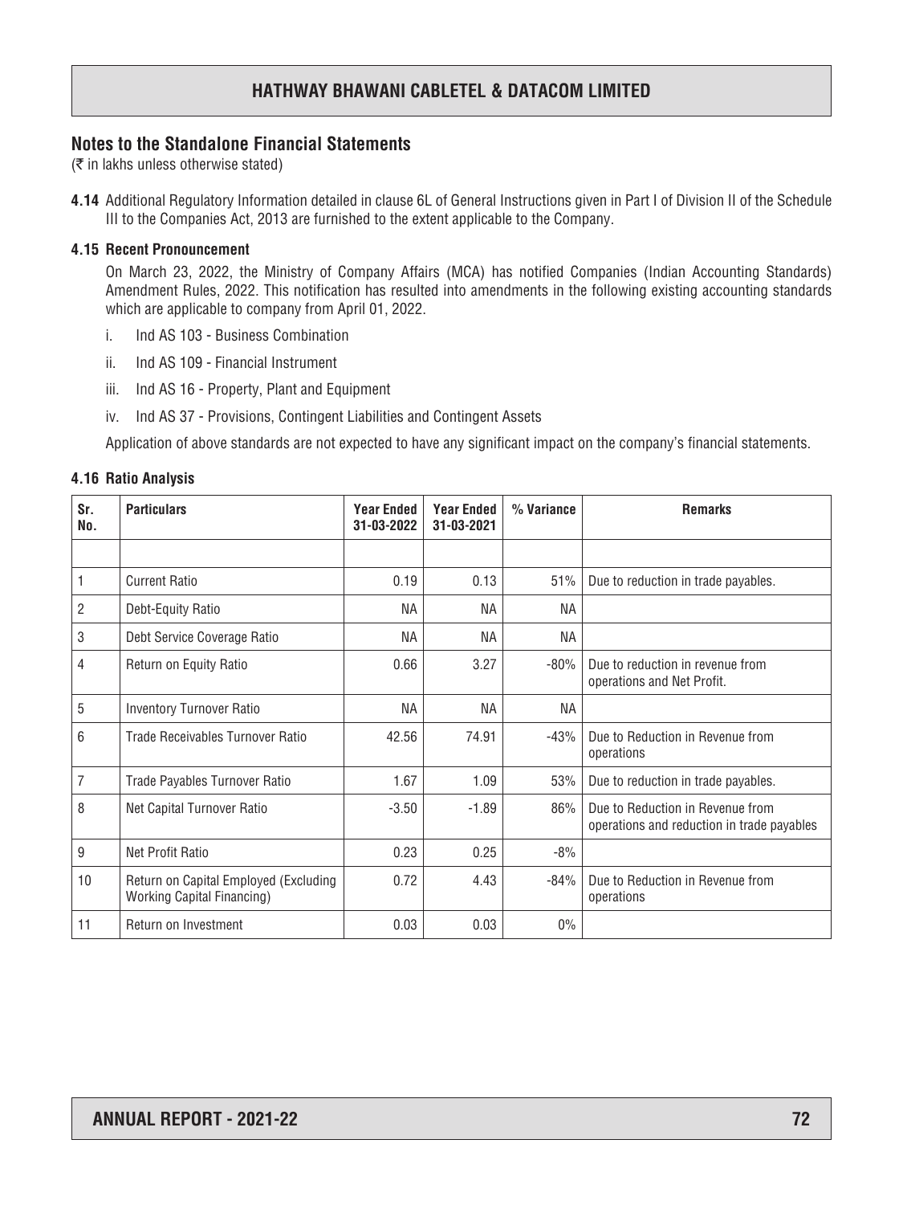## Notes to the Standalone Financial Statements

(₹ in lakhs unless otherwise stated)

**4.14** Additional Regulatory Information detailed in clause 6L of General Instructions given in Part I of Division II of the Schedule III to the Companies Act, 2013 are furnished to the extent applicable to the Company.

### 4.15 Recent Pronouncement

On March 23, 2022, the Ministry of Company Affairs (MCA) has notified Companies (Indian Accounting Standards) Amendment Rules, 2022. This notification has resulted into amendments in the following existing accounting standards which are applicable to company from April 01, 2022.

i. Ind AS 103 - Business Combination

ii. Ind AS 109 - Financial Instrument

iii. Ind AS 16 - Property, Plant and Equipment

iv. Ind AS 37 - Provisions, Contingent Liabilities and Contingent Assets

Application of above standards are not expected to have any significant impact on the company's financial statements.

### 4.16 Ratio Analysis

| Sr. No. | Particulars | Year Ended 31-03-2022 | Year Ended 31-03-2021 | % Variance | Remarks |
|---|---|---|---|---|---|
| | | | | | |
| 1 | Current Ratio | 0.19 | 0.13 | 51% | Due to reduction in trade payables. |
| 2 | Debt-Equity Ratio | NA | NA | NA | |
| 3 | Debt Service Coverage Ratio | NA | NA | NA | |
| 4 | Return on Equity Ratio | 0.66 | 3.27 | -80% | Due to reduction in revenue from operations and Net Profit. |
| 5 | Inventory Turnover Ratio | NA | NA | NA | |
| 6 | Trade Receivables Turnover Ratio | 42.56 | 74.91 | -43% | Due to Reduction in Revenue from operations |
| 7 | Trade Payables Turnover Ratio | 1.67 | 1.09 | 53% | Due to reduction in trade payables. |
| 8 | Net Capital Turnover Ratio | -3.50 | -1.89 | 86% | Due to Reduction in Revenue from operations and reduction in trade payables |
| 9 | Net Profit Ratio | 0.23 | 0.25 | -8% | |
| 10 | Return on Capital Employed (Excluding Working Capital Financing) | 0.72 | 4.43 | -84% | Due to Reduction in Revenue from operations |
| 11 | Return on Investment | 0.03 | 0.03 | 0% | |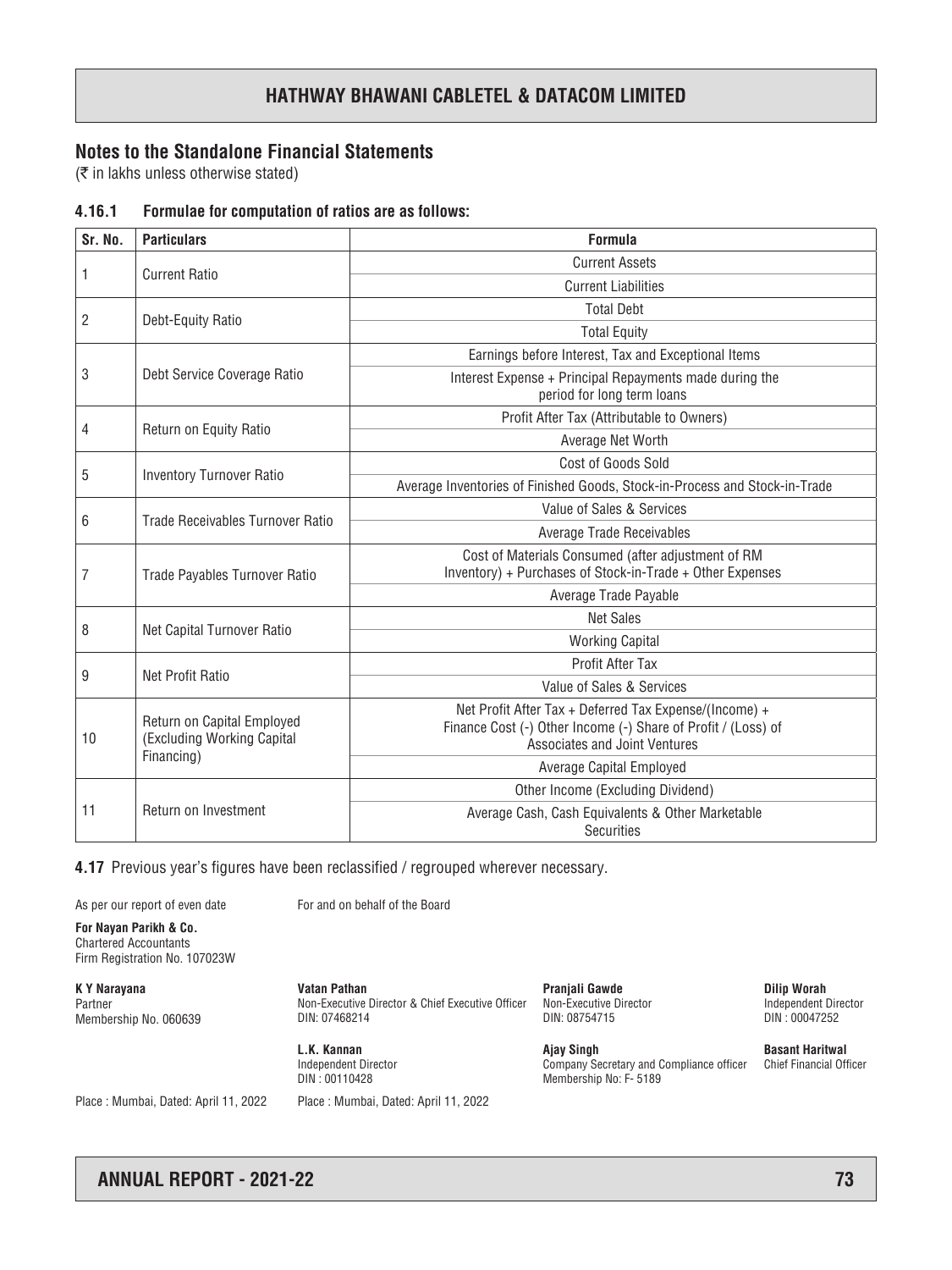## Notes to the Standalone Financial Statements

(₹ in lakhs unless otherwise stated)

### 4.16.1 Formulae for computation of ratios are as follows:

| Sr. No. | Particulars | Formula |
|---|---|---|
| 1 | Current Ratio | Current Assets |
| | | Current Liabilities |
| 2 | Debt-Equity Ratio | Total Debt |
| | | Total Equity |
| 3 | Debt Service Coverage Ratio | Earnings before Interest, Tax and Exceptional Items |
| | | Interest Expense + Principal Repayments made during the period for long term loans |
| 4 | Return on Equity Ratio | Profit After Tax (Attributable to Owners) |
| | | Average Net Worth |
| 5 | Inventory Turnover Ratio | Cost of Goods Sold |
| | | Average Inventories of Finished Goods, Stock-in-Process and Stock-in-Trade |
| 6 | Trade Receivables Turnover Ratio | Value of Sales & Services |
| | | Average Trade Receivables |
| 7 | Trade Payables Turnover Ratio | Cost of Materials Consumed (after adjustment of RM Inventory) + Purchases of Stock-in-Trade + Other Expenses |
| | | Average Trade Payable |
| 8 | Net Capital Turnover Ratio | Net Sales |
| | | Working Capital |
| 9 | Net Profit Ratio | Profit After Tax |
| | | Value of Sales & Services |
| 10 | Return on Capital Employed (Excluding Working Capital Financing) | Net Profit After Tax + Deferred Tax Expense/(Income) + Finance Cost (-) Other Income (-) Share of Profit / (Loss) of Associates and Joint Ventures |
| | | Average Capital Employed |
| 11 | Return on Investment | Other Income (Excluding Dividend) |
| | | Average Cash, Cash Equivalents & Other Marketable Securities |

**4.17** Previous year's figures have been reclassified / regrouped wherever necessary.

As per our report of even date

**For Nayan Parikh & Co.**
Chartered Accountants
Firm Registration No. 107023W

**K Y Narayana**
Partner
Membership No. 060639

Place : Mumbai, Dated: April 11, 2022

For and on behalf of the Board

**Vatan Pathan**
Non-Executive Director & Chief Executive Officer
DIN: 07468214

**Pranjali Gawde**
Non-Executive Director
DIN: 08754715

**Dilip Worah**
Independent Director
DIN : 00047252

**L.K. Kannan**
Independent Director
DIN : 00110428

**Ajay Singh**
Company Secretary and Compliance officer
Membership No: F- 5189

**Basant Haritwal**
Chief Financial Officer

Place : Mumbai, Dated: April 11, 2022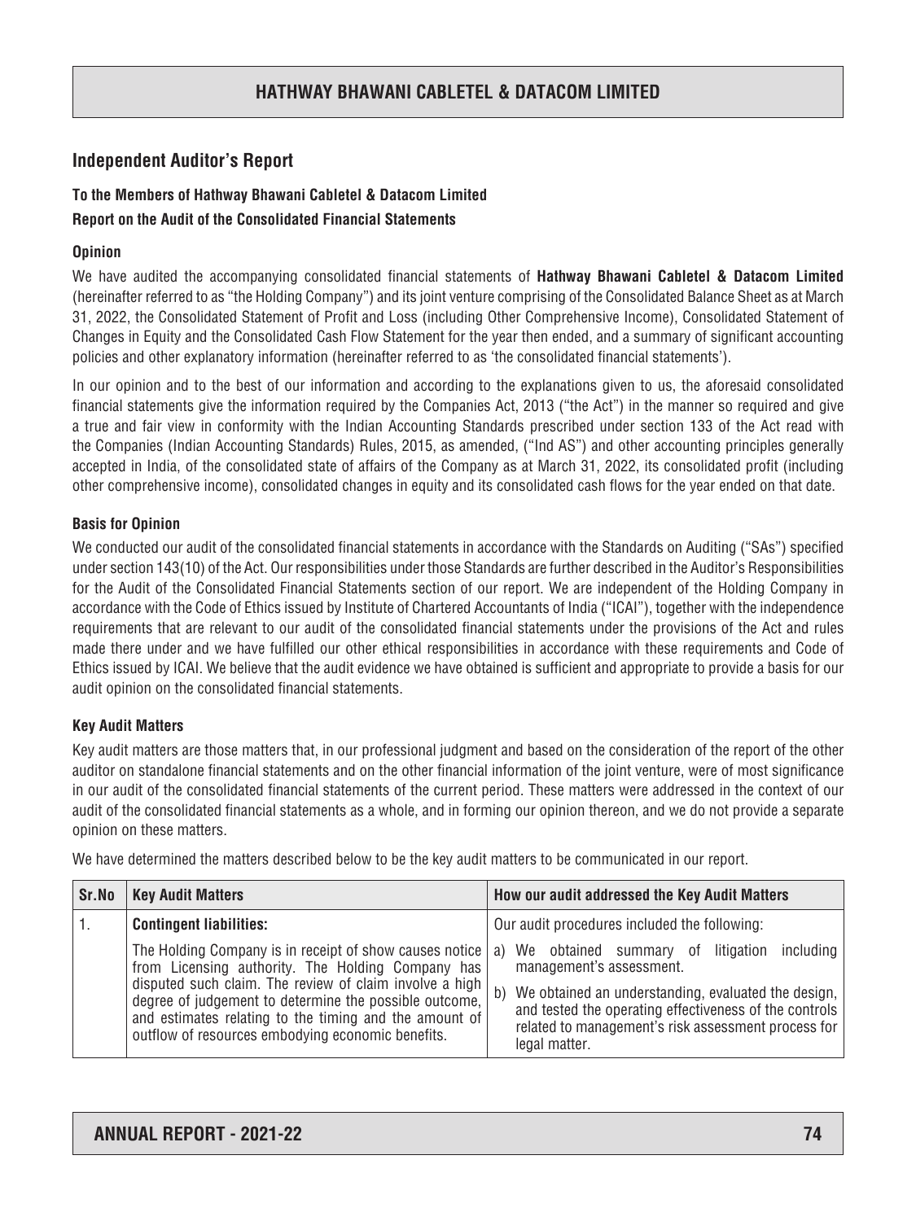## Independent Auditor's Report

### To the Members of Hathway Bhawani Cabletel & Datacom Limited

### Report on the Audit of the Consolidated Financial Statements

#### Opinion

We have audited the accompanying consolidated financial statements of **Hathway Bhawani Cabletel & Datacom Limited** (hereinafter referred to as "the Holding Company") and its joint venture comprising of the Consolidated Balance Sheet as at March 31, 2022, the Consolidated Statement of Profit and Loss (including Other Comprehensive Income), Consolidated Statement of Changes in Equity and the Consolidated Cash Flow Statement for the year then ended, and a summary of significant accounting policies and other explanatory information (hereinafter referred to as 'the consolidated financial statements').

In our opinion and to the best of our information and according to the explanations given to us, the aforesaid consolidated financial statements give the information required by the Companies Act, 2013 ("the Act") in the manner so required and give a true and fair view in conformity with the Indian Accounting Standards prescribed under section 133 of the Act read with the Companies (Indian Accounting Standards) Rules, 2015, as amended, ("Ind AS") and other accounting principles generally accepted in India, of the consolidated state of affairs of the Company as at March 31, 2022, its consolidated profit (including other comprehensive income), consolidated changes in equity and its consolidated cash flows for the year ended on that date.

#### Basis for Opinion

We conducted our audit of the consolidated financial statements in accordance with the Standards on Auditing ("SAs") specified under section 143(10) of the Act. Our responsibilities under those Standards are further described in the Auditor's Responsibilities for the Audit of the Consolidated Financial Statements section of our report. We are independent of the Holding Company in accordance with the Code of Ethics issued by Institute of Chartered Accountants of India ("ICAI"), together with the independence requirements that are relevant to our audit of the consolidated financial statements under the provisions of the Act and rules made there under and we have fulfilled our other ethical responsibilities in accordance with these requirements and Code of Ethics issued by ICAI. We believe that the audit evidence we have obtained is sufficient and appropriate to provide a basis for our audit opinion on the consolidated financial statements.

#### Key Audit Matters

Key audit matters are those matters that, in our professional judgment and based on the consideration of the report of the other auditor on standalone financial statements and on the other financial information of the joint venture, were of most significance in our audit of the consolidated financial statements of the current period. These matters were addressed in the context of our audit of the consolidated financial statements as a whole, and in forming our opinion thereon, and we do not provide a separate opinion on these matters.

We have determined the matters described below to be the key audit matters to be communicated in our report.

| Sr.No | Key Audit Matters | How our audit addressed the Key Audit Matters |
|---|---|---|
| 1. | **Contingent liabilities:**<br><br>The Holding Company is in receipt of show causes notice from Licensing authority. The Holding Company has disputed such claim. The review of claim involve a high degree of judgement to determine the possible outcome, and estimates relating to the timing and the amount of outflow of resources embodying economic benefits. | Our audit procedures included the following:<br><br>a) We obtained summary of litigation including management's assessment.<br><br>b) We obtained an understanding, evaluated the design, and tested the operating effectiveness of the controls related to management's risk assessment process for legal matter. |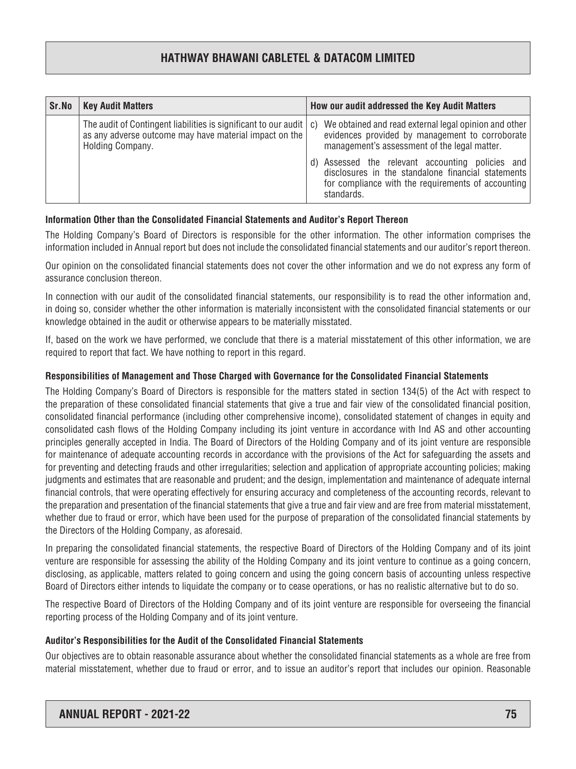| Sr.No | Key Audit Matters | How our audit addressed the Key Audit Matters |
| --- | --- | --- |
| | The audit of Contingent liabilities is significant to our audit as any adverse outcome may have material impact on the Holding Company. | c) We obtained and read external legal opinion and other evidences provided by management to corroborate management's assessment of the legal matter.<br><br>d) Assessed the relevant accounting policies and disclosures in the standalone financial statements for compliance with the requirements of accounting standards. |

### Information Other than the Consolidated Financial Statements and Auditor's Report Thereon

The Holding Company's Board of Directors is responsible for the other information. The other information comprises the information included in Annual report but does not include the consolidated financial statements and our auditor's report thereon.

Our opinion on the consolidated financial statements does not cover the other information and we do not express any form of assurance conclusion thereon.

In connection with our audit of the consolidated financial statements, our responsibility is to read the other information and, in doing so, consider whether the other information is materially inconsistent with the consolidated financial statements or our knowledge obtained in the audit or otherwise appears to be materially misstated.

If, based on the work we have performed, we conclude that there is a material misstatement of this other information, we are required to report that fact. We have nothing to report in this regard.

### Responsibilities of Management and Those Charged with Governance for the Consolidated Financial Statements

The Holding Company's Board of Directors is responsible for the matters stated in section 134(5) of the Act with respect to the preparation of these consolidated financial statements that give a true and fair view of the consolidated financial position, consolidated financial performance (including other comprehensive income), consolidated statement of changes in equity and consolidated cash flows of the Holding Company including its joint venture in accordance with Ind AS and other accounting principles generally accepted in India. The Board of Directors of the Holding Company and of its joint venture are responsible for maintenance of adequate accounting records in accordance with the provisions of the Act for safeguarding the assets and for preventing and detecting frauds and other irregularities; selection and application of appropriate accounting policies; making judgments and estimates that are reasonable and prudent; and the design, implementation and maintenance of adequate internal financial controls, that were operating effectively for ensuring accuracy and completeness of the accounting records, relevant to the preparation and presentation of the financial statements that give a true and fair view and are free from material misstatement, whether due to fraud or error, which have been used for the purpose of preparation of the consolidated financial statements by the Directors of the Holding Company, as aforesaid.

In preparing the consolidated financial statements, the respective Board of Directors of the Holding Company and of its joint venture are responsible for assessing the ability of the Holding Company and its joint venture to continue as a going concern, disclosing, as applicable, matters related to going concern and using the going concern basis of accounting unless respective Board of Directors either intends to liquidate the company or to cease operations, or has no realistic alternative but to do so.

The respective Board of Directors of the Holding Company and of its joint venture are responsible for overseeing the financial reporting process of the Holding Company and of its joint venture.

### Auditor's Responsibilities for the Audit of the Consolidated Financial Statements

Our objectives are to obtain reasonable assurance about whether the consolidated financial statements as a whole are free from material misstatement, whether due to fraud or error, and to issue an auditor's report that includes our opinion. Reasonable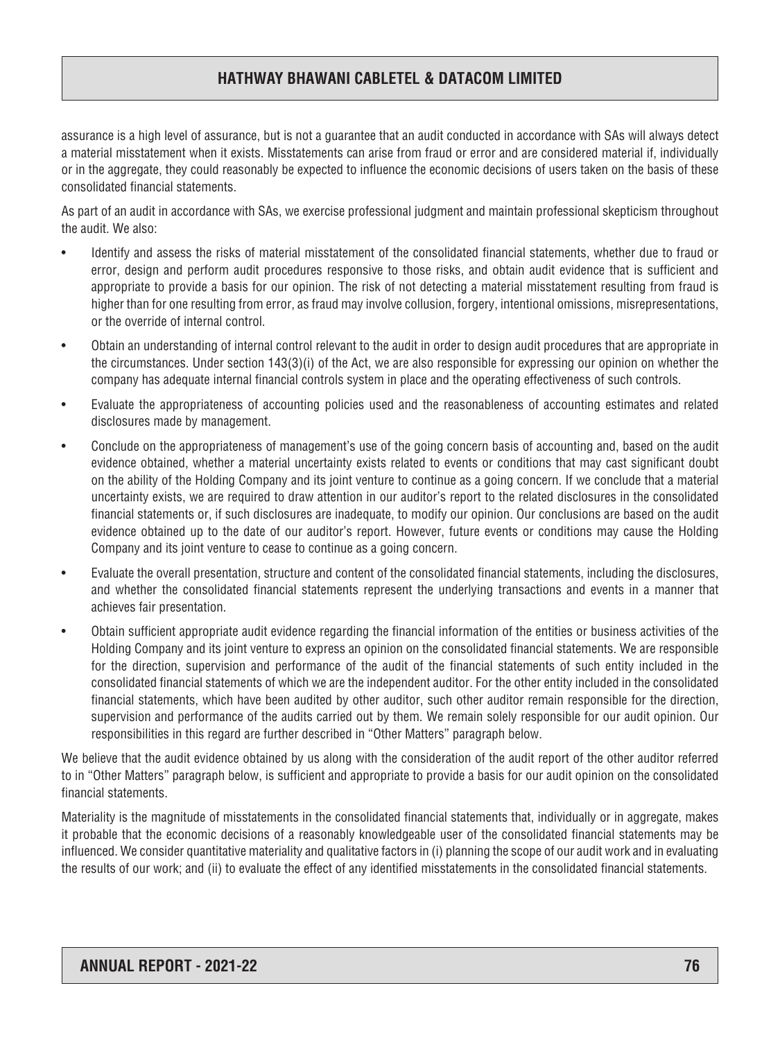assurance is a high level of assurance, but is not a guarantee that an audit conducted in accordance with SAs will always detect a material misstatement when it exists. Misstatements can arise from fraud or error and are considered material if, individually or in the aggregate, they could reasonably be expected to influence the economic decisions of users taken on the basis of these consolidated financial statements.

As part of an audit in accordance with SAs, we exercise professional judgment and maintain professional skepticism throughout the audit. We also:

- Identify and assess the risks of material misstatement of the consolidated financial statements, whether due to fraud or error, design and perform audit procedures responsive to those risks, and obtain audit evidence that is sufficient and appropriate to provide a basis for our opinion. The risk of not detecting a material misstatement resulting from fraud is higher than for one resulting from error, as fraud may involve collusion, forgery, intentional omissions, misrepresentations, or the override of internal control.
- Obtain an understanding of internal control relevant to the audit in order to design audit procedures that are appropriate in the circumstances. Under section 143(3)(i) of the Act, we are also responsible for expressing our opinion on whether the company has adequate internal financial controls system in place and the operating effectiveness of such controls.
- Evaluate the appropriateness of accounting policies used and the reasonableness of accounting estimates and related disclosures made by management.
- Conclude on the appropriateness of management's use of the going concern basis of accounting and, based on the audit evidence obtained, whether a material uncertainty exists related to events or conditions that may cast significant doubt on the ability of the Holding Company and its joint venture to continue as a going concern. If we conclude that a material uncertainty exists, we are required to draw attention in our auditor's report to the related disclosures in the consolidated financial statements or, if such disclosures are inadequate, to modify our opinion. Our conclusions are based on the audit evidence obtained up to the date of our auditor's report. However, future events or conditions may cause the Holding Company and its joint venture to cease to continue as a going concern.
- Evaluate the overall presentation, structure and content of the consolidated financial statements, including the disclosures, and whether the consolidated financial statements represent the underlying transactions and events in a manner that achieves fair presentation.
- Obtain sufficient appropriate audit evidence regarding the financial information of the entities or business activities of the Holding Company and its joint venture to express an opinion on the consolidated financial statements. We are responsible for the direction, supervision and performance of the audit of the financial statements of such entity included in the consolidated financial statements of which we are the independent auditor. For the other entity included in the consolidated financial statements, which have been audited by other auditor, such other auditor remain responsible for the direction, supervision and performance of the audits carried out by them. We remain solely responsible for our audit opinion. Our responsibilities in this regard are further described in "Other Matters" paragraph below.

We believe that the audit evidence obtained by us along with the consideration of the audit report of the other auditor referred to in "Other Matters" paragraph below, is sufficient and appropriate to provide a basis for our audit opinion on the consolidated financial statements.

Materiality is the magnitude of misstatements in the consolidated financial statements that, individually or in aggregate, makes it probable that the economic decisions of a reasonably knowledgeable user of the consolidated financial statements may be influenced. We consider quantitative materiality and qualitative factors in (i) planning the scope of our audit work and in evaluating the results of our work; and (ii) to evaluate the effect of any identified misstatements in the consolidated financial statements.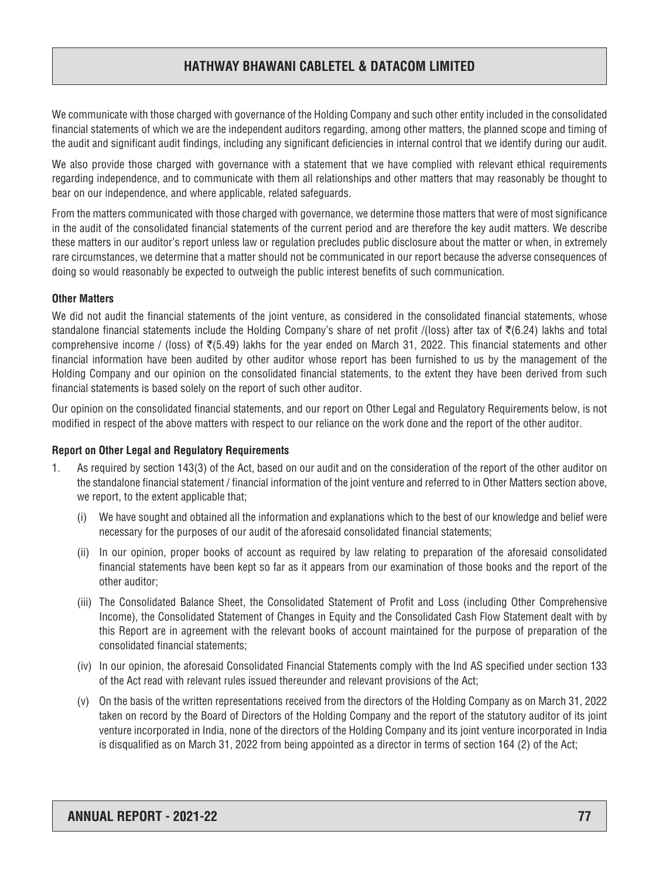We communicate with those charged with governance of the Holding Company and such other entity included in the consolidated financial statements of which we are the independent auditors regarding, among other matters, the planned scope and timing of the audit and significant audit findings, including any significant deficiencies in internal control that we identify during our audit.

We also provide those charged with governance with a statement that we have complied with relevant ethical requirements regarding independence, and to communicate with them all relationships and other matters that may reasonably be thought to bear on our independence, and where applicable, related safeguards.

From the matters communicated with those charged with governance, we determine those matters that were of most significance in the audit of the consolidated financial statements of the current period and are therefore the key audit matters. We describe these matters in our auditor's report unless law or regulation precludes public disclosure about the matter or when, in extremely rare circumstances, we determine that a matter should not be communicated in our report because the adverse consequences of doing so would reasonably be expected to outweigh the public interest benefits of such communication.

**Other Matters**

We did not audit the financial statements of the joint venture, as considered in the consolidated financial statements, whose standalone financial statements include the Holding Company's share of net profit /(loss) after tax of ₹(6.24) lakhs and total comprehensive income / (loss) of ₹(5.49) lakhs for the year ended on March 31, 2022. This financial statements and other financial information have been audited by other auditor whose report has been furnished to us by the management of the Holding Company and our opinion on the consolidated financial statements, to the extent they have been derived from such financial statements is based solely on the report of such other auditor.

Our opinion on the consolidated financial statements, and our report on Other Legal and Regulatory Requirements below, is not modified in respect of the above matters with respect to our reliance on the work done and the report of the other auditor.

**Report on Other Legal and Regulatory Requirements**

1. As required by section 143(3) of the Act, based on our audit and on the consideration of the report of the other auditor on the standalone financial statement / financial information of the joint venture and referred to in Other Matters section above, we report, to the extent applicable that;

   (i) We have sought and obtained all the information and explanations which to the best of our knowledge and belief were necessary for the purposes of our audit of the aforesaid consolidated financial statements;

   (ii) In our opinion, proper books of account as required by law relating to preparation of the aforesaid consolidated financial statements have been kept so far as it appears from our examination of those books and the report of the other auditor;

   (iii) The Consolidated Balance Sheet, the Consolidated Statement of Profit and Loss (including Other Comprehensive Income), the Consolidated Statement of Changes in Equity and the Consolidated Cash Flow Statement dealt with by this Report are in agreement with the relevant books of account maintained for the purpose of preparation of the consolidated financial statements;

   (iv) In our opinion, the aforesaid Consolidated Financial Statements comply with the Ind AS specified under section 133 of the Act read with relevant rules issued thereunder and relevant provisions of the Act;

   (v) On the basis of the written representations received from the directors of the Holding Company as on March 31, 2022 taken on record by the Board of Directors of the Holding Company and the report of the statutory auditor of its joint venture incorporated in India, none of the directors of the Holding Company and its joint venture incorporated in India is disqualified as on March 31, 2022 from being appointed as a director in terms of section 164 (2) of the Act;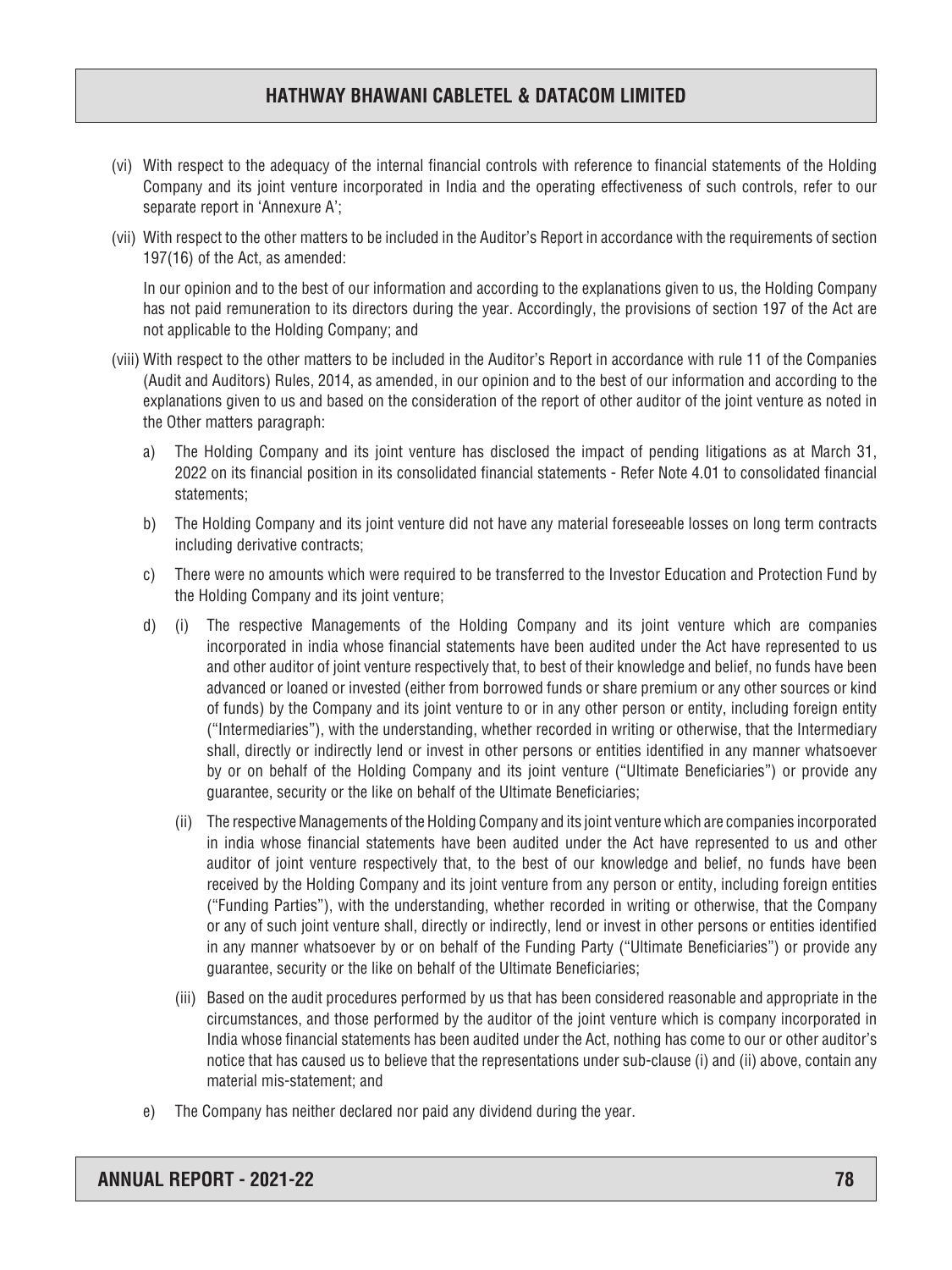(vi) With respect to the adequacy of the internal financial controls with reference to financial statements of the Holding Company and its joint venture incorporated in India and the operating effectiveness of such controls, refer to our separate report in 'Annexure A';

(vii) With respect to the other matters to be included in the Auditor's Report in accordance with the requirements of section 197(16) of the Act, as amended:

In our opinion and to the best of our information and according to the explanations given to us, the Holding Company has not paid remuneration to its directors during the year. Accordingly, the provisions of section 197 of the Act are not applicable to the Holding Company; and

(viii) With respect to the other matters to be included in the Auditor's Report in accordance with rule 11 of the Companies (Audit and Auditors) Rules, 2014, as amended, in our opinion and to the best of our information and according to the explanations given to us and based on the consideration of the report of other auditor of the joint venture as noted in the Other matters paragraph:

a) The Holding Company and its joint venture has disclosed the impact of pending litigations as at March 31, 2022 on its financial position in its consolidated financial statements - Refer Note 4.01 to consolidated financial statements;

b) The Holding Company and its joint venture did not have any material foreseeable losses on long term contracts including derivative contracts;

c) There were no amounts which were required to be transferred to the Investor Education and Protection Fund by the Holding Company and its joint venture;

d) (i) The respective Managements of the Holding Company and its joint venture which are companies incorporated in india whose financial statements have been audited under the Act have represented to us and other auditor of joint venture respectively that, to best of their knowledge and belief, no funds have been advanced or loaned or invested (either from borrowed funds or share premium or any other sources or kind of funds) by the Company and its joint venture to or in any other person or entity, including foreign entity ("Intermediaries"), with the understanding, whether recorded in writing or otherwise, that the Intermediary shall, directly or indirectly lend or invest in other persons or entities identified in any manner whatsoever by or on behalf of the Holding Company and its joint venture ("Ultimate Beneficiaries") or provide any guarantee, security or the like on behalf of the Ultimate Beneficiaries;

(ii) The respective Managements of the Holding Company and its joint venture which are companies incorporated in india whose financial statements have been audited under the Act have represented to us and other auditor of joint venture respectively that, to the best of our knowledge and belief, no funds have been received by the Holding Company and its joint venture from any person or entity, including foreign entities ("Funding Parties"), with the understanding, whether recorded in writing or otherwise, that the Company or any of such joint venture shall, directly or indirectly, lend or invest in other persons or entities identified in any manner whatsoever by or on behalf of the Funding Party ("Ultimate Beneficiaries") or provide any guarantee, security or the like on behalf of the Ultimate Beneficiaries;

(iii) Based on the audit procedures performed by us that has been considered reasonable and appropriate in the circumstances, and those performed by the auditor of the joint venture which is company incorporated in India whose financial statements has been audited under the Act, nothing has come to our or other auditor's notice that has caused us to believe that the representations under sub-clause (i) and (ii) above, contain any material mis-statement; and

e) The Company has neither declared nor paid any dividend during the year.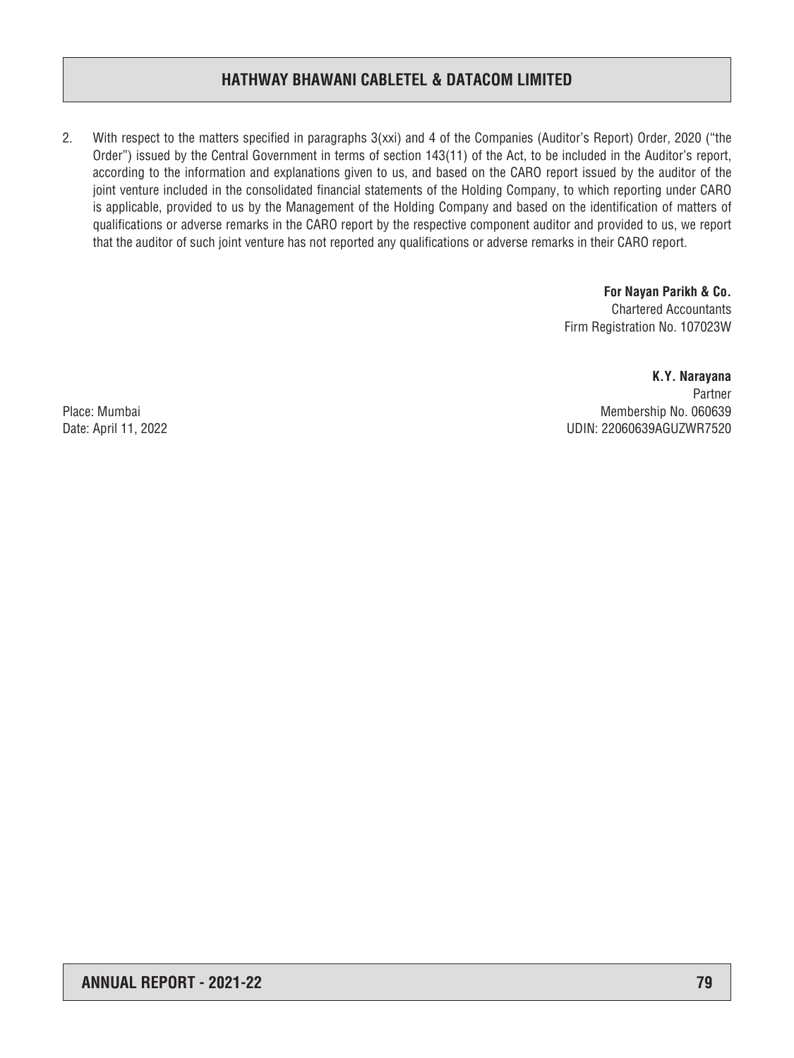2. With respect to the matters specified in paragraphs 3(xxi) and 4 of the Companies (Auditor's Report) Order, 2020 ("the Order") issued by the Central Government in terms of section 143(11) of the Act, to be included in the Auditor's report, according to the information and explanations given to us, and based on the CARO report issued by the auditor of the joint venture included in the consolidated financial statements of the Holding Company, to which reporting under CARO is applicable, provided to us by the Management of the Holding Company and based on the identification of matters of qualifications or adverse remarks in the CARO report by the respective component auditor and provided to us, we report that the auditor of such joint venture has not reported any qualifications or adverse remarks in their CARO report.

**For Nayan Parikh & Co.**
Chartered Accountants
Firm Registration No. 107023W

**K.Y. Narayana**
Partner
Membership No. 060639
UDIN: 22060639AGUZWR7520

Place: Mumbai
Date: April 11, 2022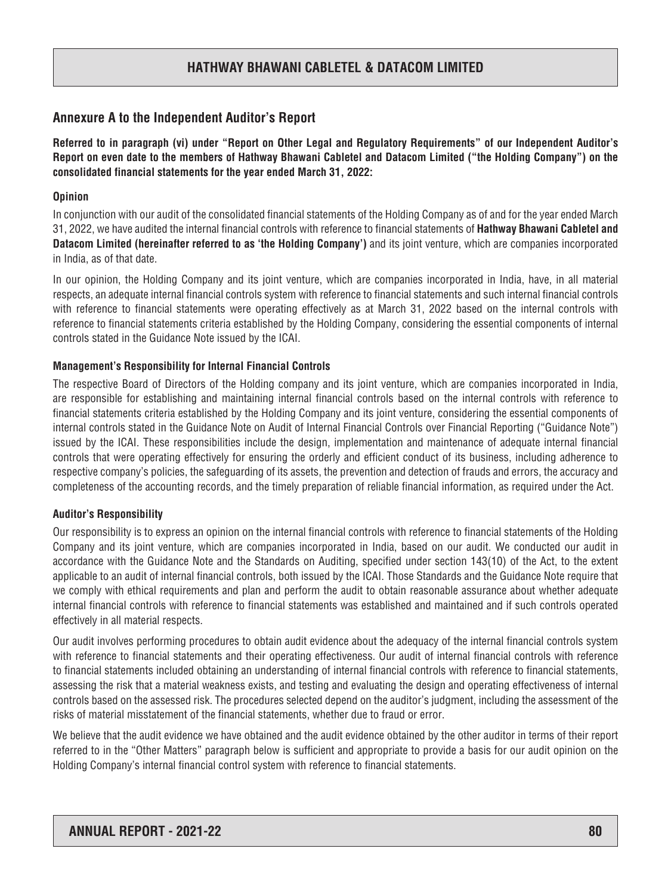## Annexure A to the Independent Auditor's Report

**Referred to in paragraph (vi) under "Report on Other Legal and Regulatory Requirements" of our Independent Auditor's Report on even date to the members of Hathway Bhawani Cabletel and Datacom Limited ("the Holding Company") on the consolidated financial statements for the year ended March 31, 2022:**

### Opinion

In conjunction with our audit of the consolidated financial statements of the Holding Company as of and for the year ended March 31, 2022, we have audited the internal financial controls with reference to financial statements of **Hathway Bhawani Cabletel and Datacom Limited (hereinafter referred to as 'the Holding Company')** and its joint venture, which are companies incorporated in India, as of that date.

In our opinion, the Holding Company and its joint venture, which are companies incorporated in India, have, in all material respects, an adequate internal financial controls system with reference to financial statements and such internal financial controls with reference to financial statements were operating effectively as at March 31, 2022 based on the internal controls with reference to financial statements criteria established by the Holding Company, considering the essential components of internal controls stated in the Guidance Note issued by the ICAI.

### Management's Responsibility for Internal Financial Controls

The respective Board of Directors of the Holding company and its joint venture, which are companies incorporated in India, are responsible for establishing and maintaining internal financial controls based on the internal controls with reference to financial statements criteria established by the Holding Company and its joint venture, considering the essential components of internal controls stated in the Guidance Note on Audit of Internal Financial Controls over Financial Reporting ("Guidance Note") issued by the ICAI. These responsibilities include the design, implementation and maintenance of adequate internal financial controls that were operating effectively for ensuring the orderly and efficient conduct of its business, including adherence to respective company's policies, the safeguarding of its assets, the prevention and detection of frauds and errors, the accuracy and completeness of the accounting records, and the timely preparation of reliable financial information, as required under the Act.

### Auditor's Responsibility

Our responsibility is to express an opinion on the internal financial controls with reference to financial statements of the Holding Company and its joint venture, which are companies incorporated in India, based on our audit. We conducted our audit in accordance with the Guidance Note and the Standards on Auditing, specified under section 143(10) of the Act, to the extent applicable to an audit of internal financial controls, both issued by the ICAI. Those Standards and the Guidance Note require that we comply with ethical requirements and plan and perform the audit to obtain reasonable assurance about whether adequate internal financial controls with reference to financial statements was established and maintained and if such controls operated effectively in all material respects.

Our audit involves performing procedures to obtain audit evidence about the adequacy of the internal financial controls system with reference to financial statements and their operating effectiveness. Our audit of internal financial controls with reference to financial statements included obtaining an understanding of internal financial controls with reference to financial statements, assessing the risk that a material weakness exists, and testing and evaluating the design and operating effectiveness of internal controls based on the assessed risk. The procedures selected depend on the auditor's judgment, including the assessment of the risks of material misstatement of the financial statements, whether due to fraud or error.

We believe that the audit evidence we have obtained and the audit evidence obtained by the other auditor in terms of their report referred to in the "Other Matters" paragraph below is sufficient and appropriate to provide a basis for our audit opinion on the Holding Company's internal financial control system with reference to financial statements.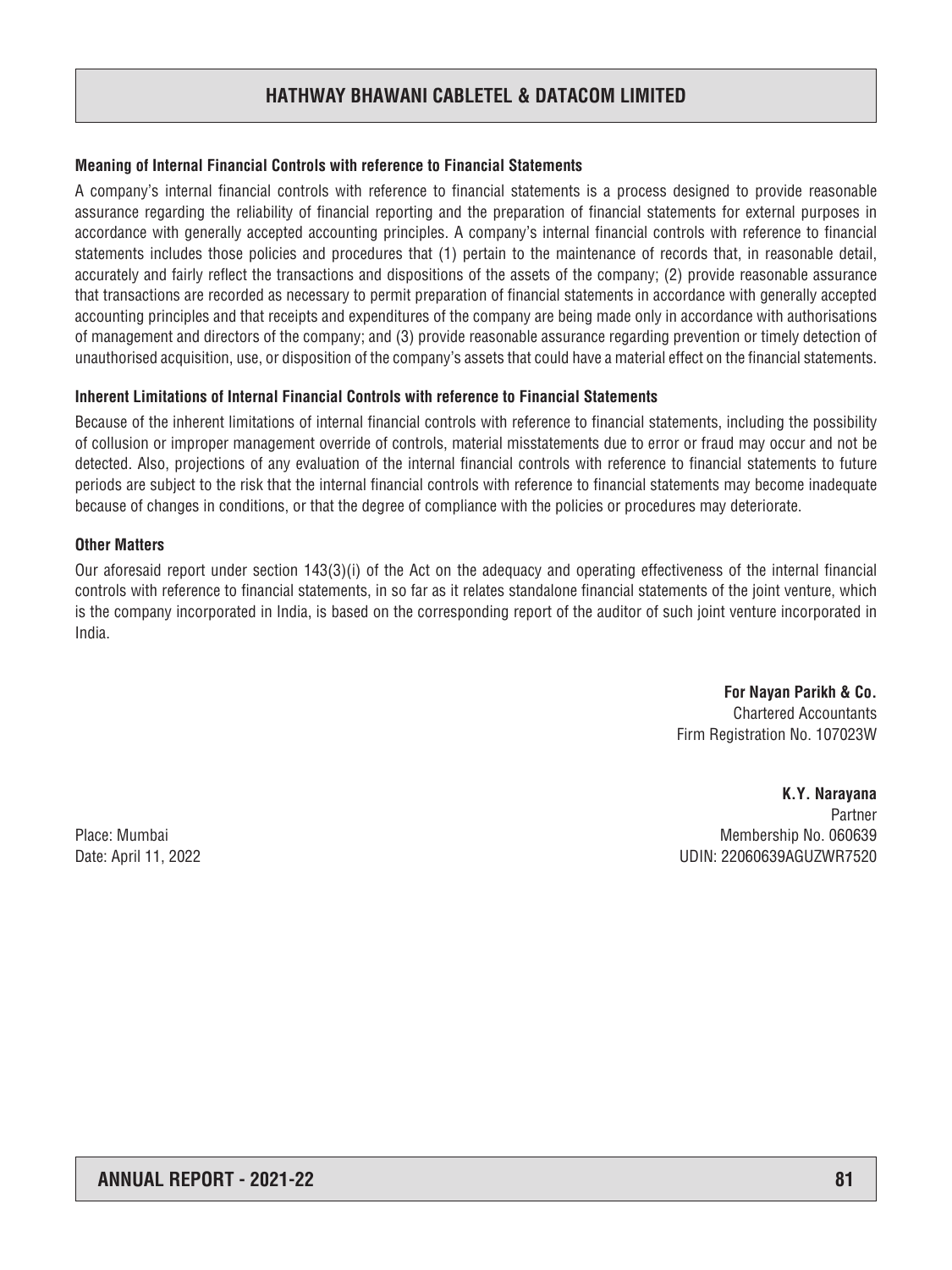### Meaning of Internal Financial Controls with reference to Financial Statements

A company's internal financial controls with reference to financial statements is a process designed to provide reasonable assurance regarding the reliability of financial reporting and the preparation of financial statements for external purposes in accordance with generally accepted accounting principles. A company's internal financial controls with reference to financial statements includes those policies and procedures that (1) pertain to the maintenance of records that, in reasonable detail, accurately and fairly reflect the transactions and dispositions of the assets of the company; (2) provide reasonable assurance that transactions are recorded as necessary to permit preparation of financial statements in accordance with generally accepted accounting principles and that receipts and expenditures of the company are being made only in accordance with authorisations of management and directors of the company; and (3) provide reasonable assurance regarding prevention or timely detection of unauthorised acquisition, use, or disposition of the company's assets that could have a material effect on the financial statements.

### Inherent Limitations of Internal Financial Controls with reference to Financial Statements

Because of the inherent limitations of internal financial controls with reference to financial statements, including the possibility of collusion or improper management override of controls, material misstatements due to error or fraud may occur and not be detected. Also, projections of any evaluation of the internal financial controls with reference to financial statements to future periods are subject to the risk that the internal financial controls with reference to financial statements may become inadequate because of changes in conditions, or that the degree of compliance with the policies or procedures may deteriorate.

### Other Matters

Our aforesaid report under section 143(3)(i) of the Act on the adequacy and operating effectiveness of the internal financial controls with reference to financial statements, in so far as it relates standalone financial statements of the joint venture, which is the company incorporated in India, is based on the corresponding report of the auditor of such joint venture incorporated in India.

**For Nayan Parikh & Co.**
Chartered Accountants
Firm Registration No. 107023W

**K.Y. Narayana**
Partner
Membership No. 060639
UDIN: 22060639AGUZWR7520

Place: Mumbai
Date: April 11, 2022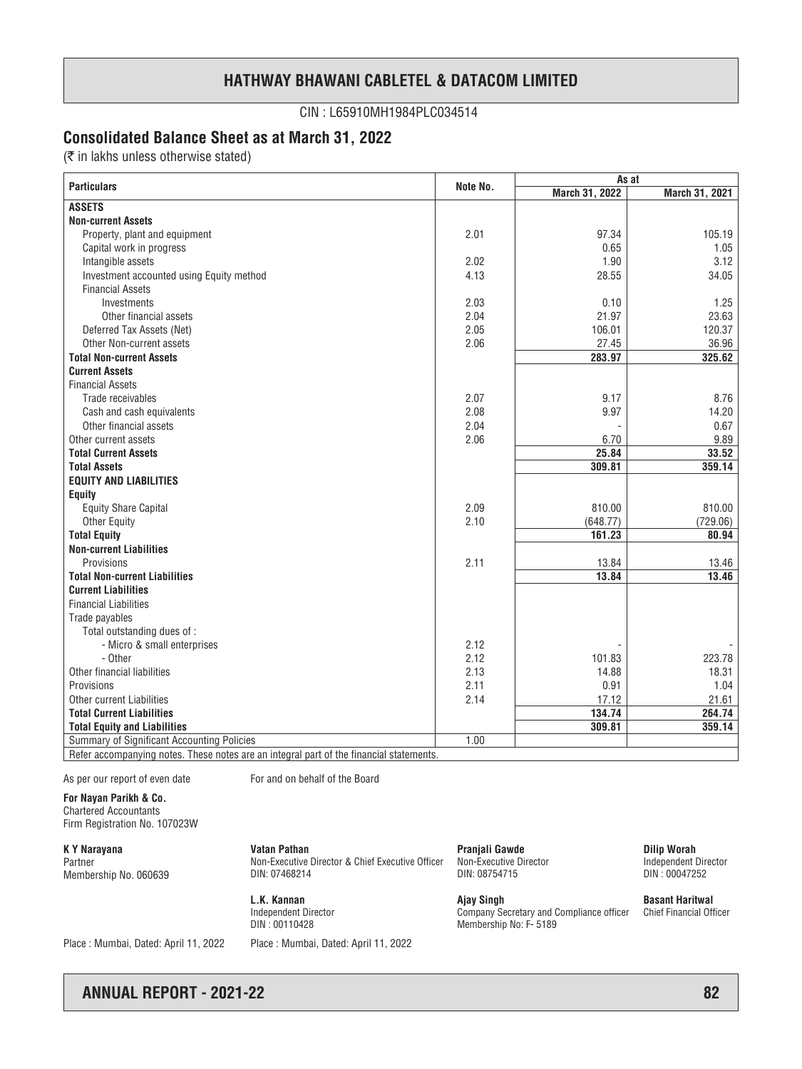# HATHWAY BHAWANI CABLETEL & DATACOM LIMITED

CIN : L65910MH1984PLC034514

## Consolidated Balance Sheet as at March 31, 2022

(₹ in lakhs unless otherwise stated)

| Particulars | Note No. | As at | |
|---|---|---|---|
| | | March 31, 2022 | March 31, 2021 |
| **ASSETS** | | | |
| **Non-current Assets** | | | |
| Property, plant and equipment | 2.01 | 97.34 | 105.19 |
| Capital work in progress | | 0.65 | 1.05 |
| Intangible assets | 2.02 | 1.90 | 3.12 |
| Investment accounted using Equity method | 4.13 | 28.55 | 34.05 |
| Financial Assets | | | |
| Investments | 2.03 | 0.10 | 1.25 |
| Other financial assets | 2.04 | 21.97 | 23.63 |
| Deferred Tax Assets (Net) | 2.05 | 106.01 | 120.37 |
| Other Non-current assets | 2.06 | 27.45 | 36.96 |
| **Total Non-current Assets** | | **283.97** | **325.62** |
| **Current Assets** | | | |
| Financial Assets | | | |
| Trade receivables | 2.07 | 9.17 | 8.76 |
| Cash and cash equivalents | 2.08 | 9.97 | 14.20 |
| Other financial assets | 2.04 | - | 0.67 |
| Other current assets | 2.06 | 6.70 | 9.89 |
| **Total Current Assets** | | **25.84** | **33.52** |
| **Total Assets** | | **309.81** | **359.14** |
| **EQUITY AND LIABILITIES** | | | |
| **Equity** | | | |
| Equity Share Capital | 2.09 | 810.00 | 810.00 |
| Other Equity | 2.10 | (648.77) | (729.06) |
| **Total Equity** | | **161.23** | **80.94** |
| **Non-current Liabilities** | | | |
| Provisions | 2.11 | 13.84 | 13.46 |
| **Total Non-current Liabilities** | | **13.84** | **13.46** |
| **Current Liabilities** | | | |
| Financial Liabilities | | | |
| Trade payables | | | |
| Total outstanding dues of : | | | |
| - Micro & small enterprises | 2.12 | - | - |
| - Other | 2.12 | 101.83 | 223.78 |
| Other financial liabilities | 2.13 | 14.88 | 18.31 |
| Provisions | 2.11 | 0.91 | 1.04 |
| Other current Liabilities | 2.14 | 17.12 | 21.61 |
| **Total Current Liabilities** | | **134.74** | **264.74** |
| **Total Equity and Liabilities** | | **309.81** | **359.14** |
| Summary of Significant Accounting Policies | 1.00 | | |
| Refer accompanying notes. These notes are an integral part of the financial statements. | | | |

As per our report of even date

For and on behalf of the Board

**For Nayan Parikh & Co.**
Chartered Accountants
Firm Registration No. 107023W

**K Y Narayana**
Partner
Membership No. 060639

**Vatan Pathan**
Non-Executive Director & Chief Executive Officer
DIN: 07468214

**Pranjali Gawde**
Non-Executive Director
DIN: 08754715

**Dilip Worah**
Independent Director
DIN : 00047252

**L.K. Kannan**
Independent Director
DIN : 00110428

**Ajay Singh**
Company Secretary and Compliance officer
Membership No: F- 5189

**Basant Haritwal**
Chief Financial Officer

Place : Mumbai, Dated: April 11, 2022

Place : Mumbai, Dated: April 11, 2022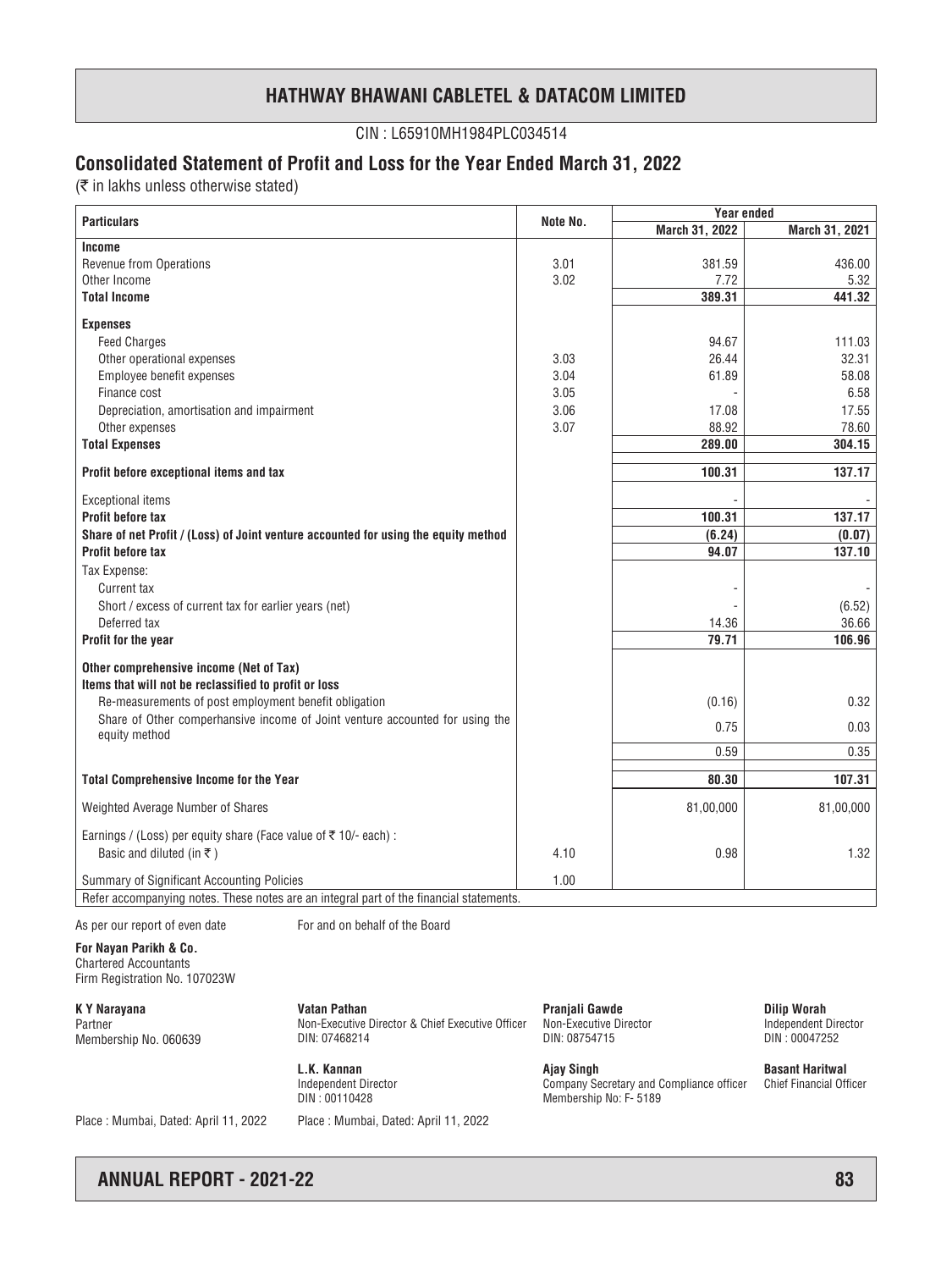# HATHWAY BHAWANI CABLETEL & DATACOM LIMITED

CIN : L65910MH1984PLC034514

## Consolidated Statement of Profit and Loss for the Year Ended March 31, 2022

(₹ in lakhs unless otherwise stated)

| Particulars | Note No. | Year ended March 31, 2022 | Year ended March 31, 2021 |
|---|---|---|---|
| **Income** | | | |
| Revenue from Operations | 3.01 | 381.59 | 436.00 |
| Other Income | 3.02 | 7.72 | 5.32 |
| **Total Income** | | **389.31** | **441.32** |
| **Expenses** | | | |
| Feed Charges | | 94.67 | 111.03 |
| Other operational expenses | 3.03 | 26.44 | 32.31 |
| Employee benefit expenses | 3.04 | 61.89 | 58.08 |
| Finance cost | 3.05 | - | 6.58 |
| Depreciation, amortisation and impairment | 3.06 | 17.08 | 17.55 |
| Other expenses | 3.07 | 88.92 | 78.60 |
| **Total Expenses** | | **289.00** | **304.15** |
| **Profit before exceptional items and tax** | | **100.31** | **137.17** |
| Exceptional items | | - | - |
| **Profit before tax** | | **100.31** | **137.17** |
| **Share of net Profit / (Loss) of Joint venture accounted for using the equity method** | | **(6.24)** | **(0.07)** |
| **Profit before tax** | | **94.07** | **137.10** |
| Tax Expense: | | | |
| Current tax | | - | - |
| Short / excess of current tax for earlier years (net) | | - | (6.52) |
| Deferred tax | | 14.36 | 36.66 |
| **Profit for the year** | | **79.71** | **106.96** |
| **Other comprehensive income (Net of Tax)** | | | |
| **Items that will not be reclassified to profit or loss** | | | |
| Re-measurements of post employment benefit obligation | | (0.16) | 0.32 |
| Share of Other comperhansive income of Joint venture accounted for using the equity method | | 0.75 | 0.03 |
| | | 0.59 | 0.35 |
| **Total Comprehensive Income for the Year** | | **80.30** | **107.31** |
| Weighted Average Number of Shares | | 81,00,000 | 81,00,000 |
| Earnings / (Loss) per equity share (Face value of ₹ 10/- each) : | | | |
| Basic and diluted (in ₹ ) | 4.10 | 0.98 | 1.32 |
| Summary of Significant Accounting Policies | 1.00 | | |

Refer accompanying notes. These notes are an integral part of the financial statements.

As per our report of even date

**For Nayan Parikh & Co.**
Chartered Accountants
Firm Registration No. 107023W

**K Y Narayana**
Partner
Membership No. 060639

Place : Mumbai, Dated: April 11, 2022

For and on behalf of the Board

**Vatan Pathan**
Non-Executive Director & Chief Executive Officer
DIN: 07468214

**Pranjali Gawde**
Non-Executive Director
DIN: 08754715

**Dilip Worah**
Independent Director
DIN : 00047252

**L.K. Kannan**
Independent Director
DIN : 00110428

**Ajay Singh**
Company Secretary and Compliance officer
Membership No: F- 5189

**Basant Haritwal**
Chief Financial Officer

Place : Mumbai, Dated: April 11, 2022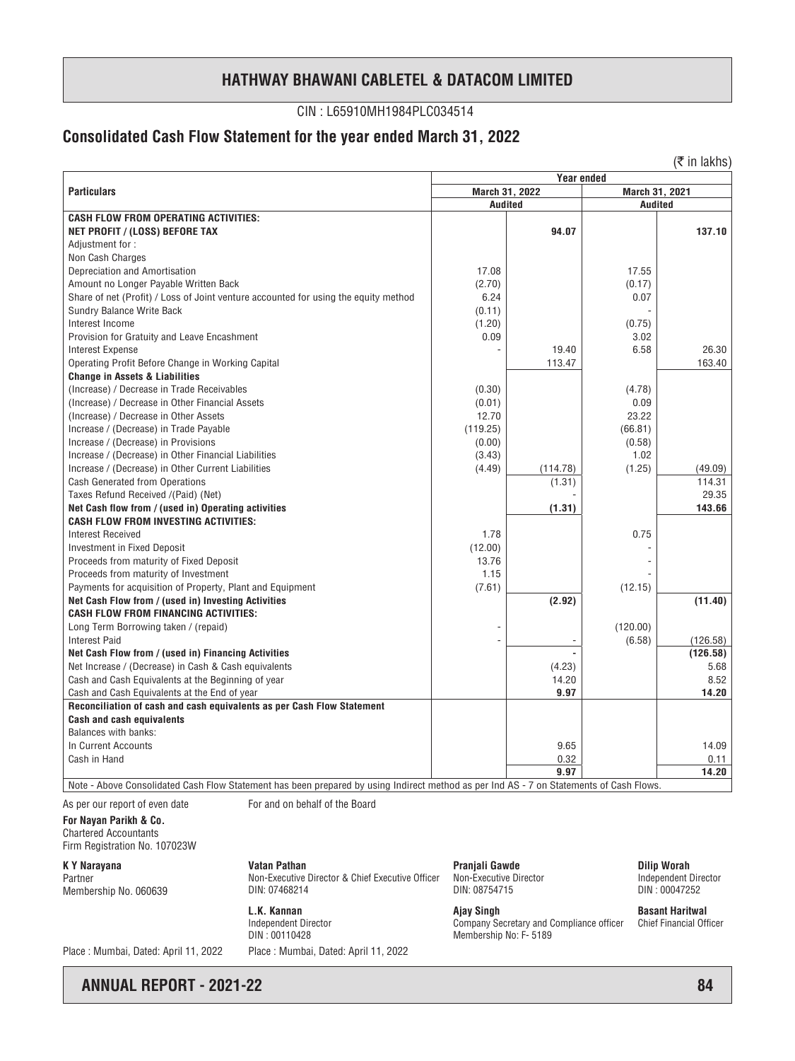# HATHWAY BHAWANI CABLETEL & DATACOM LIMITED

CIN : L65910MH1984PLC034514

## Consolidated Cash Flow Statement for the year ended March 31, 2022

(₹ in lakhs)

| Particulars | Year ended | | | |
|---|---|---|---|---|
| | March 31, 2022 | | March 31, 2021 | |
| | Audited | | Audited | |
| **CASH FLOW FROM OPERATING ACTIVITIES:** | | | | |
| **NET PROFIT / (LOSS) BEFORE TAX** | | **94.07** | | **137.10** |
| Adjustment for : | | | | |
| Non Cash Charges | | | | |
| Depreciation and Amortisation | 17.08 | | 17.55 | |
| Amount no Longer Payable Written Back | (2.70) | | (0.17) | |
| Share of net (Profit) / Loss of Joint venture accounted for using the equity method | 6.24 | | 0.07 | |
| Sundry Balance Write Back | (0.11) | | - | |
| Interest Income | (1.20) | | (0.75) | |
| Provision for Gratuity and Leave Encashment | 0.09 | | 3.02 | |
| Interest Expense | - | 19.40 | 6.58 | 26.30 |
| Operating Profit Before Change in Working Capital | | 113.47 | | 163.40 |
| **Change in Assets & Liabilities** | | | | |
| (Increase) / Decrease in Trade Receivables | (0.30) | | (4.78) | |
| (Increase) / Decrease in Other Financial Assets | (0.01) | | 0.09 | |
| (Increase) / Decrease in Other Assets | 12.70 | | 23.22 | |
| Increase / (Decrease) in Trade Payable | (119.25) | | (66.81) | |
| Increase / (Decrease) in Provisions | (0.00) | | (0.58) | |
| Increase / (Decrease) in Other Financial Liabilities | (3.43) | | 1.02 | |
| Increase / (Decrease) in Other Current Liabilities | (4.49) | (114.78) | (1.25) | (49.09) |
| Cash Generated from Operations | | (1.31) | | 114.31 |
| Taxes Refund Received /(Paid) (Net) | | - | | 29.35 |
| **Net Cash flow from / (used in) Operating activities** | | **(1.31)** | | **143.66** |
| **CASH FLOW FROM INVESTING ACTIVITIES:** | | | | |
| Interest Received | 1.78 | | 0.75 | |
| Investment in Fixed Deposit | (12.00) | | - | |
| Proceeds from maturity of Fixed Deposit | 13.76 | | - | |
| Proceeds from maturity of Investment | 1.15 | | - | |
| Payments for acquisition of Property, Plant and Equipment | (7.61) | | (12.15) | |
| **Net Cash Flow from / (used in) Investing Activities** | | **(2.92)** | | **(11.40)** |
| **CASH FLOW FROM FINANCING ACTIVITIES:** | | | | |
| Long Term Borrowing taken / (repaid) | - | | (120.00) | |
| Interest Paid | - | - | (6.58) | (126.58) |
| **Net Cash Flow from / (used in) Financing Activities** | | **-** | | **(126.58)** |
| Net Increase / (Decrease) in Cash & Cash equivalents | | (4.23) | | 5.68 |
| Cash and Cash Equivalents at the Beginning of year | | 14.20 | | 8.52 |
| Cash and Cash Equivalents at the End of year | | **9.97** | | **14.20** |
| **Reconciliation of cash and cash equivalents as per Cash Flow Statement** | | | | |
| **Cash and cash equivalents** | | | | |
| Balances with banks: | | | | |
| In Current Accounts | | 9.65 | | 14.09 |
| Cash in Hand | | 0.32 | | 0.11 |
| | | **9.97** | | **14.20** |

Note - Above Consolidated Cash Flow Statement has been prepared by using Indirect method as per Ind AS - 7 on Statements of Cash Flows.

As per our report of even date

**For Nayan Parikh & Co.**
Chartered Accountants
Firm Registration No. 107023W

**K Y Narayana**
Partner
Membership No. 060639

Place : Mumbai, Dated: April 11, 2022

For and on behalf of the Board

**Vatan Pathan**
Non-Executive Director & Chief Executive Officer
DIN: 07468214

**Pranjali Gawde**
Non-Executive Director
DIN: 08754715

**Dilip Worah**
Independent Director
DIN : 00047252

**L.K. Kannan**
Independent Director
DIN : 00110428

**Ajay Singh**
Company Secretary and Compliance officer
Membership No: F- 5189

**Basant Haritwal**
Chief Financial Officer

Place : Mumbai, Dated: April 11, 2022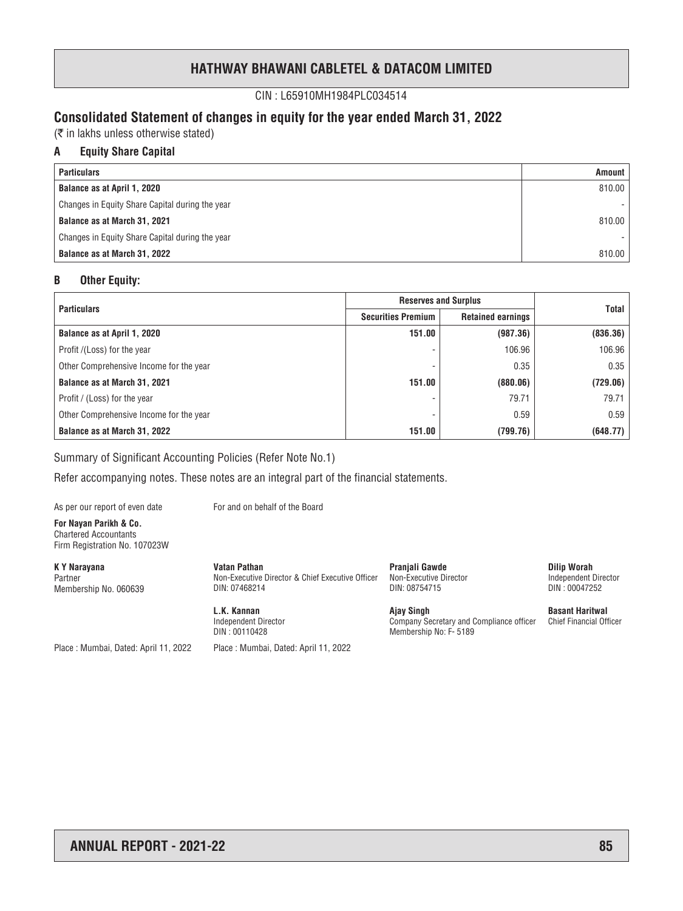# HATHWAY BHAWANI CABLETEL & DATACOM LIMITED

CIN : L65910MH1984PLC034514

## Consolidated Statement of changes in equity for the year ended March 31, 2022

(₹ in lakhs unless otherwise stated)

### A Equity Share Capital

| Particulars | Amount |
|---|---|
| **Balance as at April 1, 2020** | 810.00 |
| Changes in Equity Share Capital during the year | - |
| **Balance as at March 31, 2021** | 810.00 |
| Changes in Equity Share Capital during the year | - |
| **Balance as at March 31, 2022** | 810.00 |

### B Other Equity:

| Particulars | Reserves and Surplus | | Total |
|---|---|---|---|
| | Securities Premium | Retained earnings | |
| **Balance as at April 1, 2020** | **151.00** | **(987.36)** | **(836.36)** |
| Profit /(Loss) for the year | - | 106.96 | 106.96 |
| Other Comprehensive Income for the year | - | 0.35 | 0.35 |
| **Balance as at March 31, 2021** | **151.00** | **(880.06)** | **(729.06)** |
| Profit / (Loss) for the year | - | 79.71 | 79.71 |
| Other Comprehensive Income for the year | - | 0.59 | 0.59 |
| **Balance as at March 31, 2022** | **151.00** | **(799.76)** | **(648.77)** |

Summary of Significant Accounting Policies (Refer Note No.1)

Refer accompanying notes. These notes are an integral part of the financial statements.

As per our report of even date

**For Nayan Parikh & Co.**
Chartered Accountants
Firm Registration No. 107023W

**K Y Narayana**
Partner
Membership No. 060639

Place : Mumbai, Dated: April 11, 2022

For and on behalf of the Board

**Vatan Pathan**
Non-Executive Director & Chief Executive Officer
DIN: 07468214

**Pranjali Gawde**
Non-Executive Director
DIN: 08754715

**Dilip Worah**
Independent Director
DIN : 00047252

**L.K. Kannan**
Independent Director
DIN : 00110428

**Ajay Singh**
Company Secretary and Compliance officer
Membership No: F- 5189

**Basant Haritwal**
Chief Financial Officer

Place : Mumbai, Dated: April 11, 2022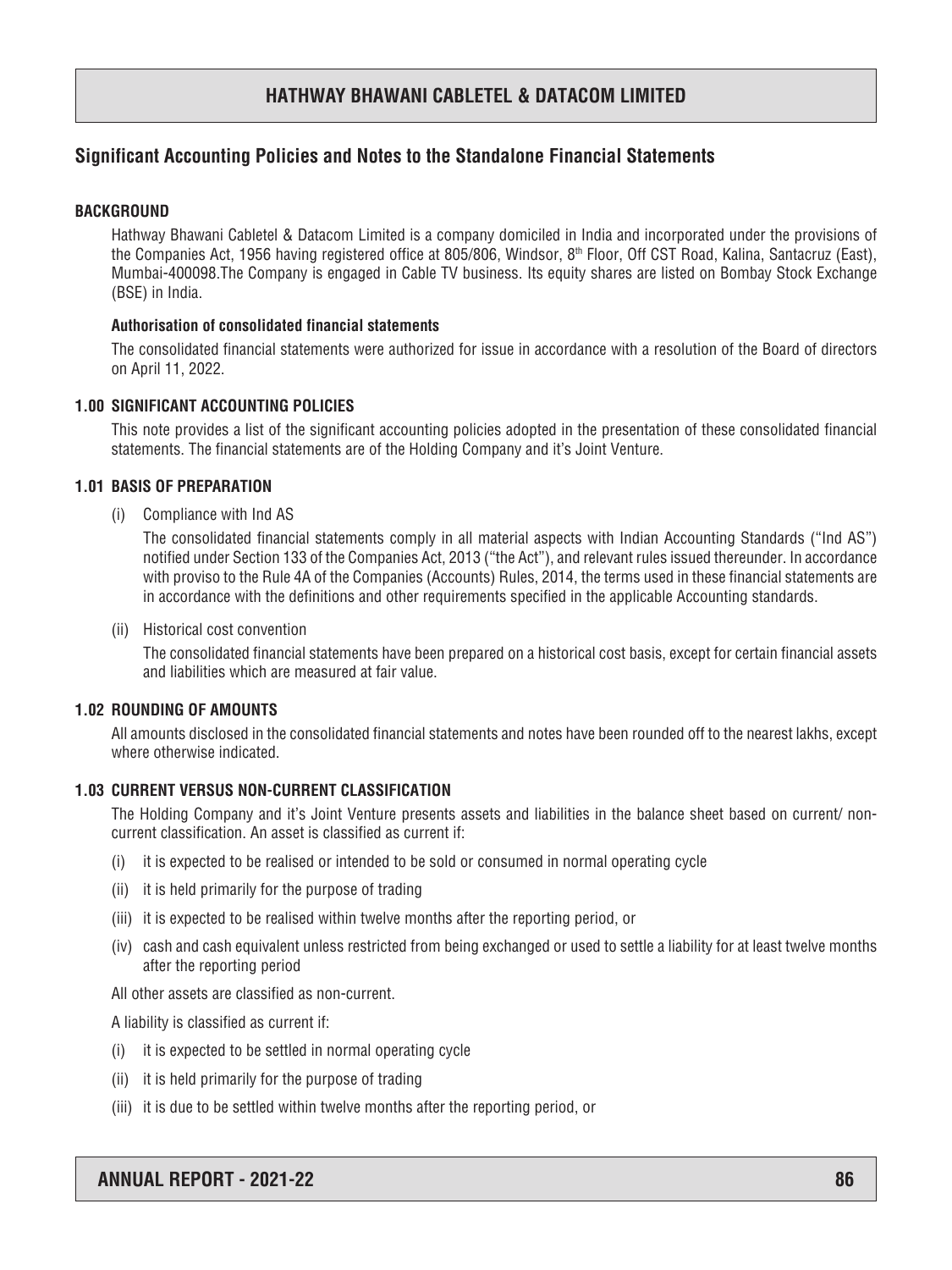## Significant Accounting Policies and Notes to the Standalone Financial Statements

### BACKGROUND

Hathway Bhawani Cabletel & Datacom Limited is a company domiciled in India and incorporated under the provisions of the Companies Act, 1956 having registered office at 805/806, Windsor, 8th Floor, Off CST Road, Kalina, Santacruz (East), Mumbai-400098.The Company is engaged in Cable TV business. Its equity shares are listed on Bombay Stock Exchange (BSE) in India.

#### Authorisation of consolidated financial statements

The consolidated financial statements were authorized for issue in accordance with a resolution of the Board of directors on April 11, 2022.

### 1.00 SIGNIFICANT ACCOUNTING POLICIES

This note provides a list of the significant accounting policies adopted in the presentation of these consolidated financial statements. The financial statements are of the Holding Company and it's Joint Venture.

### 1.01 BASIS OF PREPARATION

(i) Compliance with Ind AS

The consolidated financial statements comply in all material aspects with Indian Accounting Standards ("Ind AS") notified under Section 133 of the Companies Act, 2013 ("the Act"), and relevant rules issued thereunder. In accordance with proviso to the Rule 4A of the Companies (Accounts) Rules, 2014, the terms used in these financial statements are in accordance with the definitions and other requirements specified in the applicable Accounting standards.

(ii) Historical cost convention

The consolidated financial statements have been prepared on a historical cost basis, except for certain financial assets and liabilities which are measured at fair value.

### 1.02 ROUNDING OF AMOUNTS

All amounts disclosed in the consolidated financial statements and notes have been rounded off to the nearest lakhs, except where otherwise indicated.

### 1.03 CURRENT VERSUS NON-CURRENT CLASSIFICATION

The Holding Company and it's Joint Venture presents assets and liabilities in the balance sheet based on current/ non-current classification. An asset is classified as current if:

(i) it is expected to be realised or intended to be sold or consumed in normal operating cycle

(ii) it is held primarily for the purpose of trading

(iii) it is expected to be realised within twelve months after the reporting period, or

(iv) cash and cash equivalent unless restricted from being exchanged or used to settle a liability for at least twelve months after the reporting period

All other assets are classified as non-current.

A liability is classified as current if:

(i) it is expected to be settled in normal operating cycle

(ii) it is held primarily for the purpose of trading

(iii) it is due to be settled within twelve months after the reporting period, or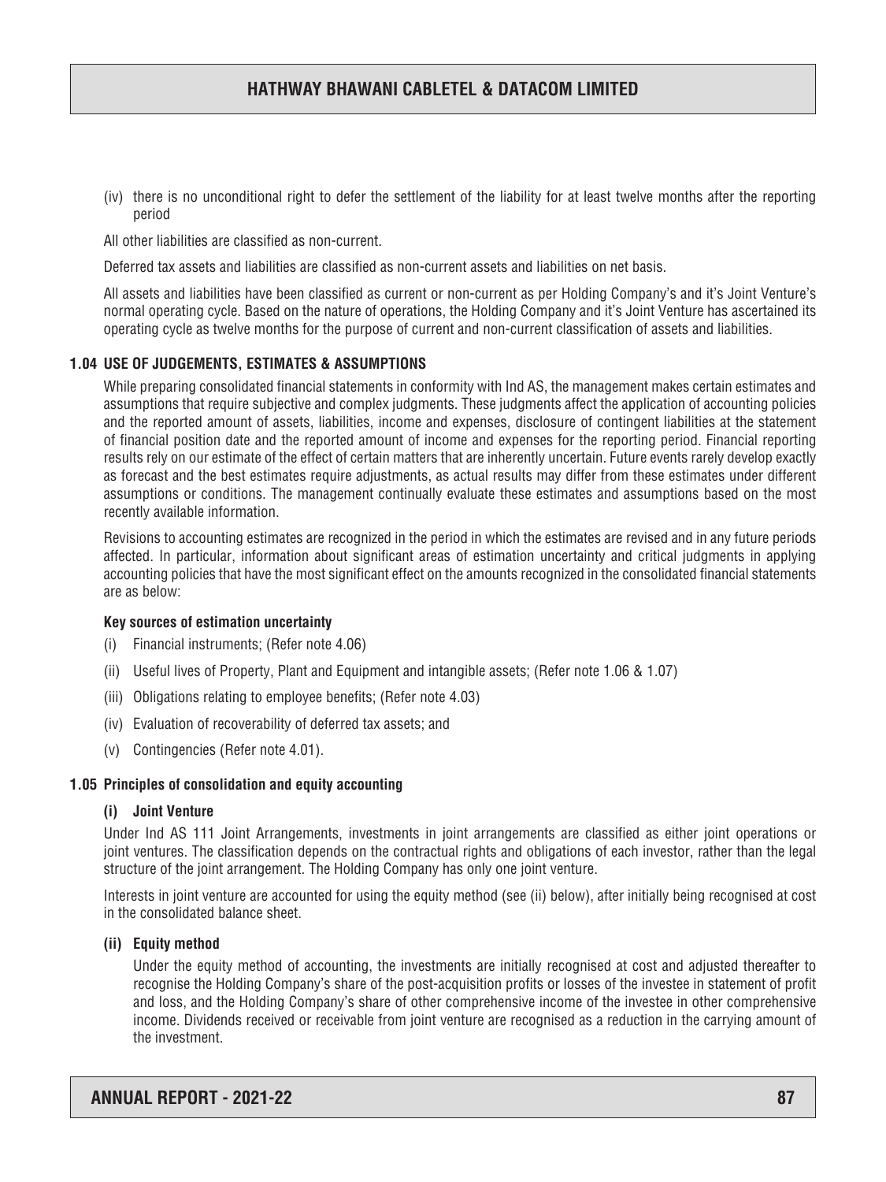(iv) there is no unconditional right to defer the settlement of the liability for at least twelve months after the reporting period

All other liabilities are classified as non-current.

Deferred tax assets and liabilities are classified as non-current assets and liabilities on net basis.

All assets and liabilities have been classified as current or non-current as per Holding Company's and it's Joint Venture's normal operating cycle. Based on the nature of operations, the Holding Company and it's Joint Venture has ascertained its operating cycle as twelve months for the purpose of current and non-current classification of assets and liabilities.

### 1.04 USE OF JUDGEMENTS, ESTIMATES & ASSUMPTIONS

While preparing consolidated financial statements in conformity with Ind AS, the management makes certain estimates and assumptions that require subjective and complex judgments. These judgments affect the application of accounting policies and the reported amount of assets, liabilities, income and expenses, disclosure of contingent liabilities at the statement of financial position date and the reported amount of income and expenses for the reporting period. Financial reporting results rely on our estimate of the effect of certain matters that are inherently uncertain. Future events rarely develop exactly as forecast and the best estimates require adjustments, as actual results may differ from these estimates under different assumptions or conditions. The management continually evaluate these estimates and assumptions based on the most recently available information.

Revisions to accounting estimates are recognized in the period in which the estimates are revised and in any future periods affected. In particular, information about significant areas of estimation uncertainty and critical judgments in applying accounting policies that have the most significant effect on the amounts recognized in the consolidated financial statements are as below:

**Key sources of estimation uncertainty**

(i) Financial instruments; (Refer note 4.06)

(ii) Useful lives of Property, Plant and Equipment and intangible assets; (Refer note 1.06 & 1.07)

(iii) Obligations relating to employee benefits; (Refer note 4.03)

(iv) Evaluation of recoverability of deferred tax assets; and

(v) Contingencies (Refer note 4.01).

### 1.05 Principles of consolidation and equity accounting

**(i) Joint Venture**

Under Ind AS 111 Joint Arrangements, investments in joint arrangements are classified as either joint operations or joint ventures. The classification depends on the contractual rights and obligations of each investor, rather than the legal structure of the joint arrangement. The Holding Company has only one joint venture.

Interests in joint venture are accounted for using the equity method (see (ii) below), after initially being recognised at cost in the consolidated balance sheet.

**(ii) Equity method**

Under the equity method of accounting, the investments are initially recognised at cost and adjusted thereafter to recognise the Holding Company's share of the post-acquisition profits or losses of the investee in statement of profit and loss, and the Holding Company's share of other comprehensive income of the investee in other comprehensive income. Dividends received or receivable from joint venture are recognised as a reduction in the carrying amount of the investment.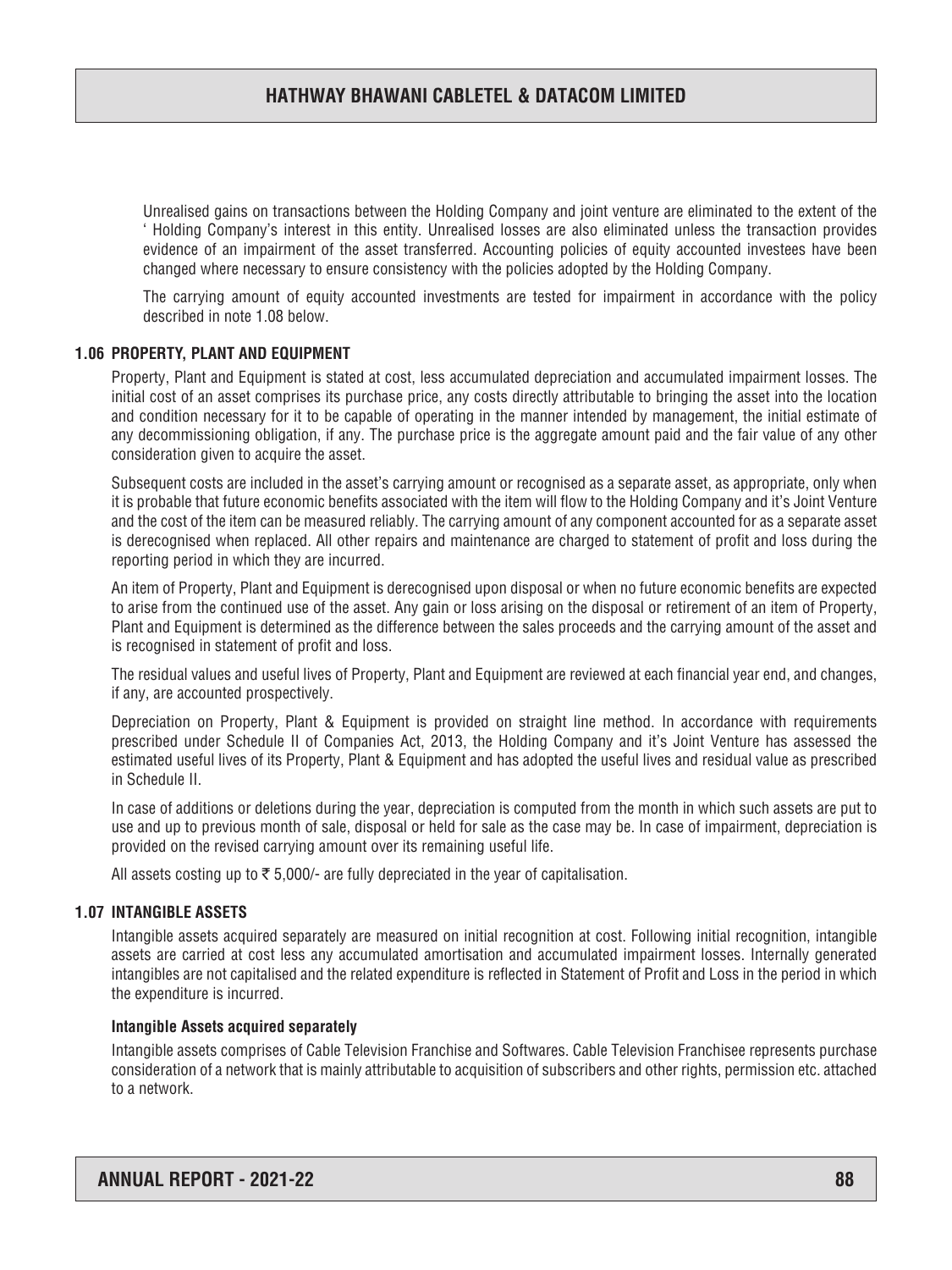Unrealised gains on transactions between the Holding Company and joint venture are eliminated to the extent of the ' Holding Company's interest in this entity. Unrealised losses are also eliminated unless the transaction provides evidence of an impairment of the asset transferred. Accounting policies of equity accounted investees have been changed where necessary to ensure consistency with the policies adopted by the Holding Company.

The carrying amount of equity accounted investments are tested for impairment in accordance with the policy described in note 1.08 below.

### 1.06 PROPERTY, PLANT AND EQUIPMENT

Property, Plant and Equipment is stated at cost, less accumulated depreciation and accumulated impairment losses. The initial cost of an asset comprises its purchase price, any costs directly attributable to bringing the asset into the location and condition necessary for it to be capable of operating in the manner intended by management, the initial estimate of any decommissioning obligation, if any. The purchase price is the aggregate amount paid and the fair value of any other consideration given to acquire the asset.

Subsequent costs are included in the asset's carrying amount or recognised as a separate asset, as appropriate, only when it is probable that future economic benefits associated with the item will flow to the Holding Company and it's Joint Venture and the cost of the item can be measured reliably. The carrying amount of any component accounted for as a separate asset is derecognised when replaced. All other repairs and maintenance are charged to statement of profit and loss during the reporting period in which they are incurred.

An item of Property, Plant and Equipment is derecognised upon disposal or when no future economic benefits are expected to arise from the continued use of the asset. Any gain or loss arising on the disposal or retirement of an item of Property, Plant and Equipment is determined as the difference between the sales proceeds and the carrying amount of the asset and is recognised in statement of profit and loss.

The residual values and useful lives of Property, Plant and Equipment are reviewed at each financial year end, and changes, if any, are accounted prospectively.

Depreciation on Property, Plant & Equipment is provided on straight line method. In accordance with requirements prescribed under Schedule II of Companies Act, 2013, the Holding Company and it's Joint Venture has assessed the estimated useful lives of its Property, Plant & Equipment and has adopted the useful lives and residual value as prescribed in Schedule II.

In case of additions or deletions during the year, depreciation is computed from the month in which such assets are put to use and up to previous month of sale, disposal or held for sale as the case may be. In case of impairment, depreciation is provided on the revised carrying amount over its remaining useful life.

All assets costing up to ₹ 5,000/- are fully depreciated in the year of capitalisation.

### 1.07 INTANGIBLE ASSETS

Intangible assets acquired separately are measured on initial recognition at cost. Following initial recognition, intangible assets are carried at cost less any accumulated amortisation and accumulated impairment losses. Internally generated intangibles are not capitalised and the related expenditure is reflected in Statement of Profit and Loss in the period in which the expenditure is incurred.

**Intangible Assets acquired separately**

Intangible assets comprises of Cable Television Franchise and Softwares. Cable Television Franchisee represents purchase consideration of a network that is mainly attributable to acquisition of subscribers and other rights, permission etc. attached to a network.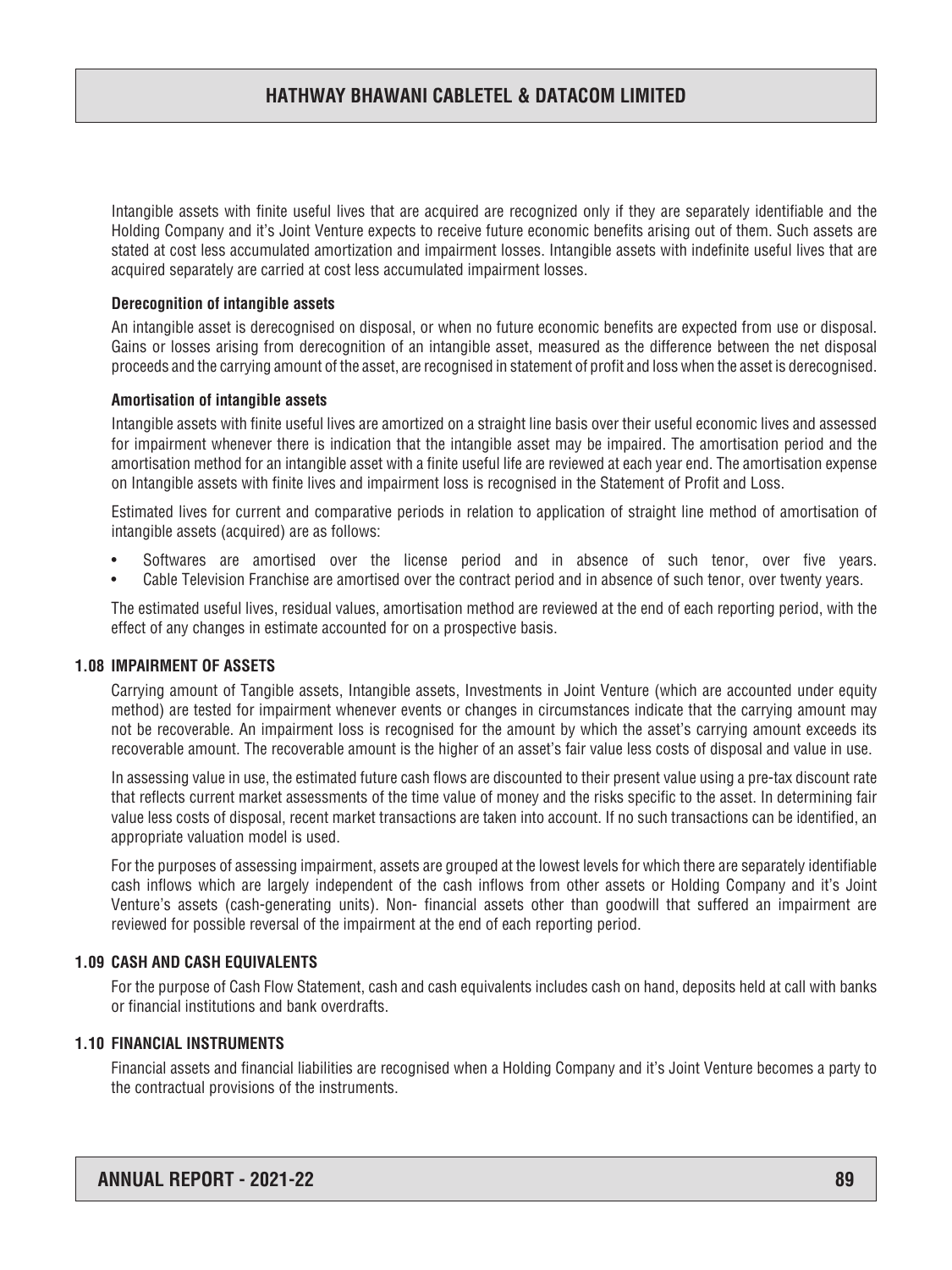Intangible assets with finite useful lives that are acquired are recognized only if they are separately identifiable and the Holding Company and it's Joint Venture expects to receive future economic benefits arising out of them. Such assets are stated at cost less accumulated amortization and impairment losses. Intangible assets with indefinite useful lives that are acquired separately are carried at cost less accumulated impairment losses.

**Derecognition of intangible assets**

An intangible asset is derecognised on disposal, or when no future economic benefits are expected from use or disposal. Gains or losses arising from derecognition of an intangible asset, measured as the difference between the net disposal proceeds and the carrying amount of the asset, are recognised in statement of profit and loss when the asset is derecognised.

**Amortisation of intangible assets**

Intangible assets with finite useful lives are amortized on a straight line basis over their useful economic lives and assessed for impairment whenever there is indication that the intangible asset may be impaired. The amortisation period and the amortisation method for an intangible asset with a finite useful life are reviewed at each year end. The amortisation expense on Intangible assets with finite lives and impairment loss is recognised in the Statement of Profit and Loss.

Estimated lives for current and comparative periods in relation to application of straight line method of amortisation of intangible assets (acquired) are as follows:

- Softwares are amortised over the license period and in absence of such tenor, over five years.
- Cable Television Franchise are amortised over the contract period and in absence of such tenor, over twenty years.

The estimated useful lives, residual values, amortisation method are reviewed at the end of each reporting period, with the effect of any changes in estimate accounted for on a prospective basis.

## 1.08 IMPAIRMENT OF ASSETS

Carrying amount of Tangible assets, Intangible assets, Investments in Joint Venture (which are accounted under equity method) are tested for impairment whenever events or changes in circumstances indicate that the carrying amount may not be recoverable. An impairment loss is recognised for the amount by which the asset's carrying amount exceeds its recoverable amount. The recoverable amount is the higher of an asset's fair value less costs of disposal and value in use.

In assessing value in use, the estimated future cash flows are discounted to their present value using a pre-tax discount rate that reflects current market assessments of the time value of money and the risks specific to the asset. In determining fair value less costs of disposal, recent market transactions are taken into account. If no such transactions can be identified, an appropriate valuation model is used.

For the purposes of assessing impairment, assets are grouped at the lowest levels for which there are separately identifiable cash inflows which are largely independent of the cash inflows from other assets or Holding Company and it's Joint Venture's assets (cash-generating units). Non- financial assets other than goodwill that suffered an impairment are reviewed for possible reversal of the impairment at the end of each reporting period.

## 1.09 CASH AND CASH EQUIVALENTS

For the purpose of Cash Flow Statement, cash and cash equivalents includes cash on hand, deposits held at call with banks or financial institutions and bank overdrafts.

## 1.10 FINANCIAL INSTRUMENTS

Financial assets and financial liabilities are recognised when a Holding Company and it's Joint Venture becomes a party to the contractual provisions of the instruments.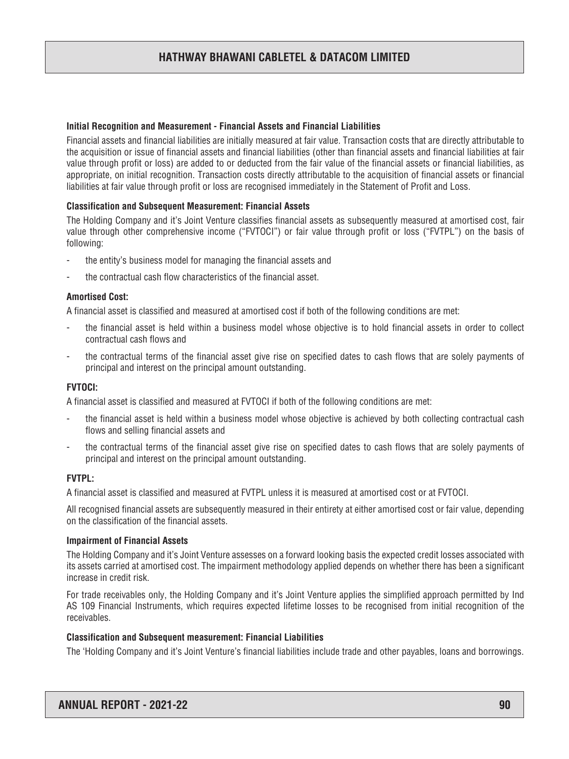#### Initial Recognition and Measurement - Financial Assets and Financial Liabilities

Financial assets and financial liabilities are initially measured at fair value. Transaction costs that are directly attributable to the acquisition or issue of financial assets and financial liabilities (other than financial assets and financial liabilities at fair value through profit or loss) are added to or deducted from the fair value of the financial assets or financial liabilities, as appropriate, on initial recognition. Transaction costs directly attributable to the acquisition of financial assets or financial liabilities at fair value through profit or loss are recognised immediately in the Statement of Profit and Loss.

#### Classification and Subsequent Measurement: Financial Assets

The Holding Company and it's Joint Venture classifies financial assets as subsequently measured at amortised cost, fair value through other comprehensive income ("FVTOCI") or fair value through profit or loss ("FVTPL") on the basis of following:

- the entity's business model for managing the financial assets and
- the contractual cash flow characteristics of the financial asset.

#### Amortised Cost:

A financial asset is classified and measured at amortised cost if both of the following conditions are met:

- the financial asset is held within a business model whose objective is to hold financial assets in order to collect contractual cash flows and
- the contractual terms of the financial asset give rise on specified dates to cash flows that are solely payments of principal and interest on the principal amount outstanding.

#### FVTOCI:

A financial asset is classified and measured at FVTOCI if both of the following conditions are met:

- the financial asset is held within a business model whose objective is achieved by both collecting contractual cash flows and selling financial assets and
- the contractual terms of the financial asset give rise on specified dates to cash flows that are solely payments of principal and interest on the principal amount outstanding.

#### FVTPL:

A financial asset is classified and measured at FVTPL unless it is measured at amortised cost or at FVTOCI.

All recognised financial assets are subsequently measured in their entirety at either amortised cost or fair value, depending on the classification of the financial assets.

#### Impairment of Financial Assets

The Holding Company and it's Joint Venture assesses on a forward looking basis the expected credit losses associated with its assets carried at amortised cost. The impairment methodology applied depends on whether there has been a significant increase in credit risk.

For trade receivables only, the Holding Company and it's Joint Venture applies the simplified approach permitted by Ind AS 109 Financial Instruments, which requires expected lifetime losses to be recognised from initial recognition of the receivables.

#### Classification and Subsequent measurement: Financial Liabilities

The 'Holding Company and it's Joint Venture's financial liabilities include trade and other payables, loans and borrowings.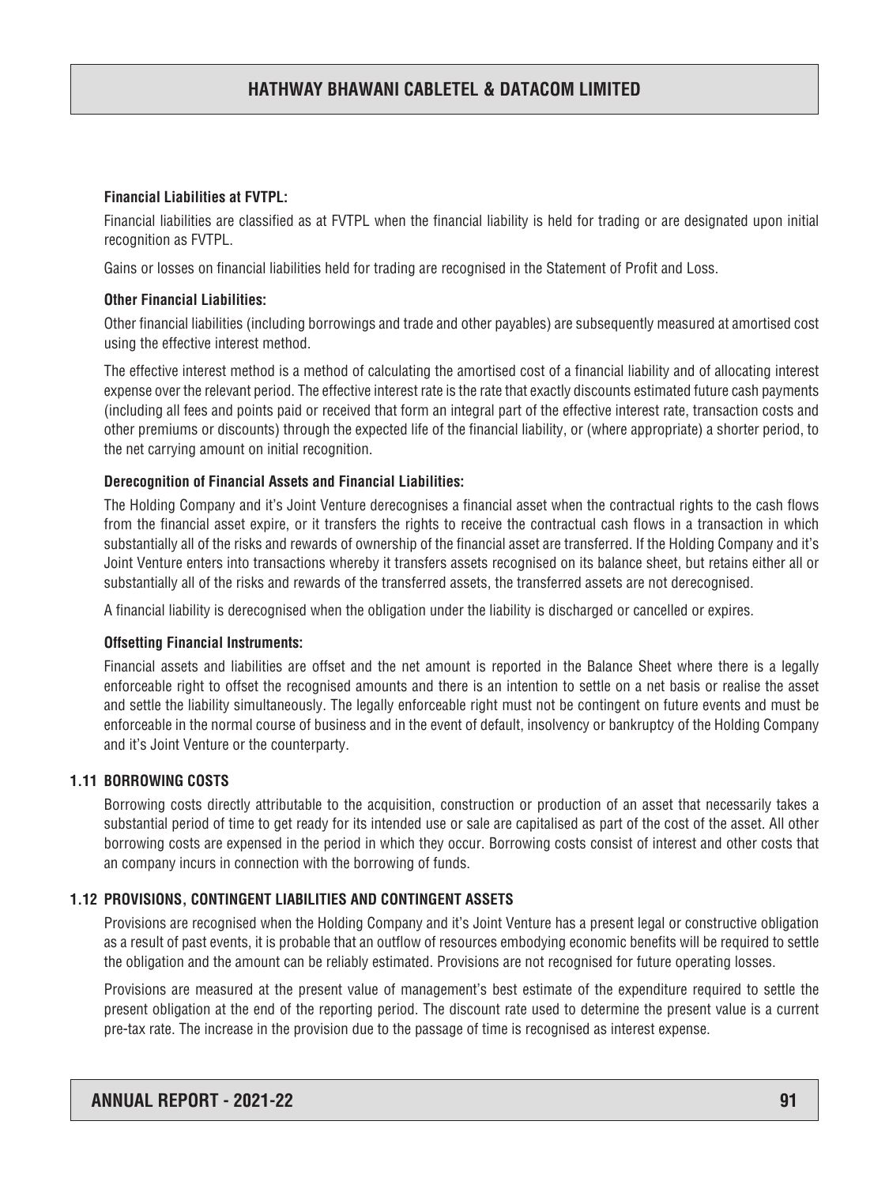**Financial Liabilities at FVTPL:**

Financial liabilities are classified as at FVTPL when the financial liability is held for trading or are designated upon initial recognition as FVTPL.

Gains or losses on financial liabilities held for trading are recognised in the Statement of Profit and Loss.

**Other Financial Liabilities:**

Other financial liabilities (including borrowings and trade and other payables) are subsequently measured at amortised cost using the effective interest method.

The effective interest method is a method of calculating the amortised cost of a financial liability and of allocating interest expense over the relevant period. The effective interest rate is the rate that exactly discounts estimated future cash payments (including all fees and points paid or received that form an integral part of the effective interest rate, transaction costs and other premiums or discounts) through the expected life of the financial liability, or (where appropriate) a shorter period, to the net carrying amount on initial recognition.

**Derecognition of Financial Assets and Financial Liabilities:**

The Holding Company and it's Joint Venture derecognises a financial asset when the contractual rights to the cash flows from the financial asset expire, or it transfers the rights to receive the contractual cash flows in a transaction in which substantially all of the risks and rewards of ownership of the financial asset are transferred. If the Holding Company and it's Joint Venture enters into transactions whereby it transfers assets recognised on its balance sheet, but retains either all or substantially all of the risks and rewards of the transferred assets, the transferred assets are not derecognised.

A financial liability is derecognised when the obligation under the liability is discharged or cancelled or expires.

**Offsetting Financial Instruments:**

Financial assets and liabilities are offset and the net amount is reported in the Balance Sheet where there is a legally enforceable right to offset the recognised amounts and there is an intention to settle on a net basis or realise the asset and settle the liability simultaneously. The legally enforceable right must not be contingent on future events and must be enforceable in the normal course of business and in the event of default, insolvency or bankruptcy of the Holding Company and it's Joint Venture or the counterparty.

### 1.11 BORROWING COSTS

Borrowing costs directly attributable to the acquisition, construction or production of an asset that necessarily takes a substantial period of time to get ready for its intended use or sale are capitalised as part of the cost of the asset. All other borrowing costs are expensed in the period in which they occur. Borrowing costs consist of interest and other costs that an company incurs in connection with the borrowing of funds.

### 1.12 PROVISIONS, CONTINGENT LIABILITIES AND CONTINGENT ASSETS

Provisions are recognised when the Holding Company and it's Joint Venture has a present legal or constructive obligation as a result of past events, it is probable that an outflow of resources embodying economic benefits will be required to settle the obligation and the amount can be reliably estimated. Provisions are not recognised for future operating losses.

Provisions are measured at the present value of management's best estimate of the expenditure required to settle the present obligation at the end of the reporting period. The discount rate used to determine the present value is a current pre-tax rate. The increase in the provision due to the passage of time is recognised as interest expense.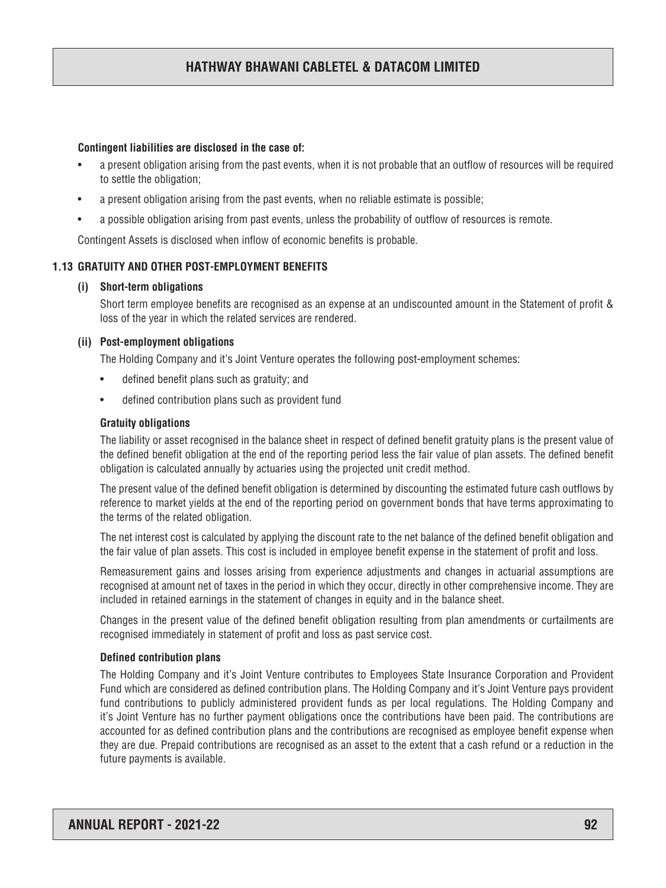**Contingent liabilities are disclosed in the case of:**

- a present obligation arising from the past events, when it is not probable that an outflow of resources will be required to settle the obligation;
- a present obligation arising from the past events, when no reliable estimate is possible;
- a possible obligation arising from past events, unless the probability of outflow of resources is remote.

Contingent Assets is disclosed when inflow of economic benefits is probable.

### 1.13 GRATUITY AND OTHER POST-EMPLOYMENT BENEFITS

#### (i) Short-term obligations

Short term employee benefits are recognised as an expense at an undiscounted amount in the Statement of profit & loss of the year in which the related services are rendered.

#### (ii) Post-employment obligations

The Holding Company and it's Joint Venture operates the following post-employment schemes:

- defined benefit plans such as gratuity; and
- defined contribution plans such as provident fund

**Gratuity obligations**

The liability or asset recognised in the balance sheet in respect of defined benefit gratuity plans is the present value of the defined benefit obligation at the end of the reporting period less the fair value of plan assets. The defined benefit obligation is calculated annually by actuaries using the projected unit credit method.

The present value of the defined benefit obligation is determined by discounting the estimated future cash outflows by reference to market yields at the end of the reporting period on government bonds that have terms approximating to the terms of the related obligation.

The net interest cost is calculated by applying the discount rate to the net balance of the defined benefit obligation and the fair value of plan assets. This cost is included in employee benefit expense in the statement of profit and loss.

Remeasurement gains and losses arising from experience adjustments and changes in actuarial assumptions are recognised at amount net of taxes in the period in which they occur, directly in other comprehensive income. They are included in retained earnings in the statement of changes in equity and in the balance sheet.

Changes in the present value of the defined benefit obligation resulting from plan amendments or curtailments are recognised immediately in statement of profit and loss as past service cost.

**Defined contribution plans**

The Holding Company and it's Joint Venture contributes to Employees State Insurance Corporation and Provident Fund which are considered as defined contribution plans. The Holding Company and it's Joint Venture pays provident fund contributions to publicly administered provident funds as per local regulations. The Holding Company and it's Joint Venture has no further payment obligations once the contributions have been paid. The contributions are accounted for as defined contribution plans and the contributions are recognised as employee benefit expense when they are due. Prepaid contributions are recognised as an asset to the extent that a cash refund or a reduction in the future payments is available.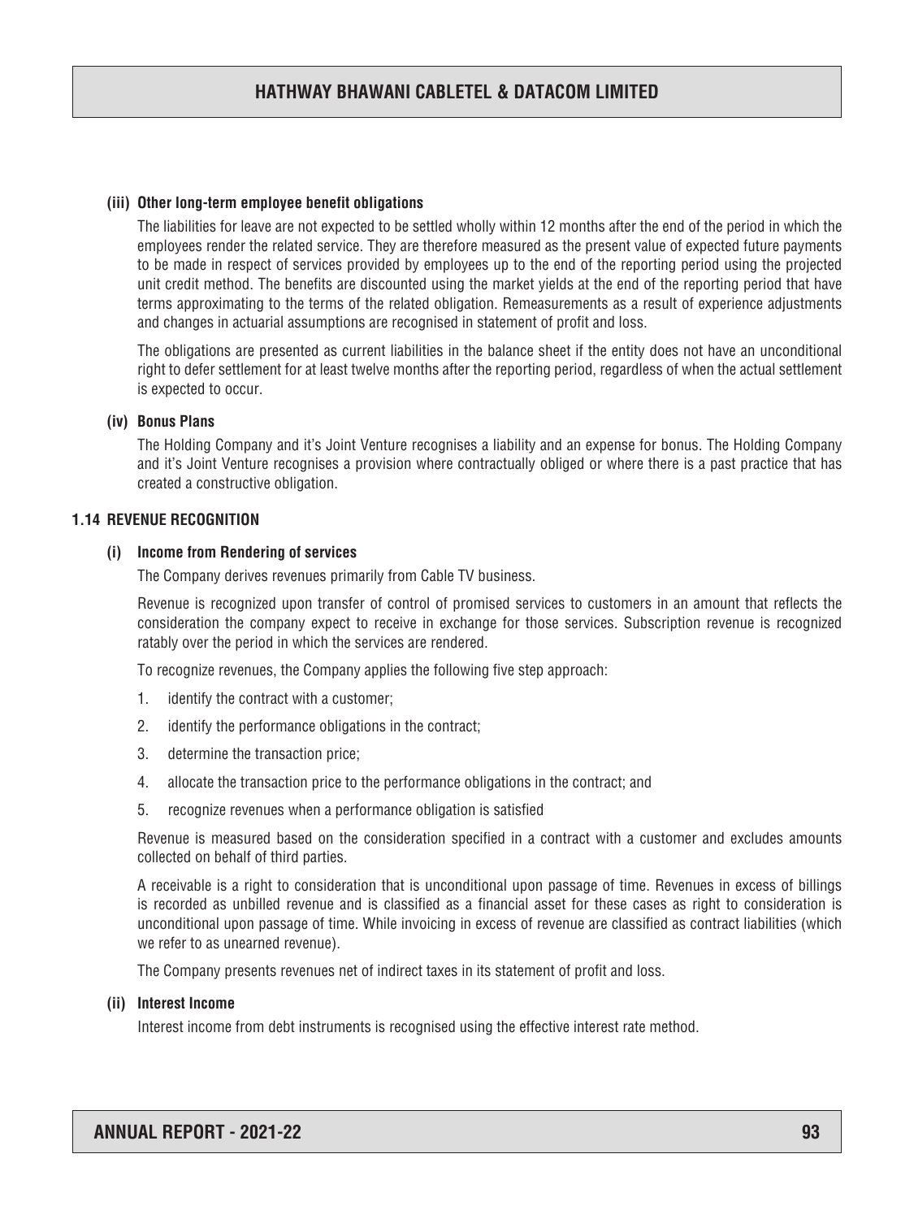#### (iii) Other long-term employee benefit obligations

The liabilities for leave are not expected to be settled wholly within 12 months after the end of the period in which the employees render the related service. They are therefore measured as the present value of expected future payments to be made in respect of services provided by employees up to the end of the reporting period using the projected unit credit method. The benefits are discounted using the market yields at the end of the reporting period that have terms approximating to the terms of the related obligation. Remeasurements as a result of experience adjustments and changes in actuarial assumptions are recognised in statement of profit and loss.

The obligations are presented as current liabilities in the balance sheet if the entity does not have an unconditional right to defer settlement for at least twelve months after the reporting period, regardless of when the actual settlement is expected to occur.

#### (iv) Bonus Plans

The Holding Company and it's Joint Venture recognises a liability and an expense for bonus. The Holding Company and it's Joint Venture recognises a provision where contractually obliged or where there is a past practice that has created a constructive obligation.

### 1.14 REVENUE RECOGNITION

#### (i) Income from Rendering of services

The Company derives revenues primarily from Cable TV business.

Revenue is recognized upon transfer of control of promised services to customers in an amount that reflects the consideration the company expect to receive in exchange for those services. Subscription revenue is recognized ratably over the period in which the services are rendered.

To recognize revenues, the Company applies the following five step approach:

1. identify the contract with a customer;
2. identify the performance obligations in the contract;
3. determine the transaction price;
4. allocate the transaction price to the performance obligations in the contract; and
5. recognize revenues when a performance obligation is satisfied

Revenue is measured based on the consideration specified in a contract with a customer and excludes amounts collected on behalf of third parties.

A receivable is a right to consideration that is unconditional upon passage of time. Revenues in excess of billings is recorded as unbilled revenue and is classified as a financial asset for these cases as right to consideration is unconditional upon passage of time. While invoicing in excess of revenue are classified as contract liabilities (which we refer to as unearned revenue).

The Company presents revenues net of indirect taxes in its statement of profit and loss.

#### (ii) Interest Income

Interest income from debt instruments is recognised using the effective interest rate method.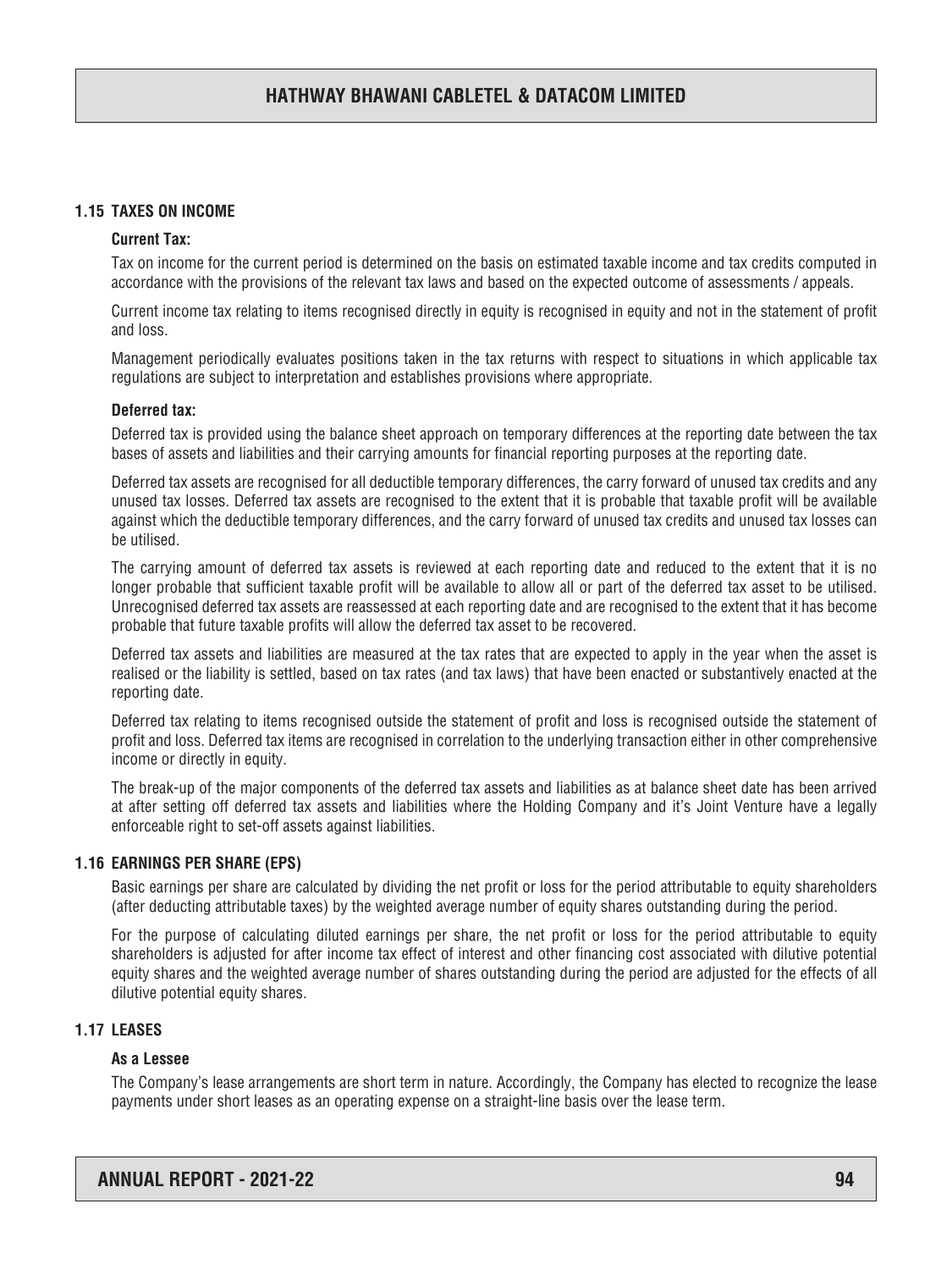### 1.15 TAXES ON INCOME

**Current Tax:**

Tax on income for the current period is determined on the basis on estimated taxable income and tax credits computed in accordance with the provisions of the relevant tax laws and based on the expected outcome of assessments / appeals.

Current income tax relating to items recognised directly in equity is recognised in equity and not in the statement of profit and loss.

Management periodically evaluates positions taken in the tax returns with respect to situations in which applicable tax regulations are subject to interpretation and establishes provisions where appropriate.

**Deferred tax:**

Deferred tax is provided using the balance sheet approach on temporary differences at the reporting date between the tax bases of assets and liabilities and their carrying amounts for financial reporting purposes at the reporting date.

Deferred tax assets are recognised for all deductible temporary differences, the carry forward of unused tax credits and any unused tax losses. Deferred tax assets are recognised to the extent that it is probable that taxable profit will be available against which the deductible temporary differences, and the carry forward of unused tax credits and unused tax losses can be utilised.

The carrying amount of deferred tax assets is reviewed at each reporting date and reduced to the extent that it is no longer probable that sufficient taxable profit will be available to allow all or part of the deferred tax asset to be utilised. Unrecognised deferred tax assets are reassessed at each reporting date and are recognised to the extent that it has become probable that future taxable profits will allow the deferred tax asset to be recovered.

Deferred tax assets and liabilities are measured at the tax rates that are expected to apply in the year when the asset is realised or the liability is settled, based on tax rates (and tax laws) that have been enacted or substantively enacted at the reporting date.

Deferred tax relating to items recognised outside the statement of profit and loss is recognised outside the statement of profit and loss. Deferred tax items are recognised in correlation to the underlying transaction either in other comprehensive income or directly in equity.

The break-up of the major components of the deferred tax assets and liabilities as at balance sheet date has been arrived at after setting off deferred tax assets and liabilities where the Holding Company and it's Joint Venture have a legally enforceable right to set-off assets against liabilities.

### 1.16 EARNINGS PER SHARE (EPS)

Basic earnings per share are calculated by dividing the net profit or loss for the period attributable to equity shareholders (after deducting attributable taxes) by the weighted average number of equity shares outstanding during the period.

For the purpose of calculating diluted earnings per share, the net profit or loss for the period attributable to equity shareholders is adjusted for after income tax effect of interest and other financing cost associated with dilutive potential equity shares and the weighted average number of shares outstanding during the period are adjusted for the effects of all dilutive potential equity shares.

### 1.17 LEASES

**As a Lessee**

The Company's lease arrangements are short term in nature. Accordingly, the Company has elected to recognize the lease payments under short leases as an operating expense on a straight-line basis over the lease term.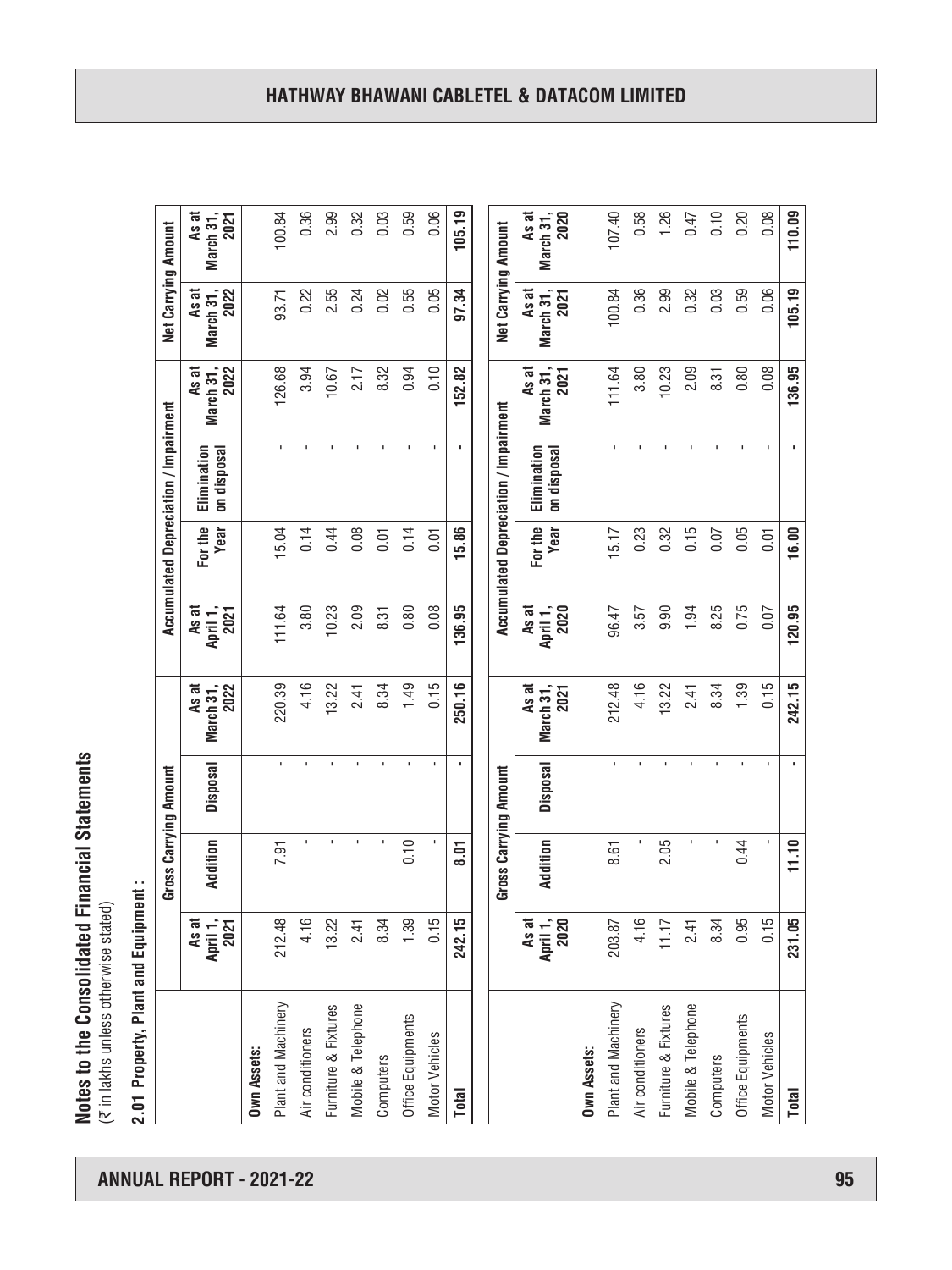# Notes to the Consolidated Financial Statements

(₹ in lakhs unless otherwise stated)

## 2.01 Property, Plant and Equipment :

| | Gross Carrying Amount | | | | Accumulated Depreciation / Impairment | | | | Net Carrying Amount | |
|---|---|---|---|---|---|---|---|---|---|---|
| | As at April 1, 2021 | Addition | Disposal | As at March 31, 2022 | As at April 1, 2021 | For the Year | Elimination on disposal | As at March 31, 2022 | As at March 31, 2022 | As at March 31, 2021 |
| **Own Assets:** | | | | | | | | | | |
| Plant and Machinery | 212.48 | 7.91 | - | 220.39 | 111.64 | 15.04 | - | 126.68 | 93.71 | 100.84 |
| Air conditioners | 4.16 | - | - | 4.16 | 3.80 | 0.14 | - | 3.94 | 0.22 | 0.36 |
| Furniture & Fixtures | 13.22 | - | - | 13.22 | 10.23 | 0.44 | - | 10.67 | 2.55 | 2.99 |
| Mobile & Telephone | 2.41 | - | - | 2.41 | 2.09 | 0.08 | - | 2.17 | 0.24 | 0.32 |
| Computers | 8.34 | - | - | 8.34 | 8.31 | 0.01 | - | 8.32 | 0.02 | 0.03 |
| Office Equipments | 1.39 | 0.10 | - | 1.49 | 0.80 | 0.14 | - | 0.94 | 0.55 | 0.59 |
| Motor Vehicles | 0.15 | - | - | 0.15 | 0.08 | 0.01 | - | 0.10 | 0.05 | 0.06 |
| **Total** | **242.15** | **8.01** | **-** | **250.16** | **136.95** | **15.86** | **-** | **152.82** | **97.34** | **105.19** |

| | Gross Carrying Amount | | | | Accumulated Depreciation / Impairment | | | | Net Carrying Amount | |
|---|---|---|---|---|---|---|---|---|---|---|
| | As at April 1, 2020 | Addition | Disposal | As at March 31, 2021 | As at April 1, 2020 | For the Year | Elimination on disposal | As at March 31, 2021 | As at March 31, 2021 | As at March 31, 2020 |
| **Own Assets:** | | | | | | | | | | |
| Plant and Machinery | 203.87 | 8.61 | - | 212.48 | 96.47 | 15.17 | - | 111.64 | 100.84 | 107.40 |
| Air conditioners | 4.16 | - | - | 4.16 | 3.57 | 0.23 | - | 3.80 | 0.36 | 0.58 |
| Furniture & Fixtures | 11.17 | 2.05 | - | 13.22 | 9.90 | 0.32 | - | 10.23 | 2.99 | 1.26 |
| Mobile & Telephone | 2.41 | - | - | 2.41 | 1.94 | 0.15 | - | 2.09 | 0.32 | 0.47 |
| Computers | 8.34 | - | - | 8.34 | 8.25 | 0.07 | - | 8.31 | 0.03 | 0.10 |
| Office Equipments | 0.95 | 0.44 | - | 1.39 | 0.75 | 0.05 | - | 0.80 | 0.59 | 0.20 |
| Motor Vehicles | 0.15 | - | - | 0.15 | 0.07 | 0.01 | - | 0.08 | 0.06 | 0.08 |
| **Total** | **231.05** | **11.10** | **-** | **242.15** | **120.95** | **16.00** | **-** | **136.95** | **105.19** | **110.09** |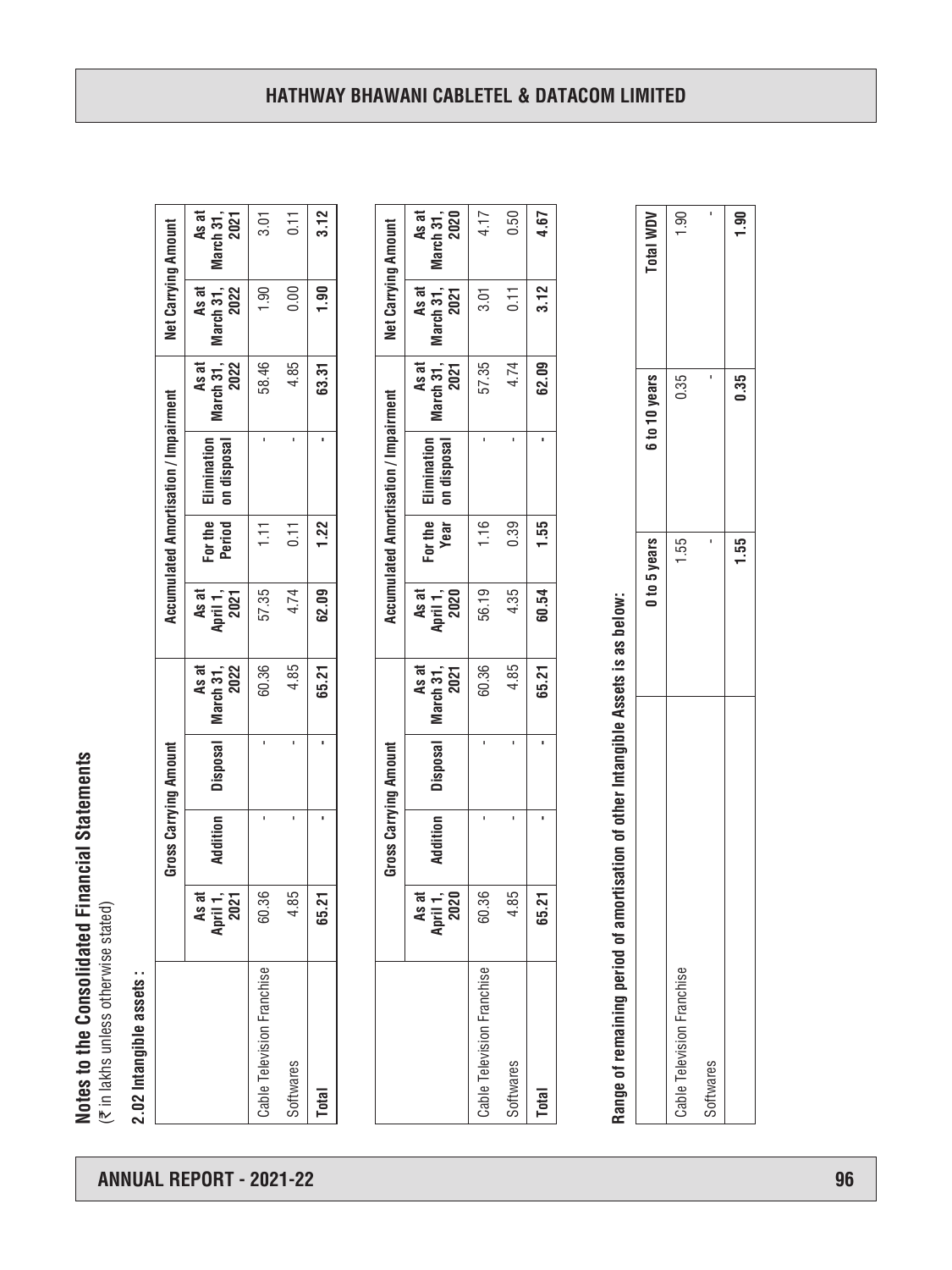## Notes to the Consolidated Financial Statements

(₹ in lakhs unless otherwise stated)

### 2.02 Intangible assets :

| | Gross Carrying Amount | | | | Accumulated Amortisation / Impairment | | | | Net Carrying Amount | |
|---|---|---|---|---|---|---|---|---|---|---|
| | As at April 1, 2021 | Addition | Disposal | As at March 31, 2022 | As at April 1, 2021 | For the Period | Elimination on disposal | As at March 31, 2022 | As at March 31, 2022 | As at March 31, 2021 |
| Cable Television Franchise | 60.36 | - | - | 60.36 | 57.35 | 1.11 | - | 58.46 | 1.90 | 3.01 |
| Softwares | 4.85 | - | - | 4.85 | 4.74 | 0.11 | - | 4.85 | 0.00 | 0.11 |
| **Total** | **65.21** | **-** | **-** | **65.21** | **62.09** | **1.22** | **-** | **63.31** | **1.90** | **3.12** |

| | Gross Carrying Amount | | | | Accumulated Amortisation / Impairment | | | | Net Carrying Amount | |
|---|---|---|---|---|---|---|---|---|---|---|
| | As at April 1, 2020 | Addition | Disposal | As at March 31, 2021 | As at April 1, 2020 | For the Year | Elimination on disposal | As at March 31, 2021 | As at March 31, 2021 | As at March 31, 2020 |
| Cable Television Franchise | 60.36 | - | - | 60.36 | 56.19 | 1.16 | - | 57.35 | 3.01 | 4.17 |
| Softwares | 4.85 | - | - | 4.85 | 4.35 | 0.39 | - | 4.74 | 0.11 | 0.50 |
| **Total** | **65.21** | **-** | **-** | **65.21** | **60.54** | **1.55** | **-** | **62.09** | **3.12** | **4.67** |

**Range of remaining period of amortisation of other Intangible Assets is as below:**

| | 0 to 5 years | 6 to 10 years | Total WDV |
|---|---|---|---|
| Cable Television Franchise | 1.55 | 0.35 | 1.90 |
| Softwares | - | - | - |
| | **1.55** | **0.35** | **1.90** |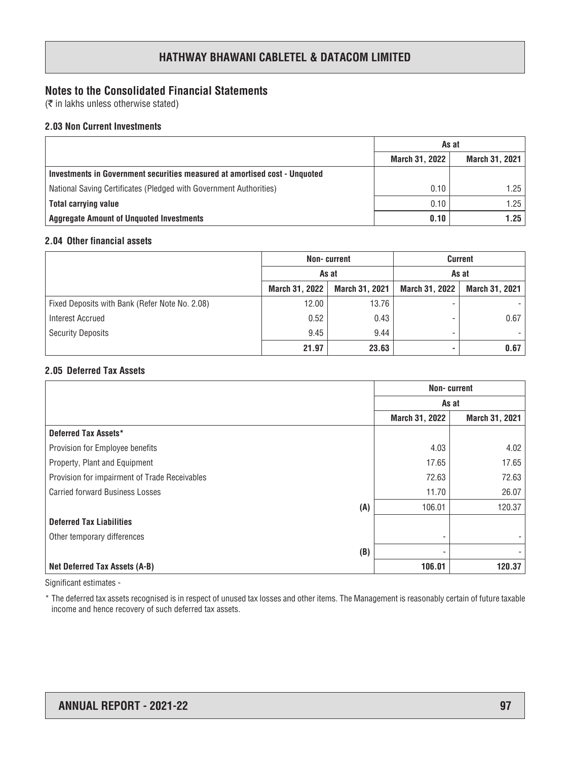## Notes to the Consolidated Financial Statements

(₹ in lakhs unless otherwise stated)

### 2.03 Non Current Investments

| | As at | |
|---|---|---|
| | March 31, 2022 | March 31, 2021 |
| **Investments in Government securities measured at amortised cost - Unquoted** | | |
| National Saving Certificates (Pledged with Government Authorities) | 0.10 | 1.25 |
| **Total carrying value** | 0.10 | 1.25 |
| **Aggregate Amount of Unquoted Investments** | **0.10** | **1.25** |

### 2.04 Other financial assets

| | Non- current | | Current | |
|---|---|---|---|---|
| | As at | | As at | |
| | March 31, 2022 | March 31, 2021 | March 31, 2022 | March 31, 2021 |
| Fixed Deposits with Bank (Refer Note No. 2.08) | 12.00 | 13.76 | - | - |
| Interest Accrued | 0.52 | 0.43 | - | 0.67 |
| Security Deposits | 9.45 | 9.44 | - | - |
| | **21.97** | **23.63** | **-** | **0.67** |

### 2.05 Deferred Tax Assets

| | Non- current | |
|---|---|---|
| | As at | |
| | March 31, 2022 | March 31, 2021 |
| **Deferred Tax Assets*** | | |
| Provision for Employee benefits | 4.03 | 4.02 |
| Property, Plant and Equipment | 17.65 | 17.65 |
| Provision for impairment of Trade Receivables | 72.63 | 72.63 |
| Carried forward Business Losses | 11.70 | 26.07 |
| **(A)** | 106.01 | 120.37 |
| **Deferred Tax Liabilities** | | |
| Other temporary differences | - | - |
| **(B)** | - | - |
| **Net Deferred Tax Assets (A-B)** | **106.01** | **120.37** |

Significant estimates -

* The deferred tax assets recognised is in respect of unused tax losses and other items. The Management is reasonably certain of future taxable income and hence recovery of such deferred tax assets.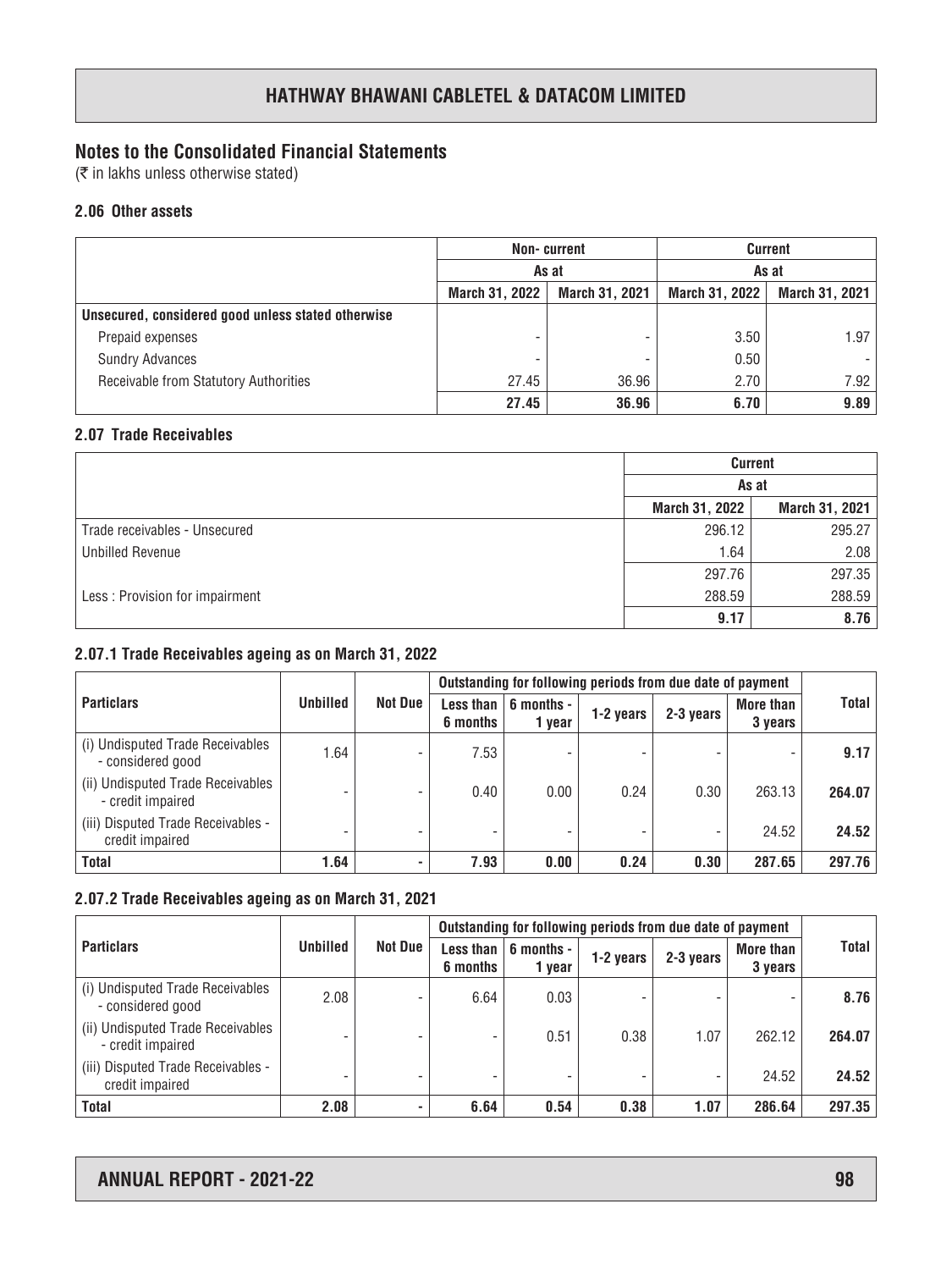## Notes to the Consolidated Financial Statements

(₹ in lakhs unless otherwise stated)

### 2.06 Other assets

| | Non- current | | Current | |
|---|---|---|---|---|
| | As at | | As at | |
| | March 31, 2022 | March 31, 2021 | March 31, 2022 | March 31, 2021 |
| **Unsecured, considered good unless stated otherwise** | | | | |
| Prepaid expenses | - | - | 3.50 | 1.97 |
| Sundry Advances | - | - | 0.50 | - |
| Receivable from Statutory Authorities | 27.45 | 36.96 | 2.70 | 7.92 |
| | **27.45** | **36.96** | **6.70** | **9.89** |

### 2.07 Trade Receivables

| | Current | |
|---|---|---|
| | As at | |
| | March 31, 2022 | March 31, 2021 |
| Trade receivables - Unsecured | 296.12 | 295.27 |
| Unbilled Revenue | 1.64 | 2.08 |
| | 297.76 | 297.35 |
| Less : Provision for impairment | 288.59 | 288.59 |
| | **9.17** | **8.76** |

### 2.07.1 Trade Receivables ageing as on March 31, 2022

| Particlars | Unbilled | Not Due | Outstanding for following periods from due date of payment | | | | | Total |
|---|---|---|---|---|---|---|---|---|
| | | | Less than 6 months | 6 months - 1 year | 1-2 years | 2-3 years | More than 3 years | |
| (i) Undisputed Trade Receivables - considered good | 1.64 | - | 7.53 | - | - | - | - | **9.17** |
| (ii) Undisputed Trade Receivables - credit impaired | - | - | 0.40 | 0.00 | 0.24 | 0.30 | 263.13 | **264.07** |
| (iii) Disputed Trade Receivables - credit impaired | - | - | - | - | - | - | 24.52 | **24.52** |
| **Total** | **1.64** | **-** | **7.93** | **0.00** | **0.24** | **0.30** | **287.65** | **297.76** |

### 2.07.2 Trade Receivables ageing as on March 31, 2021

| Particlars | Unbilled | Not Due | Outstanding for following periods from due date of payment | | | | | Total |
|---|---|---|---|---|---|---|---|---|
| | | | Less than 6 months | 6 months - 1 year | 1-2 years | 2-3 years | More than 3 years | |
| (i) Undisputed Trade Receivables - considered good | 2.08 | - | 6.64 | 0.03 | - | - | - | **8.76** |
| (ii) Undisputed Trade Receivables - credit impaired | - | - | - | 0.51 | 0.38 | 1.07 | 262.12 | **264.07** |
| (iii) Disputed Trade Receivables - credit impaired | - | - | - | - | - | - | 24.52 | **24.52** |
| **Total** | **2.08** | **-** | **6.64** | **0.54** | **0.38** | **1.07** | **286.64** | **297.35** |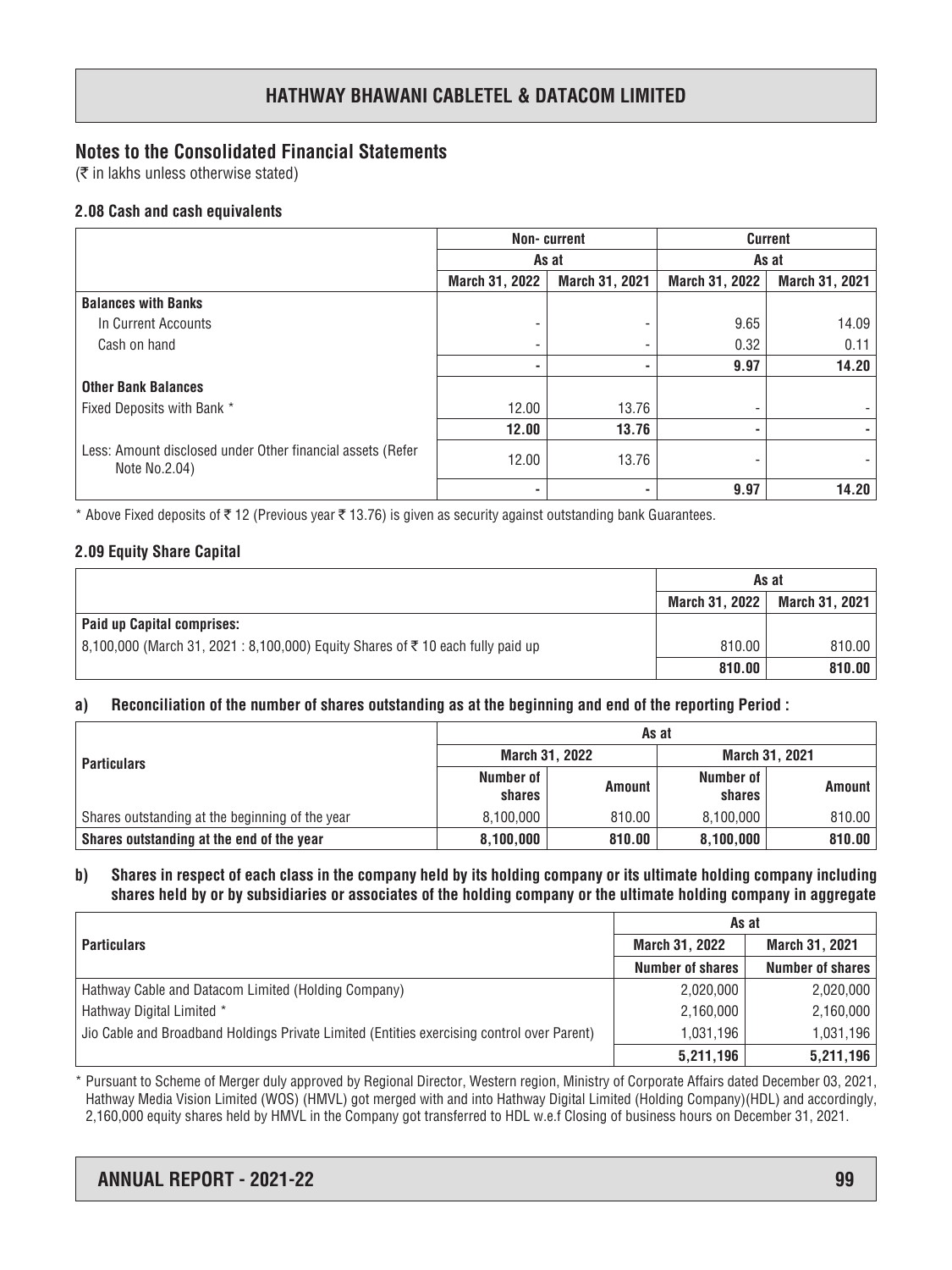## Notes to the Consolidated Financial Statements

(₹ in lakhs unless otherwise stated)

### 2.08 Cash and cash equivalents

| | Non- current | | Current | |
|---|---|---|---|---|
| | As at | | As at | |
| | March 31, 2022 | March 31, 2021 | March 31, 2022 | March 31, 2021 |
| **Balances with Banks** | | | | |
| In Current Accounts | - | - | 9.65 | 14.09 |
| Cash on hand | - | - | 0.32 | 0.11 |
| | **-** | **-** | **9.97** | **14.20** |
| **Other Bank Balances** | | | | |
| Fixed Deposits with Bank * | 12.00 | 13.76 | - | - |
| | **12.00** | **13.76** | **-** | **-** |
| Less: Amount disclosed under Other financial assets (Refer Note No.2.04) | 12.00 | 13.76 | - | - |
| | **-** | **-** | **9.97** | **14.20** |

\* Above Fixed deposits of ₹ 12 (Previous year ₹ 13.76) is given as security against outstanding bank Guarantees.

### 2.09 Equity Share Capital

| | As at | |
|---|---|---|
| | March 31, 2022 | March 31, 2021 |
| **Paid up Capital comprises:** | | |
| 8,100,000 (March 31, 2021 : 8,100,000) Equity Shares of ₹ 10 each fully paid up | 810.00 | 810.00 |
| | **810.00** | **810.00** |

**a) Reconciliation of the number of shares outstanding as at the beginning and end of the reporting Period :**

| Particulars | As at | | | |
|---|---|---|---|---|
| | March 31, 2022 | | March 31, 2021 | |
| | Number of shares | Amount | Number of shares | Amount |
| Shares outstanding at the beginning of the year | 8,100,000 | 810.00 | 8,100,000 | 810.00 |
| **Shares outstanding at the end of the year** | **8,100,000** | **810.00** | **8,100,000** | **810.00** |

**b) Shares in respect of each class in the company held by its holding company or its ultimate holding company including shares held by or by subsidiaries or associates of the holding company or the ultimate holding company in aggregate**

| Particulars | As at | |
|---|---|---|
| | March 31, 2022 | March 31, 2021 |
| | Number of shares | Number of shares |
| Hathway Cable and Datacom Limited (Holding Company) | 2,020,000 | 2,020,000 |
| Hathway Digital Limited * | 2,160,000 | 2,160,000 |
| Jio Cable and Broadband Holdings Private Limited (Entities exercising control over Parent) | 1,031,196 | 1,031,196 |
| | **5,211,196** | **5,211,196** |

\* Pursuant to Scheme of Merger duly approved by Regional Director, Western region, Ministry of Corporate Affairs dated December 03, 2021, Hathway Media Vision Limited (WOS) (HMVL) got merged with and into Hathway Digital Limited (Holding Company)(HDL) and accordingly, 2,160,000 equity shares held by HMVL in the Company got transferred to HDL w.e.f Closing of business hours on December 31, 2021.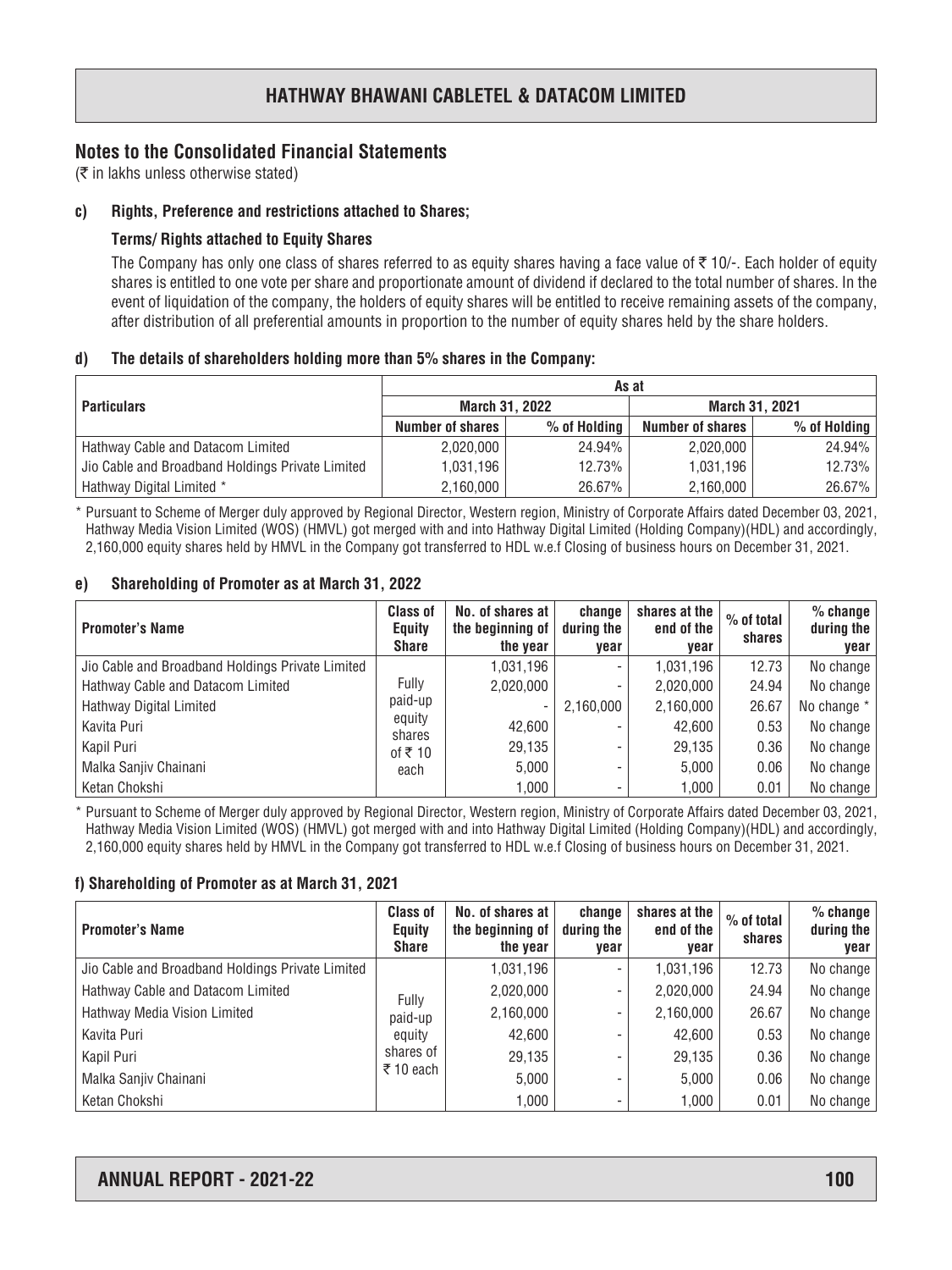## Notes to the Consolidated Financial Statements

(₹ in lakhs unless otherwise stated)

**c) Rights, Preference and restrictions attached to Shares;**

**Terms/ Rights attached to Equity Shares**

The Company has only one class of shares referred to as equity shares having a face value of ₹ 10/-. Each holder of equity shares is entitled to one vote per share and proportionate amount of dividend if declared to the total number of shares. In the event of liquidation of the company, the holders of equity shares will be entitled to receive remaining assets of the company, after distribution of all preferential amounts in proportion to the number of equity shares held by the share holders.

**d) The details of shareholders holding more than 5% shares in the Company:**

| Particulars | As at | | | |
|---|---|---|---|---|
| | March 31, 2022 | | March 31, 2021 | |
| | Number of shares | % of Holding | Number of shares | % of Holding |
| Hathway Cable and Datacom Limited | 2,020,000 | 24.94% | 2,020,000 | 24.94% |
| Jio Cable and Broadband Holdings Private Limited | 1,031,196 | 12.73% | 1,031,196 | 12.73% |
| Hathway Digital Limited * | 2,160,000 | 26.67% | 2,160,000 | 26.67% |

\* Pursuant to Scheme of Merger duly approved by Regional Director, Western region, Ministry of Corporate Affairs dated December 03, 2021, Hathway Media Vision Limited (WOS) (HMVL) got merged with and into Hathway Digital Limited (Holding Company)(HDL) and accordingly, 2,160,000 equity shares held by HMVL in the Company got transferred to HDL w.e.f Closing of business hours on December 31, 2021.

**e) Shareholding of Promoter as at March 31, 2022**

| Promoter's Name | Class of Equity Share | No. of shares at the beginning of the year | change during the year | shares at the end of the year | % of total shares | % change during the year |
|---|---|---|---|---|---|---|
| Jio Cable and Broadband Holdings Private Limited | Fully paid-up equity shares of ₹ 10 each | 1,031,196 | - | 1,031,196 | 12.73 | No change |
| Hathway Cable and Datacom Limited | | 2,020,000 | - | 2,020,000 | 24.94 | No change |
| Hathway Digital Limited | | - | 2,160,000 | 2,160,000 | 26.67 | No change * |
| Kavita Puri | | 42,600 | - | 42,600 | 0.53 | No change |
| Kapil Puri | | 29,135 | - | 29,135 | 0.36 | No change |
| Malka Sanjiv Chainani | | 5,000 | - | 5,000 | 0.06 | No change |
| Ketan Chokshi | | 1,000 | - | 1,000 | 0.01 | No change |

\* Pursuant to Scheme of Merger duly approved by Regional Director, Western region, Ministry of Corporate Affairs dated December 03, 2021, Hathway Media Vision Limited (WOS) (HMVL) got merged with and into Hathway Digital Limited (Holding Company)(HDL) and accordingly, 2,160,000 equity shares held by HMVL in the Company got transferred to HDL w.e.f Closing of business hours on December 31, 2021.

**f) Shareholding of Promoter as at March 31, 2021**

| Promoter's Name | Class of Equity Share | No. of shares at the beginning of the year | change during the year | shares at the end of the year | % of total shares | % change during the year |
|---|---|---|---|---|---|---|
| Jio Cable and Broadband Holdings Private Limited | Fully paid-up equity shares of ₹ 10 each | 1,031,196 | - | 1,031,196 | 12.73 | No change |
| Hathway Cable and Datacom Limited | | 2,020,000 | - | 2,020,000 | 24.94 | No change |
| Hathway Media Vision Limited | | 2,160,000 | - | 2,160,000 | 26.67 | No change |
| Kavita Puri | | 42,600 | - | 42,600 | 0.53 | No change |
| Kapil Puri | | 29,135 | - | 29,135 | 0.36 | No change |
| Malka Sanjiv Chainani | | 5,000 | - | 5,000 | 0.06 | No change |
| Ketan Chokshi | | 1,000 | - | 1,000 | 0.01 | No change |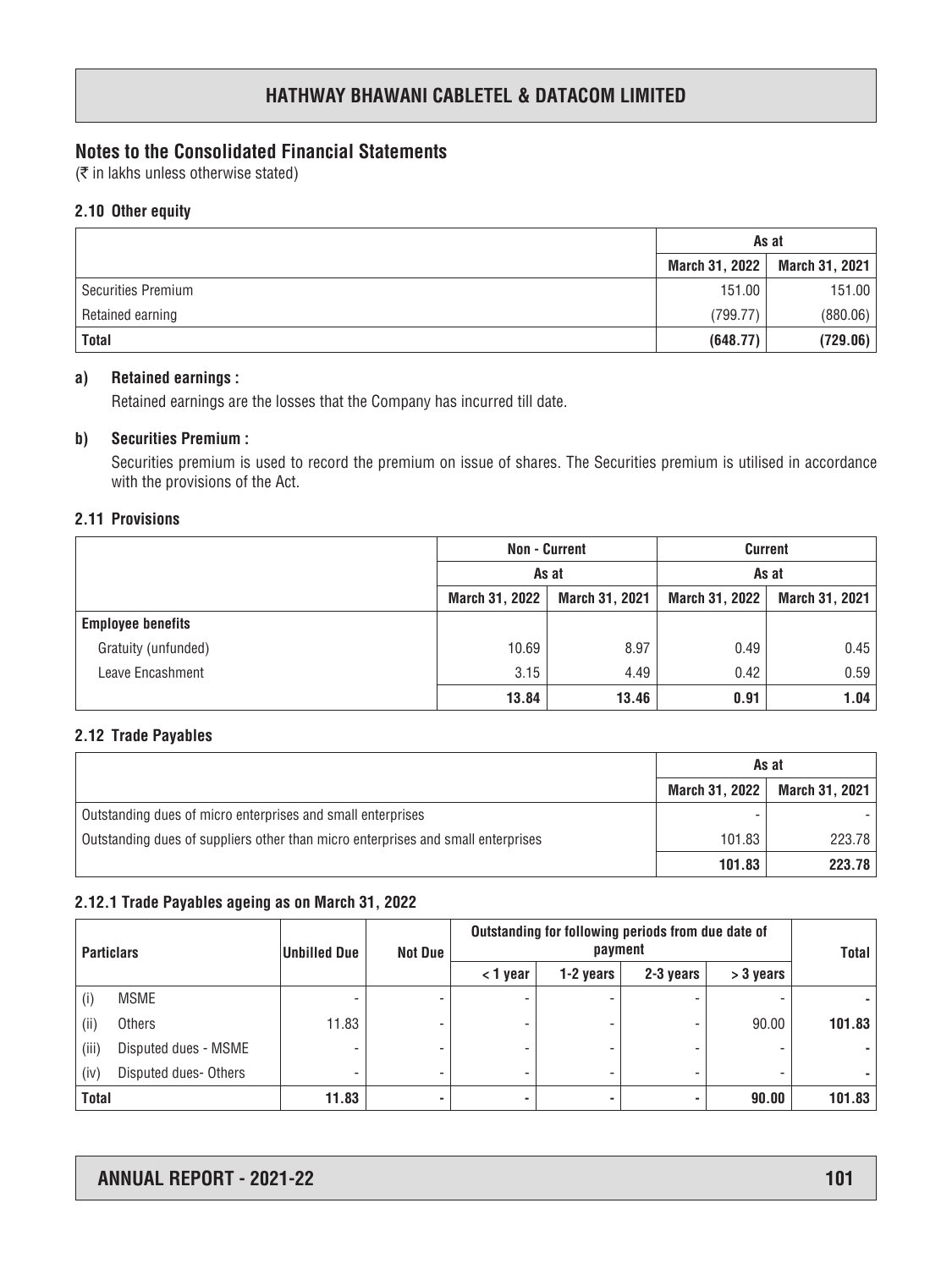## Notes to the Consolidated Financial Statements

(₹ in lakhs unless otherwise stated)

### 2.10 Other equity

| | As at | |
|---|---|---|
| | March 31, 2022 | March 31, 2021 |
| Securities Premium | 151.00 | 151.00 |
| Retained earning | (799.77) | (880.06) |
| **Total** | **(648.77)** | **(729.06)** |

**a) Retained earnings :**

Retained earnings are the losses that the Company has incurred till date.

**b) Securities Premium :**

Securities premium is used to record the premium on issue of shares. The Securities premium is utilised in accordance with the provisions of the Act.

### 2.11 Provisions

| | Non - Current | | Current | |
|---|---|---|---|---|
| | As at | | As at | |
| | March 31, 2022 | March 31, 2021 | March 31, 2022 | March 31, 2021 |
| **Employee benefits** | | | | |
| Gratuity (unfunded) | 10.69 | 8.97 | 0.49 | 0.45 |
| Leave Encashment | 3.15 | 4.49 | 0.42 | 0.59 |
| | **13.84** | **13.46** | **0.91** | **1.04** |

### 2.12 Trade Payables

| | As at | |
|---|---|---|
| | March 31, 2022 | March 31, 2021 |
| Outstanding dues of micro enterprises and small enterprises | - | - |
| Outstanding dues of suppliers other than micro enterprises and small enterprises | 101.83 | 223.78 |
| | **101.83** | **223.78** |

### 2.12.1 Trade Payables ageing as on March 31, 2022

| Particulars | Unbilled Due | Not Due | Outstanding for following periods from due date of payment | | | | Total |
|---|---|---|---|---|---|---|---|
| | | | < 1 year | 1-2 years | 2-3 years | > 3 years | |
| (i) MSME | - | - | - | - | - | - | - |
| (ii) Others | 11.83 | - | - | - | - | 90.00 | **101.83** |
| (iii) Disputed dues - MSME | - | - | - | - | - | - | - |
| (iv) Disputed dues- Others | - | - | - | - | - | - | - |
| **Total** | **11.83** | - | - | - | - | **90.00** | **101.83** |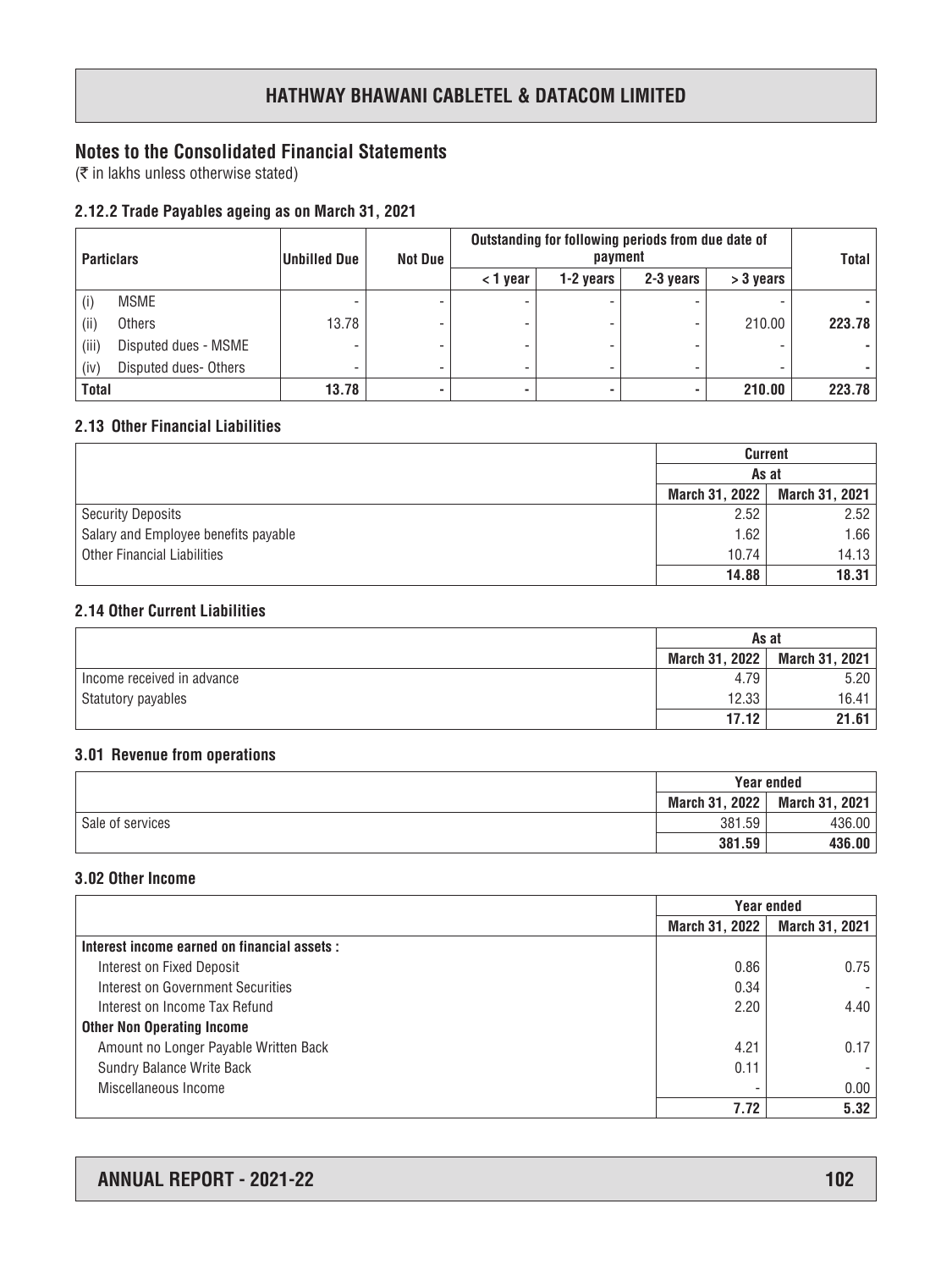## Notes to the Consolidated Financial Statements

(₹ in lakhs unless otherwise stated)

### 2.12.2 Trade Payables ageing as on March 31, 2021

| Particulars | Unbilled Due | Not Due | Outstanding for following periods from due date of payment | | | | Total |
|---|---|---|---|---|---|---|---|
| | | | < 1 year | 1-2 years | 2-3 years | > 3 years | |
| (i) MSME | - | - | - | - | - | - | - |
| (ii) Others | 13.78 | - | - | - | - | 210.00 | **223.78** |
| (iii) Disputed dues - MSME | - | - | - | - | - | - | - |
| (iv) Disputed dues- Others | - | - | - | - | - | - | - |
| **Total** | **13.78** | **-** | **-** | **-** | **-** | **210.00** | **223.78** |

### 2.13 Other Financial Liabilities

| | Current | |
|---|---|---|
| | As at | |
| | March 31, 2022 | March 31, 2021 |
| Security Deposits | 2.52 | 2.52 |
| Salary and Employee benefits payable | 1.62 | 1.66 |
| Other Financial Liabilities | 10.74 | 14.13 |
| | **14.88** | **18.31** |

### 2.14 Other Current Liabilities

| | As at | |
|---|---|---|
| | March 31, 2022 | March 31, 2021 |
| Income received in advance | 4.79 | 5.20 |
| Statutory payables | 12.33 | 16.41 |
| | **17.12** | **21.61** |

### 3.01 Revenue from operations

| | Year ended | |
|---|---|---|
| | March 31, 2022 | March 31, 2021 |
| Sale of services | 381.59 | 436.00 |
| | **381.59** | **436.00** |

### 3.02 Other Income

| | Year ended | |
|---|---|---|
| | March 31, 2022 | March 31, 2021 |
| **Interest income earned on financial assets :** | | |
| Interest on Fixed Deposit | 0.86 | 0.75 |
| Interest on Government Securities | 0.34 | - |
| Interest on Income Tax Refund | 2.20 | 4.40 |
| **Other Non Operating Income** | | |
| Amount no Longer Payable Written Back | 4.21 | 0.17 |
| Sundry Balance Write Back | 0.11 | - |
| Miscellaneous Income | - | 0.00 |
| | **7.72** | **5.32** |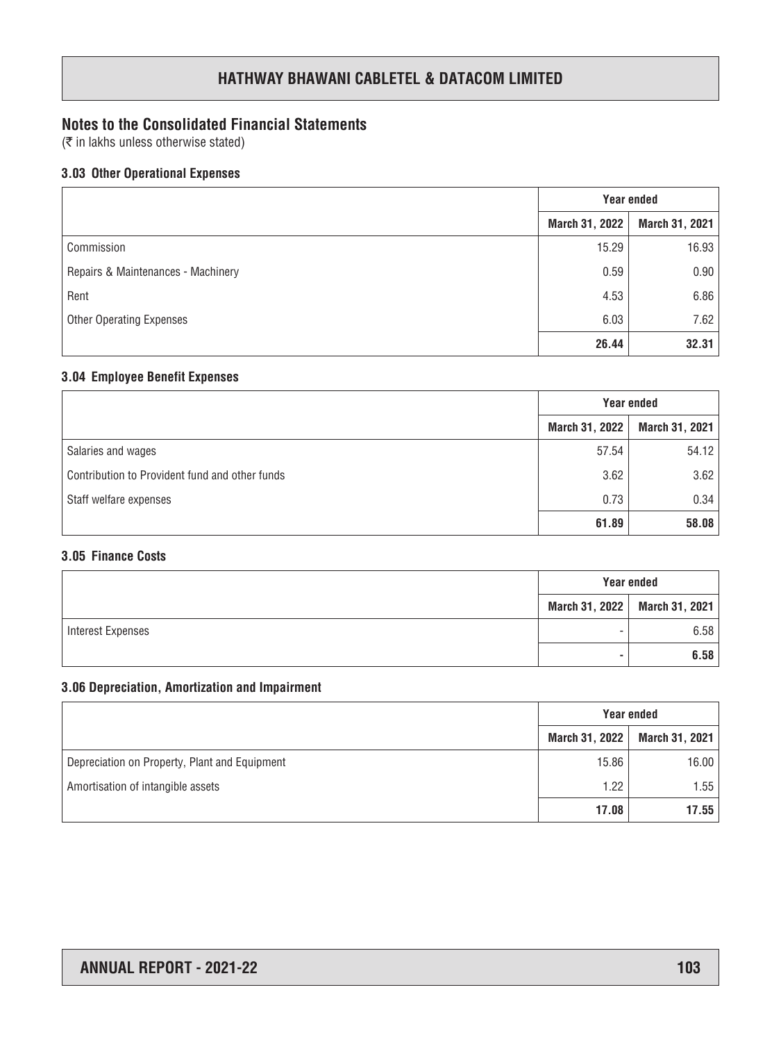## Notes to the Consolidated Financial Statements

(₹ in lakhs unless otherwise stated)

### 3.03 Other Operational Expenses

| | Year ended | |
|---|---|---|
| | March 31, 2022 | March 31, 2021 |
| Commission | 15.29 | 16.93 |
| Repairs & Maintenances - Machinery | 0.59 | 0.90 |
| Rent | 4.53 | 6.86 |
| Other Operating Expenses | 6.03 | 7.62 |
| | **26.44** | **32.31** |

### 3.04 Employee Benefit Expenses

| | Year ended | |
|---|---|---|
| | March 31, 2022 | March 31, 2021 |
| Salaries and wages | 57.54 | 54.12 |
| Contribution to Provident fund and other funds | 3.62 | 3.62 |
| Staff welfare expenses | 0.73 | 0.34 |
| | **61.89** | **58.08** |

### 3.05 Finance Costs

| | Year ended | |
|---|---|---|
| | March 31, 2022 | March 31, 2021 |
| Interest Expenses | - | 6.58 |
| | **-** | **6.58** |

### 3.06 Depreciation, Amortization and Impairment

| | Year ended | |
|---|---|---|
| | March 31, 2022 | March 31, 2021 |
| Depreciation on Property, Plant and Equipment | 15.86 | 16.00 |
| Amortisation of intangible assets | 1.22 | 1.55 |
| | **17.08** | **17.55** |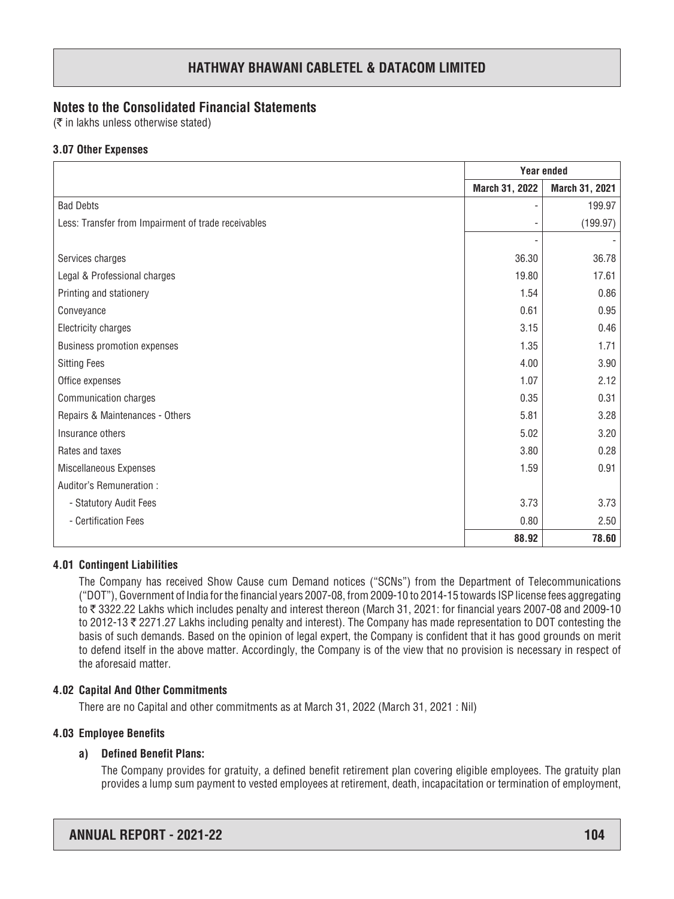## Notes to the Consolidated Financial Statements

(₹ in lakhs unless otherwise stated)

### 3.07 Other Expenses

| | Year ended | |
|---|---|---|
| | March 31, 2022 | March 31, 2021 |
| Bad Debts | - | 199.97 |
| Less: Transfer from Impairment of trade receivables | - | (199.97) |
| | - | - |
| Services charges | 36.30 | 36.78 |
| Legal & Professional charges | 19.80 | 17.61 |
| Printing and stationery | 1.54 | 0.86 |
| Conveyance | 0.61 | 0.95 |
| Electricity charges | 3.15 | 0.46 |
| Business promotion expenses | 1.35 | 1.71 |
| Sitting Fees | 4.00 | 3.90 |
| Office expenses | 1.07 | 2.12 |
| Communication charges | 0.35 | 0.31 |
| Repairs & Maintenances - Others | 5.81 | 3.28 |
| Insurance others | 5.02 | 3.20 |
| Rates and taxes | 3.80 | 0.28 |
| Miscellaneous Expenses | 1.59 | 0.91 |
| Auditor's Remuneration : | | |
| - Statutory Audit Fees | 3.73 | 3.73 |
| - Certification Fees | 0.80 | 2.50 |
| | **88.92** | **78.60** |

### 4.01 Contingent Liabilities

The Company has received Show Cause cum Demand notices ("SCNs") from the Department of Telecommunications ("DOT"), Government of India for the financial years 2007-08, from 2009-10 to 2014-15 towards ISP license fees aggregating to ₹ 3322.22 Lakhs which includes penalty and interest thereon (March 31, 2021: for financial years 2007-08 and 2009-10 to 2012-13 ₹ 2271.27 Lakhs including penalty and interest). The Company has made representation to DOT contesting the basis of such demands. Based on the opinion of legal expert, the Company is confident that it has good grounds on merit to defend itself in the above matter. Accordingly, the Company is of the view that no provision is necessary in respect of the aforesaid matter.

### 4.02 Capital And Other Commitments

There are no Capital and other commitments as at March 31, 2022 (March 31, 2021 : Nil)

### 4.03 Employee Benefits

#### a) Defined Benefit Plans:

The Company provides for gratuity, a defined benefit retirement plan covering eligible employees. The gratuity plan provides a lump sum payment to vested employees at retirement, death, incapacitation or termination of employment,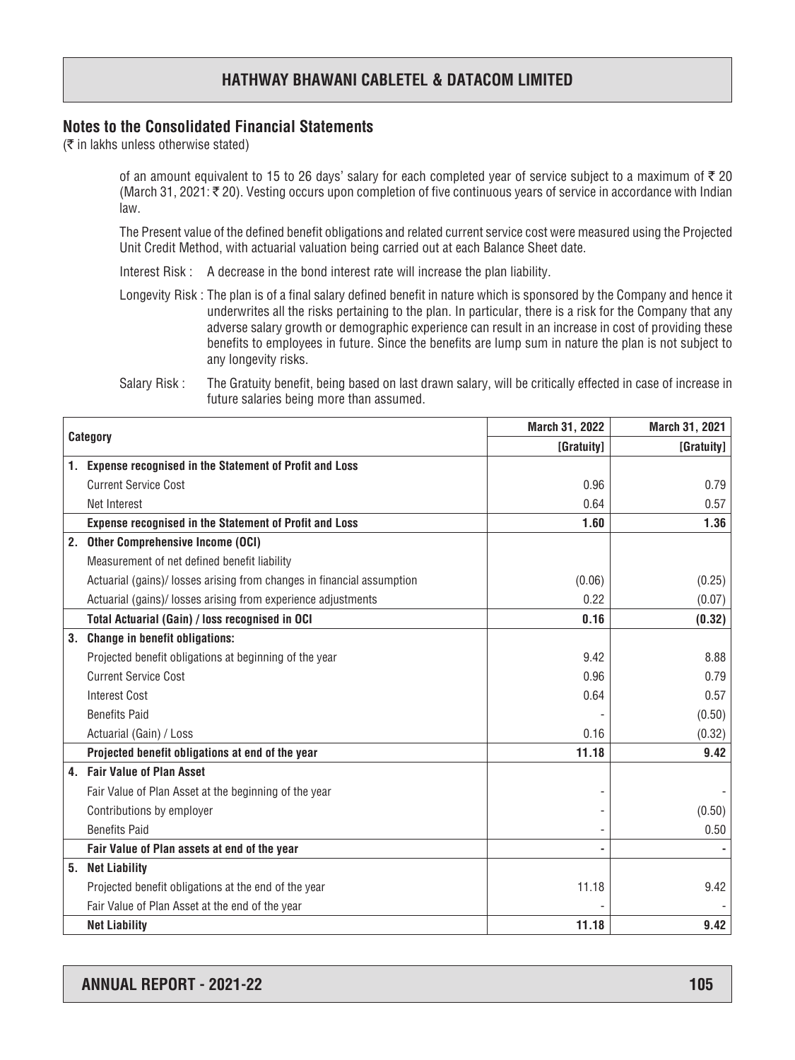## Notes to the Consolidated Financial Statements

(₹ in lakhs unless otherwise stated)

of an amount equivalent to 15 to 26 days' salary for each completed year of service subject to a maximum of ₹ 20 (March 31, 2021: ₹ 20). Vesting occurs upon completion of five continuous years of service in accordance with Indian law.

The Present value of the defined benefit obligations and related current service cost were measured using the Projected Unit Credit Method, with actuarial valuation being carried out at each Balance Sheet date.

Interest Risk : A decrease in the bond interest rate will increase the plan liability.

Longevity Risk : The plan is of a final salary defined benefit in nature which is sponsored by the Company and hence it underwrites all the risks pertaining to the plan. In particular, there is a risk for the Company that any adverse salary growth or demographic experience can result in an increase in cost of providing these benefits to employees in future. Since the benefits are lump sum in nature the plan is not subject to any longevity risks.

Salary Risk : The Gratuity benefit, being based on last drawn salary, will be critically effected in case of increase in future salaries being more than assumed.

| Category | March 31, 2022 | March 31, 2021 |
|---|---|---|
| | [Gratuity] | [Gratuity] |
| **1. Expense recognised in the Statement of Profit and Loss** | | |
| Current Service Cost | 0.96 | 0.79 |
| Net Interest | 0.64 | 0.57 |
| **Expense recognised in the Statement of Profit and Loss** | **1.60** | **1.36** |
| **2. Other Comprehensive Income (OCI)** | | |
| Measurement of net defined benefit liability | | |
| Actuarial (gains)/ losses arising from changes in financial assumption | (0.06) | (0.25) |
| Actuarial (gains)/ losses arising from experience adjustments | 0.22 | (0.07) |
| **Total Actuarial (Gain) / loss recognised in OCI** | **0.16** | **(0.32)** |
| **3. Change in benefit obligations:** | | |
| Projected benefit obligations at beginning of the year | 9.42 | 8.88 |
| Current Service Cost | 0.96 | 0.79 |
| Interest Cost | 0.64 | 0.57 |
| Benefits Paid | - | (0.50) |
| Actuarial (Gain) / Loss | 0.16 | (0.32) |
| **Projected benefit obligations at end of the year** | **11.18** | **9.42** |
| **4. Fair Value of Plan Asset** | | |
| Fair Value of Plan Asset at the beginning of the year | - | - |
| Contributions by employer | - | (0.50) |
| Benefits Paid | - | 0.50 |
| **Fair Value of Plan assets at end of the year** | **-** | **-** |
| **5. Net Liability** | | |
| Projected benefit obligations at the end of the year | 11.18 | 9.42 |
| Fair Value of Plan Asset at the end of the year | - | - |
| **Net Liability** | **11.18** | **9.42** |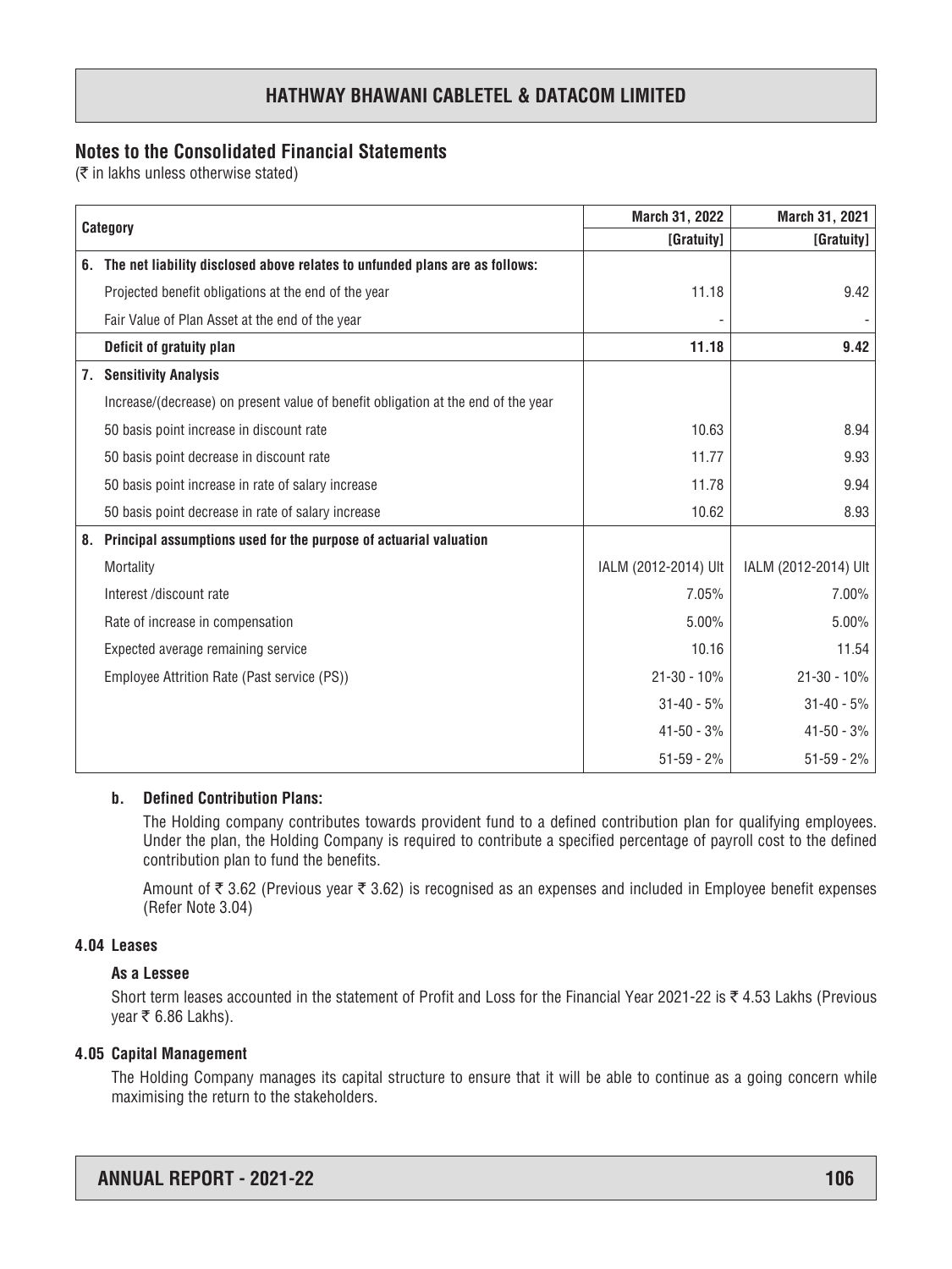## Notes to the Consolidated Financial Statements

(₹ in lakhs unless otherwise stated)

| Category | March 31, 2022 | March 31, 2021 |
|---|---|---|
| | **[Gratuity]** | **[Gratuity]** |
| **6. The net liability disclosed above relates to unfunded plans are as follows:** | | |
| Projected benefit obligations at the end of the year | 11.18 | 9.42 |
| Fair Value of Plan Asset at the end of the year | - | - |
| **Deficit of gratuity plan** | **11.18** | **9.42** |
| **7. Sensitivity Analysis** | | |
| Increase/(decrease) on present value of benefit obligation at the end of the year | | |
| 50 basis point increase in discount rate | 10.63 | 8.94 |
| 50 basis point decrease in discount rate | 11.77 | 9.93 |
| 50 basis point increase in rate of salary increase | 11.78 | 9.94 |
| 50 basis point decrease in rate of salary increase | 10.62 | 8.93 |
| **8. Principal assumptions used for the purpose of actuarial valuation** | | |
| Mortality | IALM (2012-2014) Ult | IALM (2012-2014) Ult |
| Interest /discount rate | 7.05% | 7.00% |
| Rate of increase in compensation | 5.00% | 5.00% |
| Expected average remaining service | 10.16 | 11.54 |
| Employee Attrition Rate (Past service (PS)) | 21-30 - 10% | 21-30 - 10% |
| | 31-40 - 5% | 31-40 - 5% |
| | 41-50 - 3% | 41-50 - 3% |
| | 51-59 - 2% | 51-59 - 2% |

**b. Defined Contribution Plans:**

The Holding company contributes towards provident fund to a defined contribution plan for qualifying employees. Under the plan, the Holding Company is required to contribute a specified percentage of payroll cost to the defined contribution plan to fund the benefits.

Amount of ₹ 3.62 (Previous year ₹ 3.62) is recognised as an expenses and included in Employee benefit expenses (Refer Note 3.04)

### 4.04 Leases

**As a Lessee**

Short term leases accounted in the statement of Profit and Loss for the Financial Year 2021-22 is ₹ 4.53 Lakhs (Previous year ₹ 6.86 Lakhs).

### 4.05 Capital Management

The Holding Company manages its capital structure to ensure that it will be able to continue as a going concern while maximising the return to the stakeholders.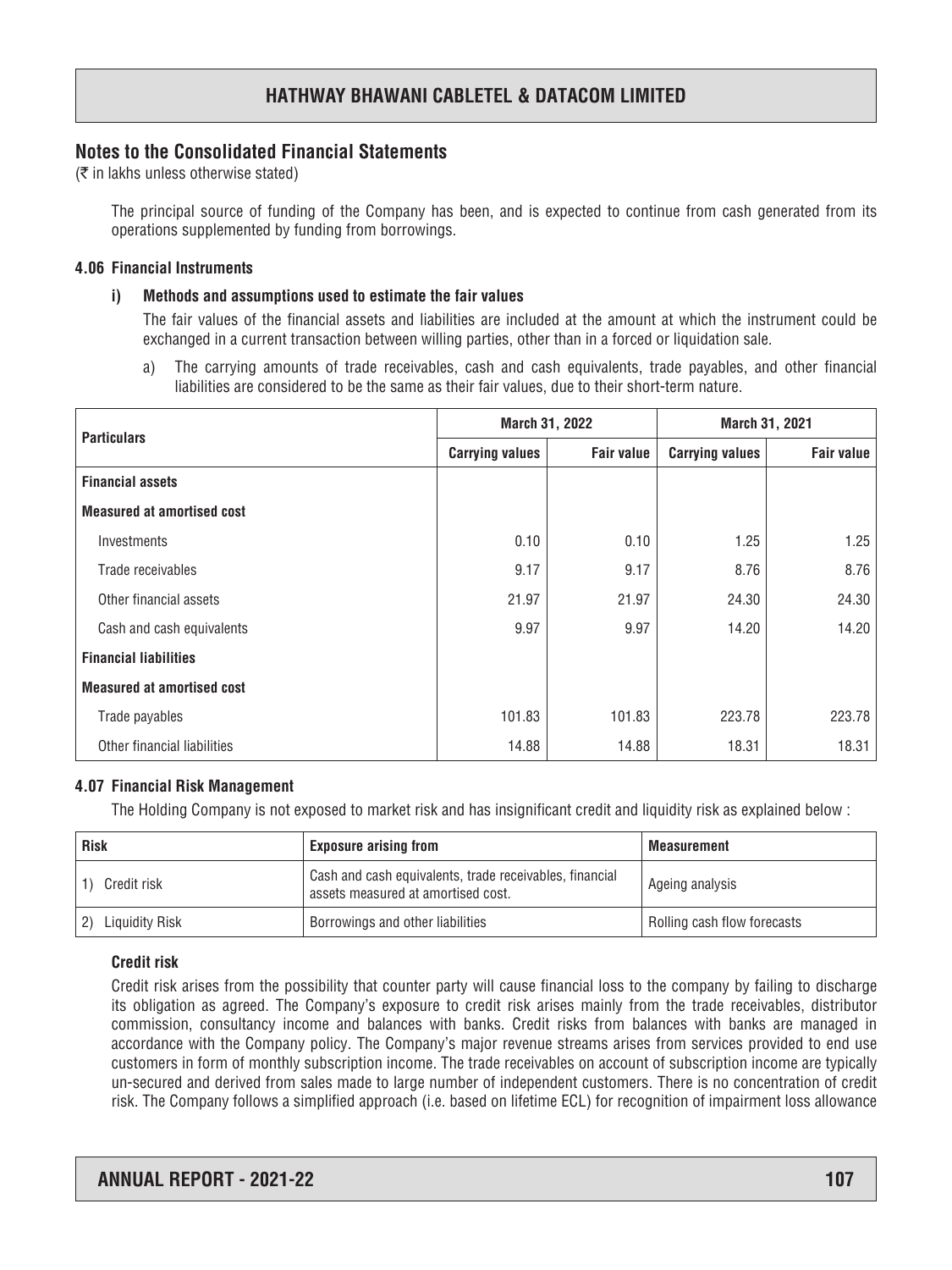## Notes to the Consolidated Financial Statements

(₹ in lakhs unless otherwise stated)

The principal source of funding of the Company has been, and is expected to continue from cash generated from its operations supplemented by funding from borrowings.

### 4.06 Financial Instruments

#### i) Methods and assumptions used to estimate the fair values

The fair values of the financial assets and liabilities are included at the amount at which the instrument could be exchanged in a current transaction between willing parties, other than in a forced or liquidation sale.

a) The carrying amounts of trade receivables, cash and cash equivalents, trade payables, and other financial liabilities are considered to be the same as their fair values, due to their short-term nature.

| Particulars | March 31, 2022 | | March 31, 2021 | |
|---|---|---|---|---|
| | Carrying values | Fair value | Carrying values | Fair value |
| **Financial assets** | | | | |
| **Measured at amortised cost** | | | | |
| Investments | 0.10 | 0.10 | 1.25 | 1.25 |
| Trade receivables | 9.17 | 9.17 | 8.76 | 8.76 |
| Other financial assets | 21.97 | 21.97 | 24.30 | 24.30 |
| Cash and cash equivalents | 9.97 | 9.97 | 14.20 | 14.20 |
| **Financial liabilities** | | | | |
| **Measured at amortised cost** | | | | |
| Trade payables | 101.83 | 101.83 | 223.78 | 223.78 |
| Other financial liabilities | 14.88 | 14.88 | 18.31 | 18.31 |

### 4.07 Financial Risk Management

The Holding Company is not exposed to market risk and has insignificant credit and liquidity risk as explained below :

| Risk | Exposure arising from | Measurement |
|---|---|---|
| 1) Credit risk | Cash and cash equivalents, trade receivables, financial assets measured at amortised cost. | Ageing analysis |
| 2) Liquidity Risk | Borrowings and other liabilities | Rolling cash flow forecasts |

#### Credit risk

Credit risk arises from the possibility that counter party will cause financial loss to the company by failing to discharge its obligation as agreed. The Company's exposure to credit risk arises mainly from the trade receivables, distributor commission, consultancy income and balances with banks. Credit risks from balances with banks are managed in accordance with the Company policy. The Company's major revenue streams arises from services provided to end use customers in form of monthly subscription income. The trade receivables on account of subscription income are typically un-secured and derived from sales made to large number of independent customers. There is no concentration of credit risk. The Company follows a simplified approach (i.e. based on lifetime ECL) for recognition of impairment loss allowance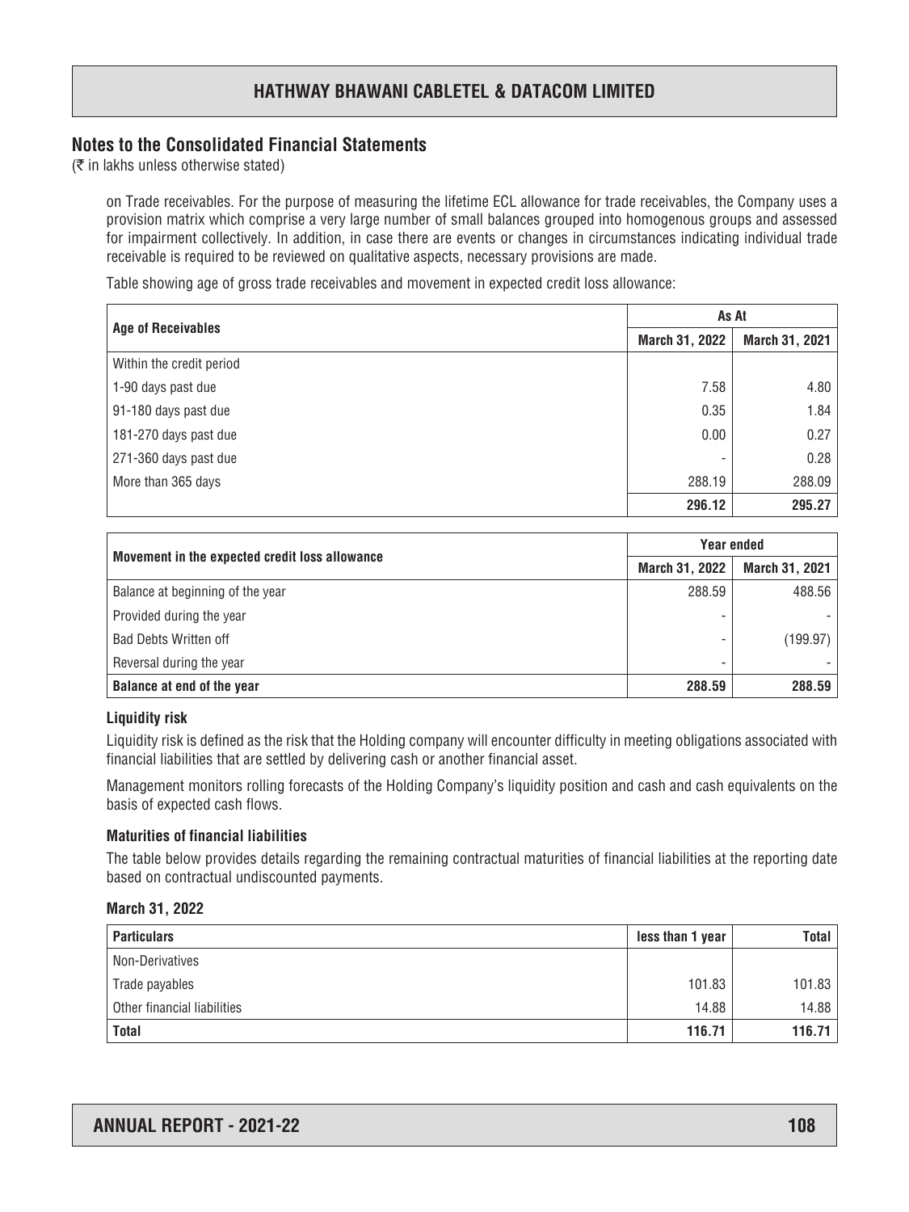## Notes to the Consolidated Financial Statements

(₹ in lakhs unless otherwise stated)

on Trade receivables. For the purpose of measuring the lifetime ECL allowance for trade receivables, the Company uses a provision matrix which comprise a very large number of small balances grouped into homogenous groups and assessed for impairment collectively. In addition, in case there are events or changes in circumstances indicating individual trade receivable is required to be reviewed on qualitative aspects, necessary provisions are made.

Table showing age of gross trade receivables and movement in expected credit loss allowance:

| Age of Receivables | As At | |
|---|---|---|
| | March 31, 2022 | March 31, 2021 |
| Within the credit period | | |
| 1-90 days past due | 7.58 | 4.80 |
| 91-180 days past due | 0.35 | 1.84 |
| 181-270 days past due | 0.00 | 0.27 |
| 271-360 days past due | - | 0.28 |
| More than 365 days | 288.19 | 288.09 |
| | **296.12** | **295.27** |

| Movement in the expected credit loss allowance | Year ended | |
|---|---|---|
| | March 31, 2022 | March 31, 2021 |
| Balance at beginning of the year | 288.59 | 488.56 |
| Provided during the year | - | - |
| Bad Debts Written off | - | (199.97) |
| Reversal during the year | - | - |
| **Balance at end of the year** | **288.59** | **288.59** |

### Liquidity risk

Liquidity risk is defined as the risk that the Holding company will encounter difficulty in meeting obligations associated with financial liabilities that are settled by delivering cash or another financial asset.

Management monitors rolling forecasts of the Holding Company's liquidity position and cash and cash equivalents on the basis of expected cash flows.

### Maturities of financial liabilities

The table below provides details regarding the remaining contractual maturities of financial liabilities at the reporting date based on contractual undiscounted payments.

**March 31, 2022**

| Particulars | less than 1 year | Total |
|---|---|---|
| Non-Derivatives | | |
| Trade payables | 101.83 | 101.83 |
| Other financial liabilities | 14.88 | 14.88 |
| **Total** | **116.71** | **116.71** |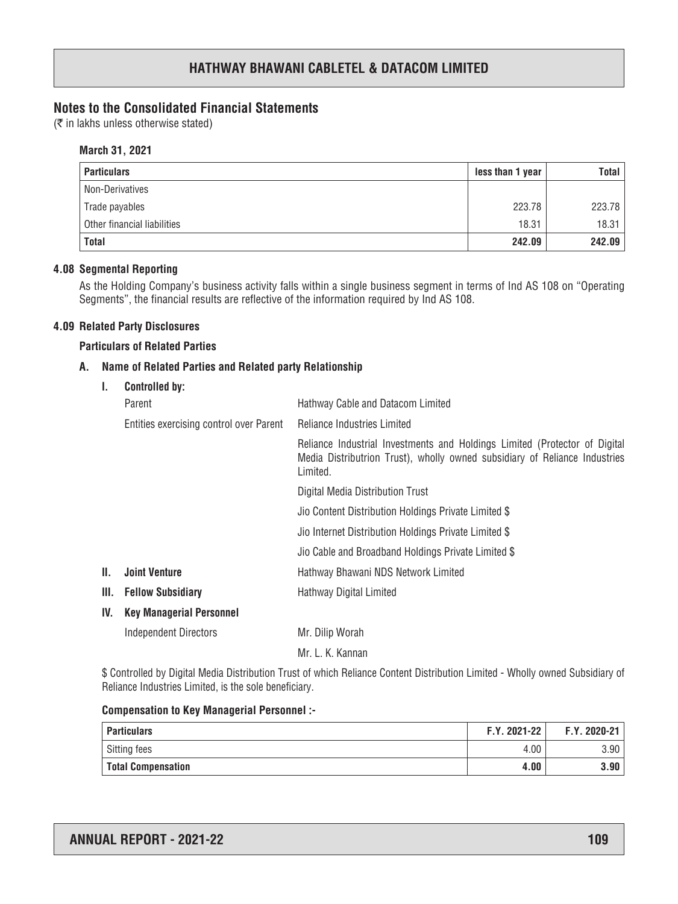## Notes to the Consolidated Financial Statements

(₹ in lakhs unless otherwise stated)

**March 31, 2021**

| Particulars | less than 1 year | Total |
|---|---|---|
| Non-Derivatives | | |
| Trade payables | 223.78 | 223.78 |
| Other financial liabilities | 18.31 | 18.31 |
| **Total** | **242.09** | **242.09** |

### 4.08 Segmental Reporting

As the Holding Company's business activity falls within a single business segment in terms of Ind AS 108 on "Operating Segments", the financial results are reflective of the information required by Ind AS 108.

### 4.09 Related Party Disclosures

**Particulars of Related Parties**

**A. Name of Related Parties and Related party Relationship**

**I. Controlled by:**

| | |
|---|---|
| Parent | Hathway Cable and Datacom Limited |
| Entities exercising control over Parent | Reliance Industries Limited |
| | Reliance Industrial Investments and Holdings Limited (Protector of Digital Media Distributrion Trust), wholly owned subsidiary of Reliance Industries Limited. |
| | Digital Media Distribution Trust |
| | Jio Content Distribution Holdings Private Limited $ |
| | Jio Internet Distribution Holdings Private Limited $ |
| | Jio Cable and Broadband Holdings Private Limited $ |
| **II. Joint Venture** | Hathway Bhawani NDS Network Limited |
| **III. Fellow Subsidiary** | Hathway Digital Limited |
| **IV. Key Managerial Personnel** | |
| Independent Directors | Mr. Dilip Worah |
| | Mr. L. K. Kannan |

$ Controlled by Digital Media Distribution Trust of which Reliance Content Distribution Limited - Wholly owned Subsidiary of Reliance Industries Limited, is the sole beneficiary.

**Compensation to Key Managerial Personnel :-**

| Particulars | F.Y. 2021-22 | F.Y. 2020-21 |
|---|---|---|
| Sitting fees | 4.00 | 3.90 |
| **Total Compensation** | **4.00** | **3.90** |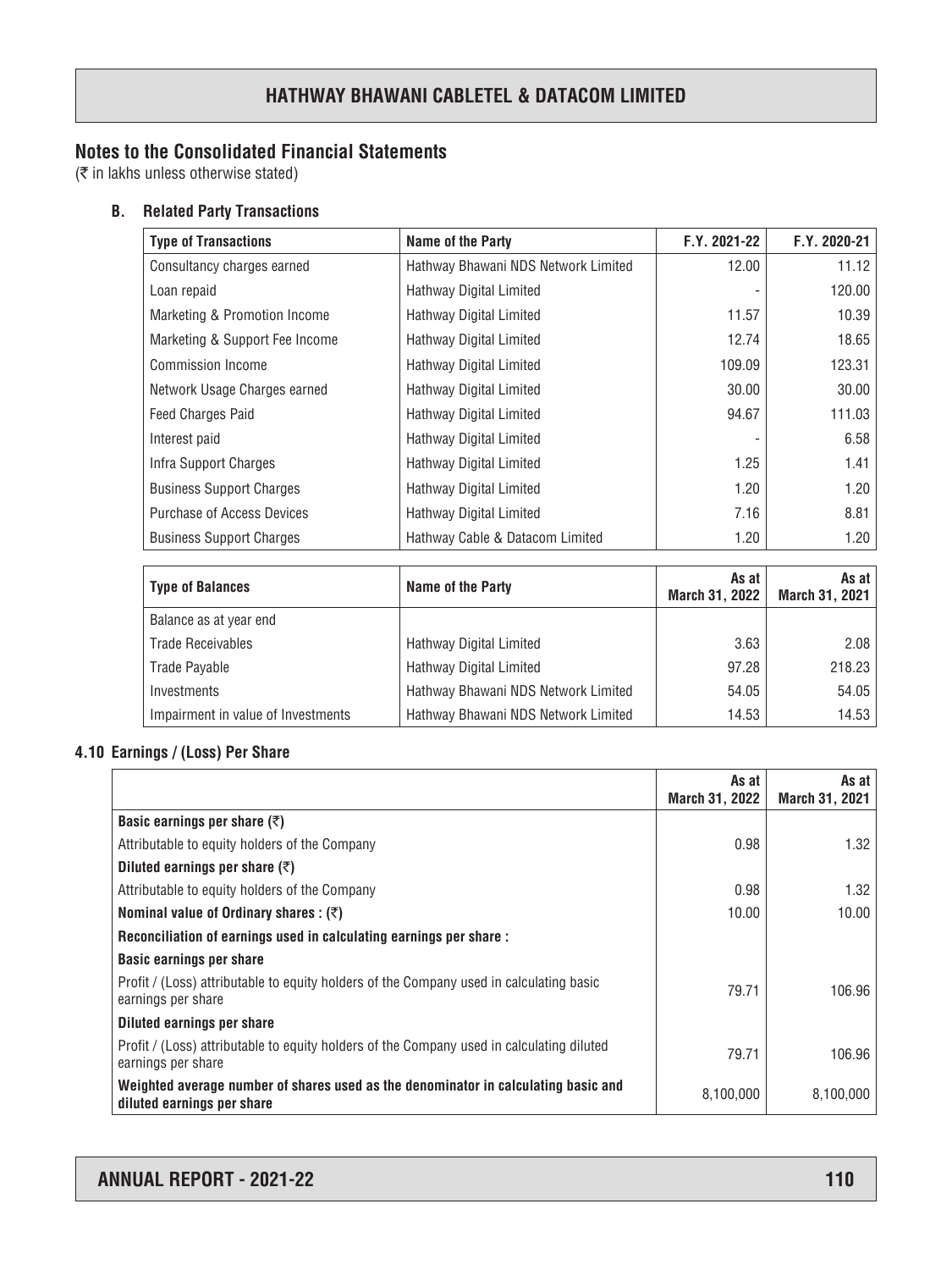## Notes to the Consolidated Financial Statements

(₹ in lakhs unless otherwise stated)

### B. Related Party Transactions

| Type of Transactions | Name of the Party | F.Y. 2021-22 | F.Y. 2020-21 |
|---|---|---|---|
| Consultancy charges earned | Hathway Bhawani NDS Network Limited | 12.00 | 11.12 |
| Loan repaid | Hathway Digital Limited | - | 120.00 |
| Marketing & Promotion Income | Hathway Digital Limited | 11.57 | 10.39 |
| Marketing & Support Fee Income | Hathway Digital Limited | 12.74 | 18.65 |
| Commission Income | Hathway Digital Limited | 109.09 | 123.31 |
| Network Usage Charges earned | Hathway Digital Limited | 30.00 | 30.00 |
| Feed Charges Paid | Hathway Digital Limited | 94.67 | 111.03 |
| Interest paid | Hathway Digital Limited | - | 6.58 |
| Infra Support Charges | Hathway Digital Limited | 1.25 | 1.41 |
| Business Support Charges | Hathway Digital Limited | 1.20 | 1.20 |
| Purchase of Access Devices | Hathway Digital Limited | 7.16 | 8.81 |
| Business Support Charges | Hathway Cable & Datacom Limited | 1.20 | 1.20 |

| Type of Balances | Name of the Party | As at March 31, 2022 | As at March 31, 2021 |
|---|---|---|---|
| Balance as at year end | | | |
| Trade Receivables | Hathway Digital Limited | 3.63 | 2.08 |
| Trade Payable | Hathway Digital Limited | 97.28 | 218.23 |
| Investments | Hathway Bhawani NDS Network Limited | 54.05 | 54.05 |
| Impairment in value of Investments | Hathway Bhawani NDS Network Limited | 14.53 | 14.53 |

### 4.10 Earnings / (Loss) Per Share

| | As at March 31, 2022 | As at March 31, 2021 |
|---|---|---|
| **Basic earnings per share (₹)** | | |
| Attributable to equity holders of the Company | 0.98 | 1.32 |
| **Diluted earnings per share (₹)** | | |
| Attributable to equity holders of the Company | 0.98 | 1.32 |
| **Nominal value of Ordinary shares : (₹)** | 10.00 | 10.00 |
| **Reconciliation of earnings used in calculating earnings per share :** | | |
| **Basic earnings per share** | | |
| Profit / (Loss) attributable to equity holders of the Company used in calculating basic earnings per share | 79.71 | 106.96 |
| **Diluted earnings per share** | | |
| Profit / (Loss) attributable to equity holders of the Company used in calculating diluted earnings per share | 79.71 | 106.96 |
| **Weighted average number of shares used as the denominator in calculating basic and diluted earnings per share** | 8,100,000 | 8,100,000 |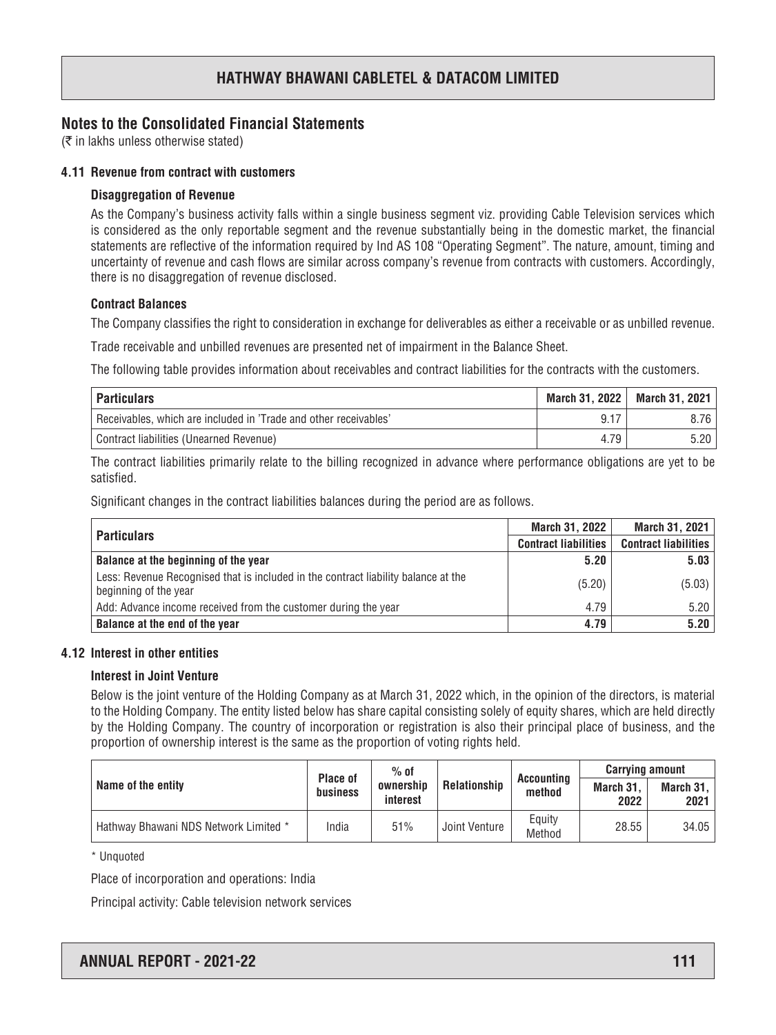## Notes to the Consolidated Financial Statements

(₹ in lakhs unless otherwise stated)

### 4.11 Revenue from contract with customers

**Disaggregation of Revenue**

As the Company's business activity falls within a single business segment viz. providing Cable Television services which is considered as the only reportable segment and the revenue substantially being in the domestic market, the financial statements are reflective of the information required by Ind AS 108 "Operating Segment". The nature, amount, timing and uncertainty of revenue and cash flows are similar across company's revenue from contracts with customers. Accordingly, there is no disaggregation of revenue disclosed.

**Contract Balances**

The Company classifies the right to consideration in exchange for deliverables as either a receivable or as unbilled revenue.

Trade receivable and unbilled revenues are presented net of impairment in the Balance Sheet.

The following table provides information about receivables and contract liabilities for the contracts with the customers.

| Particulars | March 31, 2022 | March 31, 2021 |
|---|---|---|
| Receivables, which are included in 'Trade and other receivables' | 9.17 | 8.76 |
| Contract liabilities (Unearned Revenue) | 4.79 | 5.20 |

The contract liabilities primarily relate to the billing recognized in advance where performance obligations are yet to be satisfied.

Significant changes in the contract liabilities balances during the period are as follows.

| Particulars | March 31, 2022 | March 31, 2021 |
|---|---|---|
| | Contract liabilities | Contract liabilities |
| **Balance at the beginning of the year** | **5.20** | **5.03** |
| Less: Revenue Recognised that is included in the contract liability balance at the beginning of the year | (5.20) | (5.03) |
| Add: Advance income received from the customer during the year | 4.79 | 5.20 |
| **Balance at the end of the year** | **4.79** | **5.20** |

### 4.12 Interest in other entities

**Interest in Joint Venture**

Below is the joint venture of the Holding Company as at March 31, 2022 which, in the opinion of the directors, is material to the Holding Company. The entity listed below has share capital consisting solely of equity shares, which are held directly by the Holding Company. The country of incorporation or registration is also their principal place of business, and the proportion of ownership interest is the same as the proportion of voting rights held.

| Name of the entity | Place of business | % of ownership interest | Relationship | Accounting method | Carrying amount | |
|---|---|---|---|---|---|---|
| | | | | | March 31, 2022 | March 31, 2021 |
| Hathway Bhawani NDS Network Limited * | India | 51% | Joint Venture | Equity Method | 28.55 | 34.05 |

* Unquoted

Place of incorporation and operations: India

Principal activity: Cable television network services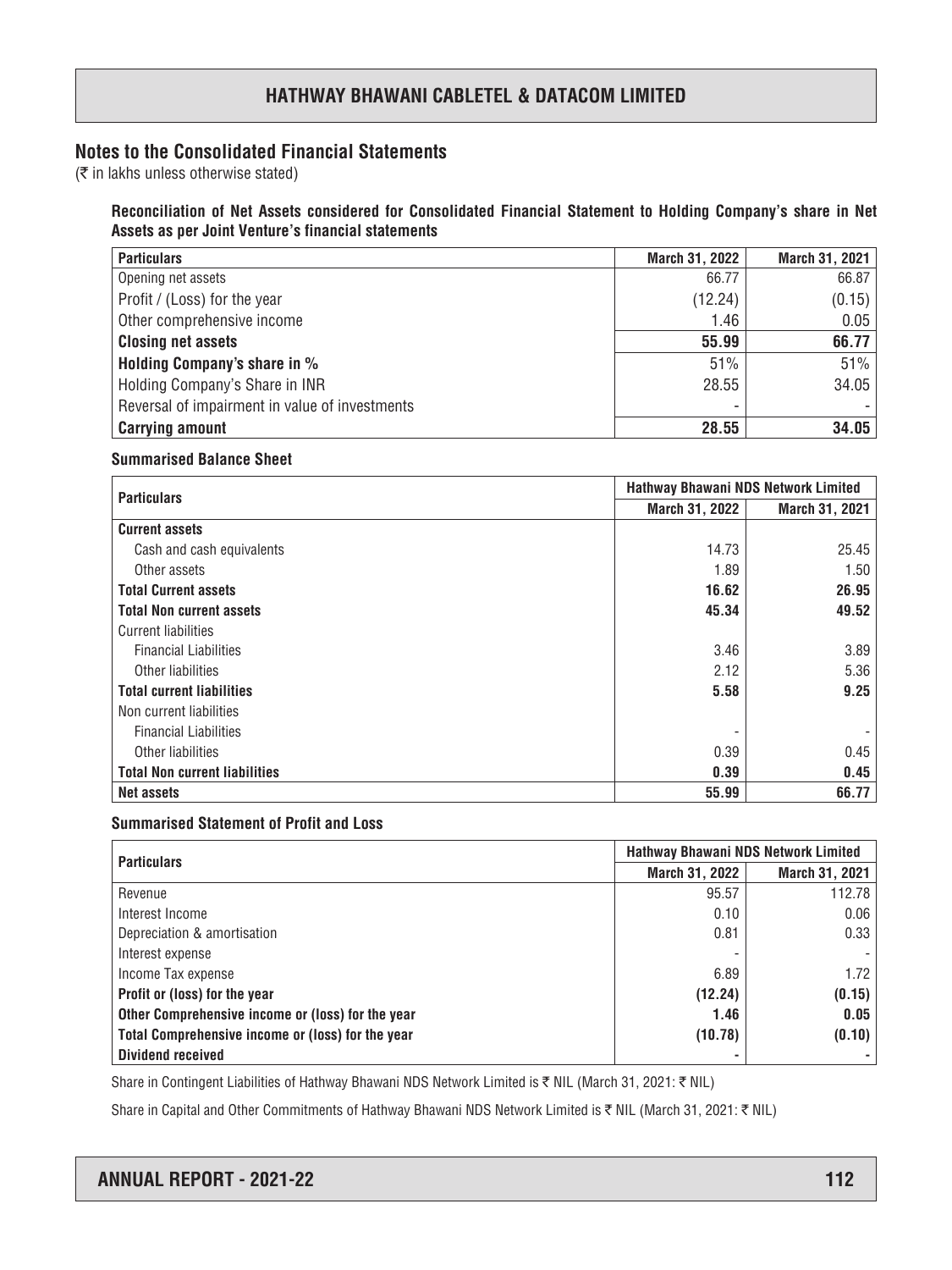## Notes to the Consolidated Financial Statements

(₹ in lakhs unless otherwise stated)

**Reconciliation of Net Assets considered for Consolidated Financial Statement to Holding Company's share in Net Assets as per Joint Venture's financial statements**

| Particulars | March 31, 2022 | March 31, 2021 |
|---|---|---|
| Opening net assets | 66.77 | 66.87 |
| Profit / (Loss) for the year | (12.24) | (0.15) |
| Other comprehensive income | 1.46 | 0.05 |
| **Closing net assets** | **55.99** | **66.77** |
| **Holding Company's share in %** | 51% | 51% |
| Holding Company's Share in INR | 28.55 | 34.05 |
| Reversal of impairment in value of investments | - | - |
| **Carrying amount** | **28.55** | **34.05** |

**Summarised Balance Sheet**

| Particulars | Hathway Bhawani NDS Network Limited | |
|---|---|---|
| | March 31, 2022 | March 31, 2021 |
| **Current assets** | | |
| Cash and cash equivalents | 14.73 | 25.45 |
| Other assets | 1.89 | 1.50 |
| **Total Current assets** | **16.62** | **26.95** |
| **Total Non current assets** | **45.34** | **49.52** |
| Current liabilities | | |
| Financial Liabilities | 3.46 | 3.89 |
| Other liabilities | 2.12 | 5.36 |
| **Total current liabilities** | **5.58** | **9.25** |
| Non current liabilities | | |
| Financial Liabilities | - | - |
| Other liabilities | 0.39 | 0.45 |
| **Total Non current liabilities** | **0.39** | **0.45** |
| **Net assets** | **55.99** | **66.77** |

**Summarised Statement of Profit and Loss**

| Particulars | Hathway Bhawani NDS Network Limited | |
|---|---|---|
| | March 31, 2022 | March 31, 2021 |
| Revenue | 95.57 | 112.78 |
| Interest Income | 0.10 | 0.06 |
| Depreciation & amortisation | 0.81 | 0.33 |
| Interest expense | - | - |
| Income Tax expense | 6.89 | 1.72 |
| **Profit or (loss) for the year** | **(12.24)** | **(0.15)** |
| **Other Comprehensive income or (loss) for the year** | **1.46** | **0.05** |
| **Total Comprehensive income or (loss) for the year** | **(10.78)** | **(0.10)** |
| **Dividend received** | - | - |

Share in Contingent Liabilities of Hathway Bhawani NDS Network Limited is ₹ NIL (March 31, 2021: ₹ NIL)

Share in Capital and Other Commitments of Hathway Bhawani NDS Network Limited is ₹ NIL (March 31, 2021: ₹ NIL)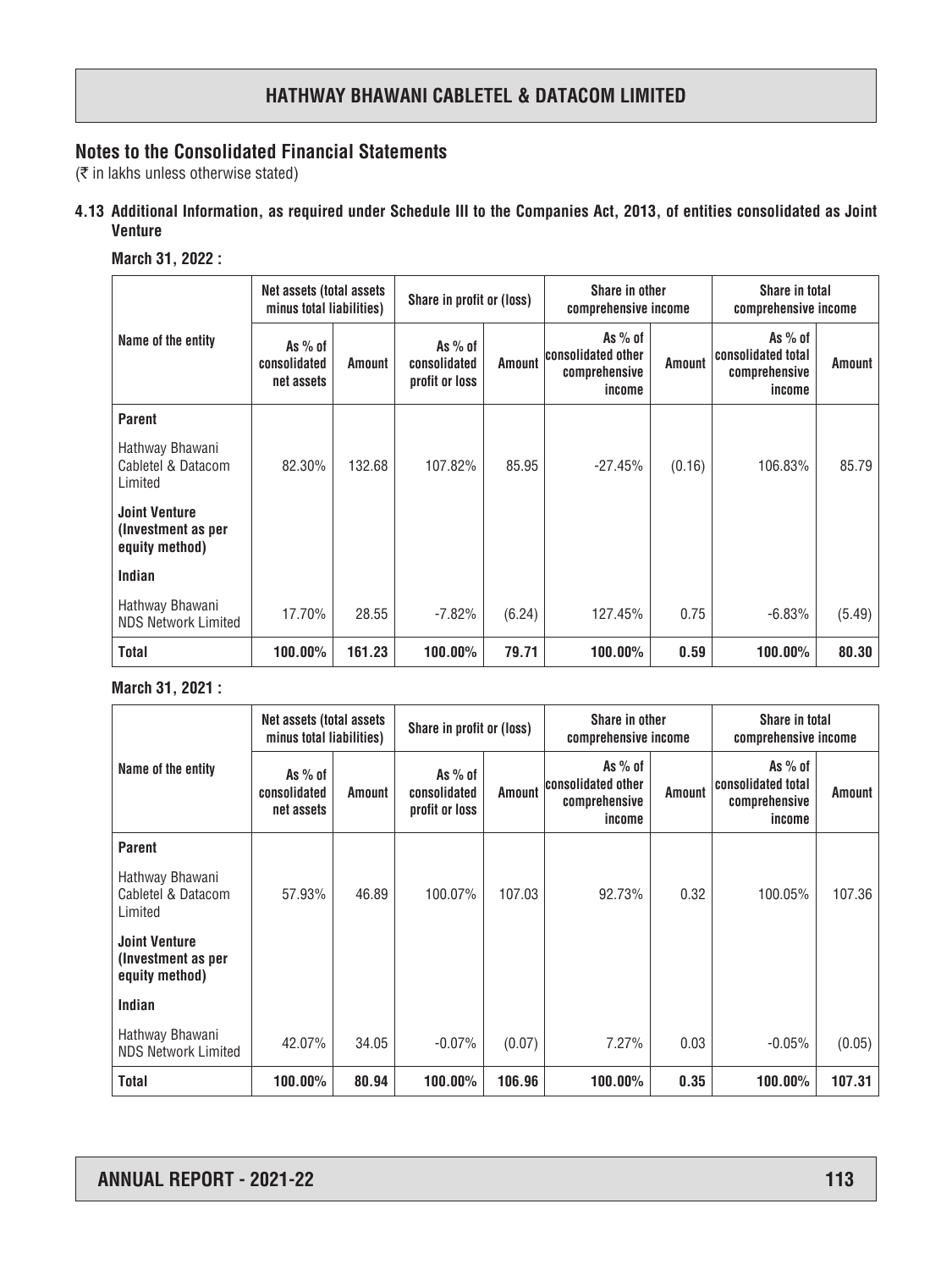## Notes to the Consolidated Financial Statements

(₹ in lakhs unless otherwise stated)

**4.13 Additional Information, as required under Schedule III to the Companies Act, 2013, of entities consolidated as Joint Venture**

**March 31, 2022 :**

| Name of the entity | Net assets (total assets minus total liabilities) | | Share in profit or (loss) | | Share in other comprehensive income | | Share in total comprehensive income | |
|---|---|---|---|---|---|---|---|---|
| | As % of consolidated net assets | Amount | As % of consolidated profit or loss | Amount | As % of consolidated other comprehensive income | Amount | As % of consolidated total comprehensive income | Amount |
| **Parent** | | | | | | | | |
| Hathway Bhawani Cabletel & Datacom Limited | 82.30% | 132.68 | 107.82% | 85.95 | -27.45% | (0.16) | 106.83% | 85.79 |
| **Joint Venture (Investment as per equity method)** | | | | | | | | |
| **Indian** | | | | | | | | |
| Hathway Bhawani NDS Network Limited | 17.70% | 28.55 | -7.82% | (6.24) | 127.45% | 0.75 | -6.83% | (5.49) |
| **Total** | **100.00%** | **161.23** | **100.00%** | **79.71** | **100.00%** | **0.59** | **100.00%** | **80.30** |

**March 31, 2021 :**

| Name of the entity | Net assets (total assets minus total liabilities) | | Share in profit or (loss) | | Share in other comprehensive income | | Share in total comprehensive income | |
|---|---|---|---|---|---|---|---|---|
| | As % of consolidated net assets | Amount | As % of consolidated profit or loss | Amount | As % of consolidated other comprehensive income | Amount | As % of consolidated total comprehensive income | Amount |
| **Parent** | | | | | | | | |
| Hathway Bhawani Cabletel & Datacom Limited | 57.93% | 46.89 | 100.07% | 107.03 | 92.73% | 0.32 | 100.05% | 107.36 |
| **Joint Venture (Investment as per equity method)** | | | | | | | | |
| **Indian** | | | | | | | | |
| Hathway Bhawani NDS Network Limited | 42.07% | 34.05 | -0.07% | (0.07) | 7.27% | 0.03 | -0.05% | (0.05) |
| **Total** | **100.00%** | **80.94** | **100.00%** | **106.96** | **100.00%** | **0.35** | **100.00%** | **107.31** |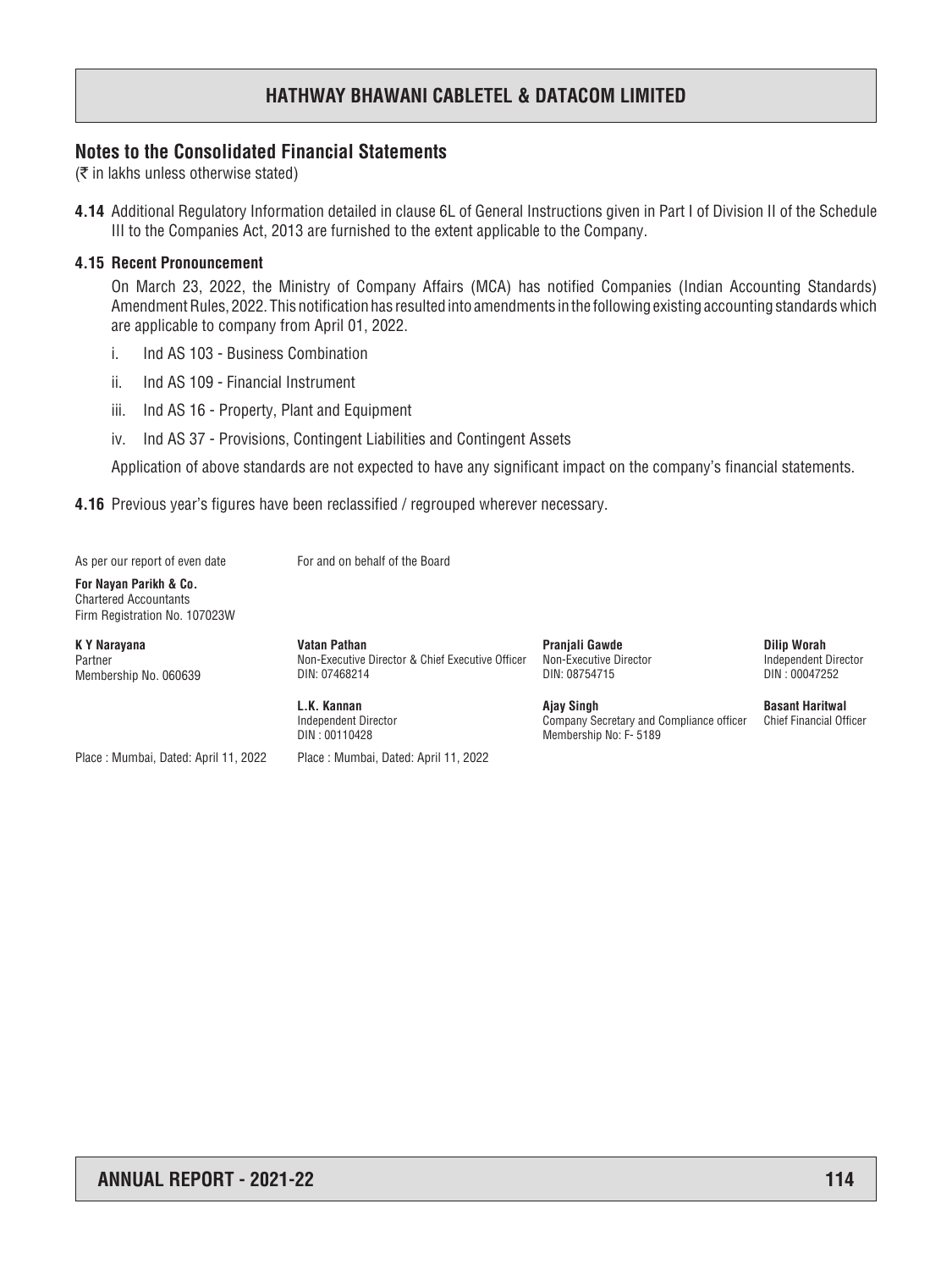## Notes to the Consolidated Financial Statements

(₹ in lakhs unless otherwise stated)

**4.14** Additional Regulatory Information detailed in clause 6L of General Instructions given in Part I of Division II of the Schedule III to the Companies Act, 2013 are furnished to the extent applicable to the Company.

### 4.15 Recent Pronouncement

On March 23, 2022, the Ministry of Company Affairs (MCA) has notified Companies (Indian Accounting Standards) Amendment Rules, 2022. This notification has resulted into amendments in the following existing accounting standards which are applicable to company from April 01, 2022.

i. Ind AS 103 - Business Combination

ii. Ind AS 109 - Financial Instrument

iii. Ind AS 16 - Property, Plant and Equipment

iv. Ind AS 37 - Provisions, Contingent Liabilities and Contingent Assets

Application of above standards are not expected to have any significant impact on the company's financial statements.

**4.16** Previous year's figures have been reclassified / regrouped wherever necessary.

As per our report of even date

**For Nayan Parikh & Co.**
Chartered Accountants
Firm Registration No. 107023W

**K Y Narayana**
Partner
Membership No. 060639

Place : Mumbai, Dated: April 11, 2022

For and on behalf of the Board

**Vatan Pathan**
Non-Executive Director & Chief Executive Officer
DIN: 07468214

**Pranjali Gawde**
Non-Executive Director
DIN: 08754715

**Dilip Worah**
Independent Director
DIN : 00047252

**L.K. Kannan**
Independent Director
DIN : 00110428

**Ajay Singh**
Company Secretary and Compliance officer
Membership No: F- 5189

**Basant Haritwal**
Chief Financial Officer

Place : Mumbai, Dated: April 11, 2022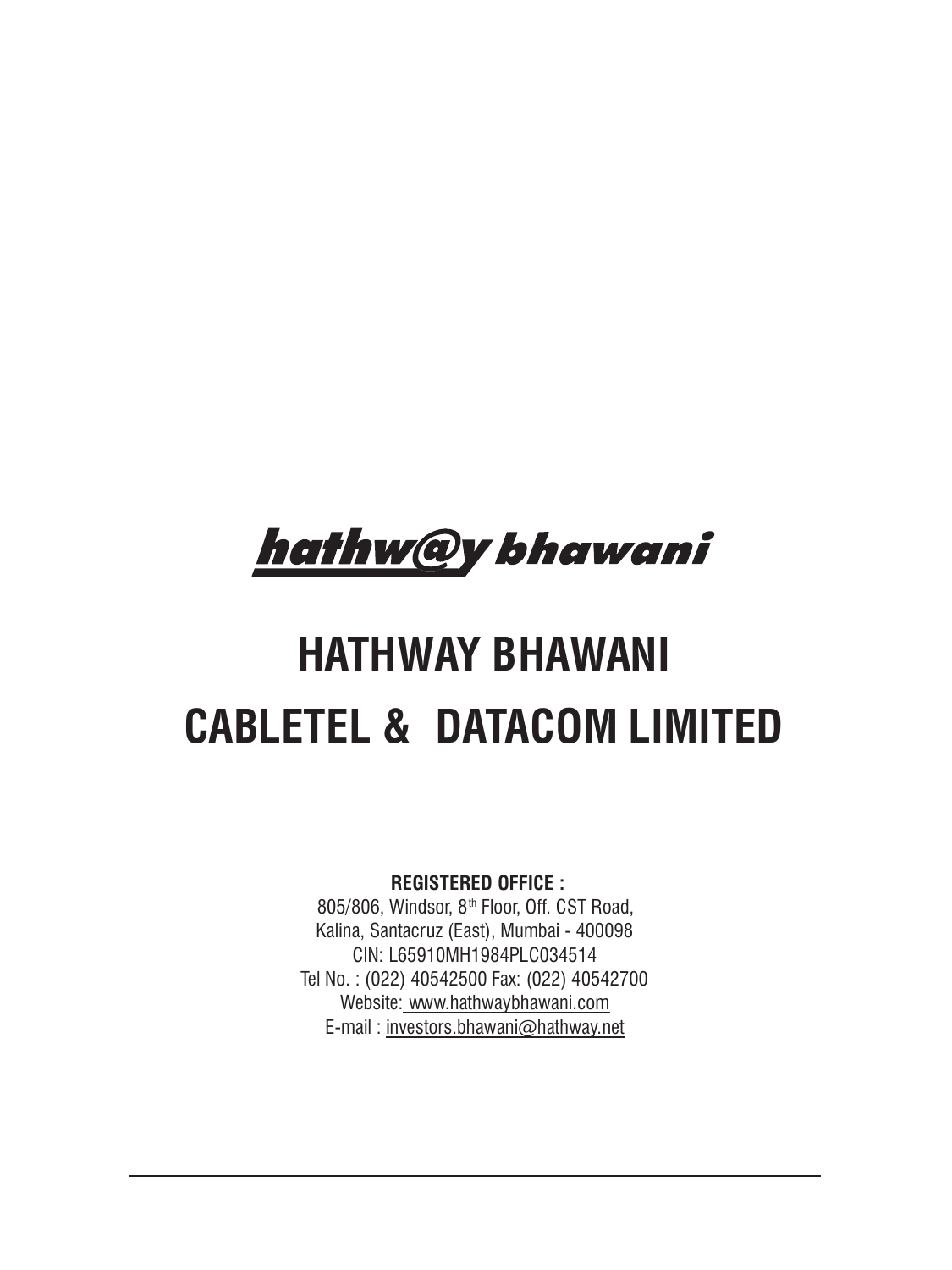hathw@y bhawani

# HATHWAY BHAWANI CABLETEL & DATACOM LIMITED

**REGISTERED OFFICE :**

805/806, Windsor, 8th Floor, Off. CST Road,
Kalina, Santacruz (East), Mumbai - 400098
CIN: L65910MH1984PLC034514
Tel No. : (022) 40542500 Fax: (022) 40542700
Website: www.hathwaybhawani.com
E-mail : investors.bhawani@hathway.net